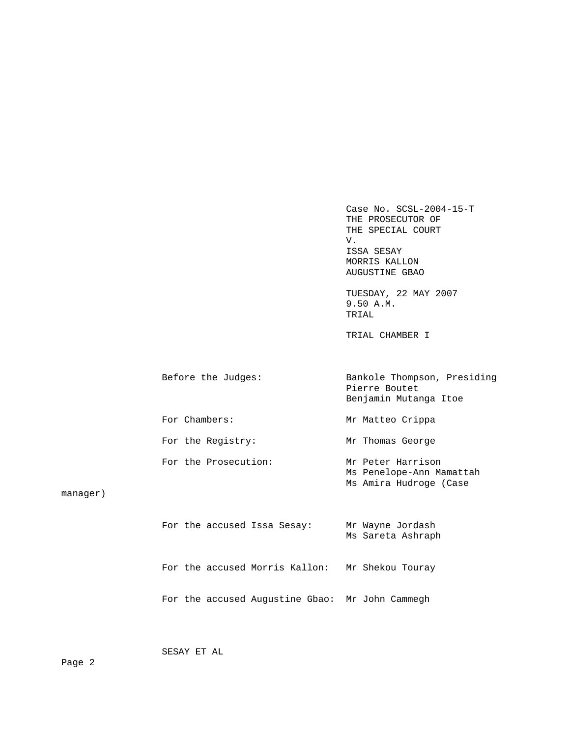Case No. SCSL-2004-15-T
THE PROSECUTOR OF
THE SPECIAL COURT
V.
ISSA SESAY
MORRIS KALLON
AUGUSTINE GBAO

TUESDAY, 22 MAY 2007
9.50 A.M.
TRIAL

TRIAL CHAMBER I

| | |
|---|---|
| Before the Judges: | Bankole Thompson, Presiding<br>Pierre Boutet<br>Benjamin Mutanga Itoe |
| For Chambers: | Mr Matteo Crippa |
| For the Registry: | Mr Thomas George |
| For the Prosecution: | Mr Peter Harrison<br>Ms Penelope-Ann Mamattah<br>Ms Amira Hudroge (Case manager) |
| For the accused Issa Sesay: | Mr Wayne Jordash<br>Ms Sareta Ashraph |
| For the accused Morris Kallon: | Mr Shekou Touray |
| For the accused Augustine Gbao: | Mr John Cammegh |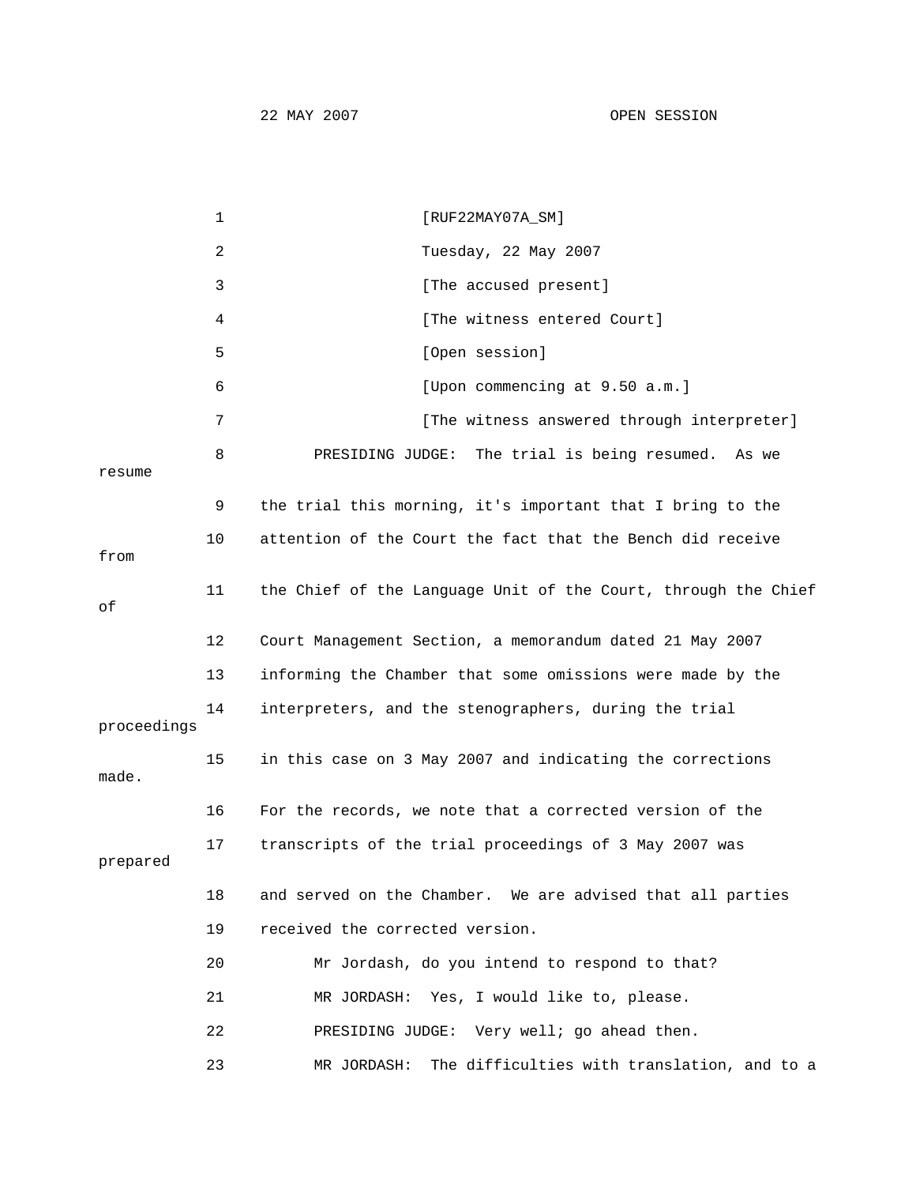1 [RUF22MAY07A_SM]

2 Tuesday, 22 May 2007

3 [The accused present]

4 [The witness entered Court]

5 [Open session]

6 [Upon commencing at 9.50 a.m.]

7 [The witness answered through interpreter]

8 PRESIDING JUDGE: The trial is being resumed. As we resume

9 the trial this morning, it's important that I bring to the

10 attention of the Court the fact that the Bench did receive from

11 the Chief of the Language Unit of the Court, through the Chief of

12 Court Management Section, a memorandum dated 21 May 2007

13 informing the Chamber that some omissions were made by the

14 interpreters, and the stenographers, during the trial proceedings

15 in this case on 3 May 2007 and indicating the corrections made.

16 For the records, we note that a corrected version of the

17 transcripts of the trial proceedings of 3 May 2007 was prepared

18 and served on the Chamber. We are advised that all parties

19 received the corrected version.

20 Mr Jordash, do you intend to respond to that?

21 MR JORDASH: Yes, I would like to, please.

22 PRESIDING JUDGE: Very well; go ahead then.

23 MR JORDASH: The difficulties with translation, and to a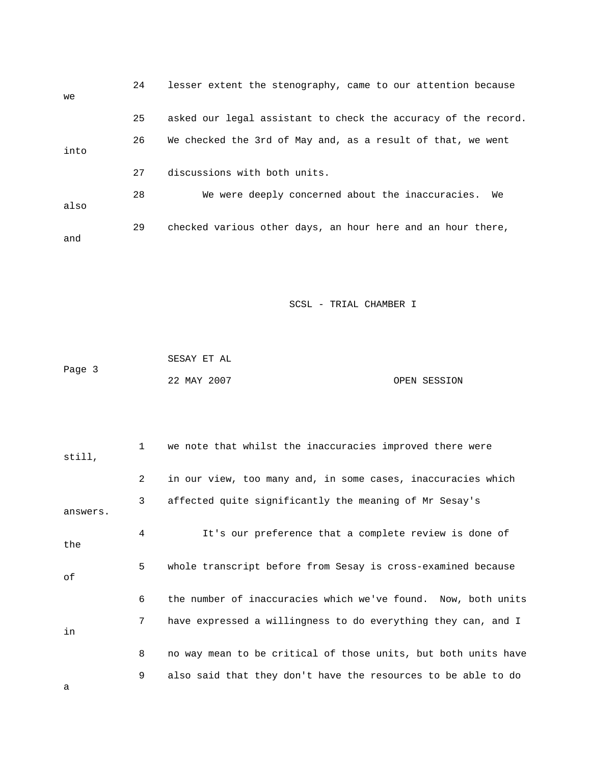24 lesser extent the stenography, came to our attention because we

25 asked our legal assistant to check the accuracy of the record.

26 We checked the 3rd of May and, as a result of that, we went into

27 discussions with both units.

28 We were deeply concerned about the inaccuracies. We also

29 checked various other days, an hour here and an hour there, and

1 we note that whilst the inaccuracies improved there were still,

2 in our view, too many and, in some cases, inaccuracies which

3 affected quite significantly the meaning of Mr Sesay's answers.

4 It's our preference that a complete review is done of the

5 whole transcript before from Sesay is cross-examined because of

6 the number of inaccuracies which we've found. Now, both units

7 have expressed a willingness to do everything they can, and I in

8 no way mean to be critical of those units, but both units have

9 also said that they don't have the resources to be able to do a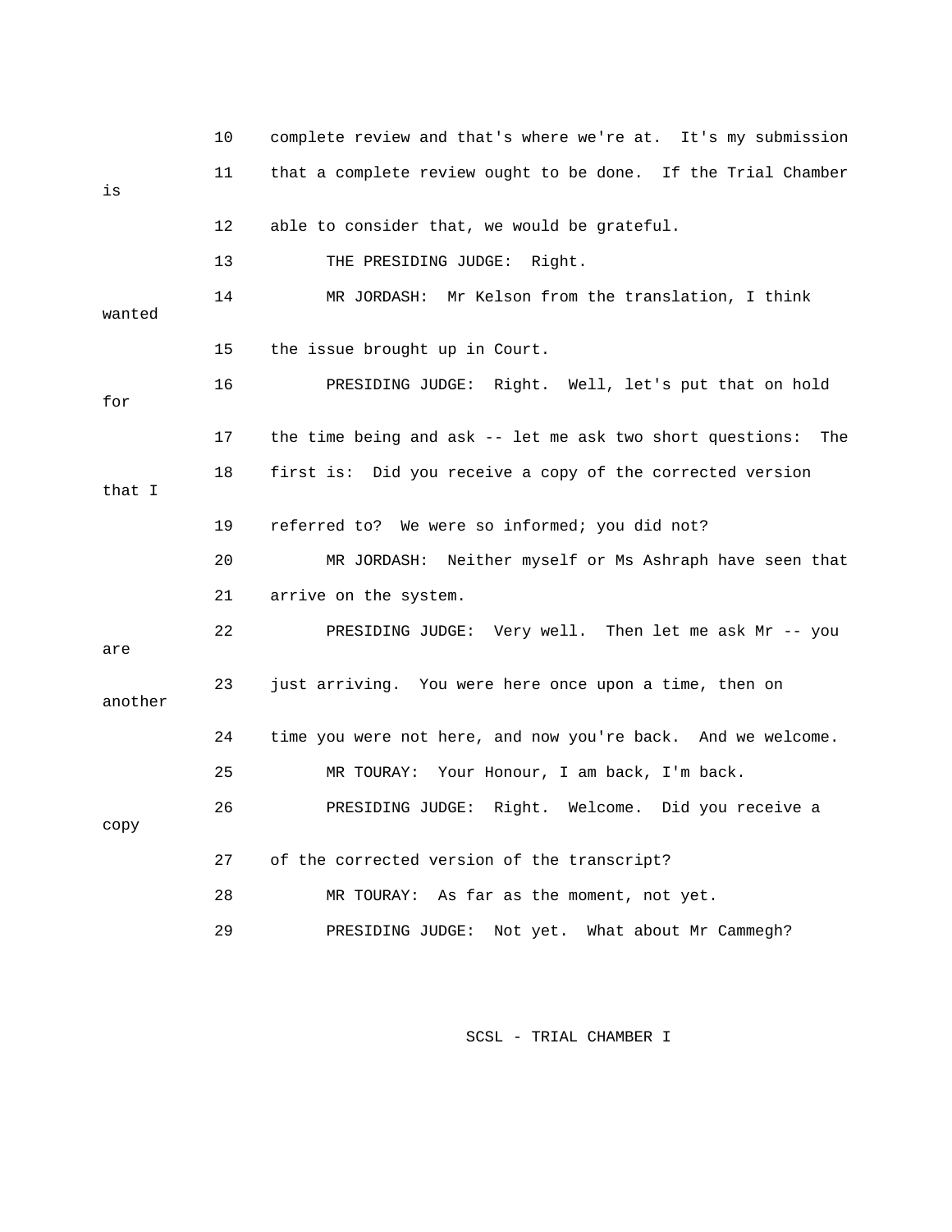10 complete review and that's where we're at. It's my submission

11 that a complete review ought to be done. If the Trial Chamber is

12 able to consider that, we would be grateful.

13 THE PRESIDING JUDGE: Right.

14 MR JORDASH: Mr Kelson from the translation, I think wanted

15 the issue brought up in Court.

16 PRESIDING JUDGE: Right. Well, let's put that on hold for

17 the time being and ask -- let me ask two short questions: The

18 first is: Did you receive a copy of the corrected version that I

19 referred to? We were so informed; you did not?

20 MR JORDASH: Neither myself or Ms Ashraph have seen that

21 arrive on the system.

22 PRESIDING JUDGE: Very well. Then let me ask Mr -- you are

23 just arriving. You were here once upon a time, then on another

24 time you were not here, and now you're back. And we welcome.

25 MR TOURAY: Your Honour, I am back, I'm back.

26 PRESIDING JUDGE: Right. Welcome. Did you receive a copy

27 of the corrected version of the transcript?

28 MR TOURAY: As far as the moment, not yet.

29 PRESIDING JUDGE: Not yet. What about Mr Cammegh?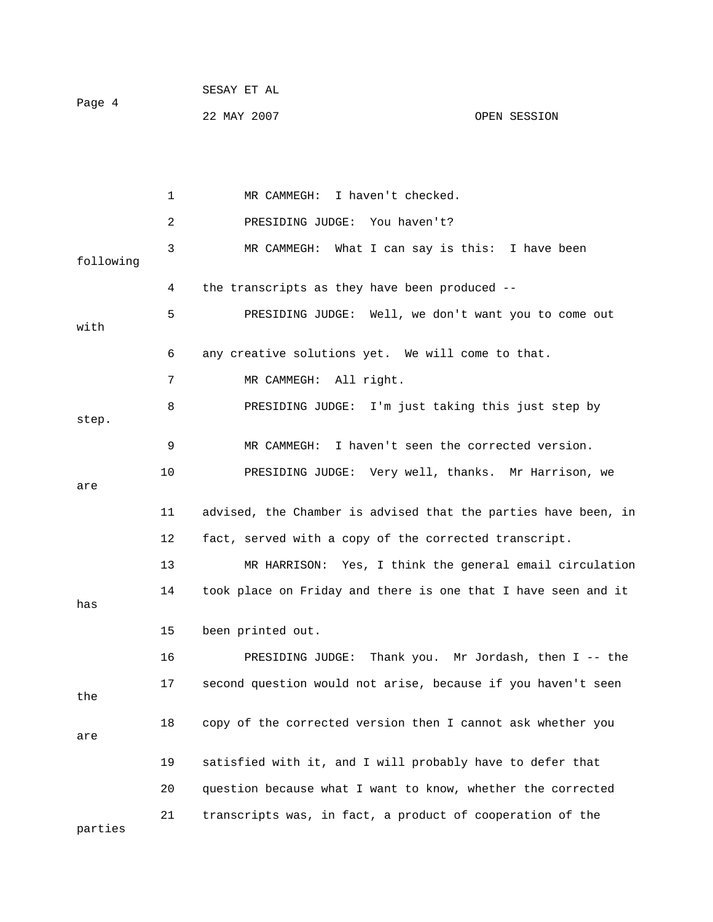MR CAMMEGH: I haven't checked.

PRESIDING JUDGE: You haven't?

MR CAMMEGH: What I can say is this: I have been following the transcripts as they have been produced --

PRESIDING JUDGE: Well, we don't want you to come out with any creative solutions yet. We will come to that.

MR CAMMEGH: All right.

PRESIDING JUDGE: I'm just taking this just step by step.

MR CAMMEGH: I haven't seen the corrected version.

PRESIDING JUDGE: Very well, thanks. Mr Harrison, we are advised, the Chamber is advised that the parties have been, in fact, served with a copy of the corrected transcript.

MR HARRISON: Yes, I think the general email circulation took place on Friday and there is one that I have seen and it has been printed out.

PRESIDING JUDGE: Thank you. Mr Jordash, then I -- the second question would not arise, because if you haven't seen the copy of the corrected version then I cannot ask whether you are satisfied with it, and I will probably have to defer that question because what I want to know, whether the corrected transcripts was, in fact, a product of cooperation of the parties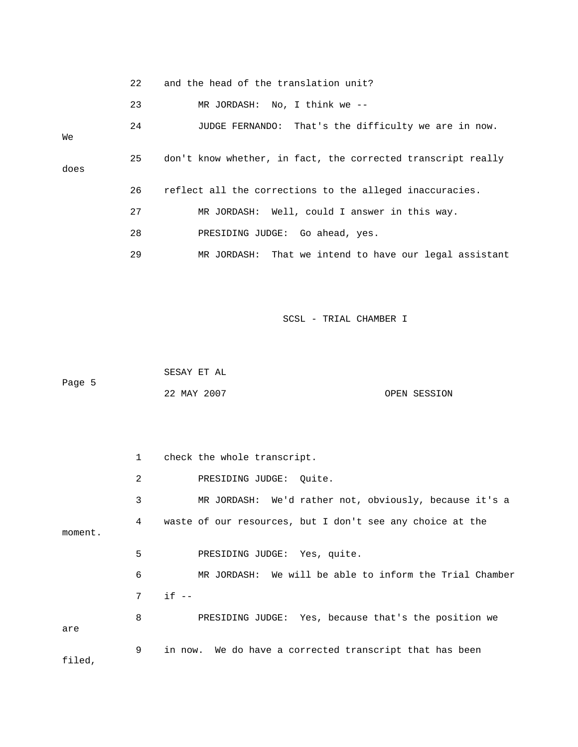22 and the head of the translation unit?

23 MR JORDASH: No, I think we --

24 JUDGE FERNANDO: That's the difficulty we are in now. We

25 don't know whether, in fact, the corrected transcript really does

26 reflect all the corrections to the alleged inaccuracies.

27 MR JORDASH: Well, could I answer in this way.

28 PRESIDING JUDGE: Go ahead, yes.

29 MR JORDASH: That we intend to have our legal assistant

SESAY ET AL

22 MAY 2007 OPEN SESSION

1 check the whole transcript.

2 PRESIDING JUDGE: Quite.

3 MR JORDASH: We'd rather not, obviously, because it's a

4 waste of our resources, but I don't see any choice at the moment.

5 PRESIDING JUDGE: Yes, quite.

6 MR JORDASH: We will be able to inform the Trial Chamber

7 if --

8 PRESIDING JUDGE: Yes, because that's the position we are

9 in now. We do have a corrected transcript that has been filed,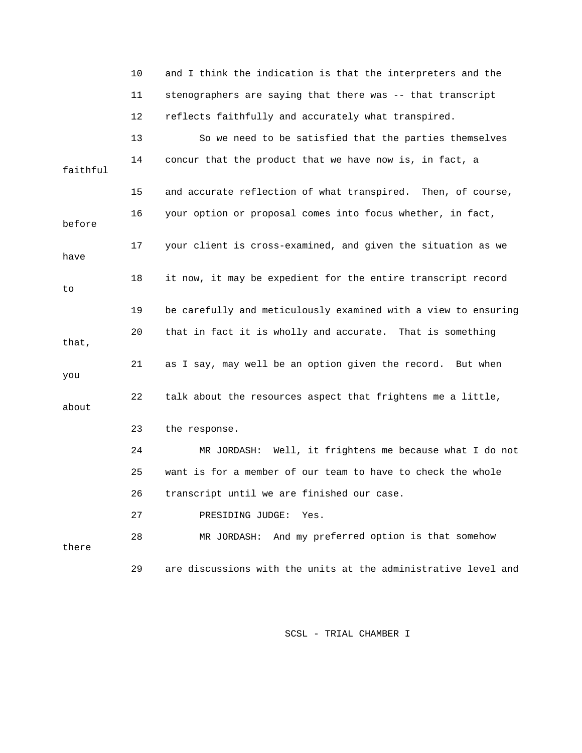10 and I think the indication is that the interpreters and the

11 stenographers are saying that there was -- that transcript

12 reflects faithfully and accurately what transpired.

13 So we need to be satisfied that the parties themselves

14 concur that the product that we have now is, in fact, a faithful

15 and accurate reflection of what transpired. Then, of course,

16 your option or proposal comes into focus whether, in fact, before

17 your client is cross-examined, and given the situation as we have

18 it now, it may be expedient for the entire transcript record to

19 be carefully and meticulously examined with a view to ensuring

20 that in fact it is wholly and accurate. That is something that,

21 as I say, may well be an option given the record. But when you

22 talk about the resources aspect that frightens me a little, about

23 the response.

24 MR JORDASH: Well, it frightens me because what I do not

25 want is for a member of our team to have to check the whole

26 transcript until we are finished our case.

27 PRESIDING JUDGE: Yes.

28 MR JORDASH: And my preferred option is that somehow there

29 are discussions with the units at the administrative level and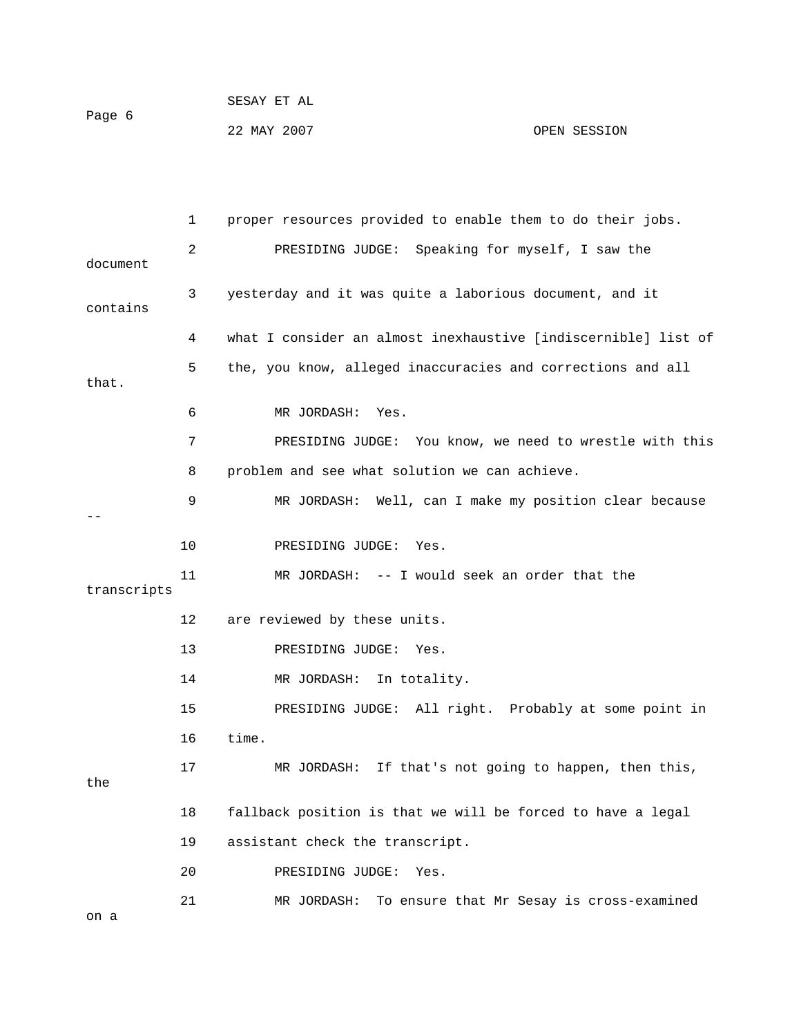1 proper resources provided to enable them to do their jobs.

2 PRESIDING JUDGE: Speaking for myself, I saw the document

3 yesterday and it was quite a laborious document, and it contains

4 what I consider an almost inexhaustive [indiscernible] list of

5 the, you know, alleged inaccuracies and corrections and all that.

6 MR JORDASH: Yes.

7 PRESIDING JUDGE: You know, we need to wrestle with this

8 problem and see what solution we can achieve.

9 MR JORDASH: Well, can I make my position clear because --

10 PRESIDING JUDGE: Yes.

11 MR JORDASH: -- I would seek an order that the transcripts

12 are reviewed by these units.

13 PRESIDING JUDGE: Yes.

14 MR JORDASH: In totality.

15 PRESIDING JUDGE: All right. Probably at some point in

16 time.

17 MR JORDASH: If that's not going to happen, then this, the

18 fallback position is that we will be forced to have a legal

19 assistant check the transcript.

20 PRESIDING JUDGE: Yes.

21 MR JORDASH: To ensure that Mr Sesay is cross-examined on a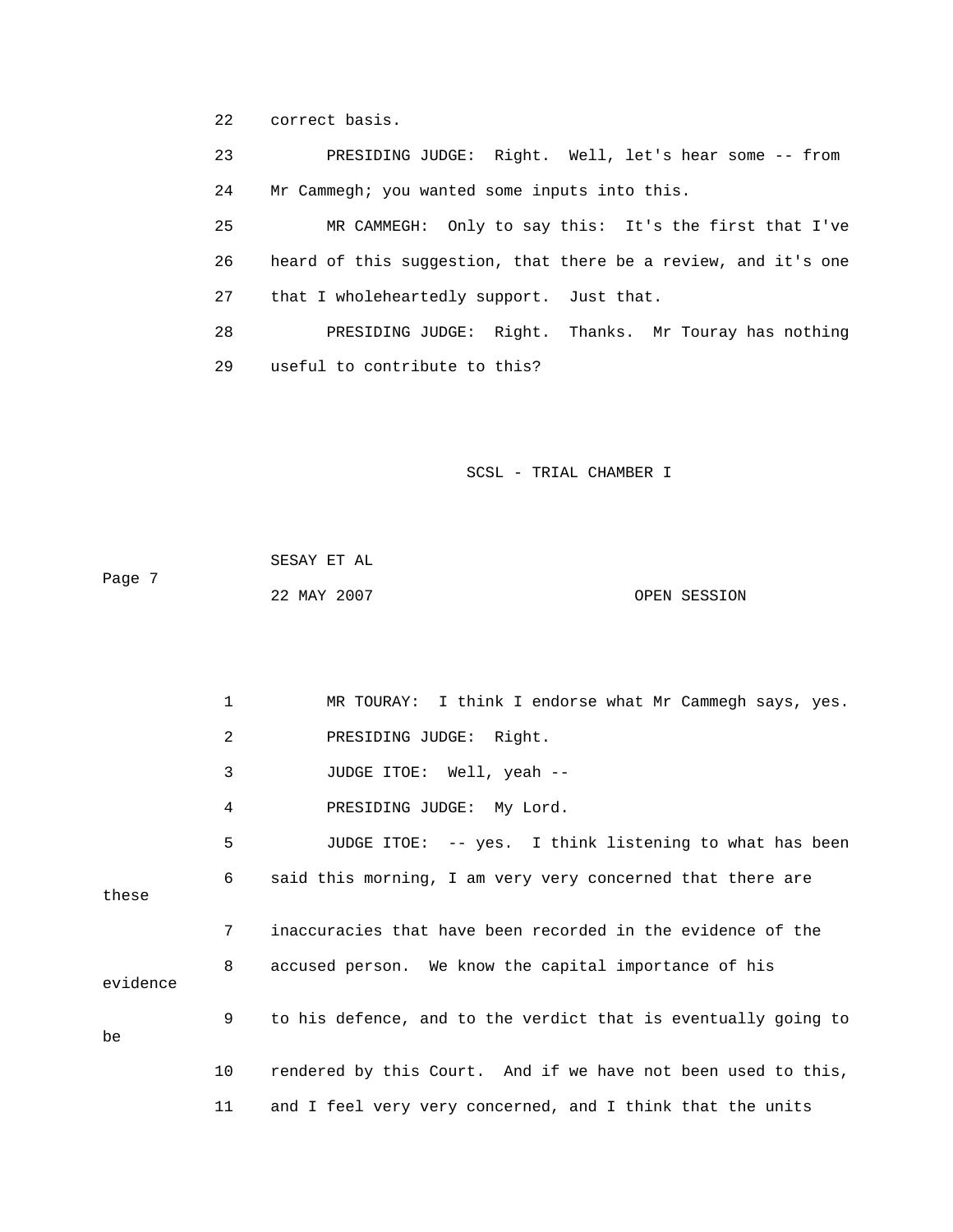22 correct basis.

23 PRESIDING JUDGE: Right. Well, let's hear some -- from

24 Mr Cammegh; you wanted some inputs into this.

25 MR CAMMEGH: Only to say this: It's the first that I've

26 heard of this suggestion, that there be a review, and it's one

27 that I wholeheartedly support. Just that.

28 PRESIDING JUDGE: Right. Thanks. Mr Touray has nothing

29 useful to contribute to this?

1 MR TOURAY: I think I endorse what Mr Cammegh says, yes.

2 PRESIDING JUDGE: Right.

3 JUDGE ITOE: Well, yeah --

4 PRESIDING JUDGE: My Lord.

5 JUDGE ITOE: -- yes. I think listening to what has been

6 said this morning, I am very very concerned that there are these

7 inaccuracies that have been recorded in the evidence of the

8 accused person. We know the capital importance of his evidence

9 to his defence, and to the verdict that is eventually going to be

10 rendered by this Court. And if we have not been used to this,

11 and I feel very very concerned, and I think that the units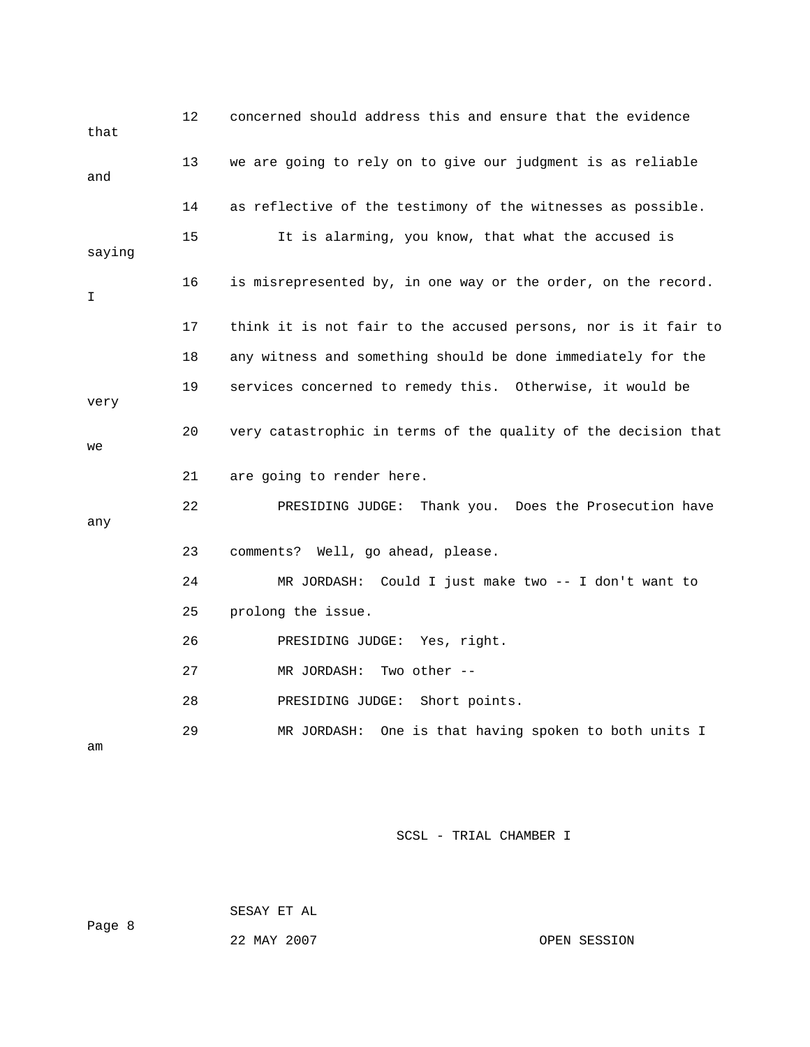12 concerned should address this and ensure that the evidence that

13 we are going to rely on to give our judgment is as reliable and

14 as reflective of the testimony of the witnesses as possible.

15 It is alarming, you know, that what the accused is saying

16 is misrepresented by, in one way or the order, on the record. I

17 think it is not fair to the accused persons, nor is it fair to

18 any witness and something should be done immediately for the

19 services concerned to remedy this. Otherwise, it would be very

20 very catastrophic in terms of the quality of the decision that we

21 are going to render here.

22 PRESIDING JUDGE: Thank you. Does the Prosecution have any

23 comments? Well, go ahead, please.

24 MR JORDASH: Could I just make two -- I don't want to

25 prolong the issue.

26 PRESIDING JUDGE: Yes, right.

27 MR JORDASH: Two other --

28 PRESIDING JUDGE: Short points.

29 MR JORDASH: One is that having spoken to both units I am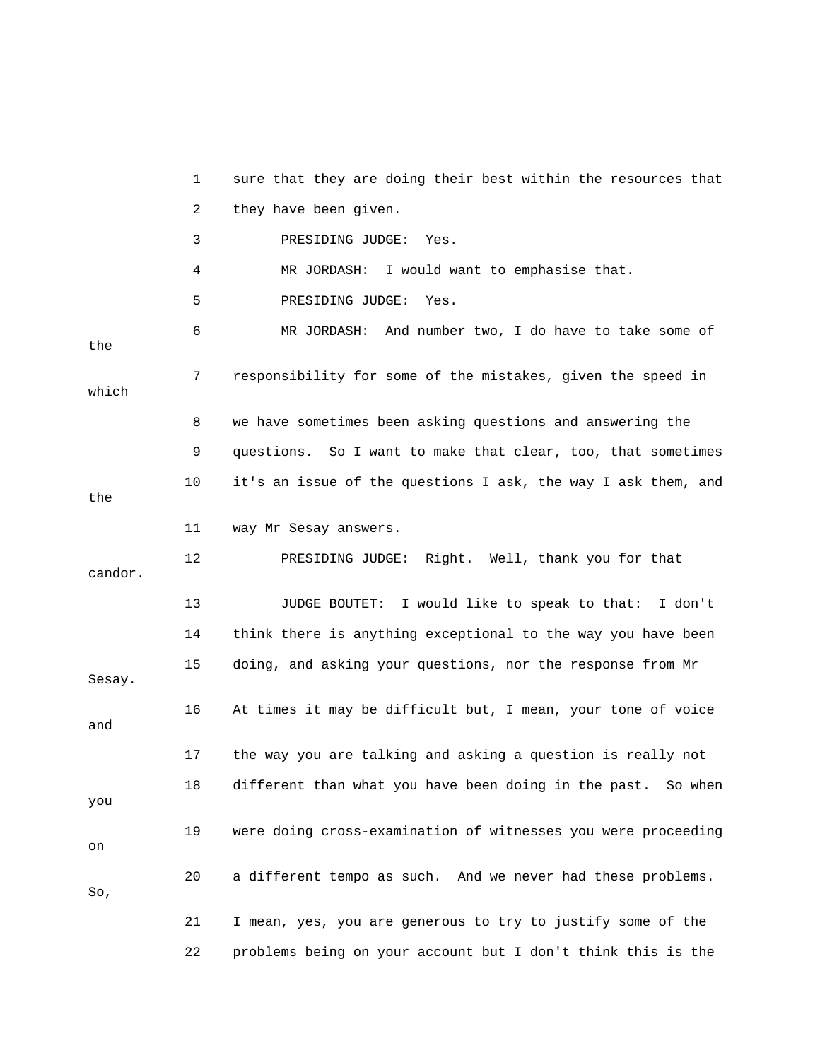1 sure that they are doing their best within the resources that

2 they have been given.

3 PRESIDING JUDGE: Yes.

4 MR JORDASH: I would want to emphasise that.

5 PRESIDING JUDGE: Yes.

6 MR JORDASH: And number two, I do have to take some of the

7 responsibility for some of the mistakes, given the speed in which

8 we have sometimes been asking questions and answering the

9 questions. So I want to make that clear, too, that sometimes

10 it's an issue of the questions I ask, the way I ask them, and the

11 way Mr Sesay answers.

12 PRESIDING JUDGE: Right. Well, thank you for that candor.

13 JUDGE BOUTET: I would like to speak to that: I don't

14 think there is anything exceptional to the way you have been

15 doing, and asking your questions, nor the response from Mr Sesay.

16 At times it may be difficult but, I mean, your tone of voice and

17 the way you are talking and asking a question is really not

18 different than what you have been doing in the past. So when you

19 were doing cross-examination of witnesses you were proceeding on

20 a different tempo as such. And we never had these problems. So,

21 I mean, yes, you are generous to try to justify some of the

22 problems being on your account but I don't think this is the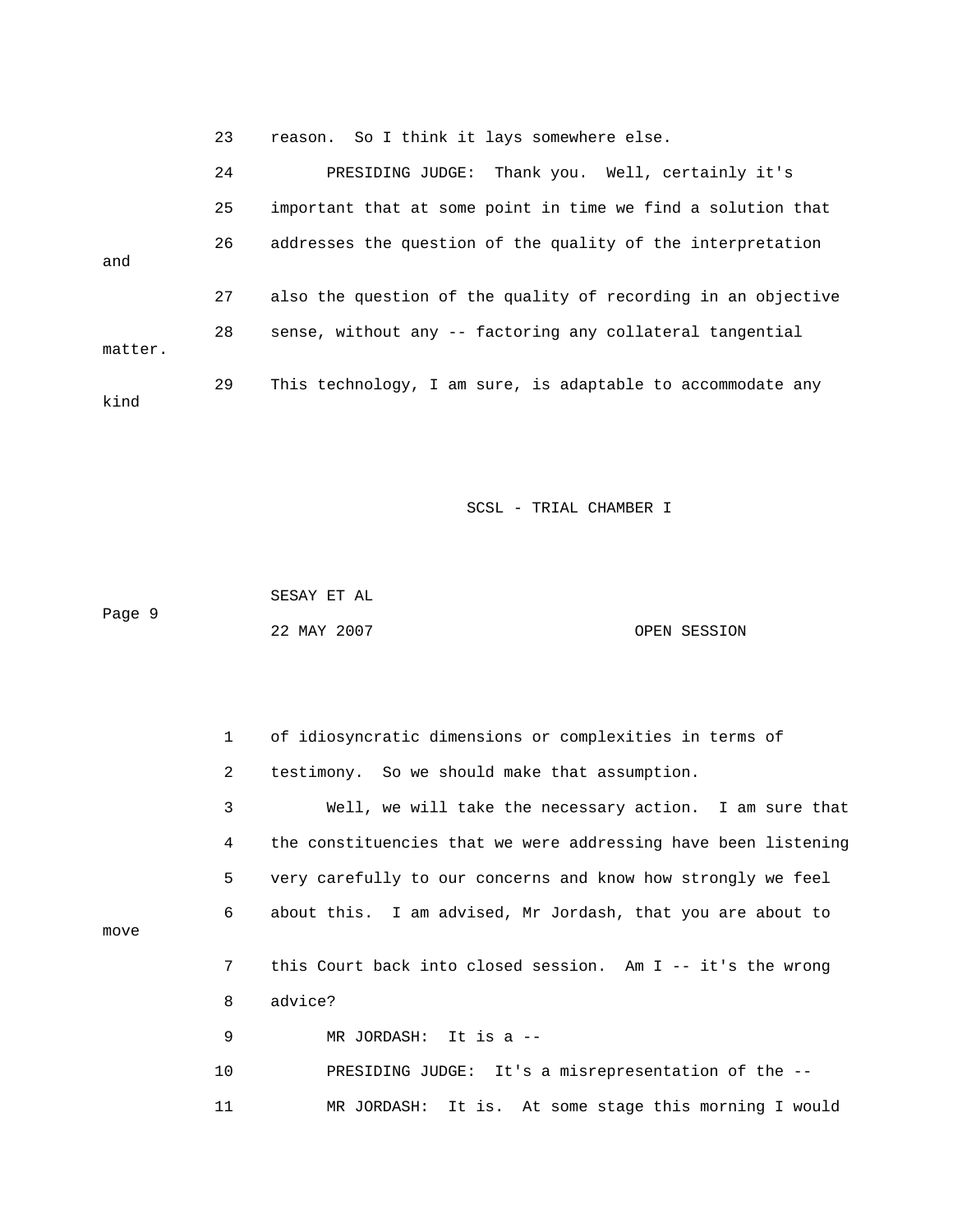23 reason. So I think it lays somewhere else.

24 PRESIDING JUDGE: Thank you. Well, certainly it's

25 important that at some point in time we find a solution that

26 addresses the question of the quality of the interpretation and

27 also the question of the quality of recording in an objective

28 sense, without any -- factoring any collateral tangential matter.

29 This technology, I am sure, is adaptable to accommodate any kind

SCSL - TRIAL CHAMBER I

SESAY ET AL

22 MAY 2007 OPEN SESSION

1 of idiosyncratic dimensions or complexities in terms of

2 testimony. So we should make that assumption.

3 Well, we will take the necessary action. I am sure that

4 the constituencies that we were addressing have been listening

5 very carefully to our concerns and know how strongly we feel

6 about this. I am advised, Mr Jordash, that you are about to move

7 this Court back into closed session. Am I -- it's the wrong

8 advice?

9 MR JORDASH: It is a --

10 PRESIDING JUDGE: It's a misrepresentation of the --

11 MR JORDASH: It is. At some stage this morning I would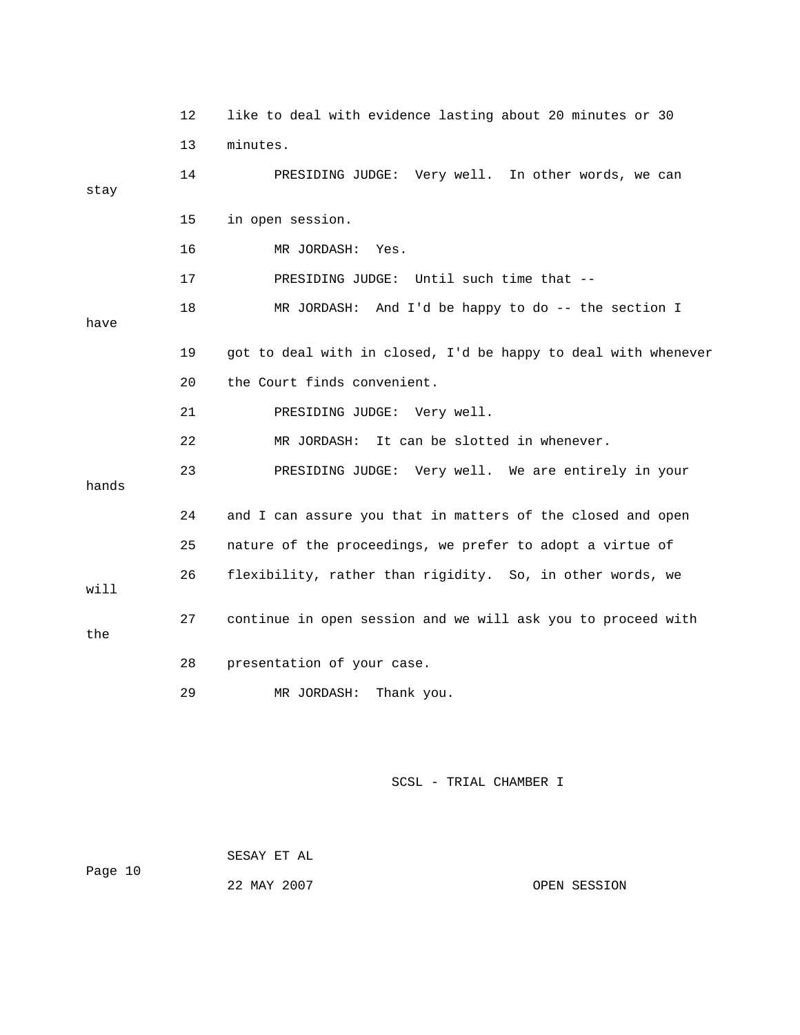12 like to deal with evidence lasting about 20 minutes or 30

13 minutes.

14 PRESIDING JUDGE: Very well. In other words, we can stay

15 in open session.

16 MR JORDASH: Yes.

17 PRESIDING JUDGE: Until such time that --

18 MR JORDASH: And I'd be happy to do -- the section I have

19 got to deal with in closed, I'd be happy to deal with whenever

20 the Court finds convenient.

21 PRESIDING JUDGE: Very well.

22 MR JORDASH: It can be slotted in whenever.

23 PRESIDING JUDGE: Very well. We are entirely in your hands

24 and I can assure you that in matters of the closed and open

25 nature of the proceedings, we prefer to adopt a virtue of

26 flexibility, rather than rigidity. So, in other words, we will

27 continue in open session and we will ask you to proceed with the

28 presentation of your case.

29 MR JORDASH: Thank you.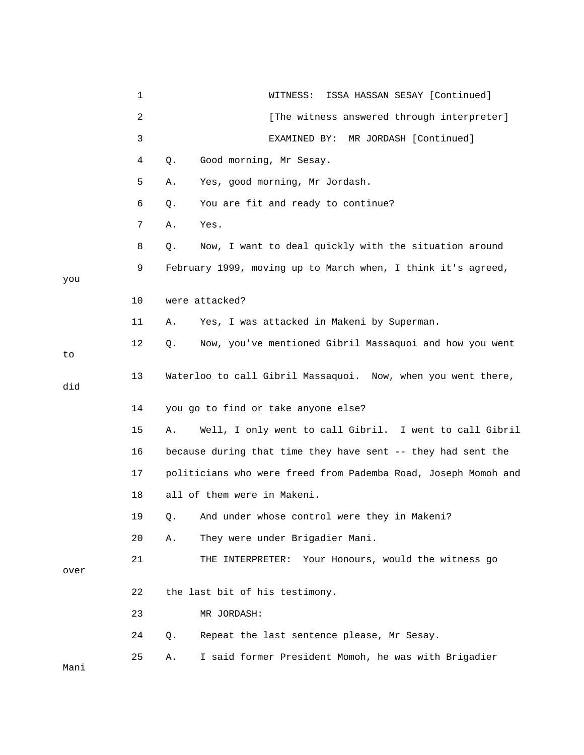1 WITNESS: ISSA HASSAN SESAY [Continued]

2 [The witness answered through interpreter]

3 EXAMINED BY: MR JORDASH [Continued]

4 Q. Good morning, Mr Sesay.

5 A. Yes, good morning, Mr Jordash.

6 Q. You are fit and ready to continue?

7 A. Yes.

8 Q. Now, I want to deal quickly with the situation around

9 February 1999, moving up to March when, I think it's agreed, you

10 were attacked?

11 A. Yes, I was attacked in Makeni by Superman.

12 Q. Now, you've mentioned Gibril Massaquoi and how you went to

13 Waterloo to call Gibril Massaquoi. Now, when you went there, did

14 you go to find or take anyone else?

15 A. Well, I only went to call Gibril. I went to call Gibril

16 because during that time they have sent -- they had sent the

17 politicians who were freed from Pademba Road, Joseph Momoh and

18 all of them were in Makeni.

19 Q. And under whose control were they in Makeni?

20 A. They were under Brigadier Mani.

21 THE INTERPRETER: Your Honours, would the witness go over

22 the last bit of his testimony.

23 MR JORDASH:

24 Q. Repeat the last sentence please, Mr Sesay.

25 A. I said former President Momoh, he was with Brigadier Mani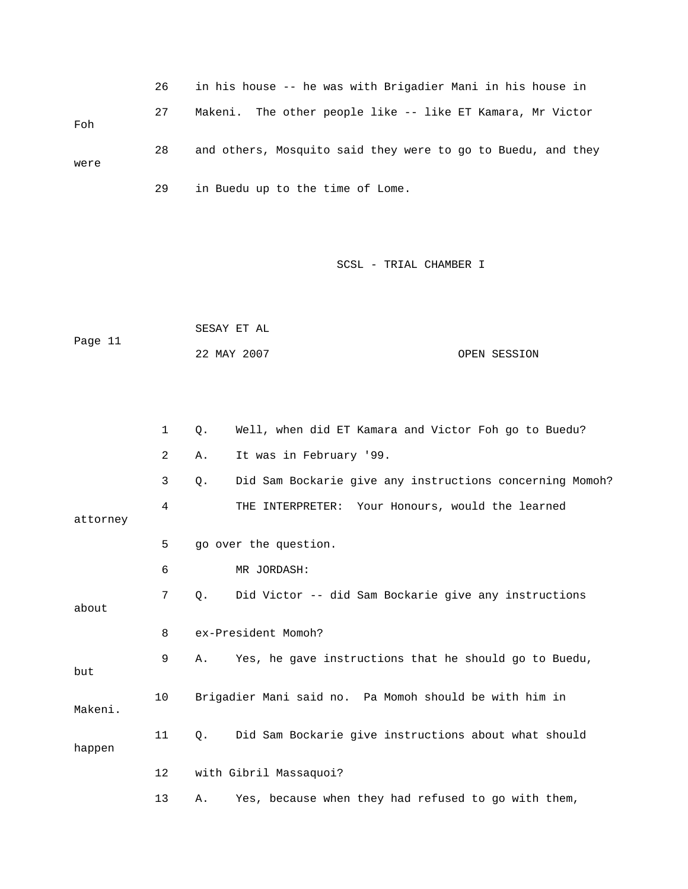26 in his house -- he was with Brigadier Mani in his house in

27 Makeni. The other people like -- like ET Kamara, Mr Victor Foh

28 and others, Mosquito said they were to go to Buedu, and they were

29 in Buedu up to the time of Lome.

1 Q. Well, when did ET Kamara and Victor Foh go to Buedu?

2 A. It was in February '99.

3 Q. Did Sam Bockarie give any instructions concerning Momoh?

4 THE INTERPRETER: Your Honours, would the learned attorney

5 go over the question.

6 MR JORDASH:

7 Q. Did Victor -- did Sam Bockarie give any instructions about

8 ex-President Momoh?

9 A. Yes, he gave instructions that he should go to Buedu, but

10 Brigadier Mani said no. Pa Momoh should be with him in Makeni.

11 Q. Did Sam Bockarie give instructions about what should happen

12 with Gibril Massaquoi?

13 A. Yes, because when they had refused to go with them,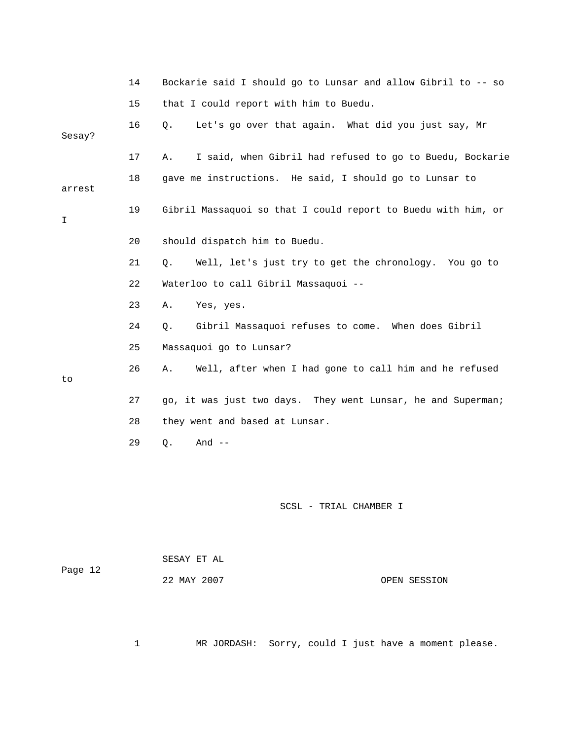14 Bockarie said I should go to Lunsar and allow Gibril to -- so

15 that I could report with him to Buedu.

16 Q. Let's go over that again. What did you just say, Mr Sesay?

17 A. I said, when Gibril had refused to go to Buedu, Bockarie

18 gave me instructions. He said, I should go to Lunsar to arrest

19 Gibril Massaquoi so that I could report to Buedu with him, or I

20 should dispatch him to Buedu.

21 Q. Well, let's just try to get the chronology. You go to

22 Waterloo to call Gibril Massaquoi --

23 A. Yes, yes.

24 Q. Gibril Massaquoi refuses to come. When does Gibril

25 Massaquoi go to Lunsar?

26 A. Well, after when I had gone to call him and he refused to

27 go, it was just two days. They went Lunsar, he and Superman;

28 they went and based at Lunsar.

29 Q. And --

SCSL - TRIAL CHAMBER I

SESAY ET AL

22 MAY 2007 OPEN SESSION

1 MR JORDASH: Sorry, could I just have a moment please.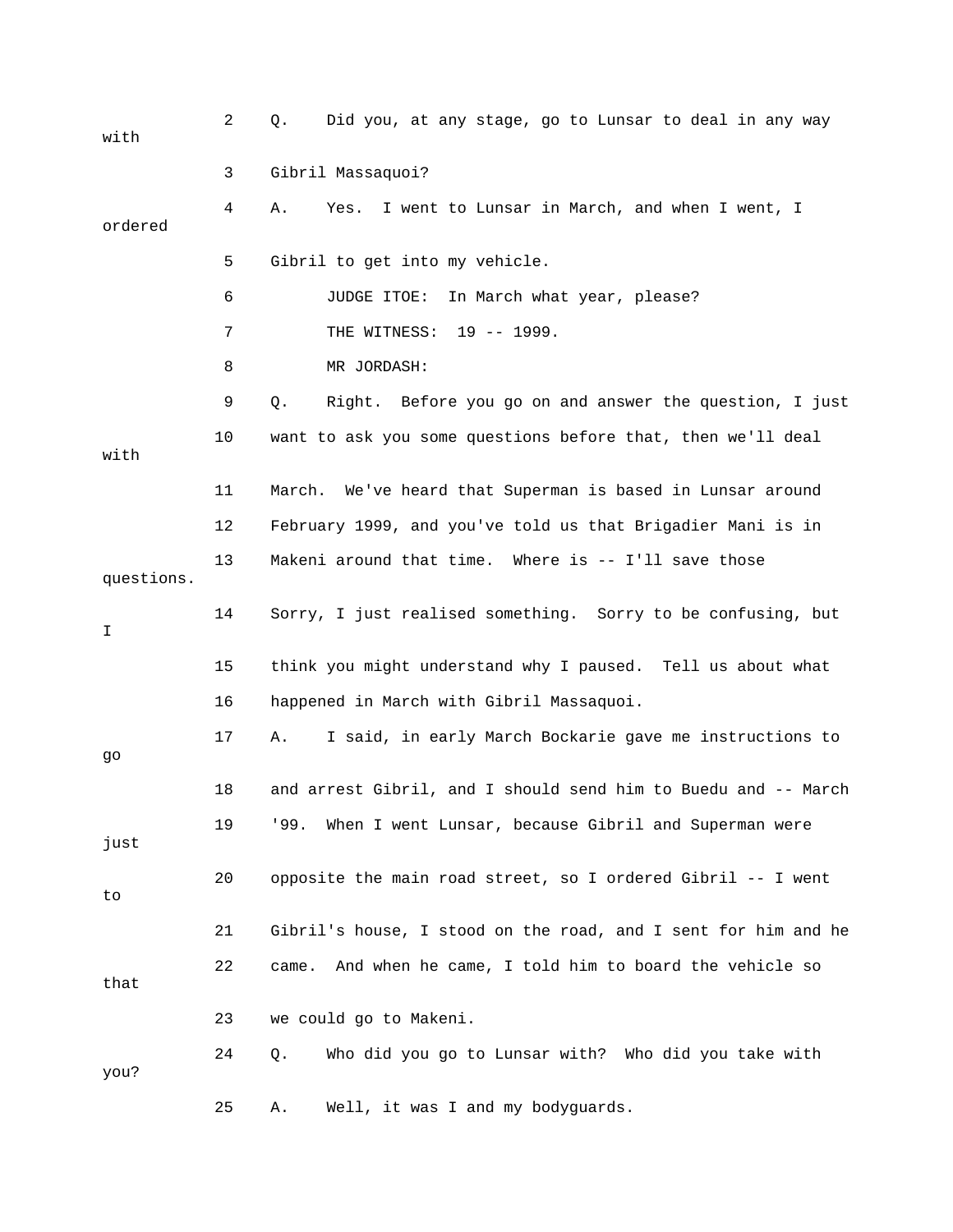2 Q. Did you, at any stage, go to Lunsar to deal in any way with

3 Gibril Massaquoi?

4 A. Yes. I went to Lunsar in March, and when I went, I ordered

5 Gibril to get into my vehicle.

6 JUDGE ITOE: In March what year, please?

7 THE WITNESS: 19 -- 1999.

8 MR JORDASH:

9 Q. Right. Before you go on and answer the question, I just

10 want to ask you some questions before that, then we'll deal with

11 March. We've heard that Superman is based in Lunsar around

12 February 1999, and you've told us that Brigadier Mani is in

13 Makeni around that time. Where is -- I'll save those questions.

14 Sorry, I just realised something. Sorry to be confusing, but I

15 think you might understand why I paused. Tell us about what

16 happened in March with Gibril Massaquoi.

17 A. I said, in early March Bockarie gave me instructions to go

18 and arrest Gibril, and I should send him to Buedu and -- March

19 '99. When I went Lunsar, because Gibril and Superman were just

20 opposite the main road street, so I ordered Gibril -- I went to

21 Gibril's house, I stood on the road, and I sent for him and he

22 came. And when he came, I told him to board the vehicle so that

23 we could go to Makeni.

24 Q. Who did you go to Lunsar with? Who did you take with you?

25 A. Well, it was I and my bodyguards.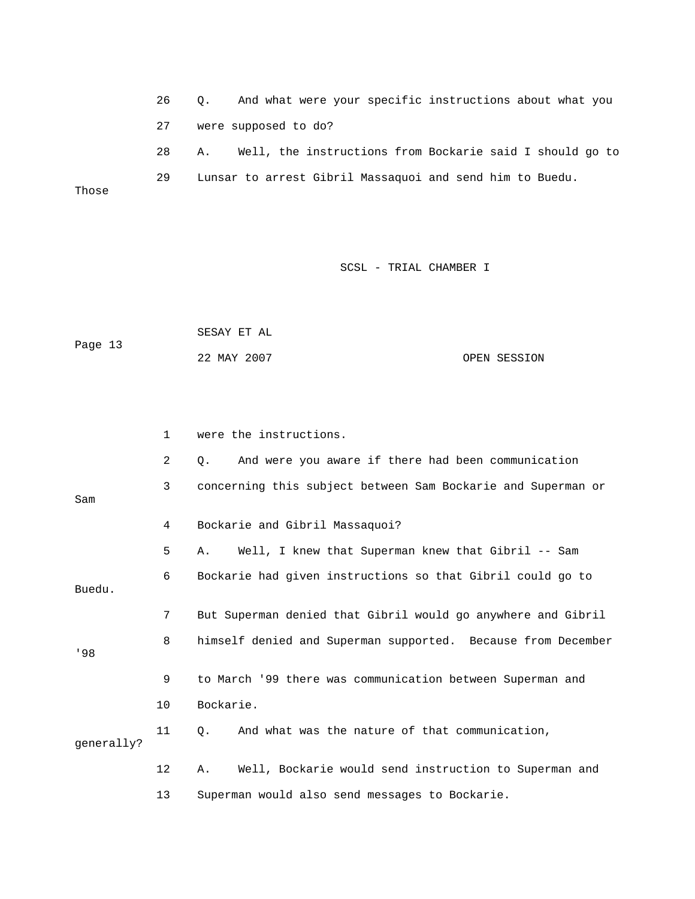26 Q. And what were your specific instructions about what you

27 were supposed to do?

28 A. Well, the instructions from Bockarie said I should go to

29 Lunsar to arrest Gibril Massaquoi and send him to Buedu. Those

1 were the instructions.

2 Q. And were you aware if there had been communication

3 concerning this subject between Sam Bockarie and Superman or Sam

4 Bockarie and Gibril Massaquoi?

5 A. Well, I knew that Superman knew that Gibril -- Sam

6 Bockarie had given instructions so that Gibril could go to Buedu.

7 But Superman denied that Gibril would go anywhere and Gibril

8 himself denied and Superman supported. Because from December '98

9 to March '99 there was communication between Superman and

10 Bockarie.

11 Q. And what was the nature of that communication, generally?

12 A. Well, Bockarie would send instruction to Superman and

13 Superman would also send messages to Bockarie.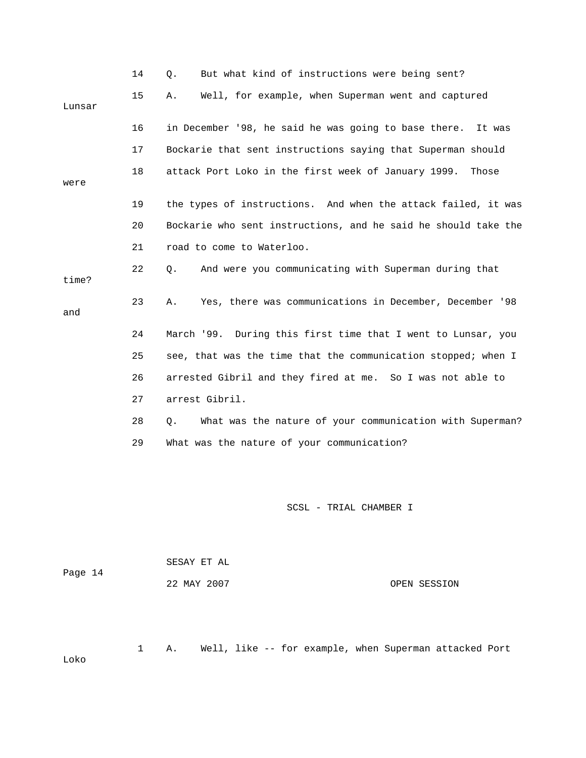14 Q. But what kind of instructions were being sent?

15 A. Well, for example, when Superman went and captured Lunsar

16 in December '98, he said he was going to base there. It was

17 Bockarie that sent instructions saying that Superman should

18 attack Port Loko in the first week of January 1999. Those were

19 the types of instructions. And when the attack failed, it was

20 Bockarie who sent instructions, and he said he should take the

21 road to come to Waterloo.

22 Q. And were you communicating with Superman during that time?

23 A. Yes, there was communications in December, December '98 and

24 March '99. During this first time that I went to Lunsar, you

25 see, that was the time that the communication stopped; when I

26 arrested Gibril and they fired at me. So I was not able to

27 arrest Gibril.

28 Q. What was the nature of your communication with Superman?

29 What was the nature of your communication?

1 A. Well, like -- for example, when Superman attacked Port Loko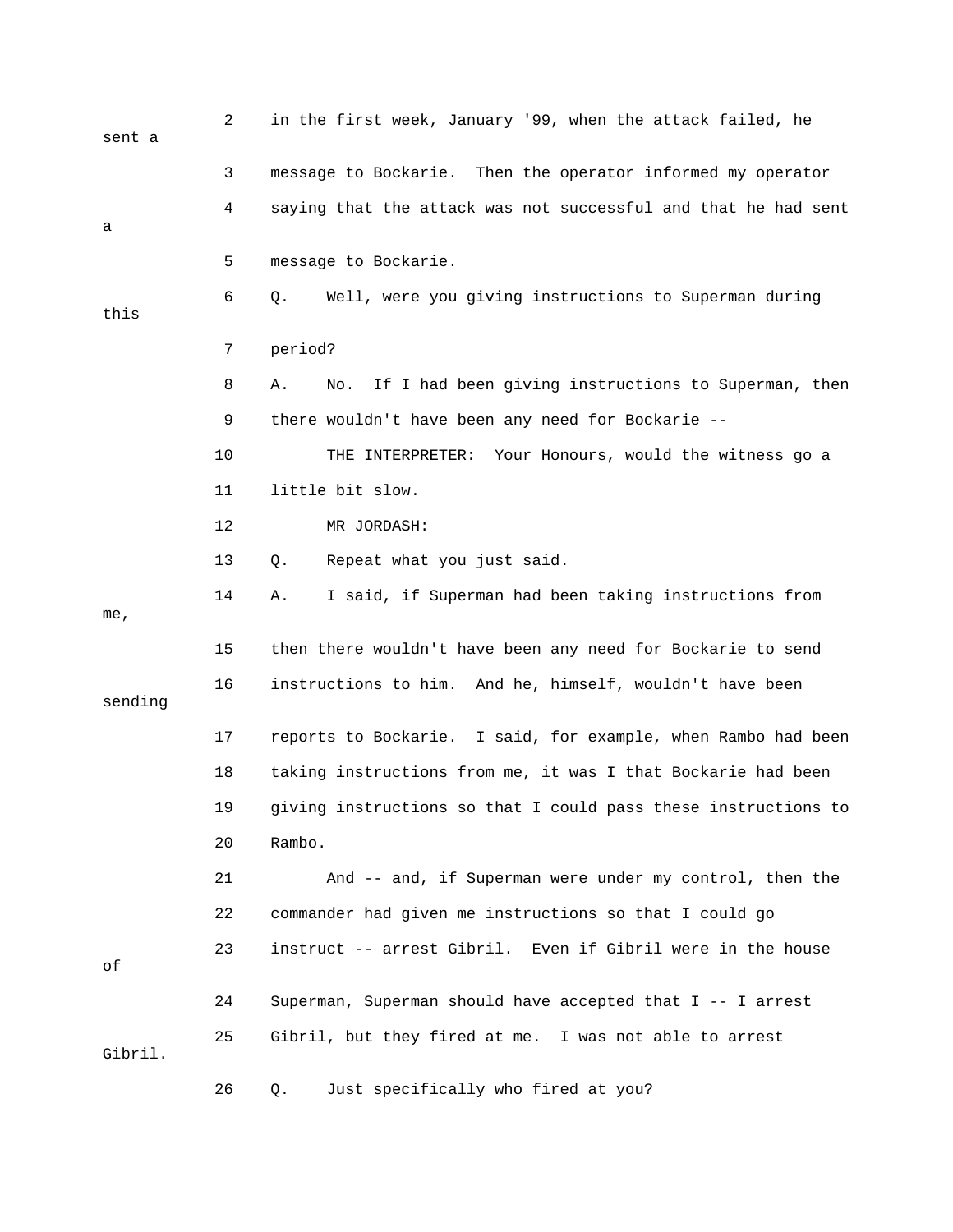2 in the first week, January '99, when the attack failed, he sent a

3 message to Bockarie. Then the operator informed my operator

4 saying that the attack was not successful and that he had sent a

5 message to Bockarie.

6 Q. Well, were you giving instructions to Superman during this

7 period?

8 A. No. If I had been giving instructions to Superman, then

9 there wouldn't have been any need for Bockarie --

10 THE INTERPRETER: Your Honours, would the witness go a

11 little bit slow.

12 MR JORDASH:

13 Q. Repeat what you just said.

14 A. I said, if Superman had been taking instructions from me,

15 then there wouldn't have been any need for Bockarie to send

16 instructions to him. And he, himself, wouldn't have been sending

17 reports to Bockarie. I said, for example, when Rambo had been

18 taking instructions from me, it was I that Bockarie had been

19 giving instructions so that I could pass these instructions to

20 Rambo.

21 And -- and, if Superman were under my control, then the

22 commander had given me instructions so that I could go

23 instruct -- arrest Gibril. Even if Gibril were in the house of

24 Superman, Superman should have accepted that I -- I arrest

25 Gibril, but they fired at me. I was not able to arrest Gibril.

26 Q. Just specifically who fired at you?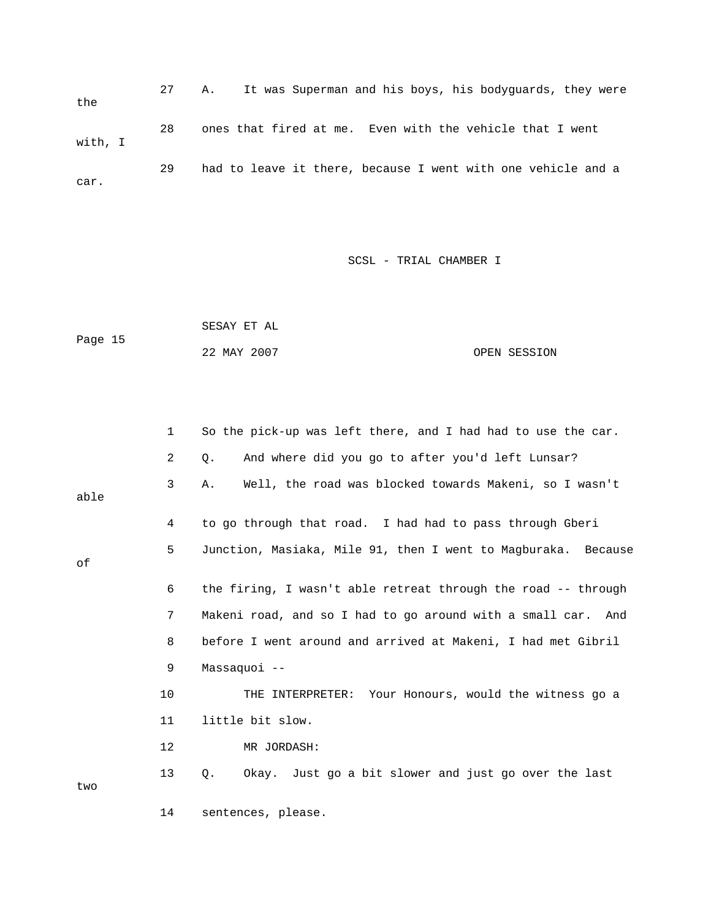27 A. It was Superman and his boys, his bodyguards, they were the

28 ones that fired at me. Even with the vehicle that I went with, I

29 had to leave it there, because I went with one vehicle and a car.

1 So the pick-up was left there, and I had had to use the car.

2 Q. And where did you go to after you'd left Lunsar?

3 A. Well, the road was blocked towards Makeni, so I wasn't able

4 to go through that road. I had had to pass through Gberi

5 Junction, Masiaka, Mile 91, then I went to Magburaka. Because of

6 the firing, I wasn't able retreat through the road -- through

7 Makeni road, and so I had to go around with a small car. And

8 before I went around and arrived at Makeni, I had met Gibril

9 Massaquoi --

10 THE INTERPRETER: Your Honours, would the witness go a

11 little bit slow.

12 MR JORDASH:

13 Q. Okay. Just go a bit slower and just go over the last two

14 sentences, please.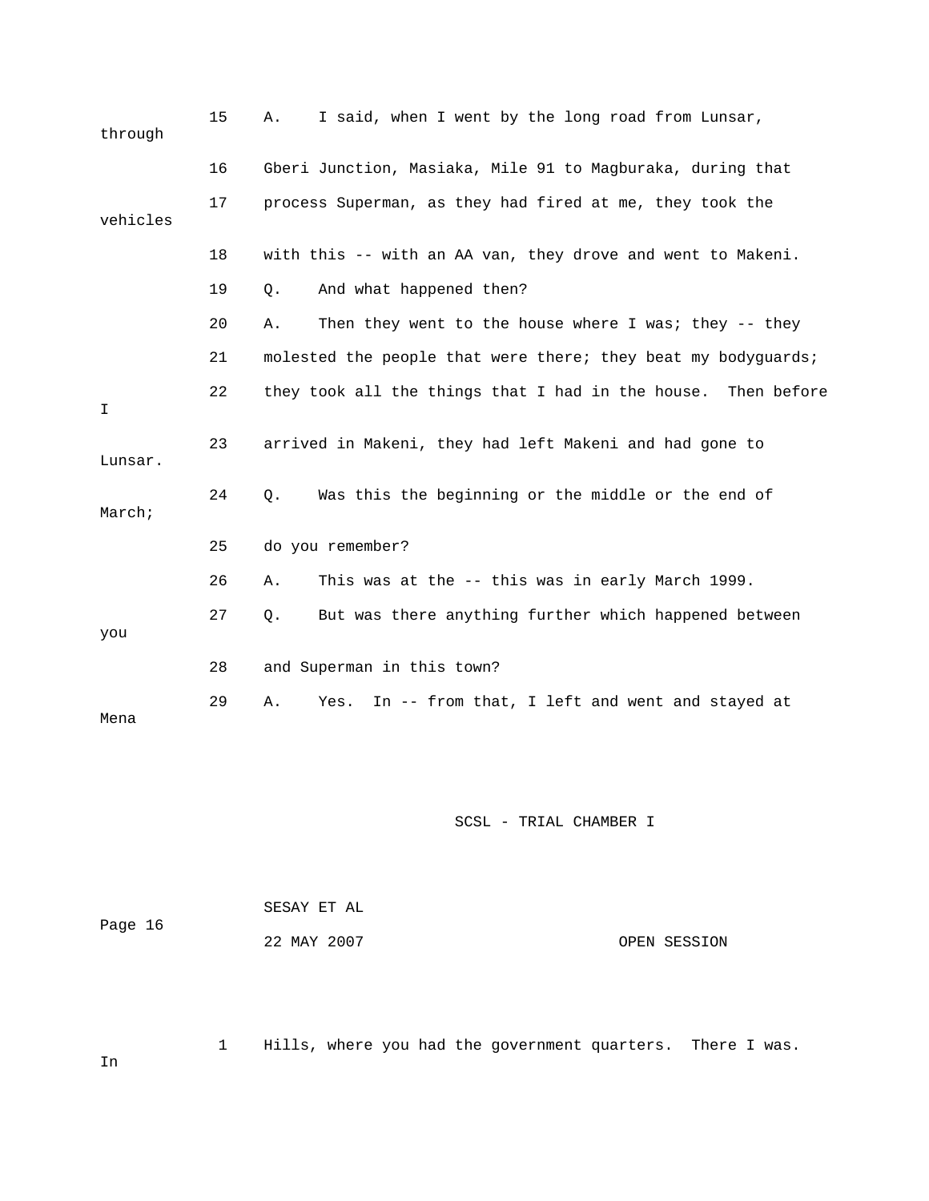15 A. I said, when I went by the long road from Lunsar, through

16 Gberi Junction, Masiaka, Mile 91 to Magburaka, during that

17 process Superman, as they had fired at me, they took the vehicles

18 with this -- with an AA van, they drove and went to Makeni.

19 Q. And what happened then?

20 A. Then they went to the house where I was; they -- they

21 molested the people that were there; they beat my bodyguards;

22 they took all the things that I had in the house. Then before I

23 arrived in Makeni, they had left Makeni and had gone to Lunsar.

24 Q. Was this the beginning or the middle or the end of March;

25 do you remember?

26 A. This was at the -- this was in early March 1999.

27 Q. But was there anything further which happened between you

28 and Superman in this town?

29 A. Yes. In -- from that, I left and went and stayed at Mena

1 Hills, where you had the government quarters. There I was. In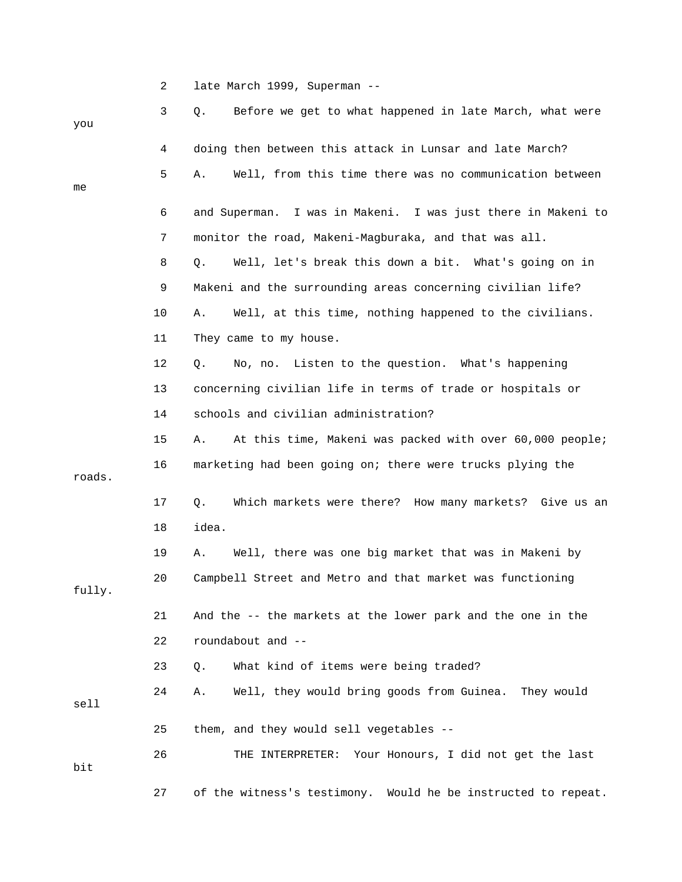late March 1999, Superman --

Q. Before we get to what happened in late March, what were you doing then between this attack in Lunsar and late March?

A. Well, from this time there was no communication between me and Superman. I was in Makeni. I was just there in Makeni to monitor the road, Makeni-Magburaka, and that was all.

Q. Well, let's break this down a bit. What's going on in Makeni and the surrounding areas concerning civilian life?

A. Well, at this time, nothing happened to the civilians. They came to my house.

Q. No, no. Listen to the question. What's happening concerning civilian life in terms of trade or hospitals or schools and civilian administration?

A. At this time, Makeni was packed with over 60,000 people; marketing had been going on; there were trucks plying the roads.

Q. Which markets were there? How many markets? Give us an idea.

A. Well, there was one big market that was in Makeni by Campbell Street and Metro and that market was functioning fully. And the -- the markets at the lower park and the one in the roundabout and --

Q. What kind of items were being traded?

A. Well, they would bring goods from Guinea. They would sell them, and they would sell vegetables --

THE INTERPRETER: Your Honours, I did not get the last bit of the witness's testimony. Would he be instructed to repeat.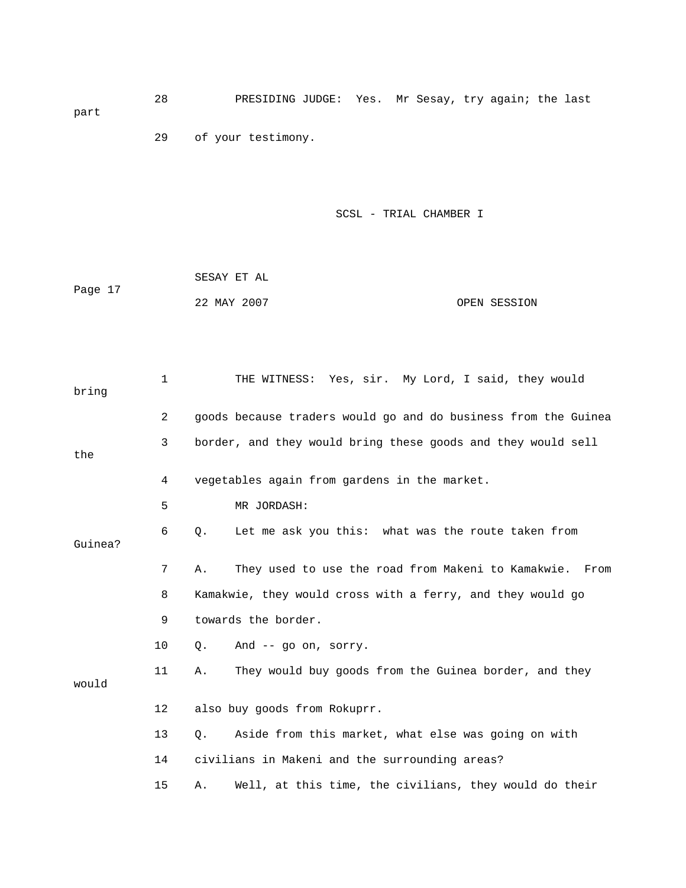28 PRESIDING JUDGE: Yes. Mr Sesay, try again; the last part

29 of your testimony.

1 THE WITNESS: Yes, sir. My Lord, I said, they would bring

2 goods because traders would go and do business from the Guinea

3 border, and they would bring these goods and they would sell the

4 vegetables again from gardens in the market.

5 MR JORDASH:

6 Q. Let me ask you this: what was the route taken from Guinea?

7 A. They used to use the road from Makeni to Kamakwie. From

8 Kamakwie, they would cross with a ferry, and they would go

9 towards the border.

10 Q. And -- go on, sorry.

11 A. They would buy goods from the Guinea border, and they would

12 also buy goods from Rokuprr.

13 Q. Aside from this market, what else was going on with

14 civilians in Makeni and the surrounding areas?

15 A. Well, at this time, the civilians, they would do their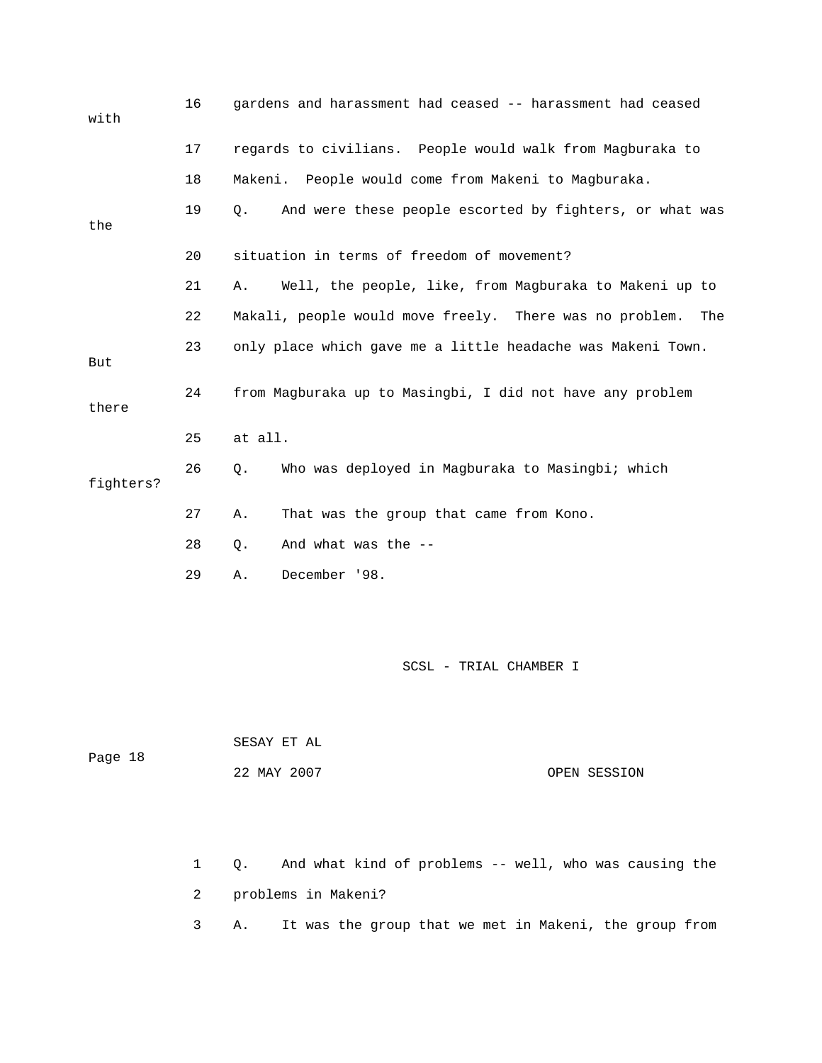16 gardens and harassment had ceased -- harassment had ceased with

17 regards to civilians. People would walk from Magburaka to

18 Makeni. People would come from Makeni to Magburaka.

19 Q. And were these people escorted by fighters, or what was the

20 situation in terms of freedom of movement?

21 A. Well, the people, like, from Magburaka to Makeni up to

22 Makali, people would move freely. There was no problem. The

23 only place which gave me a little headache was Makeni Town. But

24 from Magburaka up to Masingbi, I did not have any problem there

25 at all.

26 Q. Who was deployed in Magburaka to Masingbi; which fighters?

27 A. That was the group that came from Kono.

28 Q. And what was the --

29 A. December '98.

SESAY ET AL

22 MAY 2007 OPEN SESSION

1 Q. And what kind of problems -- well, who was causing the

2 problems in Makeni?

3 A. It was the group that we met in Makeni, the group from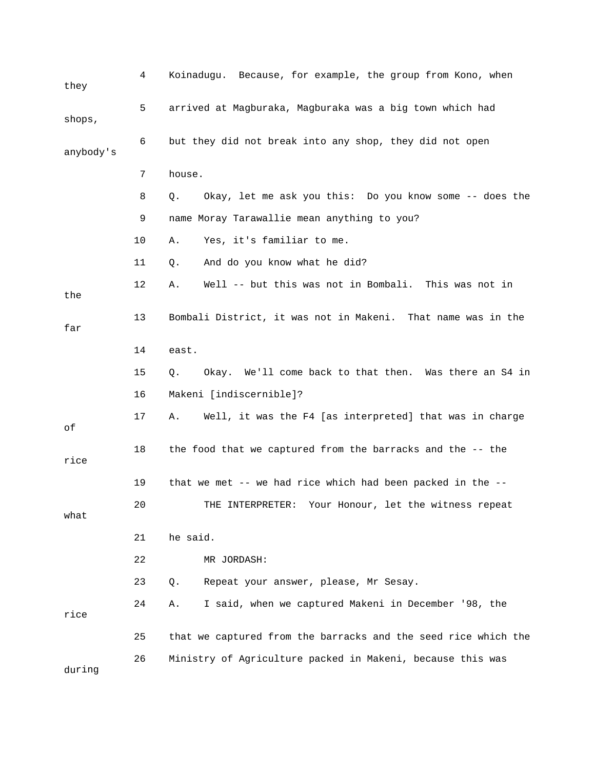4 Koinadugu. Because, for example, the group from Kono, when they

5 arrived at Magburaka, Magburaka was a big town which had shops,

6 but they did not break into any shop, they did not open anybody's

7 house.

8 Q. Okay, let me ask you this: Do you know some -- does the

9 name Moray Tarawallie mean anything to you?

10 A. Yes, it's familiar to me.

11 Q. And do you know what he did?

12 A. Well -- but this was not in Bombali. This was not in the

13 Bombali District, it was not in Makeni. That name was in the far

14 east.

15 Q. Okay. We'll come back to that then. Was there an S4 in

16 Makeni [indiscernible]?

17 A. Well, it was the F4 [as interpreted] that was in charge of

18 the food that we captured from the barracks and the -- the rice

19 that we met -- we had rice which had been packed in the --

20 THE INTERPRETER: Your Honour, let the witness repeat what

21 he said.

22 MR JORDASH:

23 Q. Repeat your answer, please, Mr Sesay.

24 A. I said, when we captured Makeni in December '98, the rice

25 that we captured from the barracks and the seed rice which the

26 Ministry of Agriculture packed in Makeni, because this was during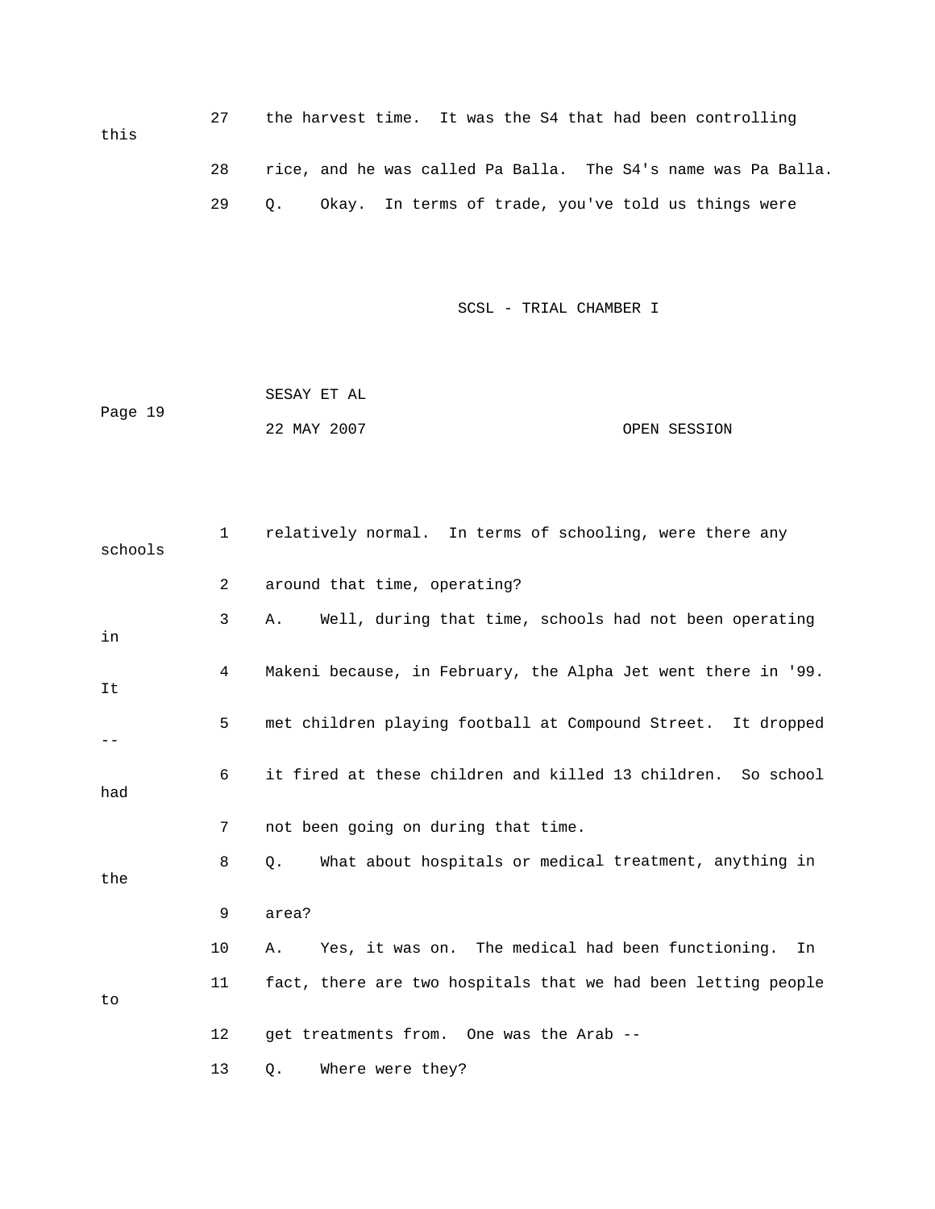27 the harvest time. It was the S4 that had been controlling this

28 rice, and he was called Pa Balla. The S4's name was Pa Balla.

29 Q. Okay. In terms of trade, you've told us things were

1 relatively normal. In terms of schooling, were there any schools

2 around that time, operating?

3 A. Well, during that time, schools had not been operating in

4 Makeni because, in February, the Alpha Jet went there in '99. It

5 met children playing football at Compound Street. It dropped --

6 it fired at these children and killed 13 children. So school had

7 not been going on during that time.

8 Q. What about hospitals or medical treatment, anything in the

9 area?

10 A. Yes, it was on. The medical had been functioning. In

11 fact, there are two hospitals that we had been letting people to

12 get treatments from. One was the Arab --

13 Q. Where were they?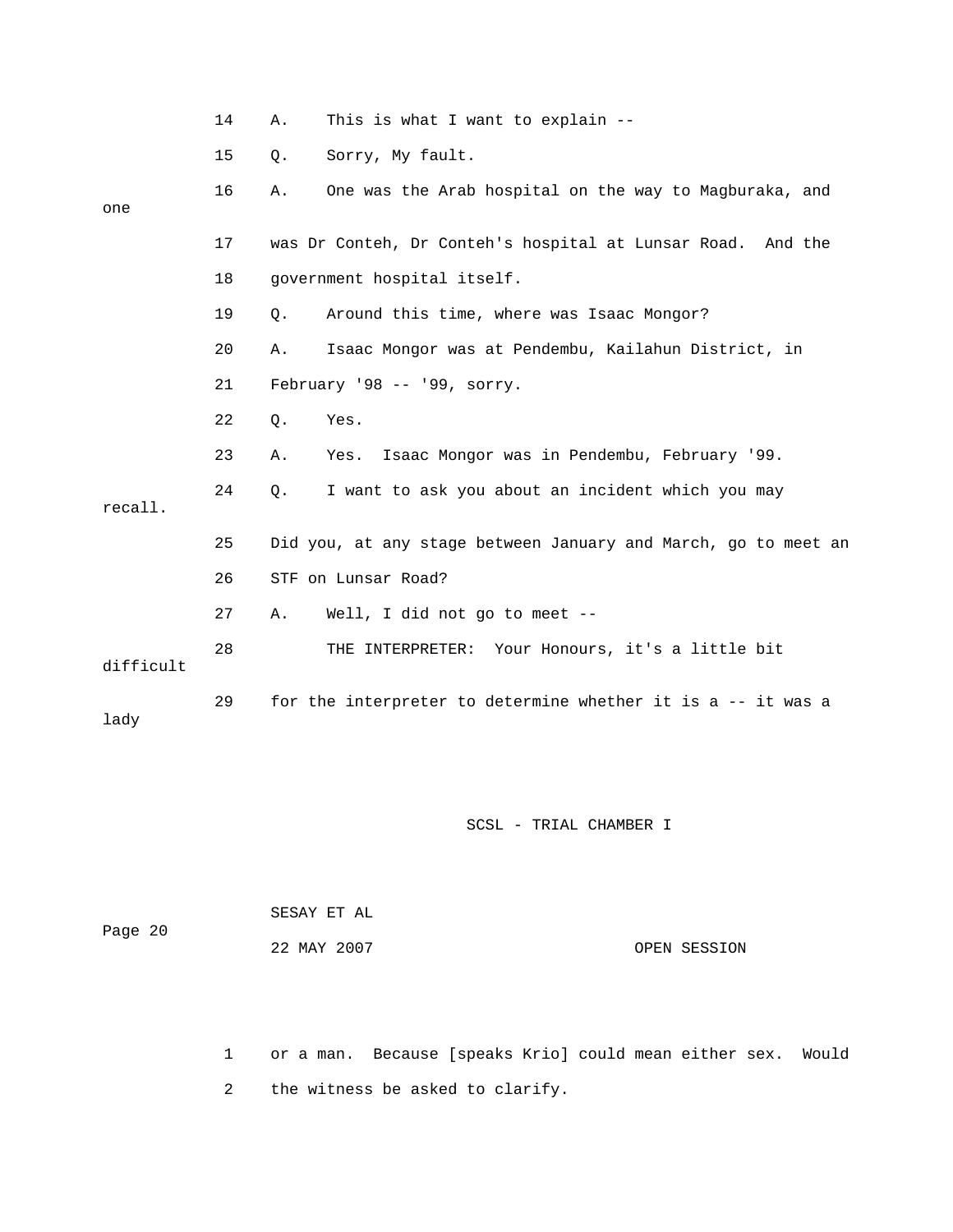14 A. This is what I want to explain --

15 Q. Sorry, My fault.

16 A. One was the Arab hospital on the way to Magburaka, and one

17 was Dr Conteh, Dr Conteh's hospital at Lunsar Road. And the

18 government hospital itself.

19 Q. Around this time, where was Isaac Mongor?

20 A. Isaac Mongor was at Pendembu, Kailahun District, in

21 February '98 -- '99, sorry.

22 Q. Yes.

23 A. Yes. Isaac Mongor was in Pendembu, February '99.

24 Q. I want to ask you about an incident which you may recall.

25 Did you, at any stage between January and March, go to meet an

26 STF on Lunsar Road?

27 A. Well, I did not go to meet --

28 THE INTERPRETER: Your Honours, it's a little bit difficult

29 for the interpreter to determine whether it is a -- it was a lady

1 or a man. Because [speaks Krio] could mean either sex. Would

2 the witness be asked to clarify.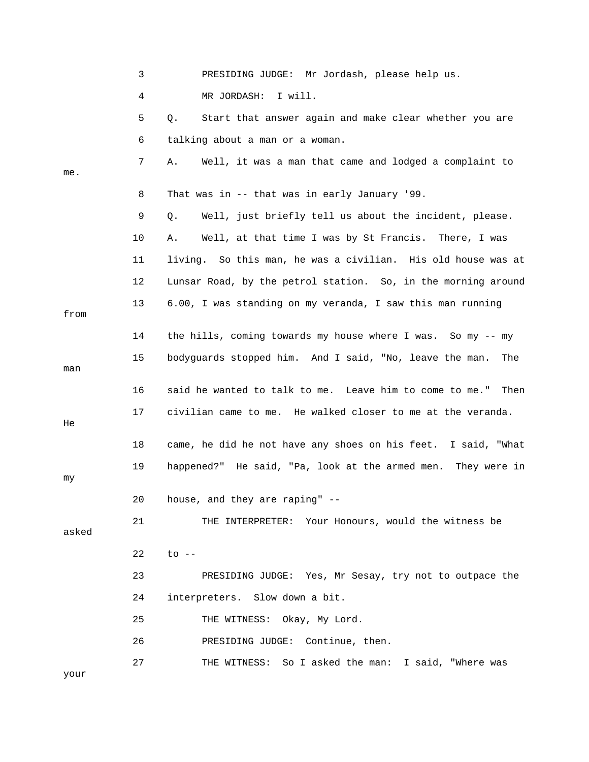3 PRESIDING JUDGE: Mr Jordash, please help us.

4 MR JORDASH: I will.

5 Q. Start that answer again and make clear whether you are

6 talking about a man or a woman.

7 A. Well, it was a man that came and lodged a complaint to me.

8 That was in -- that was in early January '99.

9 Q. Well, just briefly tell us about the incident, please.

10 A. Well, at that time I was by St Francis. There, I was

11 living. So this man, he was a civilian. His old house was at

12 Lunsar Road, by the petrol station. So, in the morning around

13 6.00, I was standing on my veranda, I saw this man running from

14 the hills, coming towards my house where I was. So my -- my

15 bodyguards stopped him. And I said, "No, leave the man. The man

16 said he wanted to talk to me. Leave him to come to me." Then

17 civilian came to me. He walked closer to me at the veranda. He

18 came, he did he not have any shoes on his feet. I said, "What

19 happened?" He said, "Pa, look at the armed men. They were in my

20 house, and they are raping" --

21 THE INTERPRETER: Your Honours, would the witness be asked

22 to --

23 PRESIDING JUDGE: Yes, Mr Sesay, try not to outpace the

24 interpreters. Slow down a bit.

25 THE WITNESS: Okay, My Lord.

26 PRESIDING JUDGE: Continue, then.

27 THE WITNESS: So I asked the man: I said, "Where was your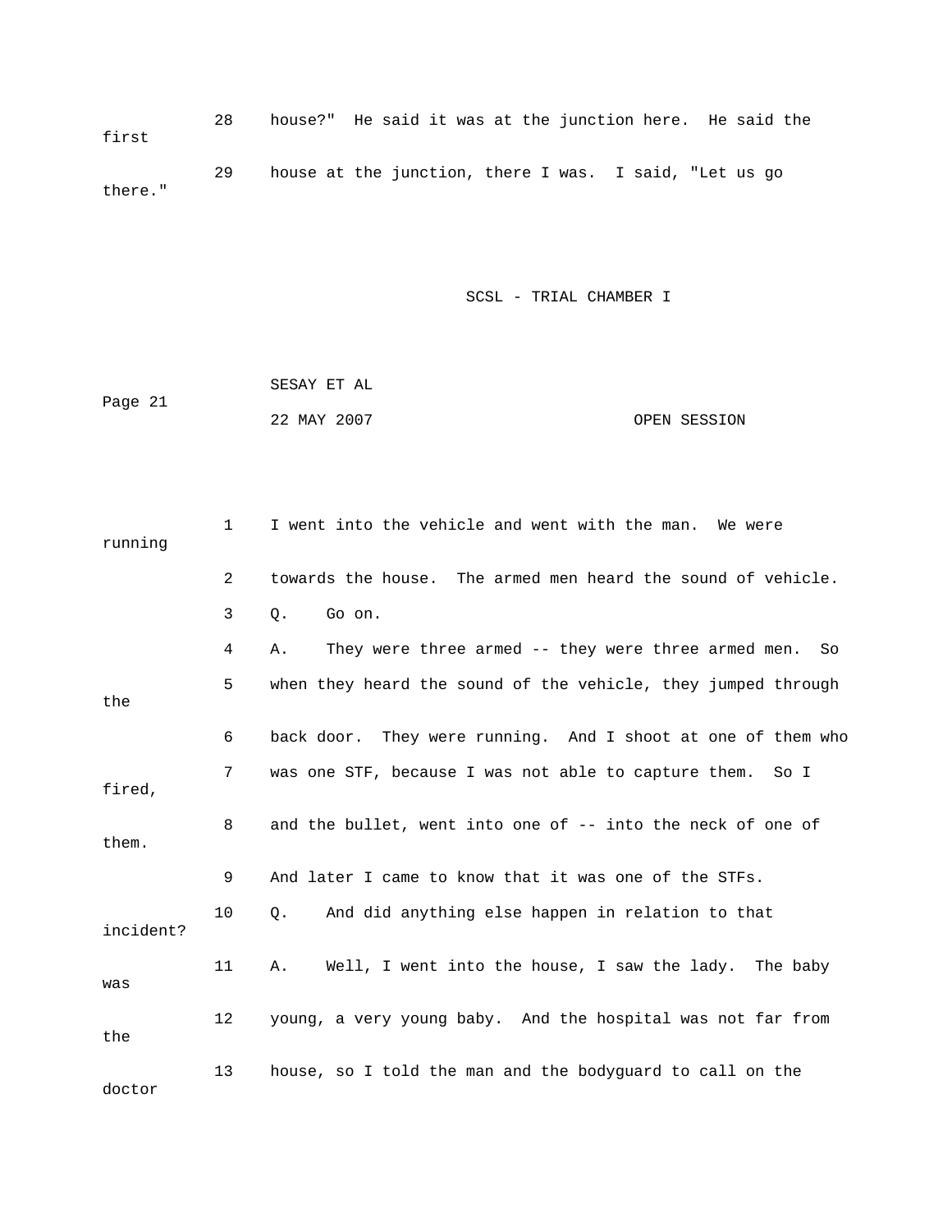28 house?" He said it was at the junction here. He said the first

29 house at the junction, there I was. I said, "Let us go there."

1 I went into the vehicle and went with the man. We were running

2 towards the house. The armed men heard the sound of vehicle.

3 Q. Go on.

4 A. They were three armed -- they were three armed men. So

5 when they heard the sound of the vehicle, they jumped through the

6 back door. They were running. And I shoot at one of them who

7 was one STF, because I was not able to capture them. So I fired,

8 and the bullet, went into one of -- into the neck of one of them.

9 And later I came to know that it was one of the STFs.

10 Q. And did anything else happen in relation to that incident?

11 A. Well, I went into the house, I saw the lady. The baby was

12 young, a very young baby. And the hospital was not far from the

13 house, so I told the man and the bodyguard to call on the doctor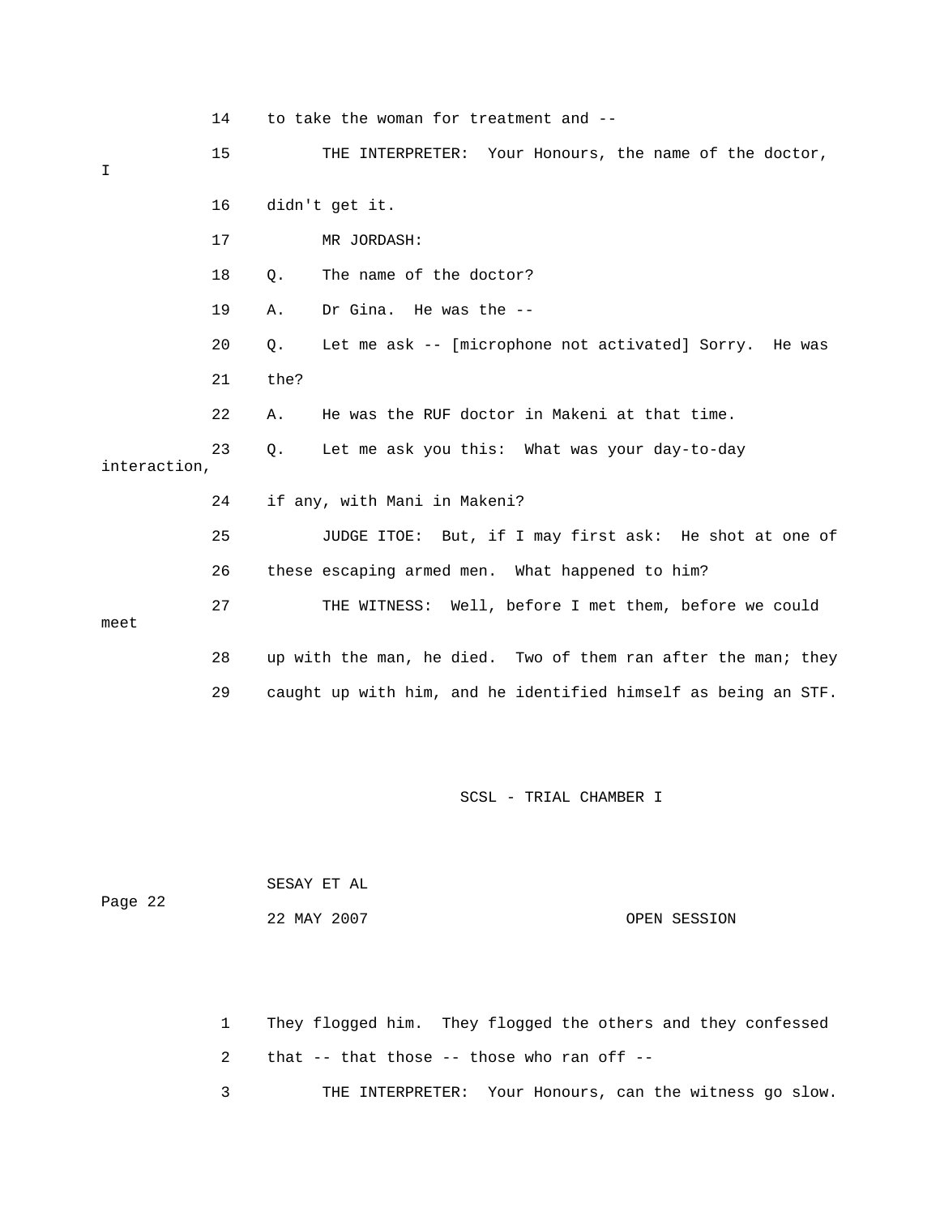14 to take the woman for treatment and --

15 THE INTERPRETER: Your Honours, the name of the doctor, I

16 didn't get it.

17 MR JORDASH:

18 Q. The name of the doctor?

19 A. Dr Gina. He was the --

20 Q. Let me ask -- [microphone not activated] Sorry. He was

21 the?

22 A. He was the RUF doctor in Makeni at that time.

23 Q. Let me ask you this: What was your day-to-day interaction,

24 if any, with Mani in Makeni?

25 JUDGE ITOE: But, if I may first ask: He shot at one of

26 these escaping armed men. What happened to him?

27 THE WITNESS: Well, before I met them, before we could meet

28 up with the man, he died. Two of them ran after the man; they

29 caught up with him, and he identified himself as being an STF.

SCSL - TRIAL CHAMBER I

SESAY ET AL

22 MAY 2007 OPEN SESSION

1 They flogged him. They flogged the others and they confessed

2 that -- that those -- those who ran off --

3 THE INTERPRETER: Your Honours, can the witness go slow.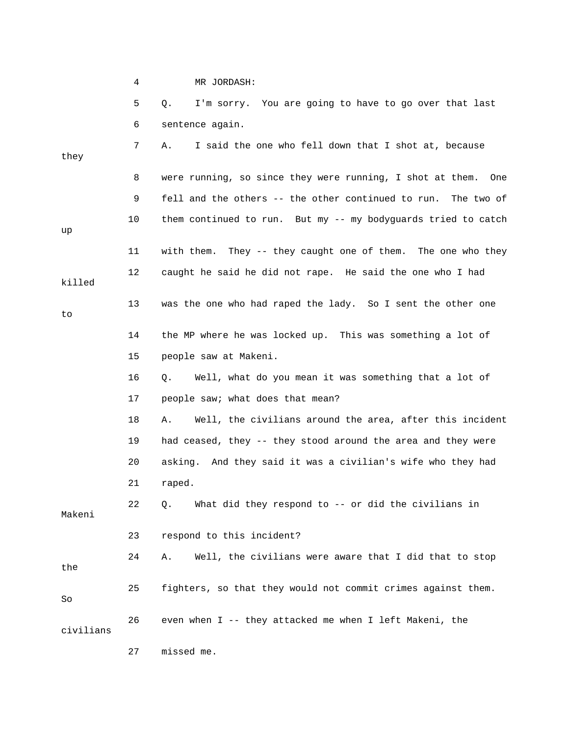4 MR JORDASH:

5 Q. I'm sorry. You are going to have to go over that last

6 sentence again.

7 A. I said the one who fell down that I shot at, because they

8 were running, so since they were running, I shot at them. One

9 fell and the others -- the other continued to run. The two of

10 them continued to run. But my -- my bodyguards tried to catch up

11 with them. They -- they caught one of them. The one who they

12 caught he said he did not rape. He said the one who I had killed

13 was the one who had raped the lady. So I sent the other one to

14 the MP where he was locked up. This was something a lot of

15 people saw at Makeni.

16 Q. Well, what do you mean it was something that a lot of

17 people saw; what does that mean?

18 A. Well, the civilians around the area, after this incident

19 had ceased, they -- they stood around the area and they were

20 asking. And they said it was a civilian's wife who they had

21 raped.

22 Q. What did they respond to -- or did the civilians in Makeni

23 respond to this incident?

24 A. Well, the civilians were aware that I did that to stop the

25 fighters, so that they would not commit crimes against them. So

26 even when I -- they attacked me when I left Makeni, the civilians

27 missed me.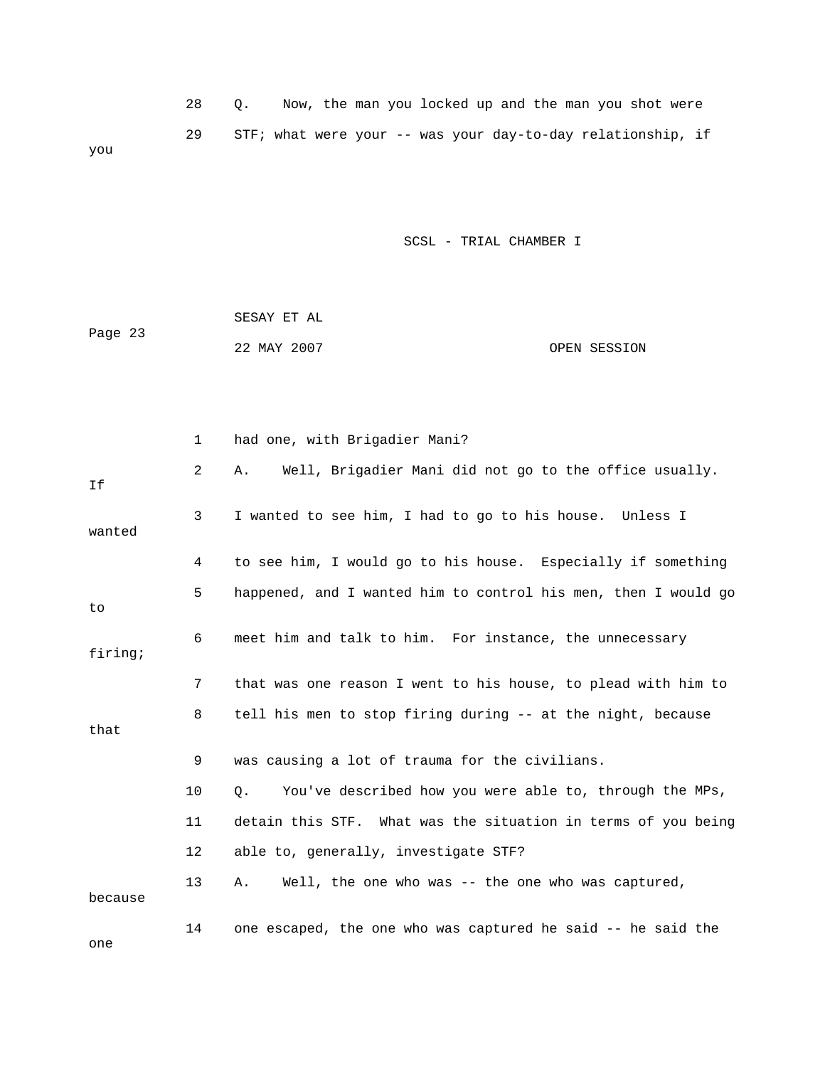28 Q. Now, the man you locked up and the man you shot were

29 STF; what were your -- was your day-to-day relationship, if you

1 had one, with Brigadier Mani?

2 A. Well, Brigadier Mani did not go to the office usually. If

3 I wanted to see him, I had to go to his house. Unless I wanted

4 to see him, I would go to his house. Especially if something

5 happened, and I wanted him to control his men, then I would go to

6 meet him and talk to him. For instance, the unnecessary firing;

7 that was one reason I went to his house, to plead with him to

8 tell his men to stop firing during -- at the night, because that

9 was causing a lot of trauma for the civilians.

10 Q. You've described how you were able to, through the MPs,

11 detain this STF. What was the situation in terms of you being

12 able to, generally, investigate STF?

13 A. Well, the one who was -- the one who was captured, because

14 one escaped, the one who was captured he said -- he said the one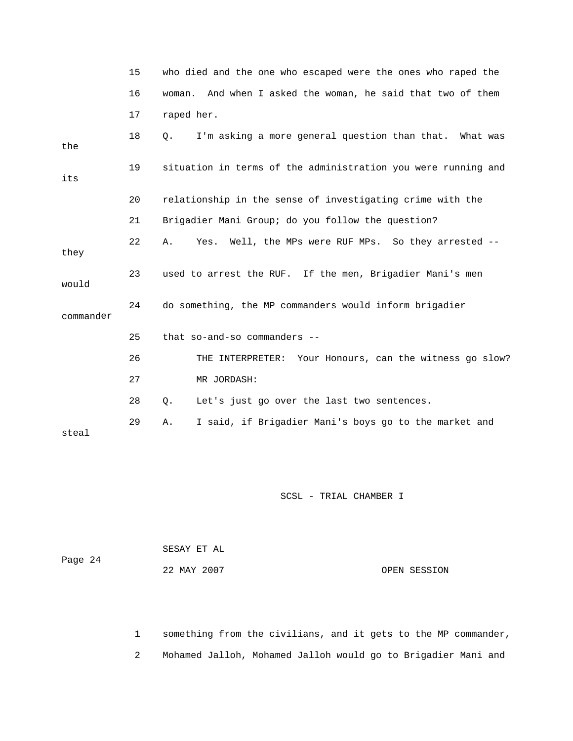15 who died and the one who escaped were the ones who raped the

16 woman. And when I asked the woman, he said that two of them

17 raped her.

18 Q. I'm asking a more general question than that. What was the

19 situation in terms of the administration you were running and its

20 relationship in the sense of investigating crime with the

21 Brigadier Mani Group; do you follow the question?

22 A. Yes. Well, the MPs were RUF MPs. So they arrested -- they

23 used to arrest the RUF. If the men, Brigadier Mani's men would

24 do something, the MP commanders would inform brigadier commander

25 that so-and-so commanders --

26 THE INTERPRETER: Your Honours, can the witness go slow?

27 MR JORDASH:

28 Q. Let's just go over the last two sentences.

29 A. I said, if Brigadier Mani's boys go to the market and steal

1 something from the civilians, and it gets to the MP commander,

2 Mohamed Jalloh, Mohamed Jalloh would go to Brigadier Mani and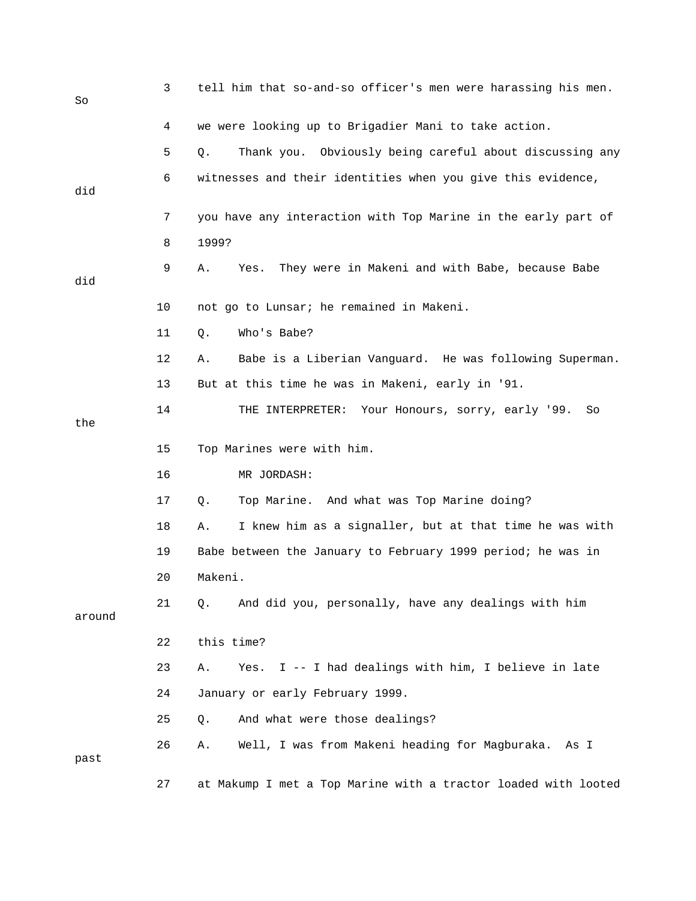3 tell him that so-and-so officer's men were harassing his men. So

4 we were looking up to Brigadier Mani to take action.

5 Q. Thank you. Obviously being careful about discussing any

6 witnesses and their identities when you give this evidence, did

7 you have any interaction with Top Marine in the early part of

8 1999?

9 A. Yes. They were in Makeni and with Babe, because Babe did

10 not go to Lunsar; he remained in Makeni.

11 Q. Who's Babe?

12 A. Babe is a Liberian Vanguard. He was following Superman.

13 But at this time he was in Makeni, early in '91.

14 THE INTERPRETER: Your Honours, sorry, early '99. So the

15 Top Marines were with him.

16 MR JORDASH:

17 Q. Top Marine. And what was Top Marine doing?

18 A. I knew him as a signaller, but at that time he was with

19 Babe between the January to February 1999 period; he was in

20 Makeni.

21 Q. And did you, personally, have any dealings with him around

22 this time?

23 A. Yes. I -- I had dealings with him, I believe in late

24 January or early February 1999.

25 Q. And what were those dealings?

26 A. Well, I was from Makeni heading for Magburaka. As I past

27 at Makump I met a Top Marine with a tractor loaded with looted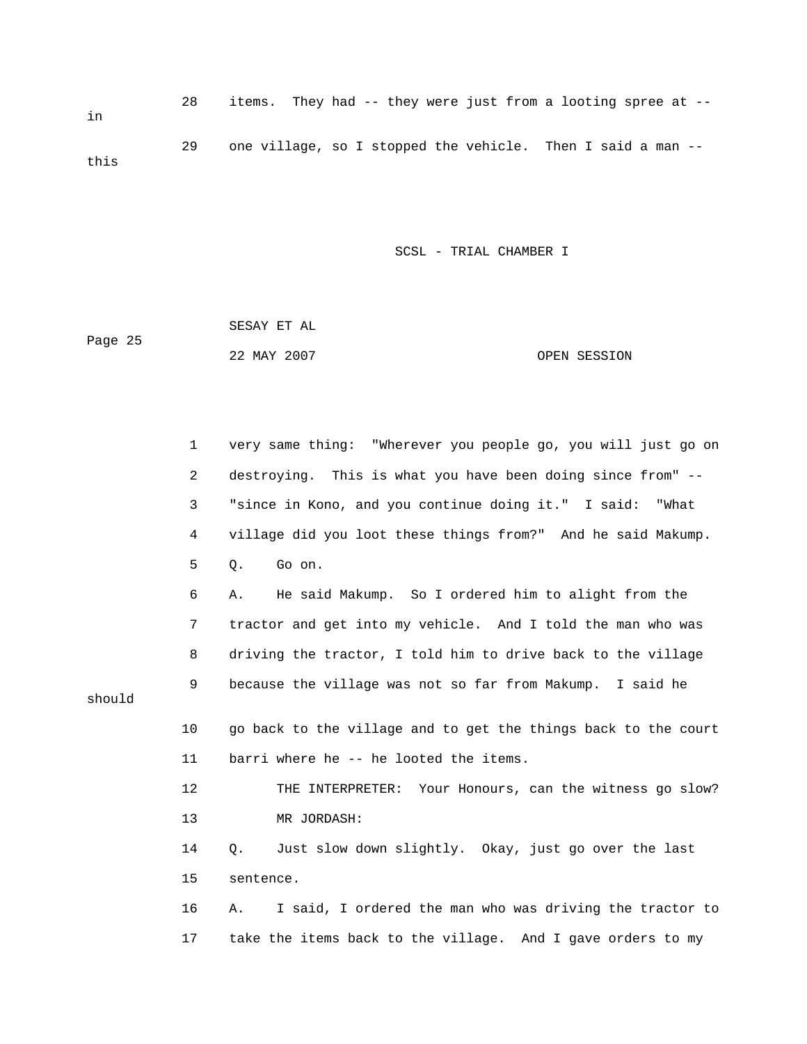28 items. They had -- they were just from a looting spree at -- in

29 one village, so I stopped the vehicle. Then I said a man -- this

1 very same thing: "Wherever you people go, you will just go on

2 destroying. This is what you have been doing since from" --

3 "since in Kono, and you continue doing it." I said: "What

4 village did you loot these things from?" And he said Makump.

5 Q. Go on.

6 A. He said Makump. So I ordered him to alight from the

7 tractor and get into my vehicle. And I told the man who was

8 driving the tractor, I told him to drive back to the village

9 because the village was not so far from Makump. I said he should

10 go back to the village and to get the things back to the court

11 barri where he -- he looted the items.

12 THE INTERPRETER: Your Honours, can the witness go slow?

13 MR JORDASH:

14 Q. Just slow down slightly. Okay, just go over the last

15 sentence.

16 A. I said, I ordered the man who was driving the tractor to

17 take the items back to the village. And I gave orders to my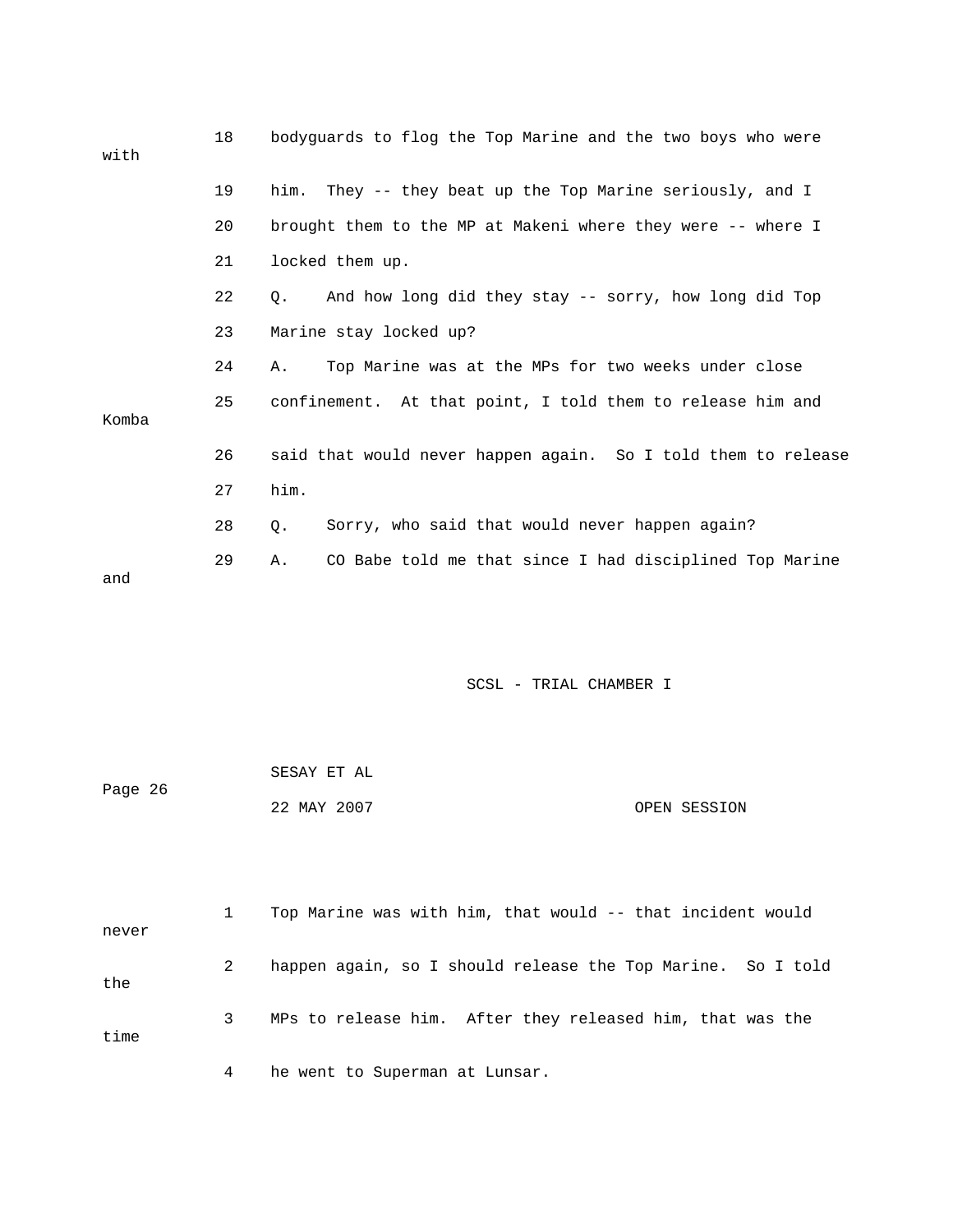18 bodyguards to flog the Top Marine and the two boys who were with

19 him. They -- they beat up the Top Marine seriously, and I

20 brought them to the MP at Makeni where they were -- where I

21 locked them up.

22 Q. And how long did they stay -- sorry, how long did Top

23 Marine stay locked up?

24 A. Top Marine was at the MPs for two weeks under close

25 confinement. At that point, I told them to release him and Komba

26 said that would never happen again. So I told them to release

27 him.

28 Q. Sorry, who said that would never happen again?

29 A. CO Babe told me that since I had disciplined Top Marine and

1 Top Marine was with him, that would -- that incident would never

2 happen again, so I should release the Top Marine. So I told the

3 MPs to release him. After they released him, that was the time

4 he went to Superman at Lunsar.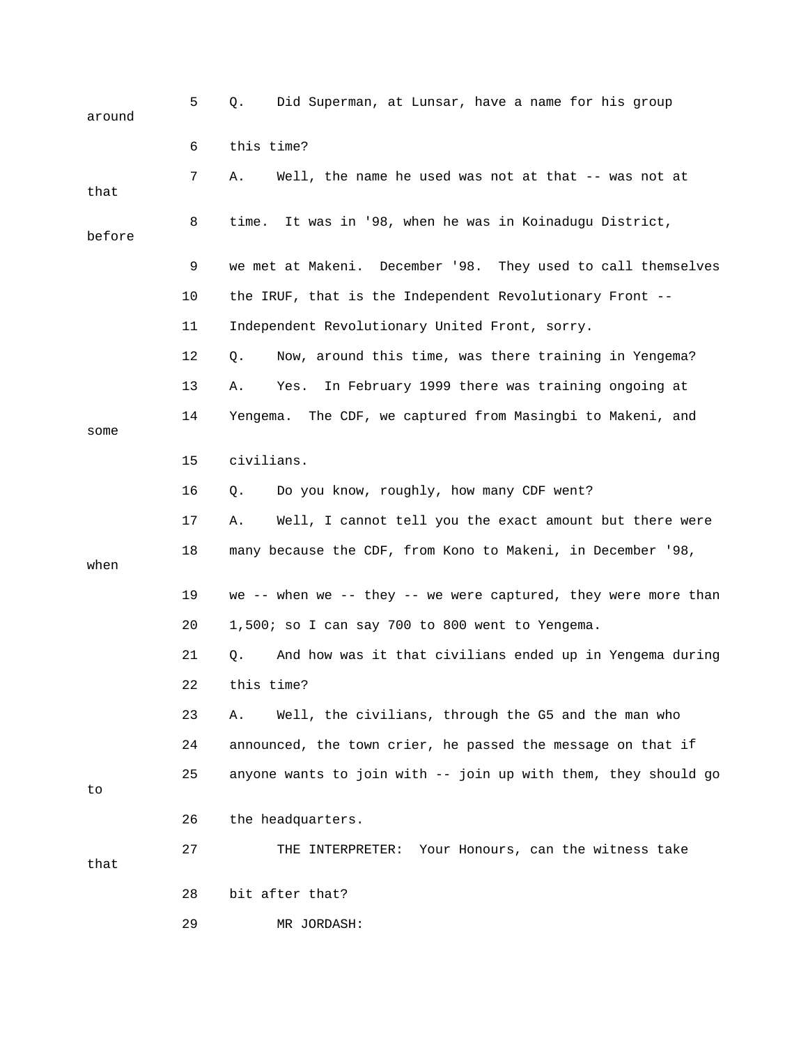5 Q. Did Superman, at Lunsar, have a name for his group around

6 this time?

7 A. Well, the name he used was not at that -- was not at that

8 time. It was in '98, when he was in Koinadugu District, before

9 we met at Makeni. December '98. They used to call themselves

10 the IRUF, that is the Independent Revolutionary Front --

11 Independent Revolutionary United Front, sorry.

12 Q. Now, around this time, was there training in Yengema?

13 A. Yes. In February 1999 there was training ongoing at

14 Yengema. The CDF, we captured from Masingbi to Makeni, and some

15 civilians.

16 Q. Do you know, roughly, how many CDF went?

17 A. Well, I cannot tell you the exact amount but there were

18 many because the CDF, from Kono to Makeni, in December '98, when

19 we -- when we -- they -- we were captured, they were more than

20 1,500; so I can say 700 to 800 went to Yengema.

21 Q. And how was it that civilians ended up in Yengema during

22 this time?

23 A. Well, the civilians, through the G5 and the man who

24 announced, the town crier, he passed the message on that if

25 anyone wants to join with -- join up with them, they should go to

26 the headquarters.

27 THE INTERPRETER: Your Honours, can the witness take that

28 bit after that?

29 MR JORDASH: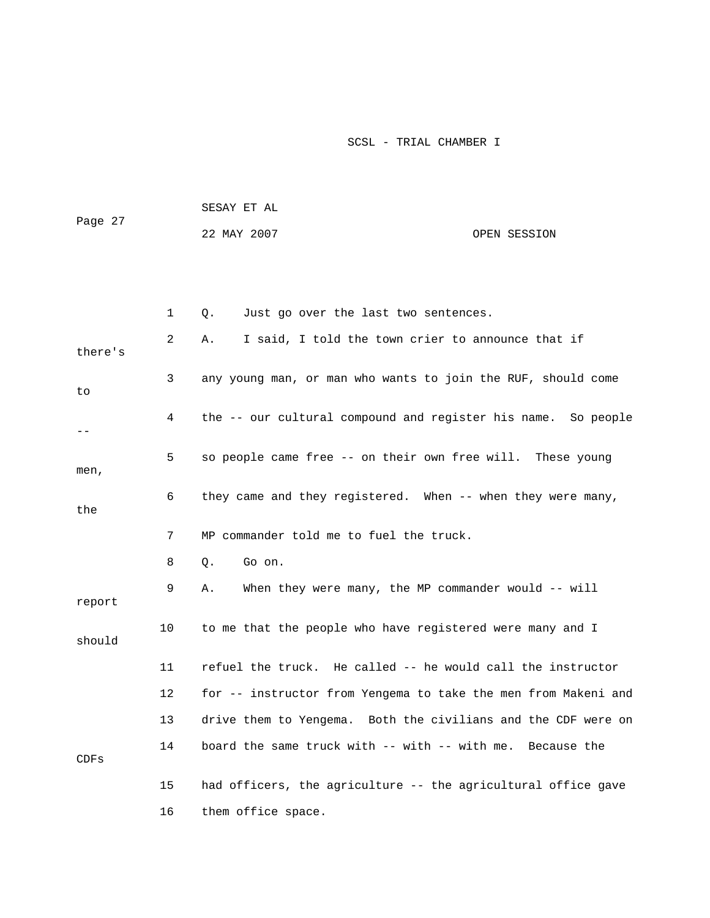1 Q. Just go over the last two sentences.

2 A. I said, I told the town crier to announce that if there's

3 any young man, or man who wants to join the RUF, should come to

4 the -- our cultural compound and register his name. So people --

5 so people came free -- on their own free will. These young men,

6 they came and they registered. When -- when they were many, the

7 MP commander told me to fuel the truck.

8 Q. Go on.

9 A. When they were many, the MP commander would -- will report

10 to me that the people who have registered were many and I should

11 refuel the truck. He called -- he would call the instructor

12 for -- instructor from Yengema to take the men from Makeni and

13 drive them to Yengema. Both the civilians and the CDF were on

14 board the same truck with -- with -- with me. Because the CDFs

15 had officers, the agriculture -- the agricultural office gave

16 them office space.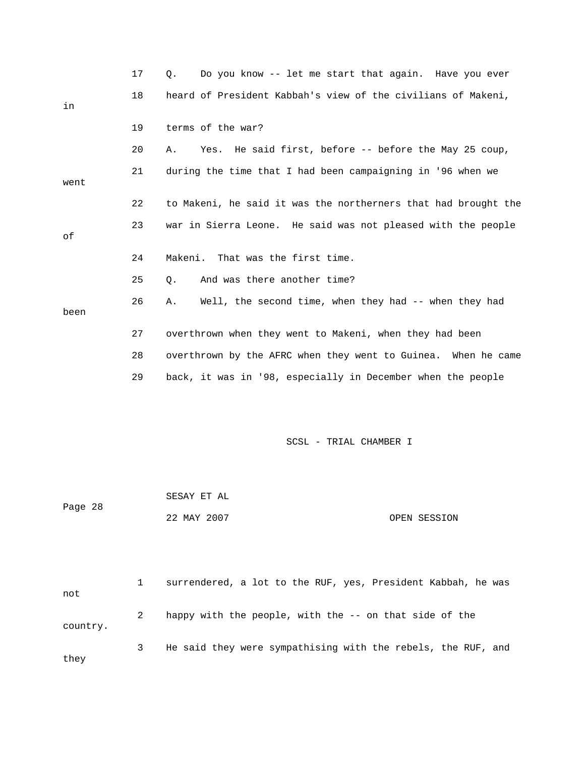17 Q. Do you know -- let me start that again. Have you ever
18 heard of President Kabbah's view of the civilians of Makeni, in
19 terms of the war?
20 A. Yes. He said first, before -- before the May 25 coup,
21 during the time that I had been campaigning in '96 when we went
22 to Makeni, he said it was the northerners that had brought the
23 war in Sierra Leone. He said was not pleased with the people of
24 Makeni. That was the first time.
25 Q. And was there another time?
26 A. Well, the second time, when they had -- when they had been
27 overthrown when they went to Makeni, when they had been
28 overthrown by the AFRC when they went to Guinea. When he came
29 back, it was in '98, especially in December when the people

1 surrendered, a lot to the RUF, yes, President Kabbah, he was not
2 happy with the people, with the -- on that side of the country.
3 He said they were sympathising with the rebels, the RUF, and they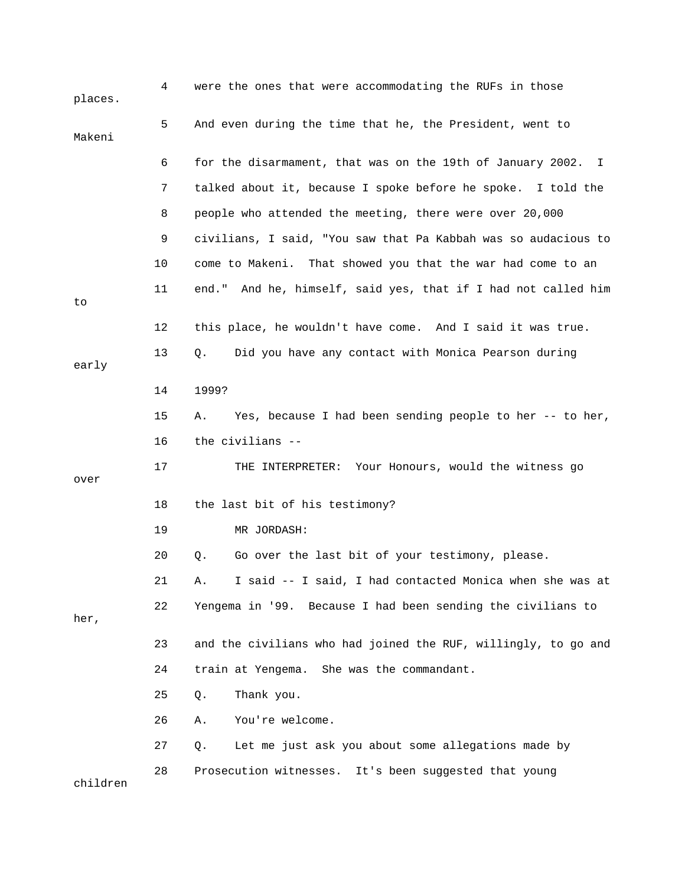4 were the ones that were accommodating the RUFs in those places.

5 And even during the time that he, the President, went to Makeni

6 for the disarmament, that was on the 19th of January 2002. I

7 talked about it, because I spoke before he spoke. I told the

8 people who attended the meeting, there were over 20,000

9 civilians, I said, "You saw that Pa Kabbah was so audacious to

10 come to Makeni. That showed you that the war had come to an

11 end." And he, himself, said yes, that if I had not called him to

12 this place, he wouldn't have come. And I said it was true.

13 Q. Did you have any contact with Monica Pearson during early

14 1999?

15 A. Yes, because I had been sending people to her -- to her,

16 the civilians --

17 THE INTERPRETER: Your Honours, would the witness go over

18 the last bit of his testimony?

19 MR JORDASH:

20 Q. Go over the last bit of your testimony, please.

21 A. I said -- I said, I had contacted Monica when she was at

22 Yengema in '99. Because I had been sending the civilians to her,

23 and the civilians who had joined the RUF, willingly, to go and

24 train at Yengema. She was the commandant.

25 Q. Thank you.

26 A. You're welcome.

27 Q. Let me just ask you about some allegations made by

28 Prosecution witnesses. It's been suggested that young children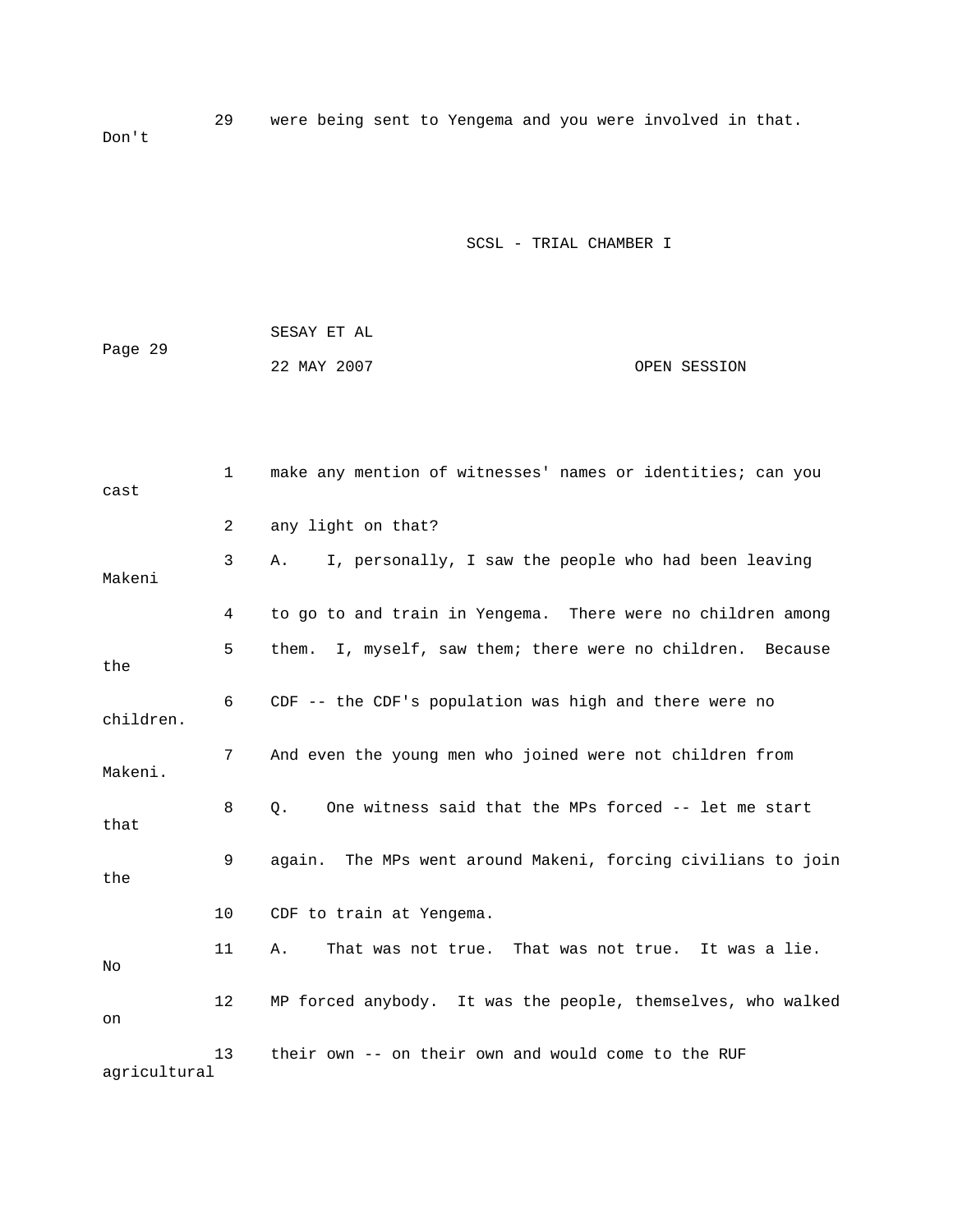29 were being sent to Yengema and you were involved in that. Don't

1 make any mention of witnesses' names or identities; can you cast

2 any light on that?

3 A. I, personally, I saw the people who had been leaving Makeni

4 to go to and train in Yengema. There were no children among

5 them. I, myself, saw them; there were no children. Because the

6 CDF -- the CDF's population was high and there were no children.

7 And even the young men who joined were not children from Makeni.

8 Q. One witness said that the MPs forced -- let me start that

9 again. The MPs went around Makeni, forcing civilians to join the

10 CDF to train at Yengema.

11 A. That was not true. That was not true. It was a lie. No

12 MP forced anybody. It was the people, themselves, who walked on

13 their own -- on their own and would come to the RUF agricultural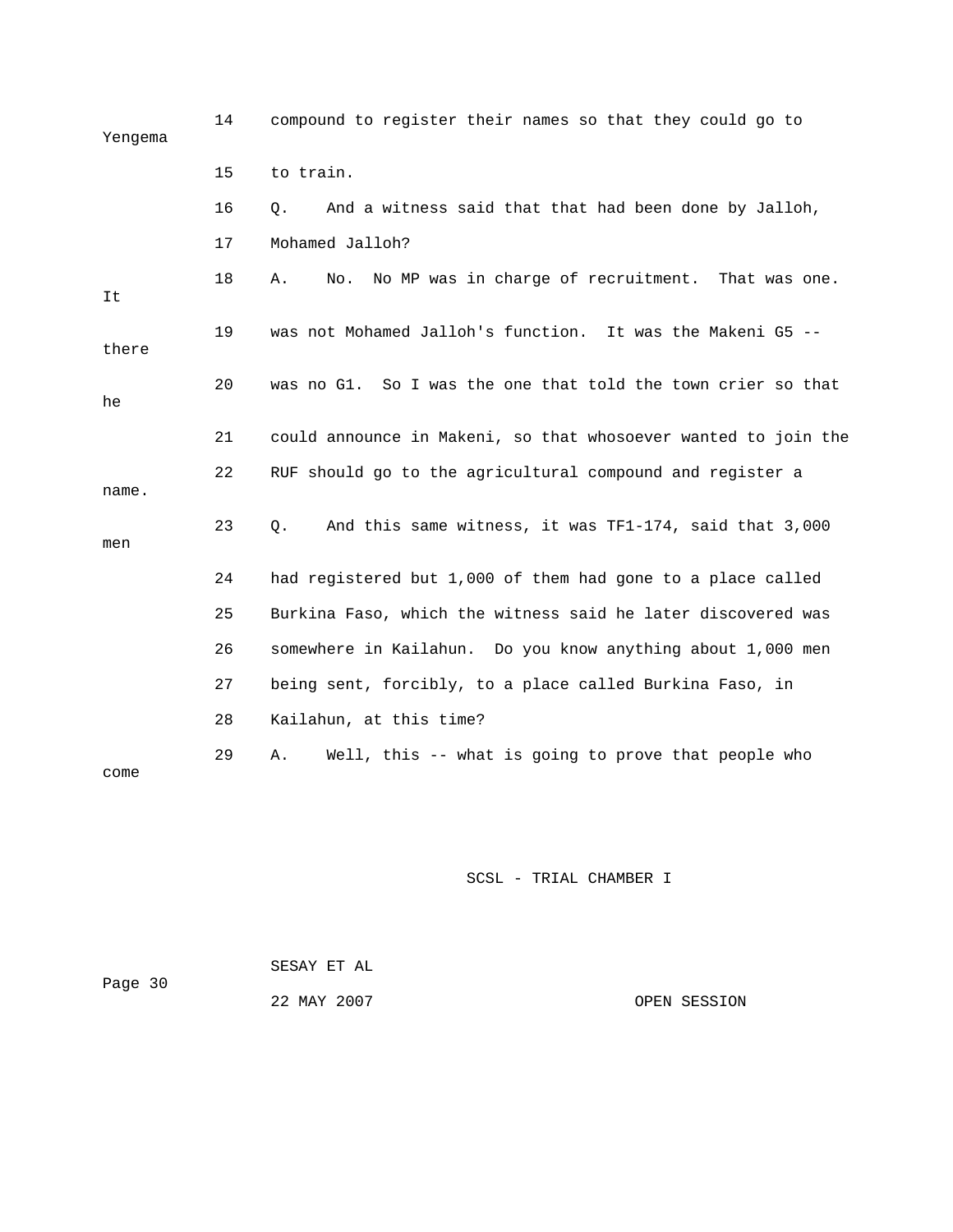14 compound to register their names so that they could go to Yengema

15 to train.

16 Q. And a witness said that that had been done by Jalloh,

17 Mohamed Jalloh?

18 A. No. No MP was in charge of recruitment. That was one. It

19 was not Mohamed Jalloh's function. It was the Makeni G5 -- there

20 was no G1. So I was the one that told the town crier so that he

21 could announce in Makeni, so that whosoever wanted to join the

22 RUF should go to the agricultural compound and register a name.

23 Q. And this same witness, it was TF1-174, said that 3,000 men

24 had registered but 1,000 of them had gone to a place called

25 Burkina Faso, which the witness said he later discovered was

26 somewhere in Kailahun. Do you know anything about 1,000 men

27 being sent, forcibly, to a place called Burkina Faso, in

28 Kailahun, at this time?

29 A. Well, this -- what is going to prove that people who come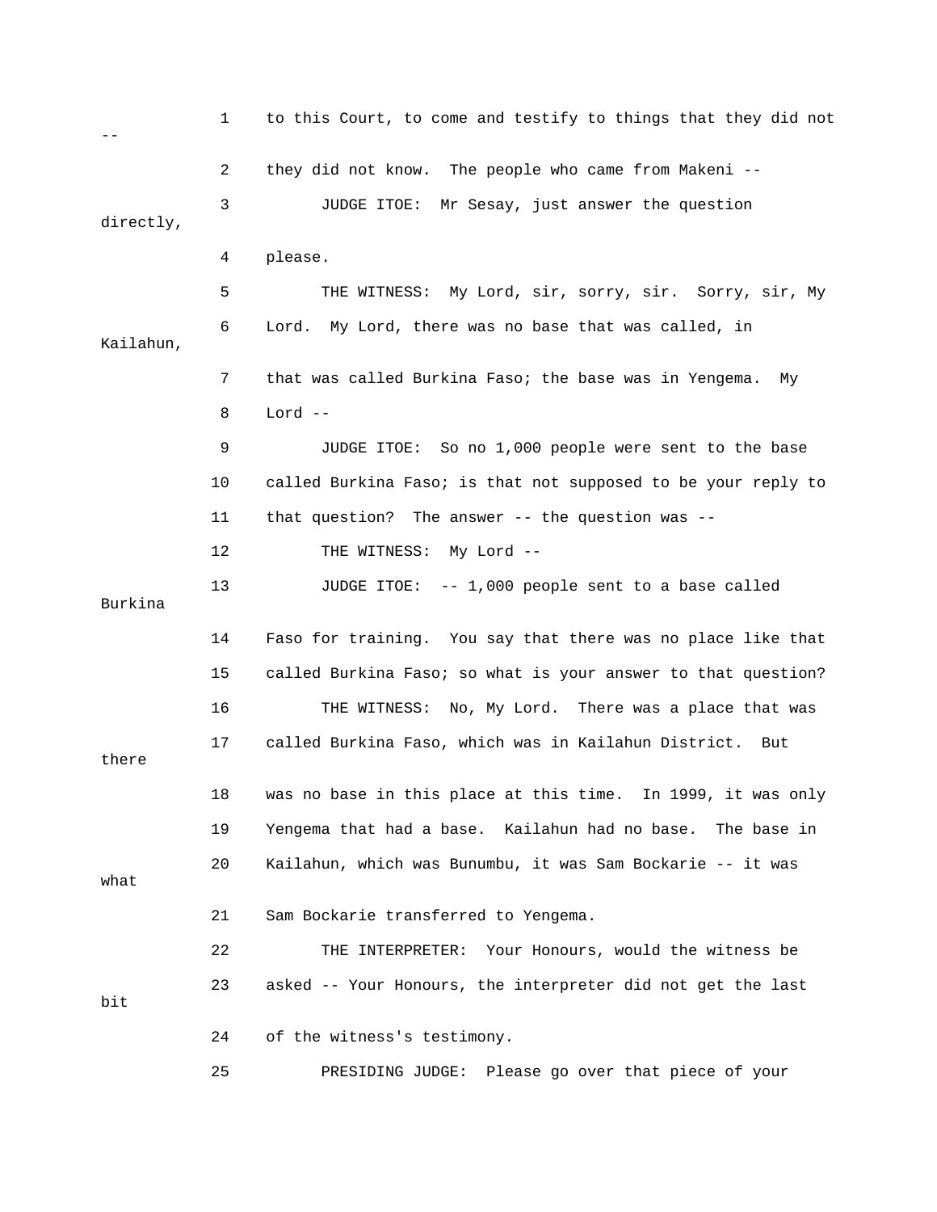1 to this Court, to come and testify to things that they did not --

2 they did not know. The people who came from Makeni --

3 JUDGE ITOE: Mr Sesay, just answer the question directly,

4 please.

5 THE WITNESS: My Lord, sir, sorry, sir. Sorry, sir, My

6 Lord. My Lord, there was no base that was called, in Kailahun,

7 that was called Burkina Faso; the base was in Yengema. My

8 Lord --

9 JUDGE ITOE: So no 1,000 people were sent to the base

10 called Burkina Faso; is that not supposed to be your reply to

11 that question? The answer -- the question was --

12 THE WITNESS: My Lord --

13 JUDGE ITOE: -- 1,000 people sent to a base called Burkina

14 Faso for training. You say that there was no place like that

15 called Burkina Faso; so what is your answer to that question?

16 THE WITNESS: No, My Lord. There was a place that was

17 called Burkina Faso, which was in Kailahun District. But there

18 was no base in this place at this time. In 1999, it was only

19 Yengema that had a base. Kailahun had no base. The base in

20 Kailahun, which was Bunumbu, it was Sam Bockarie -- it was what

21 Sam Bockarie transferred to Yengema.

22 THE INTERPRETER: Your Honours, would the witness be

23 asked -- Your Honours, the interpreter did not get the last bit

24 of the witness's testimony.

25 PRESIDING JUDGE: Please go over that piece of your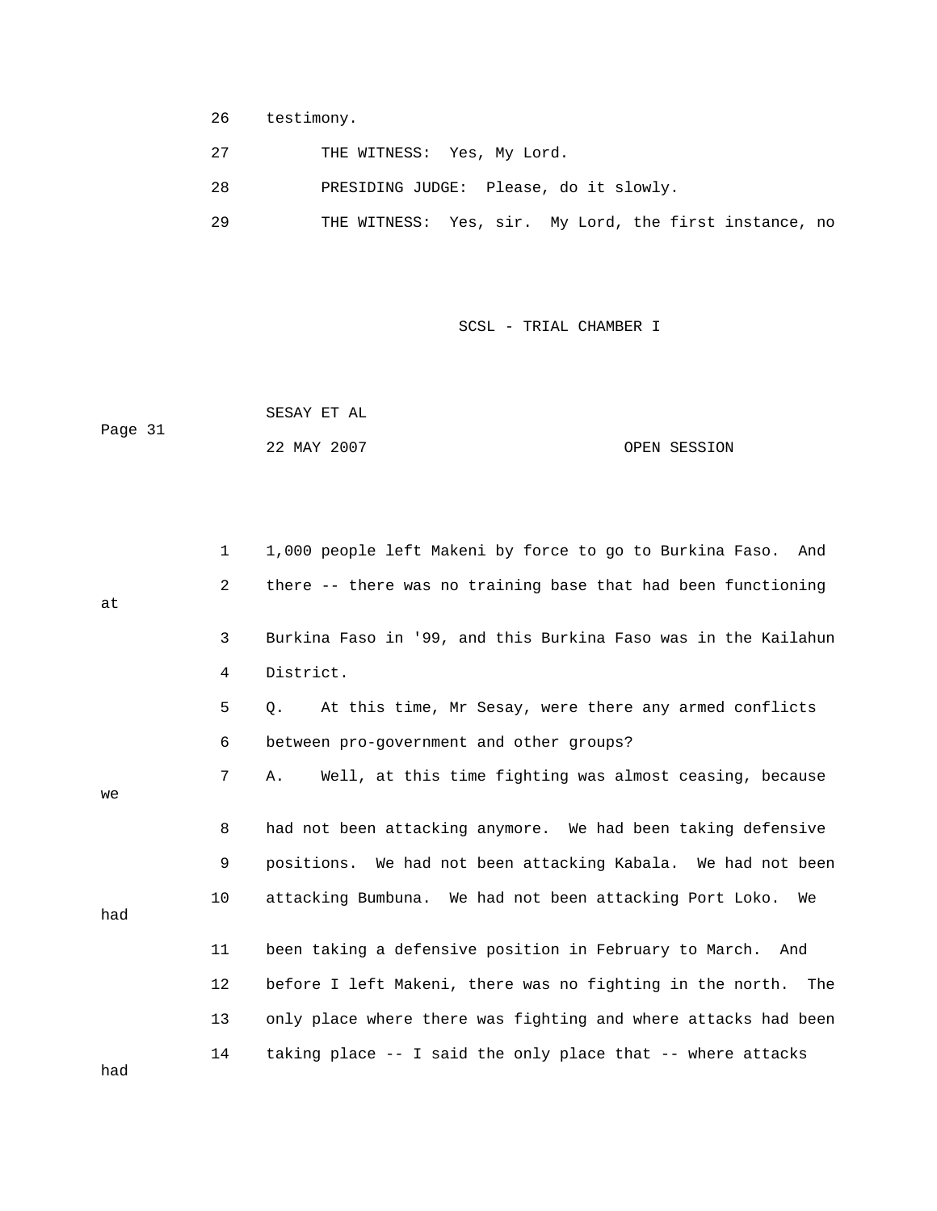26 testimony.

27 THE WITNESS: Yes, My Lord.

28 PRESIDING JUDGE: Please, do it slowly.

29 THE WITNESS: Yes, sir. My Lord, the first instance, no

1 1,000 people left Makeni by force to go to Burkina Faso. And

2 there -- there was no training base that had been functioning at

3 Burkina Faso in '99, and this Burkina Faso was in the Kailahun

4 District.

5 Q. At this time, Mr Sesay, were there any armed conflicts

6 between pro-government and other groups?

7 A. Well, at this time fighting was almost ceasing, because we

8 had not been attacking anymore. We had been taking defensive

9 positions. We had not been attacking Kabala. We had not been

10 attacking Bumbuna. We had not been attacking Port Loko. We had

11 been taking a defensive position in February to March. And

12 before I left Makeni, there was no fighting in the north. The

13 only place where there was fighting and where attacks had been

14 taking place -- I said the only place that -- where attacks had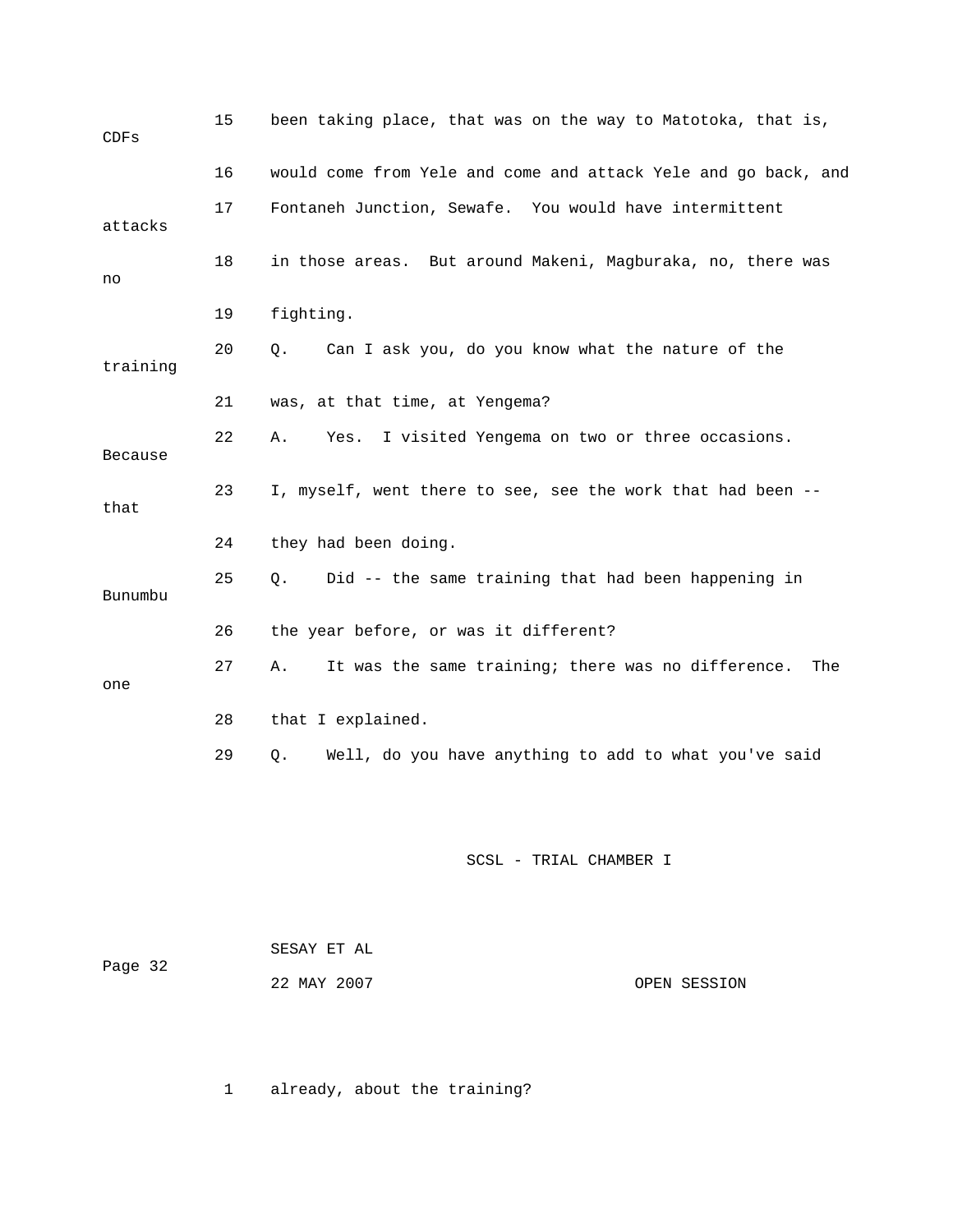15 been taking place, that was on the way to Matotoka, that is, CDFs

16 would come from Yele and come and attack Yele and go back, and

17 Fontaneh Junction, Sewafe. You would have intermittent attacks

18 in those areas. But around Makeni, Magburaka, no, there was no

19 fighting.

20 Q. Can I ask you, do you know what the nature of the training

21 was, at that time, at Yengema?

22 A. Yes. I visited Yengema on two or three occasions. Because

23 I, myself, went there to see, see the work that had been -- that

24 they had been doing.

25 Q. Did -- the same training that had been happening in Bunumbu

26 the year before, or was it different?

27 A. It was the same training; there was no difference. The one

28 that I explained.

29 Q. Well, do you have anything to add to what you've said

1 already, about the training?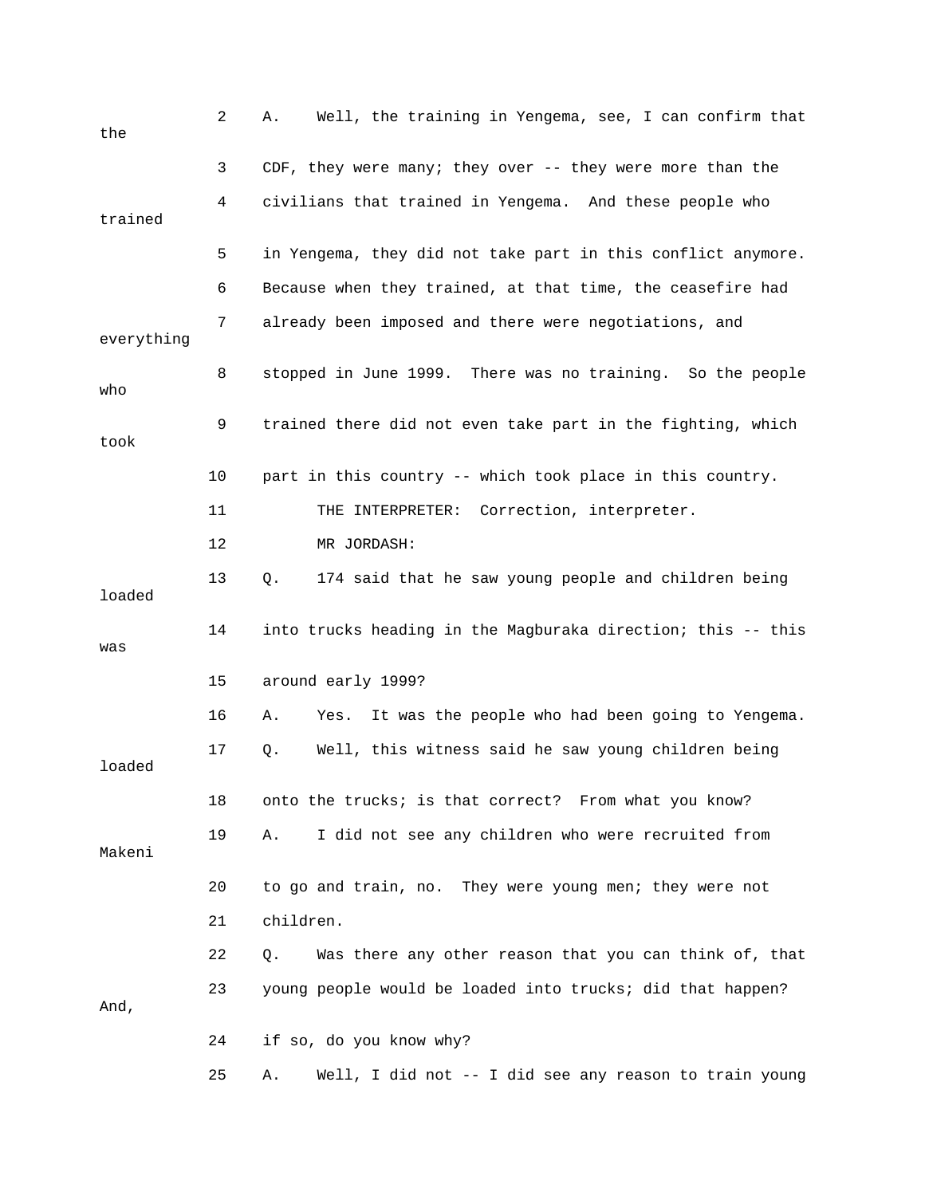2 A. Well, the training in Yengema, see, I can confirm that the

3 CDF, they were many; they over -- they were more than the

4 civilians that trained in Yengema. And these people who trained

5 in Yengema, they did not take part in this conflict anymore.

6 Because when they trained, at that time, the ceasefire had

7 already been imposed and there were negotiations, and everything

8 stopped in June 1999. There was no training. So the people who

9 trained there did not even take part in the fighting, which took

10 part in this country -- which took place in this country.

11 THE INTERPRETER: Correction, interpreter.

12 MR JORDASH:

13 Q. 174 said that he saw young people and children being loaded

14 into trucks heading in the Magburaka direction; this -- this was

15 around early 1999?

16 A. Yes. It was the people who had been going to Yengema.

17 Q. Well, this witness said he saw young children being loaded

18 onto the trucks; is that correct? From what you know?

19 A. I did not see any children who were recruited from Makeni

20 to go and train, no. They were young men; they were not

21 children.

22 Q. Was there any other reason that you can think of, that

23 young people would be loaded into trucks; did that happen? And,

24 if so, do you know why?

25 A. Well, I did not -- I did see any reason to train young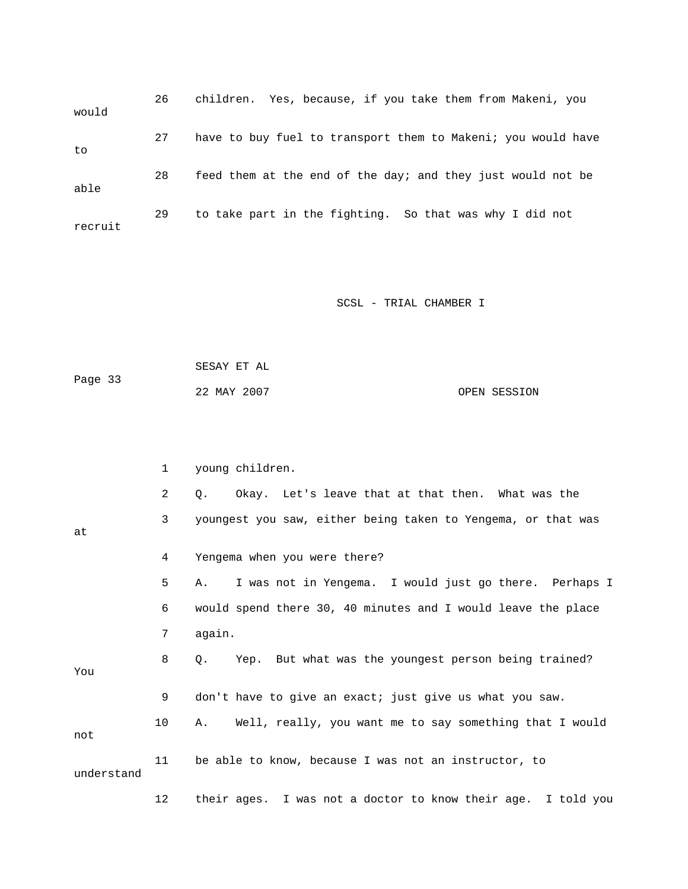26 children. Yes, because, if you take them from Makeni, you would

27 have to buy fuel to transport them to Makeni; you would have to

28 feed them at the end of the day; and they just would not be able

29 to take part in the fighting. So that was why I did not recruit

1 young children.

2 Q. Okay. Let's leave that at that then. What was the

3 youngest you saw, either being taken to Yengema, or that was at

4 Yengema when you were there?

5 A. I was not in Yengema. I would just go there. Perhaps I

6 would spend there 30, 40 minutes and I would leave the place

7 again.

8 Q. Yep. But what was the youngest person being trained? You

9 don't have to give an exact; just give us what you saw.

10 A. Well, really, you want me to say something that I would not

11 be able to know, because I was not an instructor, to understand

12 their ages. I was not a doctor to know their age. I told you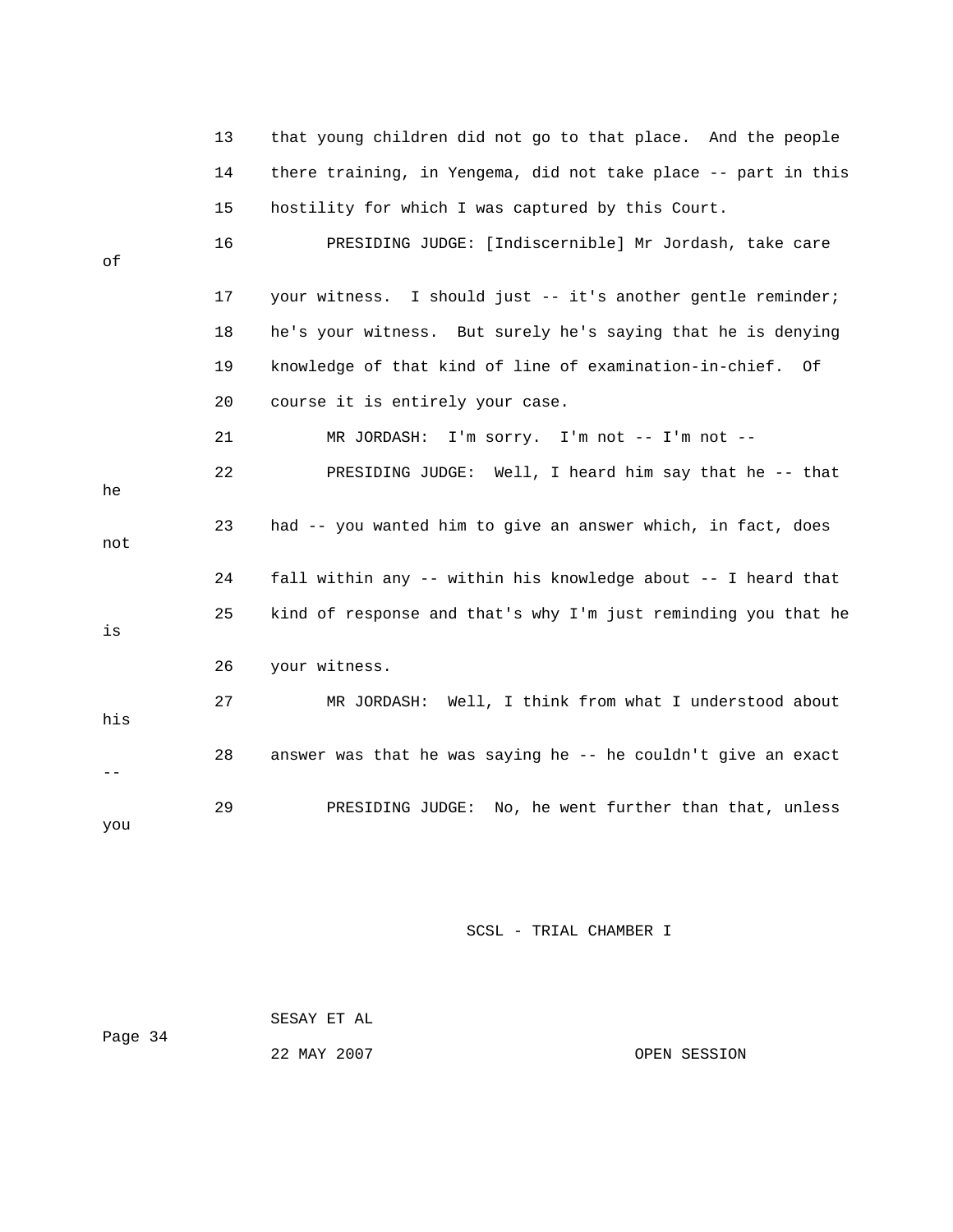13 that young children did not go to that place. And the people

14 there training, in Yengema, did not take place -- part in this

15 hostility for which I was captured by this Court.

16 PRESIDING JUDGE: [Indiscernible] Mr Jordash, take care of

17 your witness. I should just -- it's another gentle reminder;

18 he's your witness. But surely he's saying that he is denying

19 knowledge of that kind of line of examination-in-chief. Of

20 course it is entirely your case.

21 MR JORDASH: I'm sorry. I'm not -- I'm not --

22 PRESIDING JUDGE: Well, I heard him say that he -- that he

23 had -- you wanted him to give an answer which, in fact, does not

24 fall within any -- within his knowledge about -- I heard that

25 kind of response and that's why I'm just reminding you that he is

26 your witness.

27 MR JORDASH: Well, I think from what I understood about his

28 answer was that he was saying he -- he couldn't give an exact --

29 PRESIDING JUDGE: No, he went further than that, unless you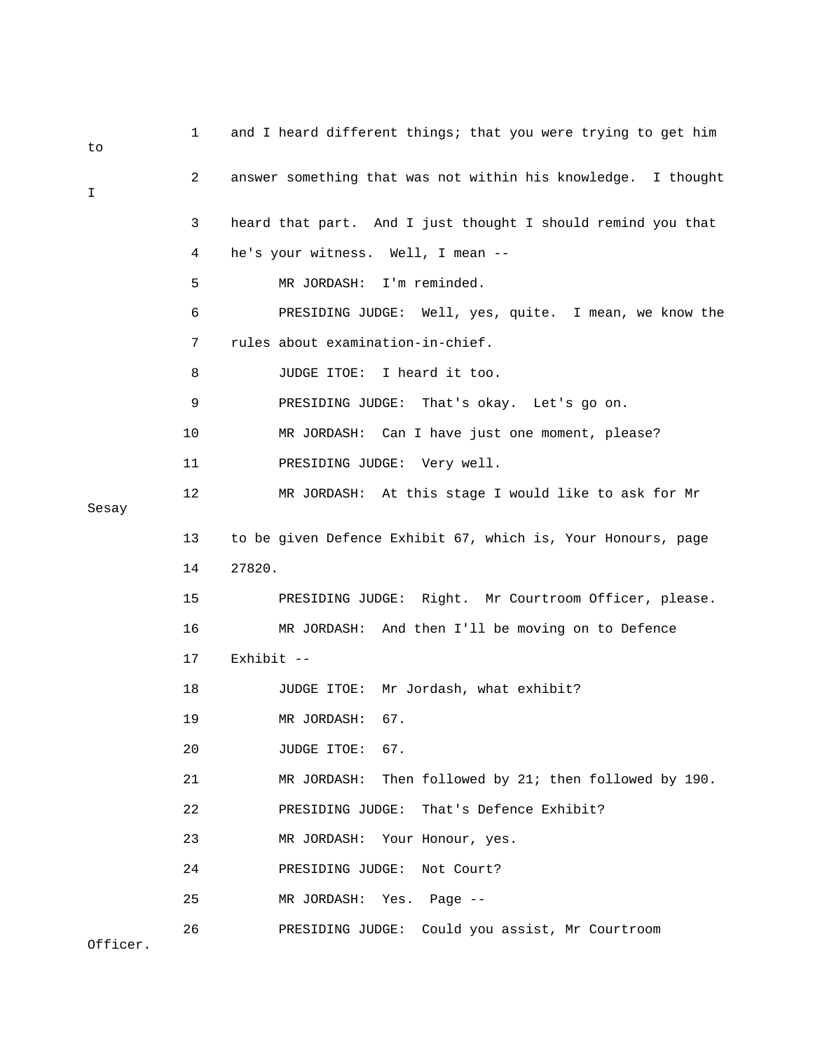1 and I heard different things; that you were trying to get him to

2 answer something that was not within his knowledge. I thought I

3 heard that part. And I just thought I should remind you that

4 he's your witness. Well, I mean --

5 MR JORDASH: I'm reminded.

6 PRESIDING JUDGE: Well, yes, quite. I mean, we know the

7 rules about examination-in-chief.

8 JUDGE ITOE: I heard it too.

9 PRESIDING JUDGE: That's okay. Let's go on.

10 MR JORDASH: Can I have just one moment, please?

11 PRESIDING JUDGE: Very well.

12 MR JORDASH: At this stage I would like to ask for Mr Sesay

13 to be given Defence Exhibit 67, which is, Your Honours, page

14 27820.

15 PRESIDING JUDGE: Right. Mr Courtroom Officer, please.

16 MR JORDASH: And then I'll be moving on to Defence

17 Exhibit --

18 JUDGE ITOE: Mr Jordash, what exhibit?

19 MR JORDASH: 67.

20 JUDGE ITOE: 67.

21 MR JORDASH: Then followed by 21; then followed by 190.

22 PRESIDING JUDGE: That's Defence Exhibit?

23 MR JORDASH: Your Honour, yes.

24 PRESIDING JUDGE: Not Court?

25 MR JORDASH: Yes. Page --

26 PRESIDING JUDGE: Could you assist, Mr Courtroom Officer.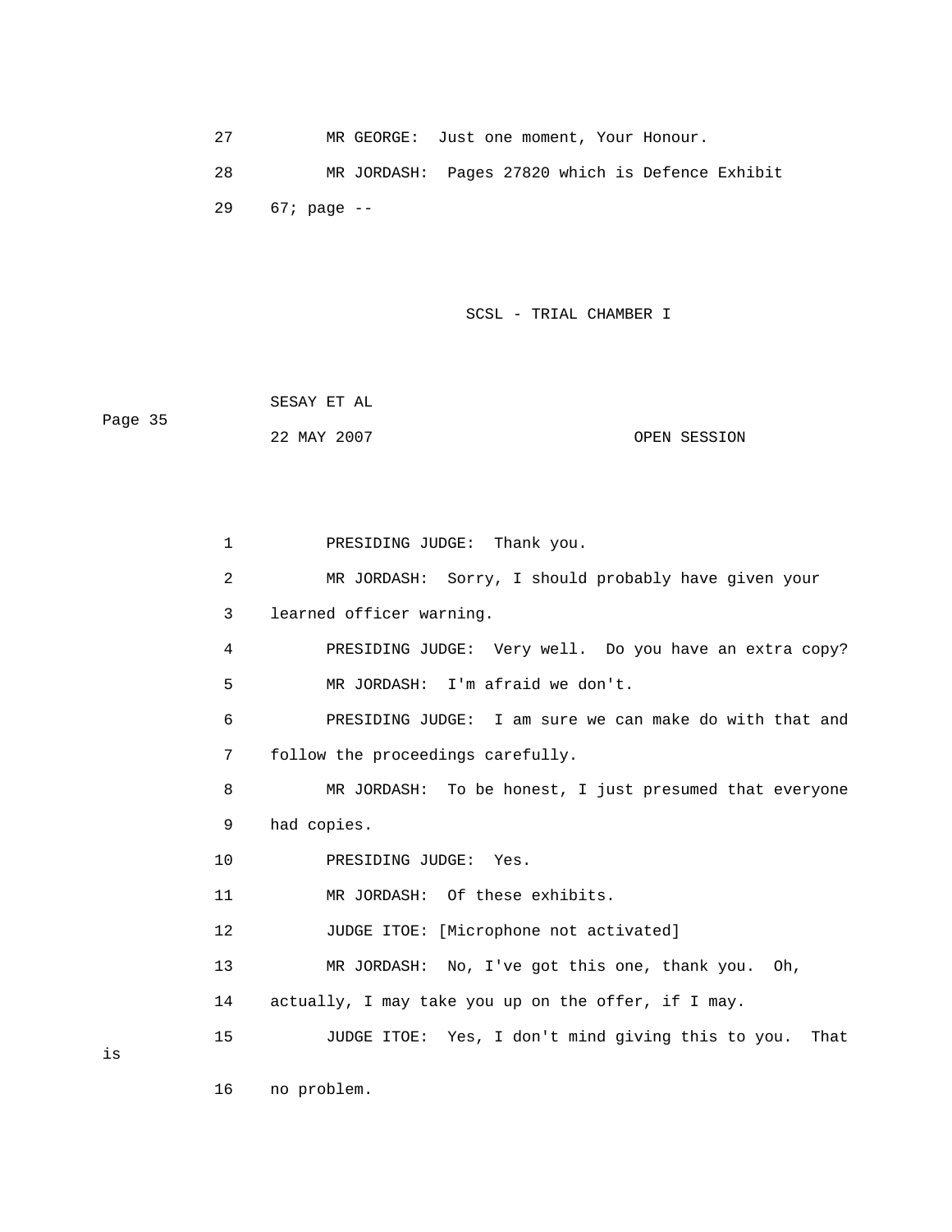27 MR GEORGE: Just one moment, Your Honour.

28 MR JORDASH: Pages 27820 which is Defence Exhibit

29 67; page --

1 PRESIDING JUDGE: Thank you.

2 MR JORDASH: Sorry, I should probably have given your

3 learned officer warning.

4 PRESIDING JUDGE: Very well. Do you have an extra copy?

5 MR JORDASH: I'm afraid we don't.

6 PRESIDING JUDGE: I am sure we can make do with that and

7 follow the proceedings carefully.

8 MR JORDASH: To be honest, I just presumed that everyone

9 had copies.

10 PRESIDING JUDGE: Yes.

11 MR JORDASH: Of these exhibits.

12 JUDGE ITOE: [Microphone not activated]

13 MR JORDASH: No, I've got this one, thank you. Oh,

14 actually, I may take you up on the offer, if I may.

15 JUDGE ITOE: Yes, I don't mind giving this to you. That is

16 no problem.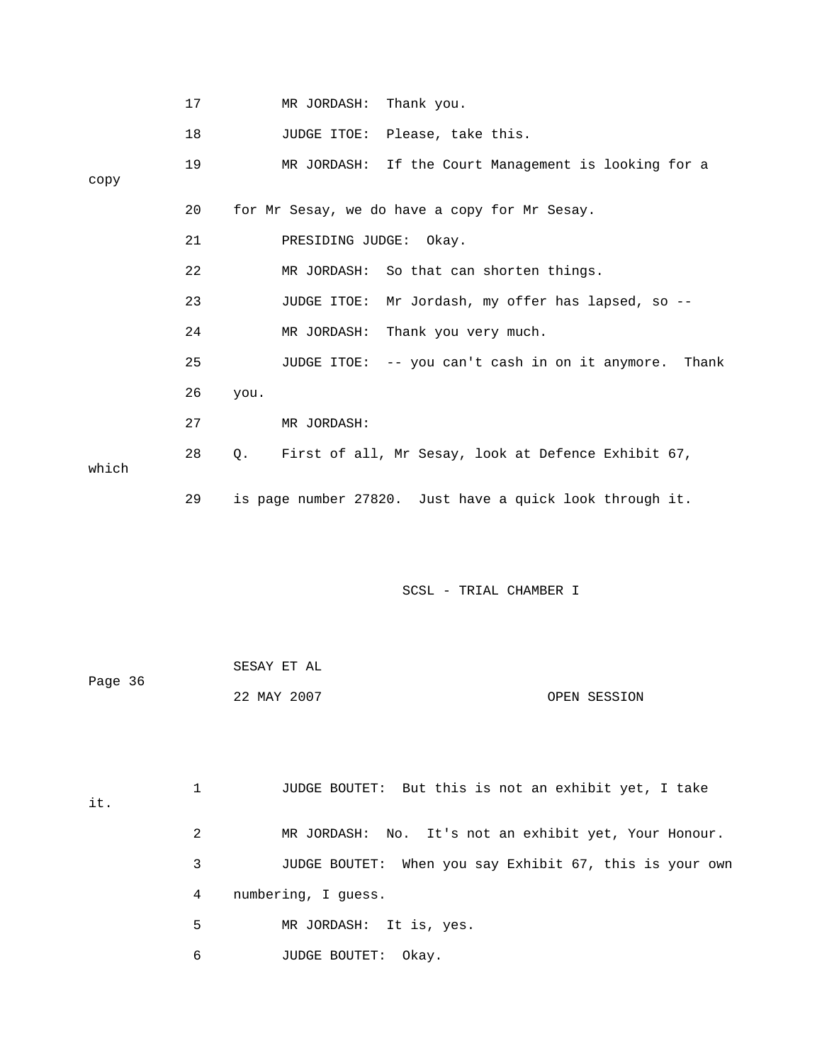17 MR JORDASH: Thank you.

18 JUDGE ITOE: Please, take this.

19 MR JORDASH: If the Court Management is looking for a copy

20 for Mr Sesay, we do have a copy for Mr Sesay.

21 PRESIDING JUDGE: Okay.

22 MR JORDASH: So that can shorten things.

23 JUDGE ITOE: Mr Jordash, my offer has lapsed, so --

24 MR JORDASH: Thank you very much.

25 JUDGE ITOE: -- you can't cash in on it anymore. Thank

26 you.

27 MR JORDASH:

28 Q. First of all, Mr Sesay, look at Defence Exhibit 67, which

29 is page number 27820. Just have a quick look through it.

1 JUDGE BOUTET: But this is not an exhibit yet, I take it.

2 MR JORDASH: No. It's not an exhibit yet, Your Honour.

3 JUDGE BOUTET: When you say Exhibit 67, this is your own

4 numbering, I guess.

5 MR JORDASH: It is, yes.

6 JUDGE BOUTET: Okay.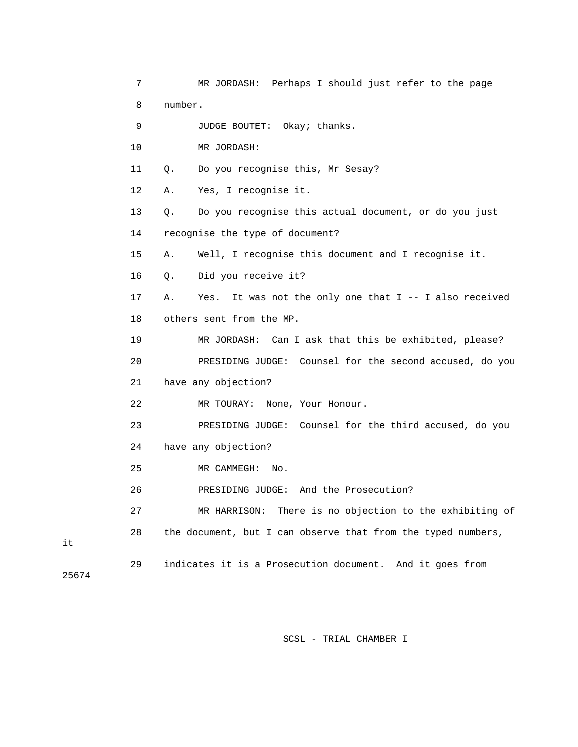7 MR JORDASH: Perhaps I should just refer to the page

8 number.

9 JUDGE BOUTET: Okay; thanks.

10 MR JORDASH:

11 Q. Do you recognise this, Mr Sesay?

12 A. Yes, I recognise it.

13 Q. Do you recognise this actual document, or do you just

14 recognise the type of document?

15 A. Well, I recognise this document and I recognise it.

16 Q. Did you receive it?

17 A. Yes. It was not the only one that I -- I also received

18 others sent from the MP.

19 MR JORDASH: Can I ask that this be exhibited, please?

20 PRESIDING JUDGE: Counsel for the second accused, do you

21 have any objection?

22 MR TOURAY: None, Your Honour.

23 PRESIDING JUDGE: Counsel for the third accused, do you

24 have any objection?

25 MR CAMMEGH: No.

26 PRESIDING JUDGE: And the Prosecution?

27 MR HARRISON: There is no objection to the exhibiting of

28 the document, but I can observe that from the typed numbers, it

29 indicates it is a Prosecution document. And it goes from 25674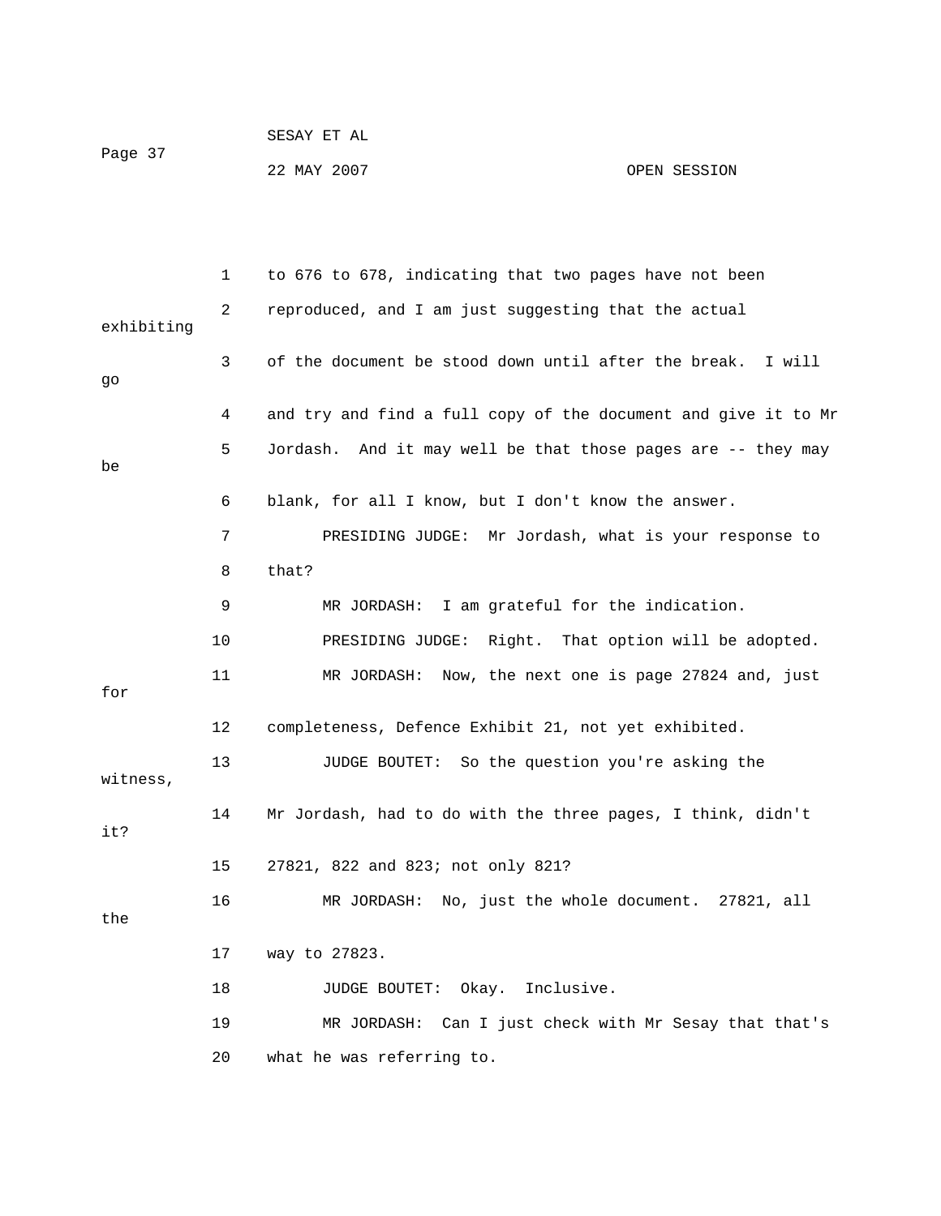to 676 to 678, indicating that two pages have not been reproduced, and I am just suggesting that the actual exhibiting of the document be stood down until after the break. I will go and try and find a full copy of the document and give it to Mr Jordash. And it may well be that those pages are -- they may be blank, for all I know, but I don't know the answer.

PRESIDING JUDGE: Mr Jordash, what is your response to that?

MR JORDASH: I am grateful for the indication.

PRESIDING JUDGE: Right. That option will be adopted.

MR JORDASH: Now, the next one is page 27824 and, just for completeness, Defence Exhibit 21, not yet exhibited.

JUDGE BOUTET: So the question you're asking the witness, Mr Jordash, had to do with the three pages, I think, didn't it? 27821, 822 and 823; not only 821?

MR JORDASH: No, just the whole document. 27821, all the way to 27823.

JUDGE BOUTET: Okay. Inclusive.

MR JORDASH: Can I just check with Mr Sesay that that's what he was referring to.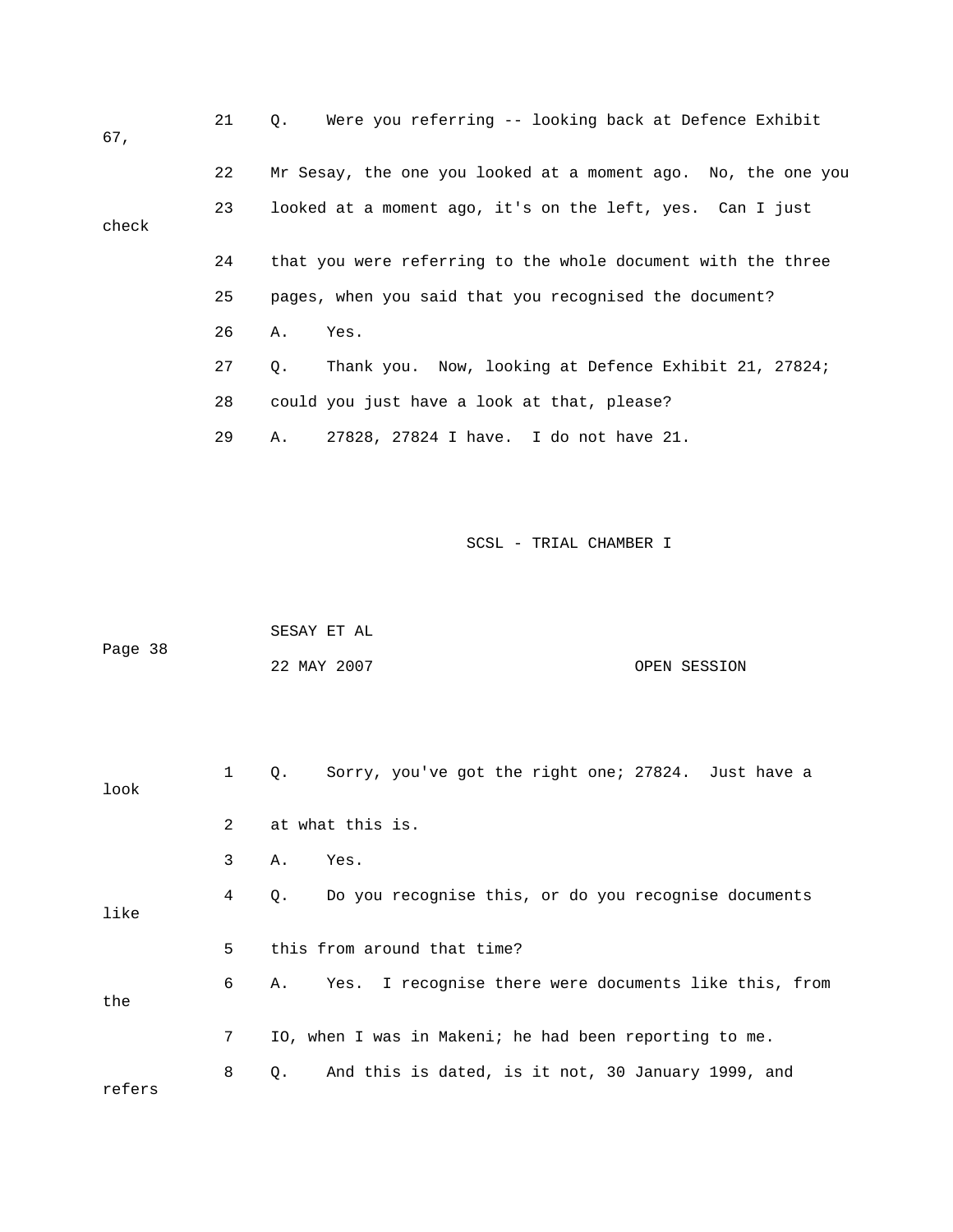21 Q. Were you referring -- looking back at Defence Exhibit 67,

22 Mr Sesay, the one you looked at a moment ago. No, the one you

23 looked at a moment ago, it's on the left, yes. Can I just check

24 that you were referring to the whole document with the three

25 pages, when you said that you recognised the document?

26 A. Yes.

27 Q. Thank you. Now, looking at Defence Exhibit 21, 27824;

28 could you just have a look at that, please?

29 A. 27828, 27824 I have. I do not have 21.

1 Q. Sorry, you've got the right one; 27824. Just have a look

2 at what this is.

3 A. Yes.

4 Q. Do you recognise this, or do you recognise documents like

5 this from around that time?

6 A. Yes. I recognise there were documents like this, from the

7 IO, when I was in Makeni; he had been reporting to me.

8 Q. And this is dated, is it not, 30 January 1999, and refers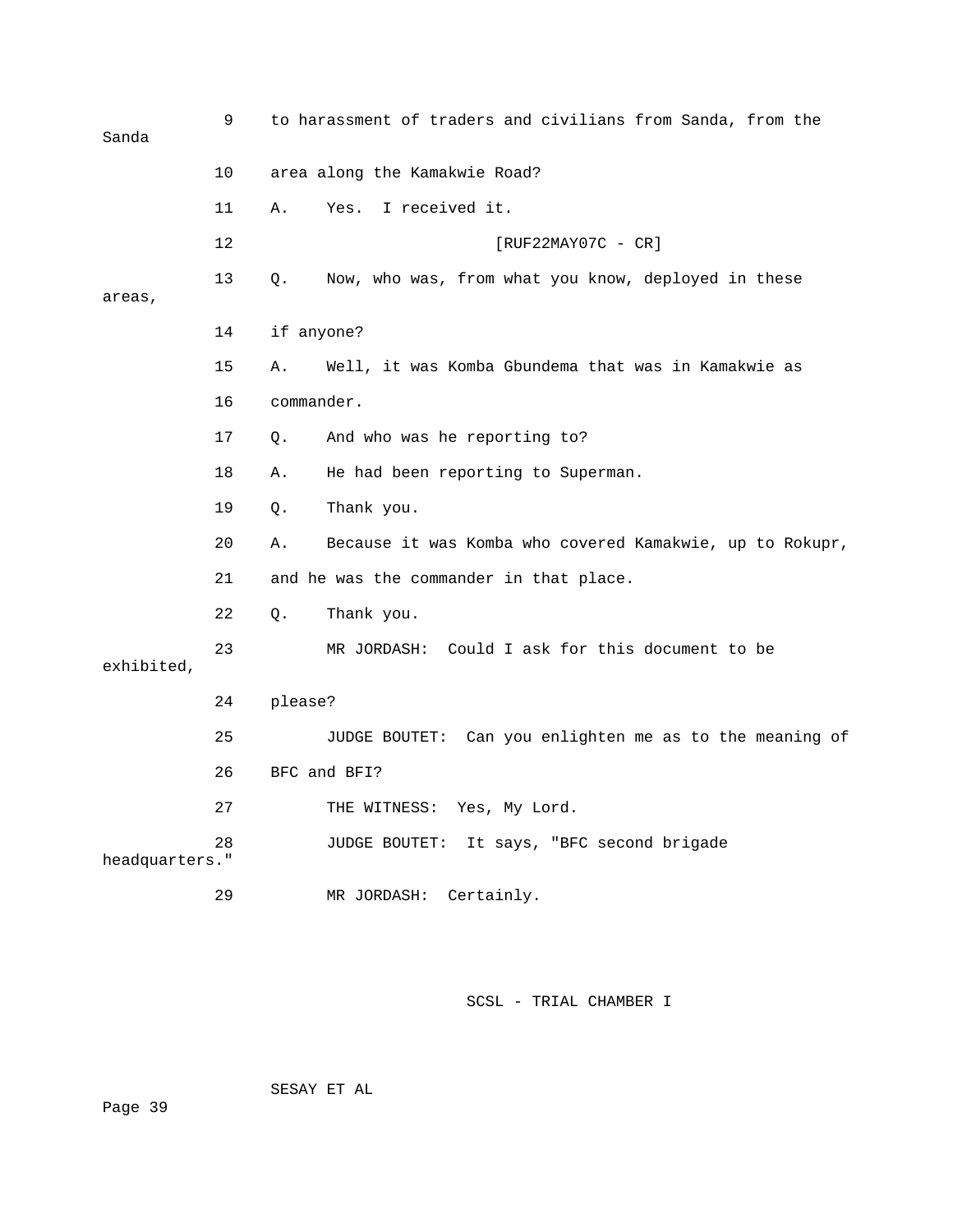9 to harassment of traders and civilians from Sanda, from the Sanda

10 area along the Kamakwie Road?

11 A. Yes. I received it.

12 [RUF22MAY07C - CR]

13 Q. Now, who was, from what you know, deployed in these areas,

14 if anyone?

15 A. Well, it was Komba Gbundema that was in Kamakwie as

16 commander.

17 Q. And who was he reporting to?

18 A. He had been reporting to Superman.

19 Q. Thank you.

20 A. Because it was Komba who covered Kamakwie, up to Rokupr,

21 and he was the commander in that place.

22 Q. Thank you.

23 MR JORDASH: Could I ask for this document to be exhibited,

24 please?

25 JUDGE BOUTET: Can you enlighten me as to the meaning of

26 BFC and BFI?

27 THE WITNESS: Yes, My Lord.

28 JUDGE BOUTET: It says, "BFC second brigade headquarters."

29 MR JORDASH: Certainly.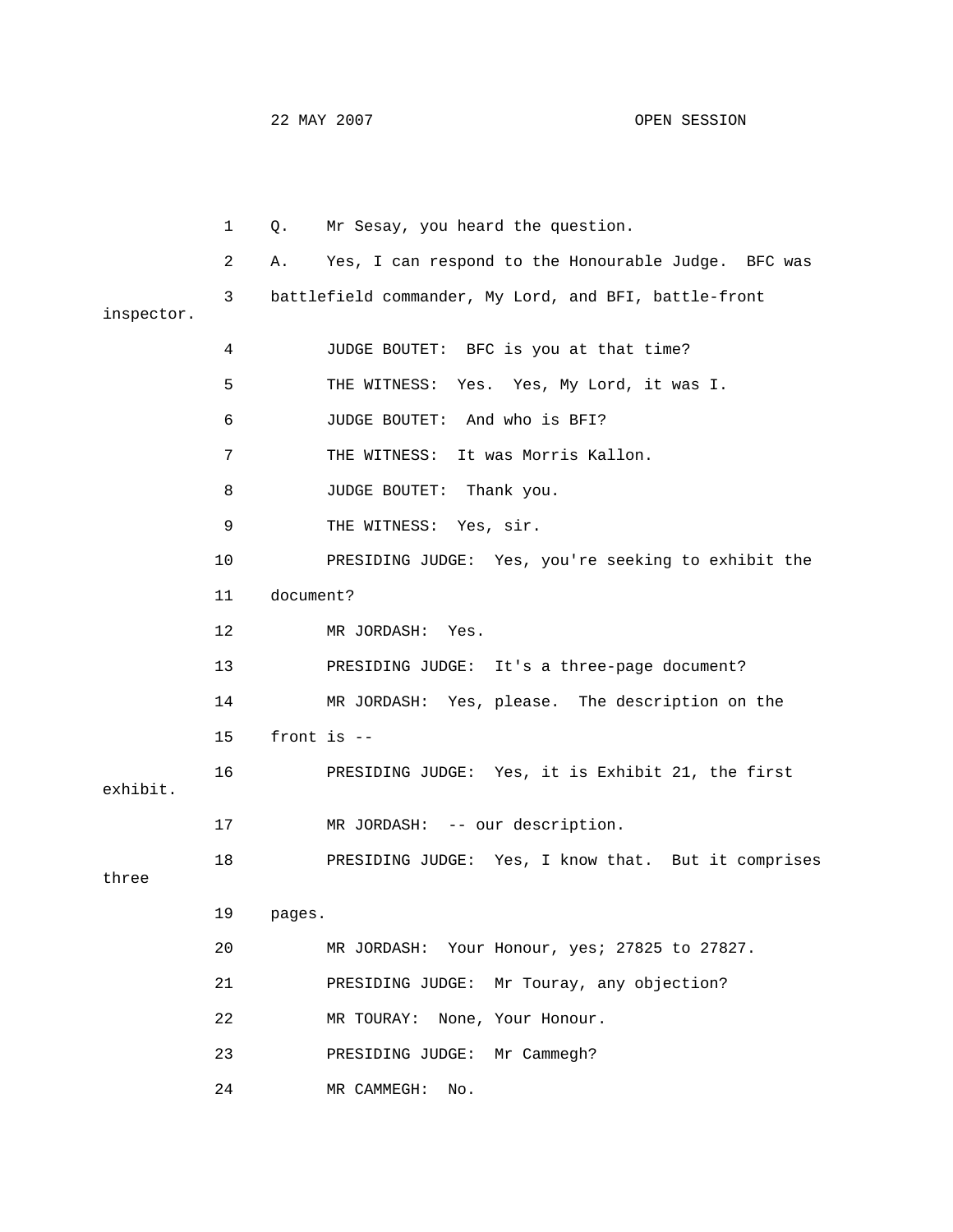1 Q. Mr Sesay, you heard the question.

2 A. Yes, I can respond to the Honourable Judge. BFC was

3 battlefield commander, My Lord, and BFI, battle-front inspector.

4 JUDGE BOUTET: BFC is you at that time?

5 THE WITNESS: Yes. Yes, My Lord, it was I.

6 JUDGE BOUTET: And who is BFI?

7 THE WITNESS: It was Morris Kallon.

8 JUDGE BOUTET: Thank you.

9 THE WITNESS: Yes, sir.

10 PRESIDING JUDGE: Yes, you're seeking to exhibit the

11 document?

12 MR JORDASH: Yes.

13 PRESIDING JUDGE: It's a three-page document?

14 MR JORDASH: Yes, please. The description on the

15 front is --

16 PRESIDING JUDGE: Yes, it is Exhibit 21, the first exhibit.

17 MR JORDASH: -- our description.

18 PRESIDING JUDGE: Yes, I know that. But it comprises three

19 pages.

20 MR JORDASH: Your Honour, yes; 27825 to 27827.

21 PRESIDING JUDGE: Mr Touray, any objection?

22 MR TOURAY: None, Your Honour.

23 PRESIDING JUDGE: Mr Cammegh?

24 MR CAMMEGH: No.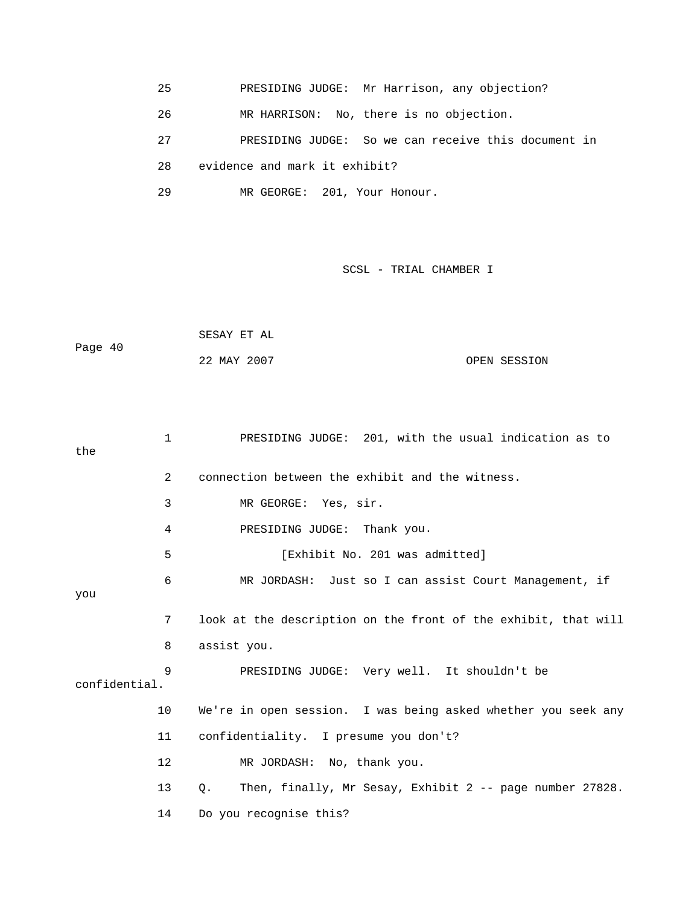25 PRESIDING JUDGE: Mr Harrison, any objection?

26 MR HARRISON: No, there is no objection.

27 PRESIDING JUDGE: So we can receive this document in

28 evidence and mark it exhibit?

29 MR GEORGE: 201, Your Honour.

1 PRESIDING JUDGE: 201, with the usual indication as to the

2 connection between the exhibit and the witness.

3 MR GEORGE: Yes, sir.

4 PRESIDING JUDGE: Thank you.

5 [Exhibit No. 201 was admitted]

6 MR JORDASH: Just so I can assist Court Management, if you

7 look at the description on the front of the exhibit, that will

8 assist you.

9 PRESIDING JUDGE: Very well. It shouldn't be confidential.

10 We're in open session. I was being asked whether you seek any

11 confidentiality. I presume you don't?

12 MR JORDASH: No, thank you.

13 Q. Then, finally, Mr Sesay, Exhibit 2 -- page number 27828.

14 Do you recognise this?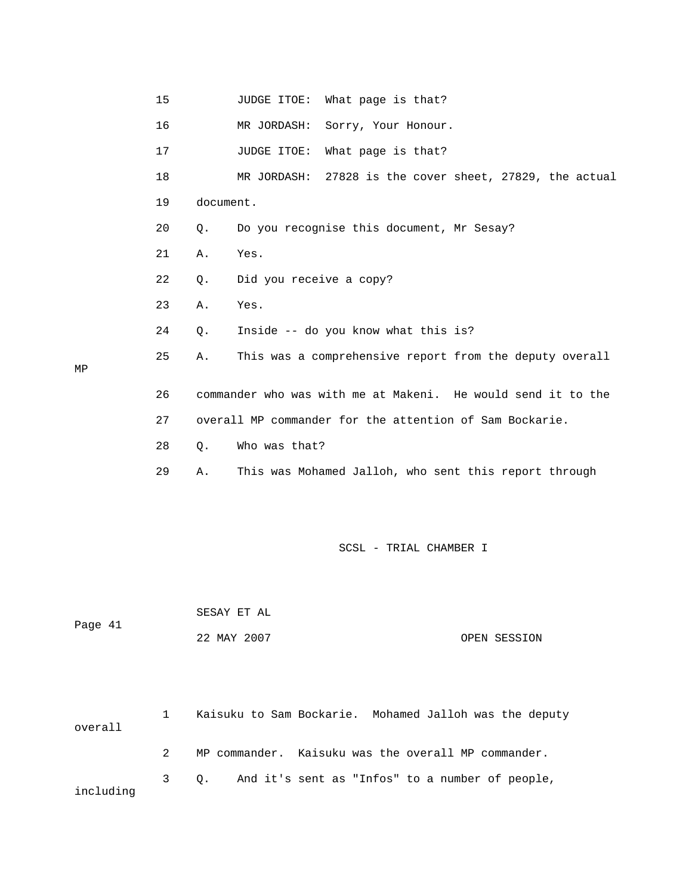15 JUDGE ITOE: What page is that?

16 MR JORDASH: Sorry, Your Honour.

17 JUDGE ITOE: What page is that?

18 MR JORDASH: 27828 is the cover sheet, 27829, the actual

19 document.

20 Q. Do you recognise this document, Mr Sesay?

21 A. Yes.

22 Q. Did you receive a copy?

23 A. Yes.

24 Q. Inside -- do you know what this is?

25 A. This was a comprehensive report from the deputy overall MP

26 commander who was with me at Makeni. He would send it to the

27 overall MP commander for the attention of Sam Bockarie.

28 Q. Who was that?

29 A. This was Mohamed Jalloh, who sent this report through

1 Kaisuku to Sam Bockarie. Mohamed Jalloh was the deputy overall

2 MP commander. Kaisuku was the overall MP commander.

3 Q. And it's sent as "Infos" to a number of people, including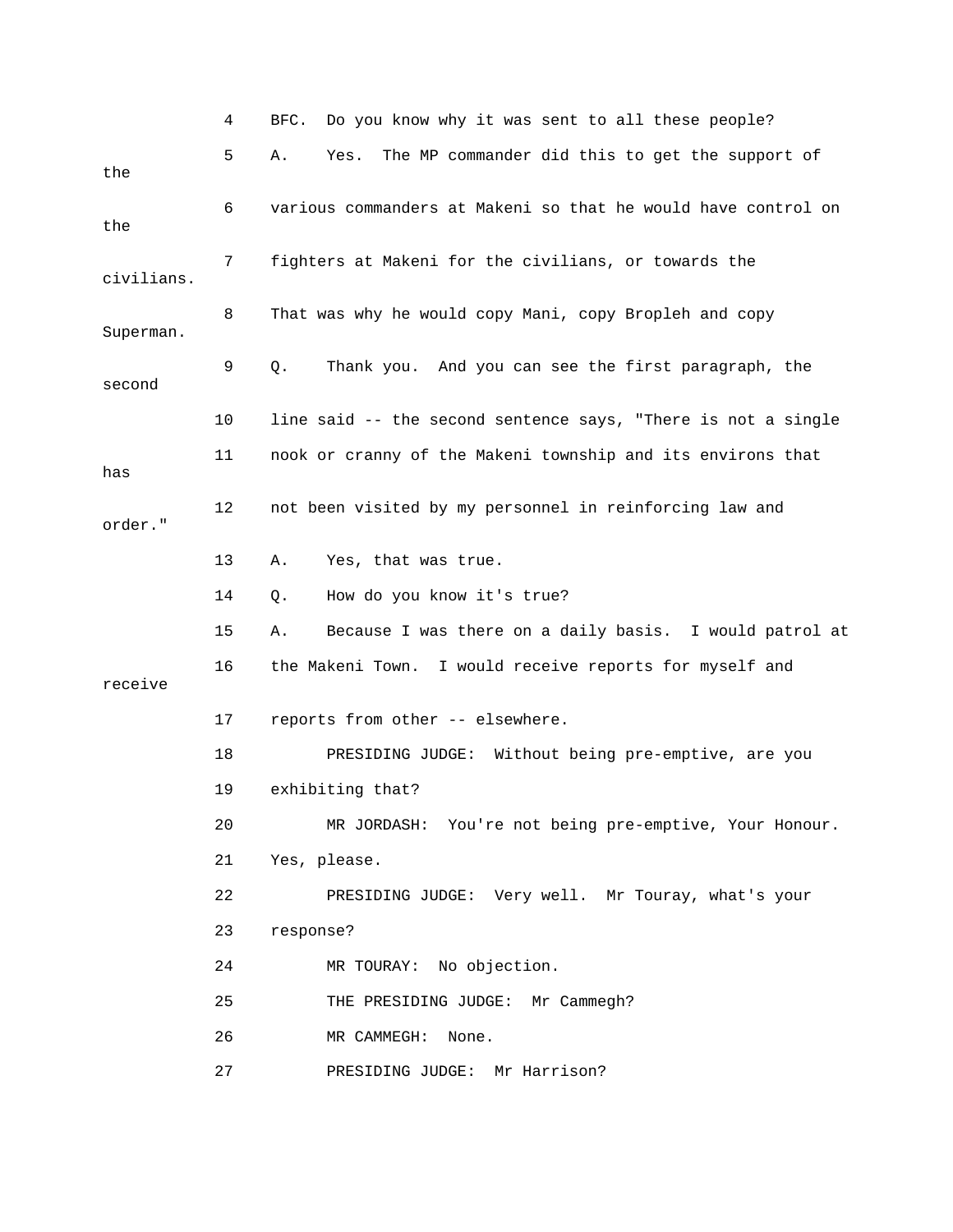4 BFC. Do you know why it was sent to all these people?

5 A. Yes. The MP commander did this to get the support of the

6 various commanders at Makeni so that he would have control on the

7 fighters at Makeni for the civilians, or towards the civilians.

8 That was why he would copy Mani, copy Bropleh and copy Superman.

9 Q. Thank you. And you can see the first paragraph, the second

10 line said -- the second sentence says, "There is not a single

11 nook or cranny of the Makeni township and its environs that has

12 not been visited by my personnel in reinforcing law and order."

13 A. Yes, that was true.

14 Q. How do you know it's true?

15 A. Because I was there on a daily basis. I would patrol at

16 the Makeni Town. I would receive reports for myself and receive

17 reports from other -- elsewhere.

18 PRESIDING JUDGE: Without being pre-emptive, are you

19 exhibiting that?

20 MR JORDASH: You're not being pre-emptive, Your Honour.

21 Yes, please.

22 PRESIDING JUDGE: Very well. Mr Touray, what's your

23 response?

24 MR TOURAY: No objection.

25 THE PRESIDING JUDGE: Mr Cammegh?

26 MR CAMMEGH: None.

27 PRESIDING JUDGE: Mr Harrison?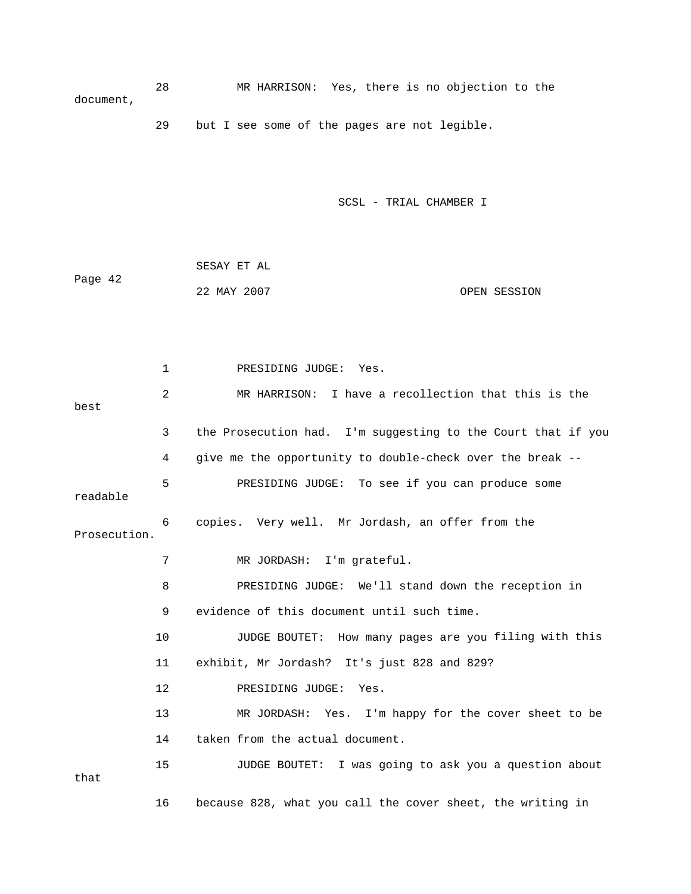28 MR HARRISON: Yes, there is no objection to the document,

29 but I see some of the pages are not legible.

1 PRESIDING JUDGE: Yes.

2 MR HARRISON: I have a recollection that this is the best

3 the Prosecution had. I'm suggesting to the Court that if you

4 give me the opportunity to double-check over the break --

5 PRESIDING JUDGE: To see if you can produce some readable

6 copies. Very well. Mr Jordash, an offer from the Prosecution.

7 MR JORDASH: I'm grateful.

8 PRESIDING JUDGE: We'll stand down the reception in

9 evidence of this document until such time.

10 JUDGE BOUTET: How many pages are you filing with this

11 exhibit, Mr Jordash? It's just 828 and 829?

12 PRESIDING JUDGE: Yes.

13 MR JORDASH: Yes. I'm happy for the cover sheet to be

14 taken from the actual document.

15 JUDGE BOUTET: I was going to ask you a question about that

16 because 828, what you call the cover sheet, the writing in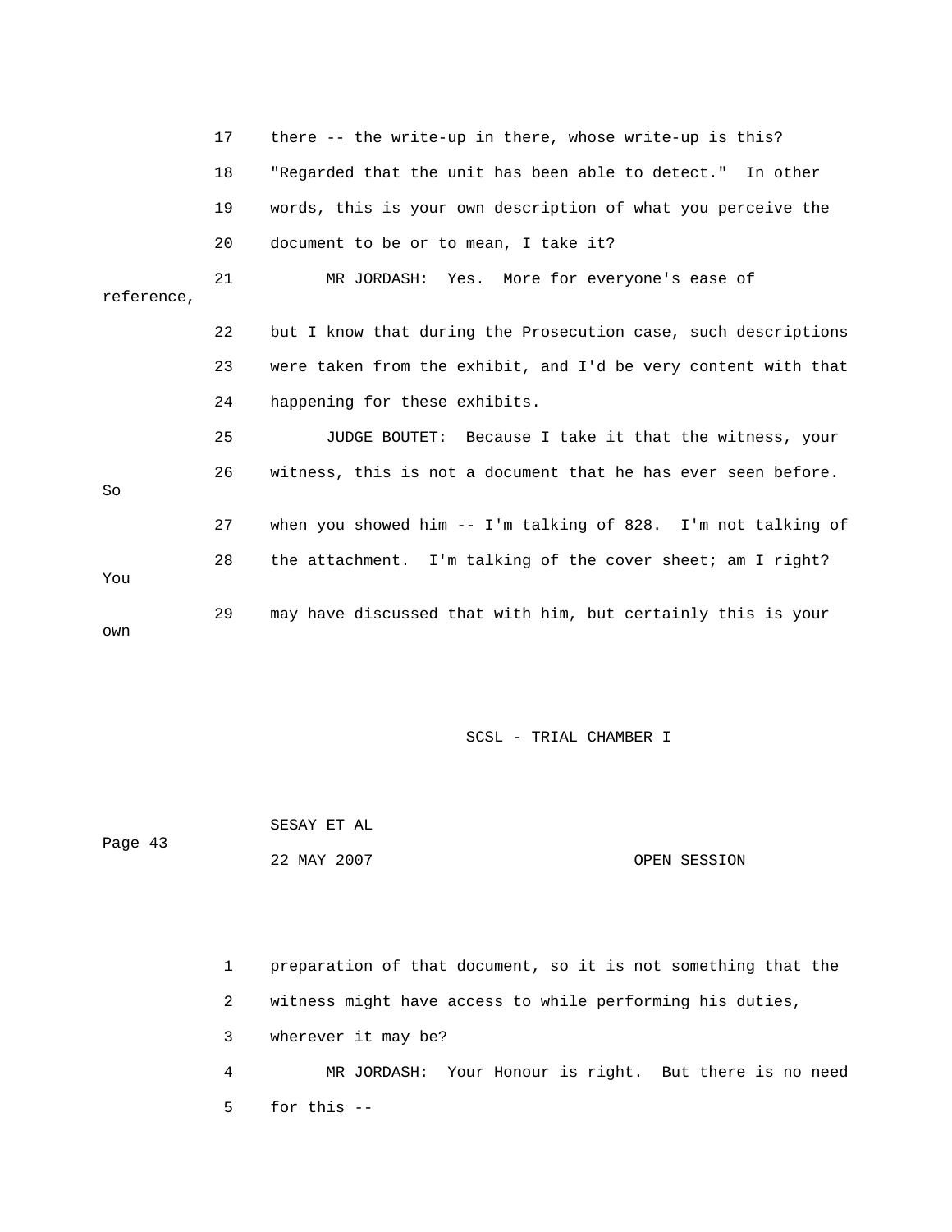17 there -- the write-up in there, whose write-up is this?

18 "Regarded that the unit has been able to detect." In other

19 words, this is your own description of what you perceive the

20 document to be or to mean, I take it?

21 MR JORDASH: Yes. More for everyone's ease of reference,

22 but I know that during the Prosecution case, such descriptions

23 were taken from the exhibit, and I'd be very content with that

24 happening for these exhibits.

25 JUDGE BOUTET: Because I take it that the witness, your

26 witness, this is not a document that he has ever seen before. So

27 when you showed him -- I'm talking of 828. I'm not talking of

28 the attachment. I'm talking of the cover sheet; am I right? You

29 may have discussed that with him, but certainly this is your own

SCSL - TRIAL CHAMBER I

SESAY ET AL

22 MAY 2007 OPEN SESSION

1 preparation of that document, so it is not something that the

2 witness might have access to while performing his duties,

3 wherever it may be?

4 MR JORDASH: Your Honour is right. But there is no need

5 for this --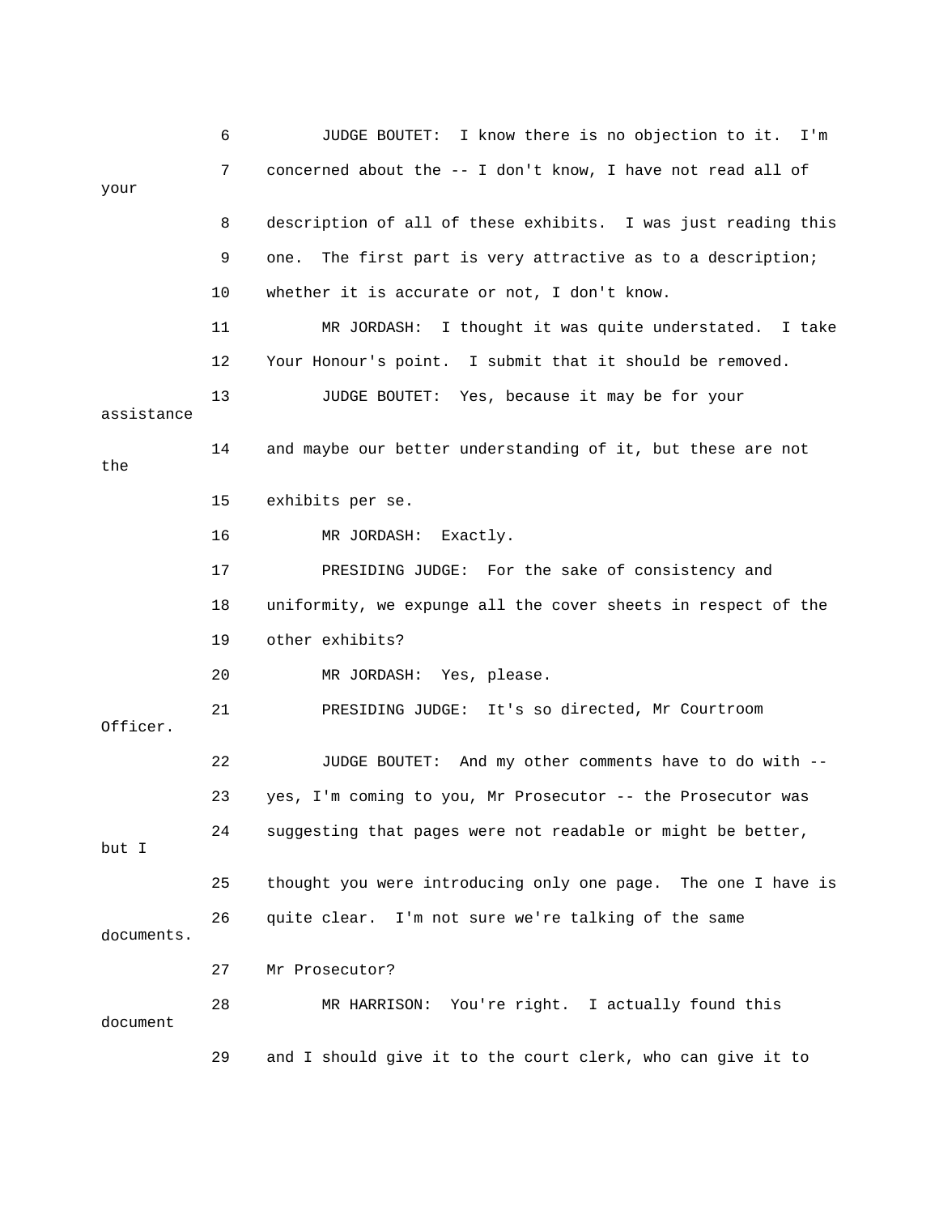6 JUDGE BOUTET: I know there is no objection to it. I'm
7 concerned about the -- I don't know, I have not read all of your
8 description of all of these exhibits. I was just reading this
9 one. The first part is very attractive as to a description;
10 whether it is accurate or not, I don't know.
11 MR JORDASH: I thought it was quite understated. I take
12 Your Honour's point. I submit that it should be removed.
13 JUDGE BOUTET: Yes, because it may be for your assistance
14 and maybe our better understanding of it, but these are not the
15 exhibits per se.
16 MR JORDASH: Exactly.
17 PRESIDING JUDGE: For the sake of consistency and
18 uniformity, we expunge all the cover sheets in respect of the
19 other exhibits?
20 MR JORDASH: Yes, please.
21 PRESIDING JUDGE: It's so directed, Mr Courtroom Officer.
22 JUDGE BOUTET: And my other comments have to do with --
23 yes, I'm coming to you, Mr Prosecutor -- the Prosecutor was
24 suggesting that pages were not readable or might be better, but I
25 thought you were introducing only one page. The one I have is
26 quite clear. I'm not sure we're talking of the same documents.
27 Mr Prosecutor?
28 MR HARRISON: You're right. I actually found this document
29 and I should give it to the court clerk, who can give it to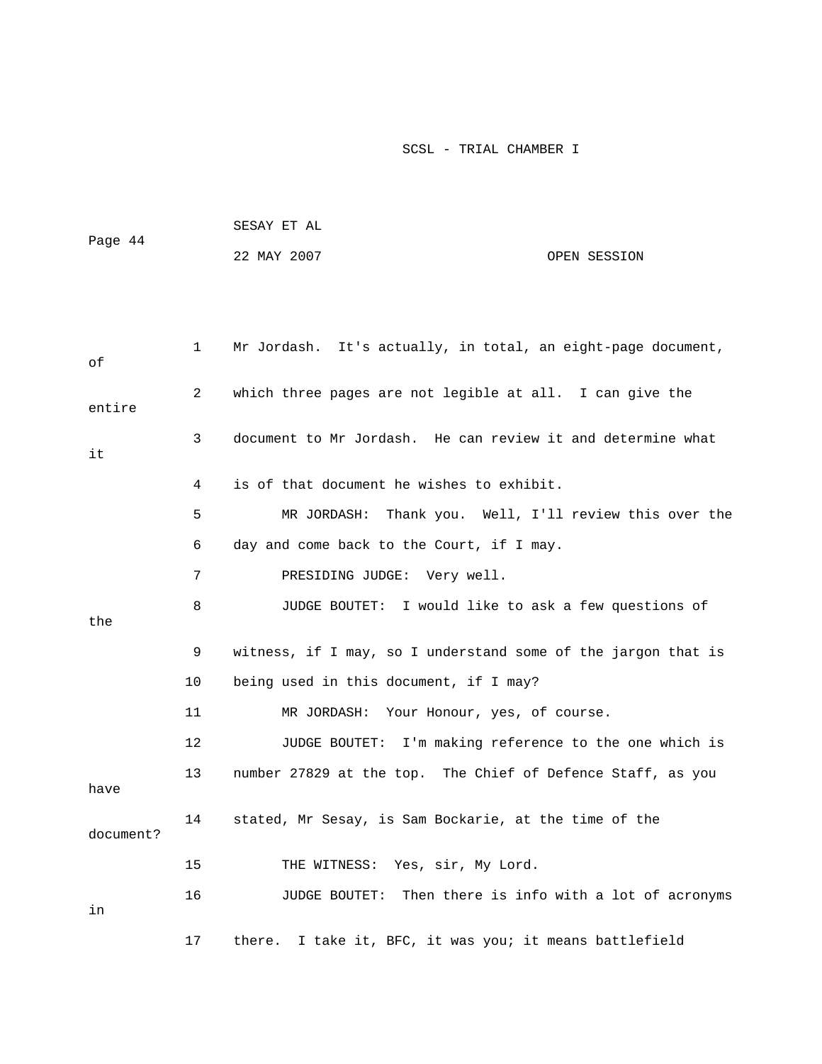1 Mr Jordash. It's actually, in total, an eight-page document, of

2 which three pages are not legible at all. I can give the entire

3 document to Mr Jordash. He can review it and determine what it

4 is of that document he wishes to exhibit.

5 MR JORDASH: Thank you. Well, I'll review this over the

6 day and come back to the Court, if I may.

7 PRESIDING JUDGE: Very well.

8 JUDGE BOUTET: I would like to ask a few questions of the

9 witness, if I may, so I understand some of the jargon that is

10 being used in this document, if I may?

11 MR JORDASH: Your Honour, yes, of course.

12 JUDGE BOUTET: I'm making reference to the one which is

13 number 27829 at the top. The Chief of Defence Staff, as you have

14 stated, Mr Sesay, is Sam Bockarie, at the time of the document?

15 THE WITNESS: Yes, sir, My Lord.

16 JUDGE BOUTET: Then there is info with a lot of acronyms in

17 there. I take it, BFC, it was you; it means battlefield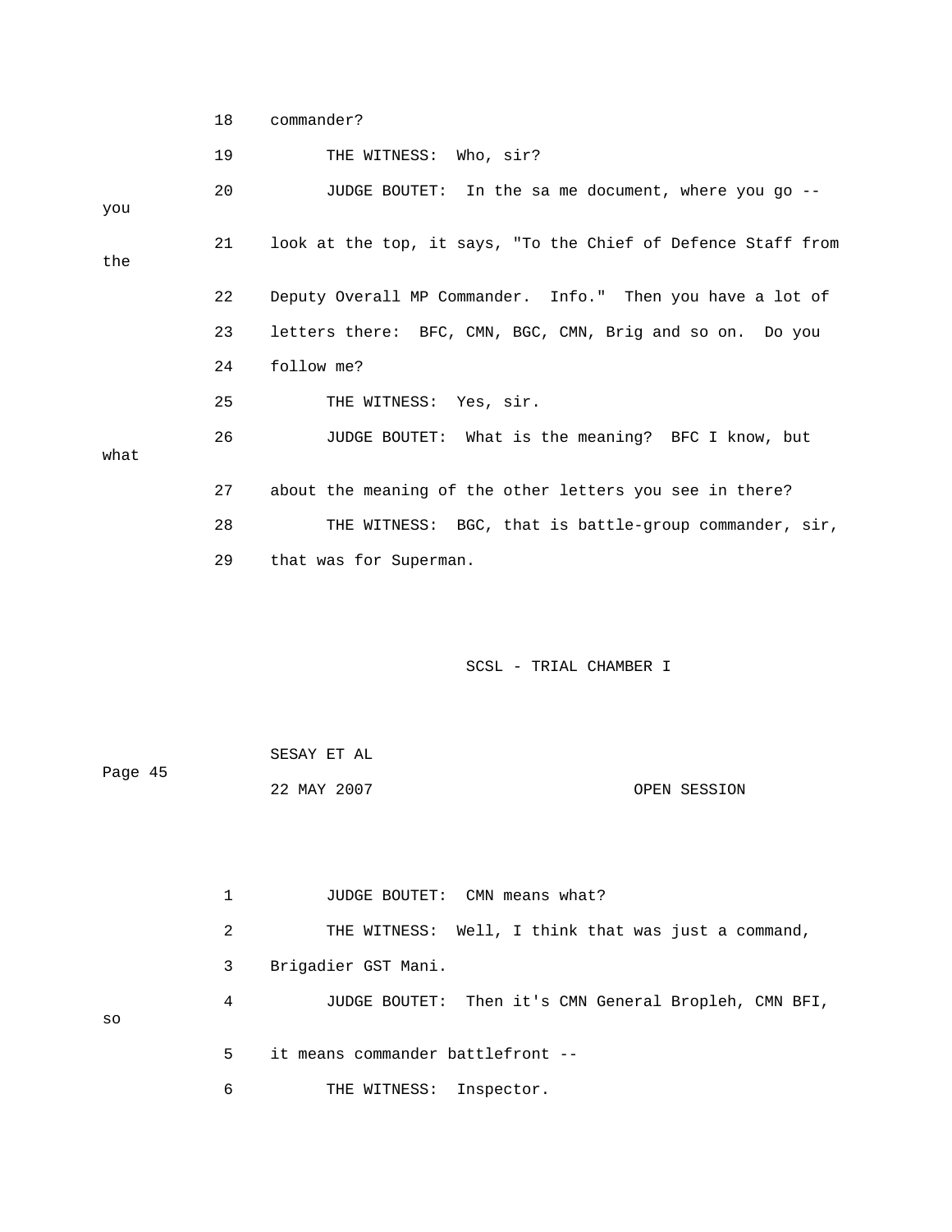18 commander?

19 THE WITNESS: Who, sir?

20 JUDGE BOUTET: In the sa me document, where you go -- you

21 look at the top, it says, "To the Chief of Defence Staff from the

22 Deputy Overall MP Commander. Info." Then you have a lot of

23 letters there: BFC, CMN, BGC, CMN, Brig and so on. Do you

24 follow me?

25 THE WITNESS: Yes, sir.

26 JUDGE BOUTET: What is the meaning? BFC I know, but what

27 about the meaning of the other letters you see in there?

28 THE WITNESS: BGC, that is battle-group commander, sir,

29 that was for Superman.

1 JUDGE BOUTET: CMN means what?

2 THE WITNESS: Well, I think that was just a command,

3 Brigadier GST Mani.

4 JUDGE BOUTET: Then it's CMN General Bropleh, CMN BFI, so

5 it means commander battlefront --

6 THE WITNESS: Inspector.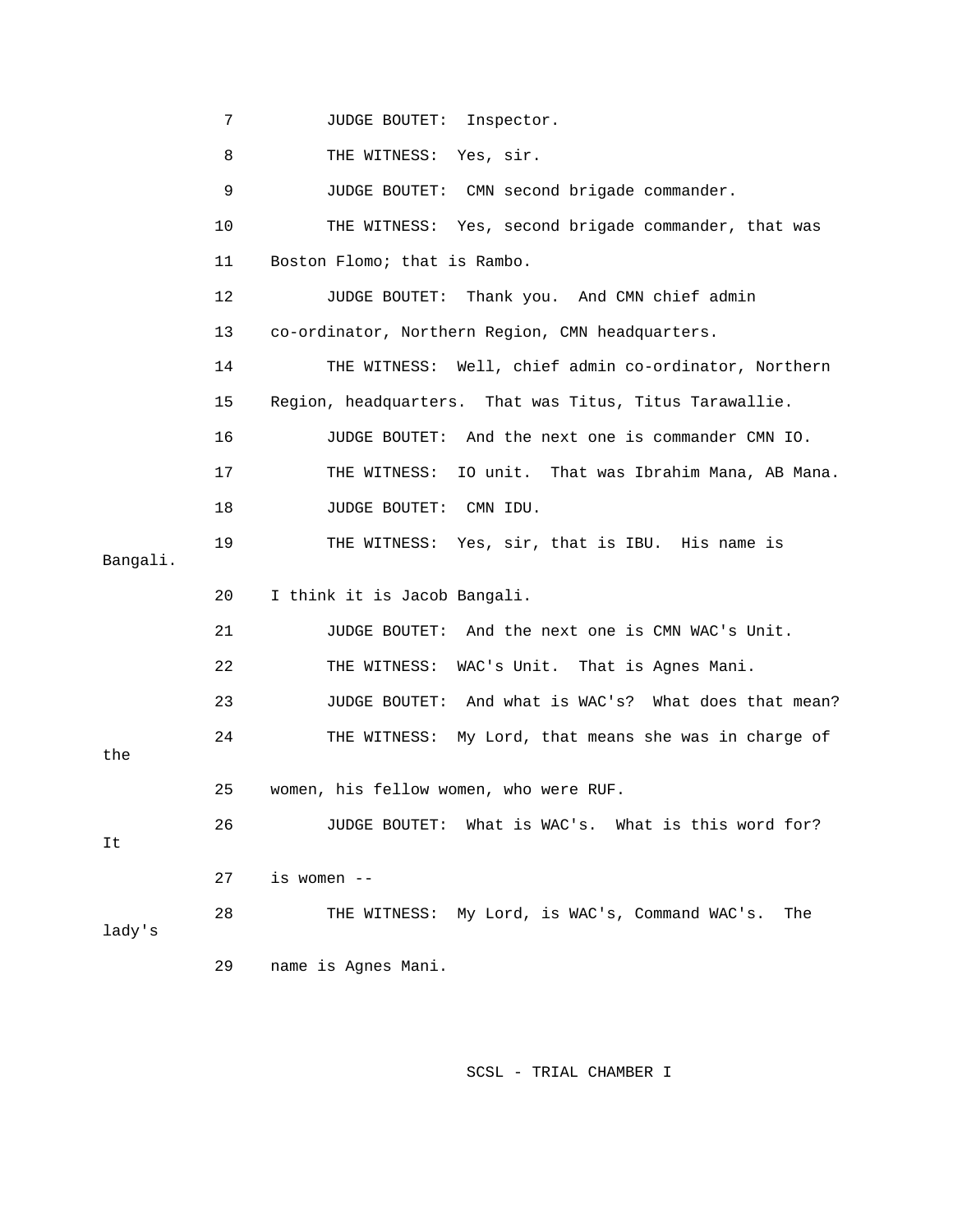7 JUDGE BOUTET: Inspector.

8 THE WITNESS: Yes, sir.

9 JUDGE BOUTET: CMN second brigade commander.

10 THE WITNESS: Yes, second brigade commander, that was

11 Boston Flomo; that is Rambo.

12 JUDGE BOUTET: Thank you. And CMN chief admin

13 co-ordinator, Northern Region, CMN headquarters.

14 THE WITNESS: Well, chief admin co-ordinator, Northern

15 Region, headquarters. That was Titus, Titus Tarawallie.

16 JUDGE BOUTET: And the next one is commander CMN IO.

17 THE WITNESS: IO unit. That was Ibrahim Mana, AB Mana.

18 JUDGE BOUTET: CMN IDU.

19 THE WITNESS: Yes, sir, that is IBU. His name is Bangali.

20 I think it is Jacob Bangali.

21 JUDGE BOUTET: And the next one is CMN WAC's Unit.

22 THE WITNESS: WAC's Unit. That is Agnes Mani.

23 JUDGE BOUTET: And what is WAC's? What does that mean?

24 THE WITNESS: My Lord, that means she was in charge of the

25 women, his fellow women, who were RUF.

26 JUDGE BOUTET: What is WAC's. What is this word for? It

27 is women --

28 THE WITNESS: My Lord, is WAC's, Command WAC's. The lady's

29 name is Agnes Mani.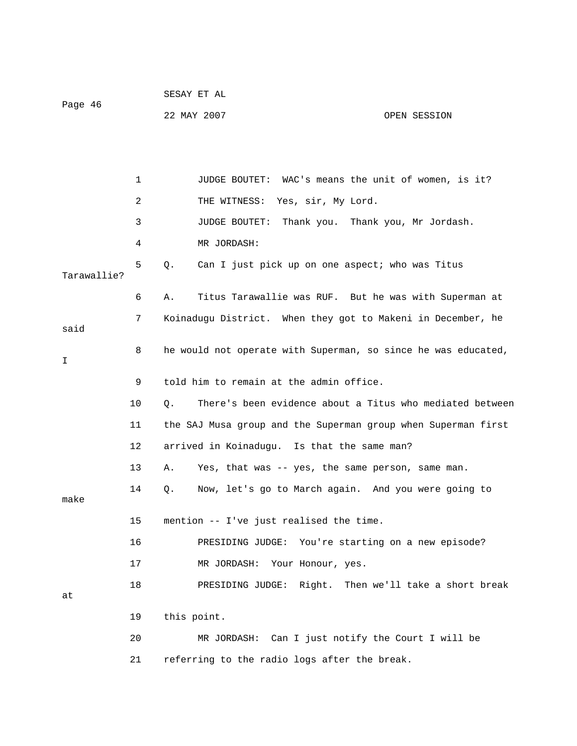1 JUDGE BOUTET: WAC's means the unit of women, is it?

2 THE WITNESS: Yes, sir, My Lord.

3 JUDGE BOUTET: Thank you. Thank you, Mr Jordash.

4 MR JORDASH:

5 Q. Can I just pick up on one aspect; who was Titus Tarawallie?

6 A. Titus Tarawallie was RUF. But he was with Superman at

7 Koinadugu District. When they got to Makeni in December, he said

8 he would not operate with Superman, so since he was educated, I

9 told him to remain at the admin office.

10 Q. There's been evidence about a Titus who mediated between

11 the SAJ Musa group and the Superman group when Superman first

12 arrived in Koinadugu. Is that the same man?

13 A. Yes, that was -- yes, the same person, same man.

14 Q. Now, let's go to March again. And you were going to make

15 mention -- I've just realised the time.

16 PRESIDING JUDGE: You're starting on a new episode?

17 MR JORDASH: Your Honour, yes.

18 PRESIDING JUDGE: Right. Then we'll take a short break at

19 this point.

20 MR JORDASH: Can I just notify the Court I will be

21 referring to the radio logs after the break.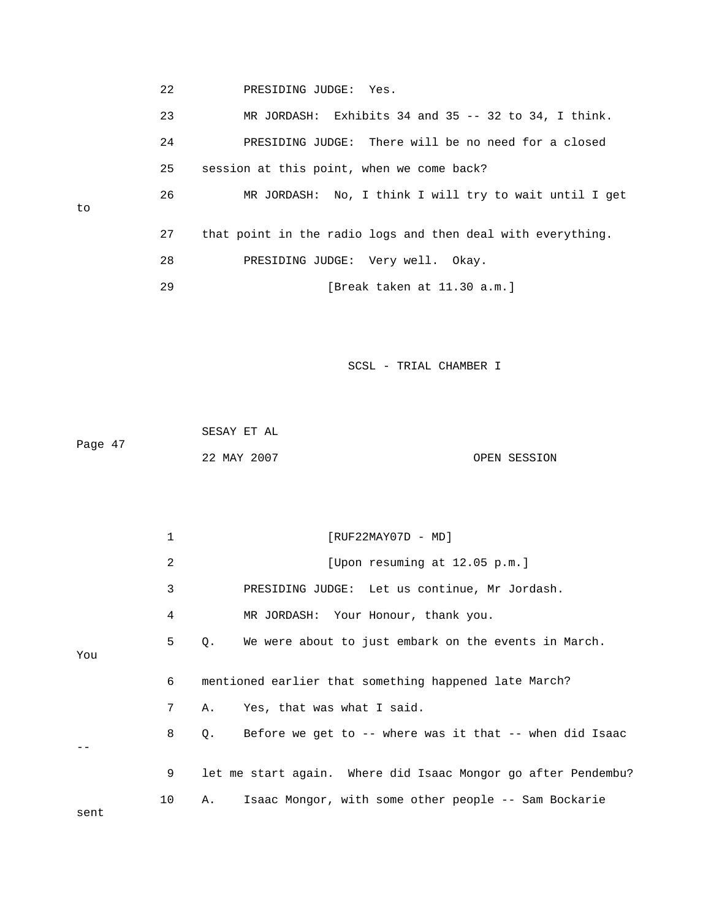22 PRESIDING JUDGE: Yes.

23 MR JORDASH: Exhibits 34 and 35 -- 32 to 34, I think.

24 PRESIDING JUDGE: There will be no need for a closed

25 session at this point, when we come back?

26 MR JORDASH: No, I think I will try to wait until I get to

27 that point in the radio logs and then deal with everything.

28 PRESIDING JUDGE: Very well. Okay.

29 [Break taken at 11.30 a.m.]

SCSL - TRIAL CHAMBER I

SESAY ET AL

22 MAY 2007 OPEN SESSION

1 [RUF22MAY07D - MD]

2 [Upon resuming at 12.05 p.m.]

3 PRESIDING JUDGE: Let us continue, Mr Jordash.

4 MR JORDASH: Your Honour, thank you.

5 Q. We were about to just embark on the events in March. You

6 mentioned earlier that something happened late March?

7 A. Yes, that was what I said.

8 Q. Before we get to -- where was it that -- when did Isaac --

9 let me start again. Where did Isaac Mongor go after Pendembu?

10 A. Isaac Mongor, with some other people -- Sam Bockarie sent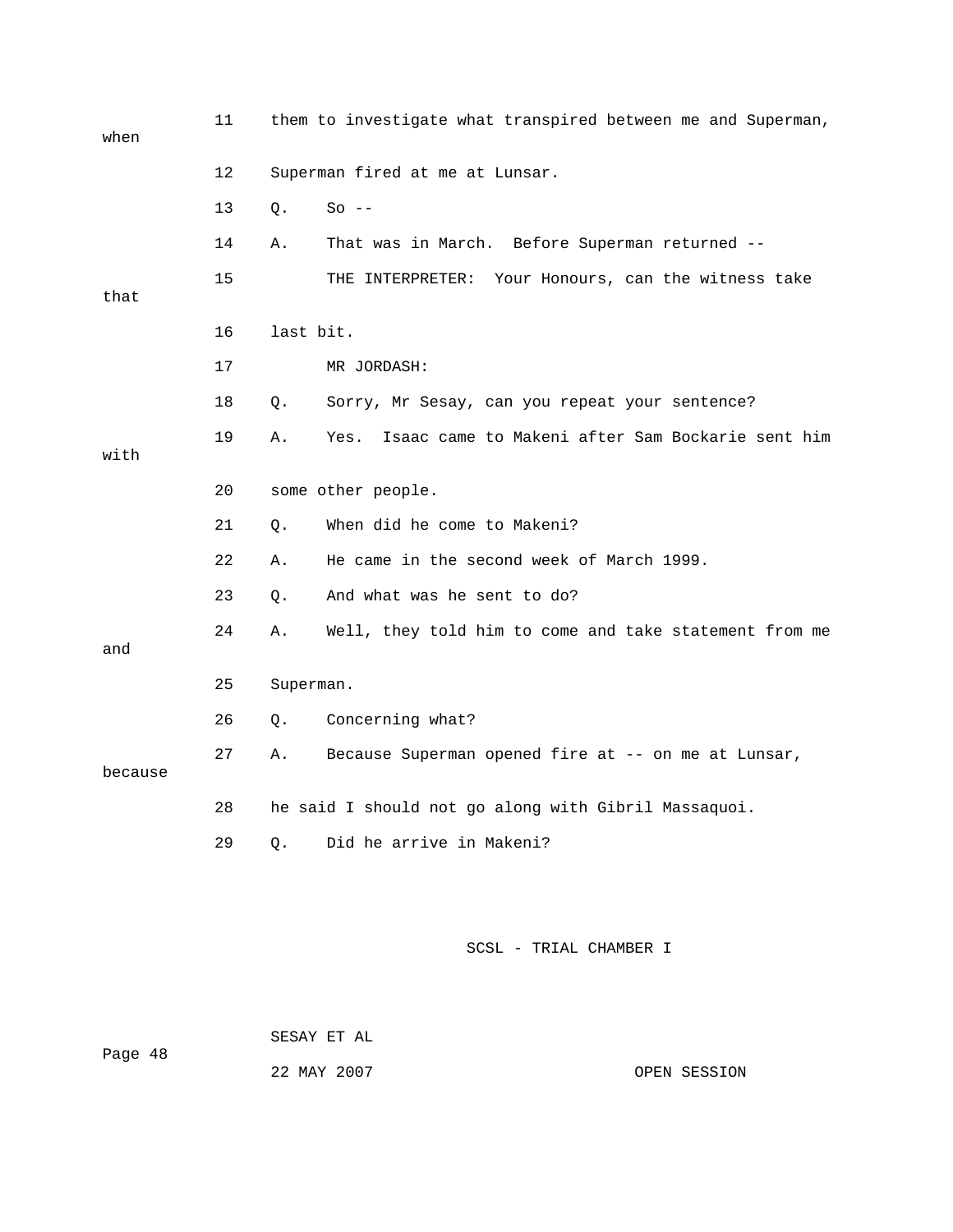11 them to investigate what transpired between me and Superman, when

12 Superman fired at me at Lunsar.

13 Q. So --

14 A. That was in March. Before Superman returned --

15 THE INTERPRETER: Your Honours, can the witness take that

16 last bit.

17 MR JORDASH:

18 Q. Sorry, Mr Sesay, can you repeat your sentence?

19 A. Yes. Isaac came to Makeni after Sam Bockarie sent him with

20 some other people.

21 Q. When did he come to Makeni?

22 A. He came in the second week of March 1999.

23 Q. And what was he sent to do?

24 A. Well, they told him to come and take statement from me and

25 Superman.

26 Q. Concerning what?

27 A. Because Superman opened fire at -- on me at Lunsar, because

28 he said I should not go along with Gibril Massaquoi.

29 Q. Did he arrive in Makeni?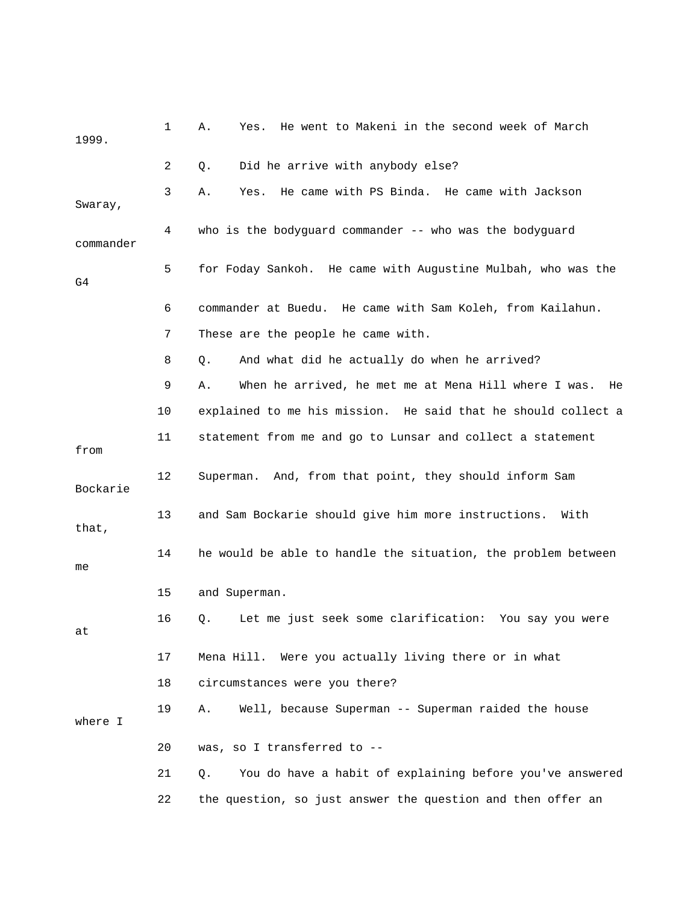1 A. Yes. He went to Makeni in the second week of March 1999.

2 Q. Did he arrive with anybody else?

3 A. Yes. He came with PS Binda. He came with Jackson Swaray,

4 who is the bodyguard commander -- who was the bodyguard commander

5 for Foday Sankoh. He came with Augustine Mulbah, who was the G4

6 commander at Buedu. He came with Sam Koleh, from Kailahun.

7 These are the people he came with.

8 Q. And what did he actually do when he arrived?

9 A. When he arrived, he met me at Mena Hill where I was. He

10 explained to me his mission. He said that he should collect a

11 statement from me and go to Lunsar and collect a statement from

12 Superman. And, from that point, they should inform Sam Bockarie

13 and Sam Bockarie should give him more instructions. With that,

14 he would be able to handle the situation, the problem between me

15 and Superman.

16 Q. Let me just seek some clarification: You say you were at

17 Mena Hill. Were you actually living there or in what

18 circumstances were you there?

19 A. Well, because Superman -- Superman raided the house where I

20 was, so I transferred to --

21 Q. You do have a habit of explaining before you've answered

22 the question, so just answer the question and then offer an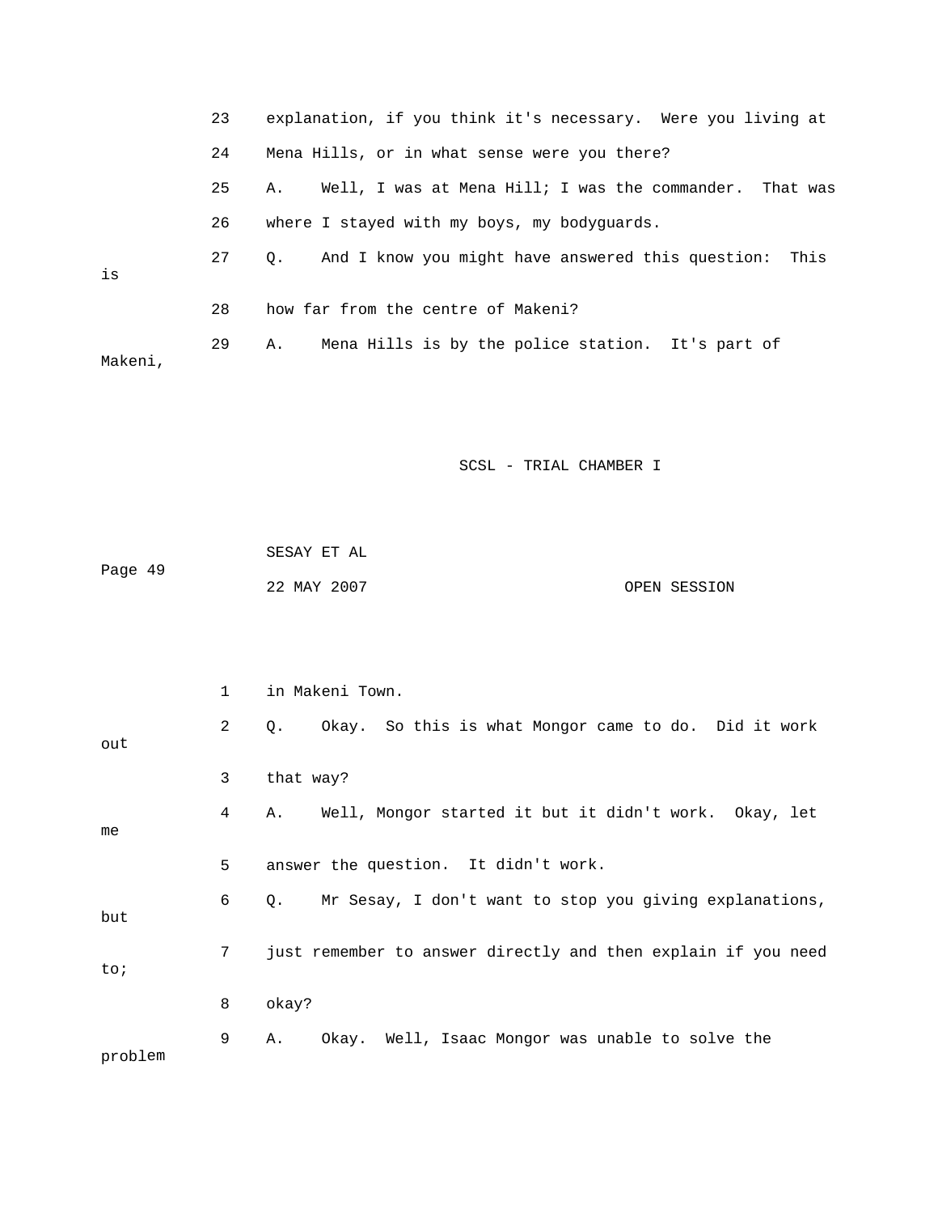23 explanation, if you think it's necessary. Were you living at

24 Mena Hills, or in what sense were you there?

25 A. Well, I was at Mena Hill; I was the commander. That was

26 where I stayed with my boys, my bodyguards.

27 Q. And I know you might have answered this question: This is

28 how far from the centre of Makeni?

29 A. Mena Hills is by the police station. It's part of Makeni,

1 in Makeni Town.

2 Q. Okay. So this is what Mongor came to do. Did it work out

3 that way?

4 A. Well, Mongor started it but it didn't work. Okay, let me

5 answer the question. It didn't work.

6 Q. Mr Sesay, I don't want to stop you giving explanations, but

7 just remember to answer directly and then explain if you need to;

8 okay?

9 A. Okay. Well, Isaac Mongor was unable to solve the problem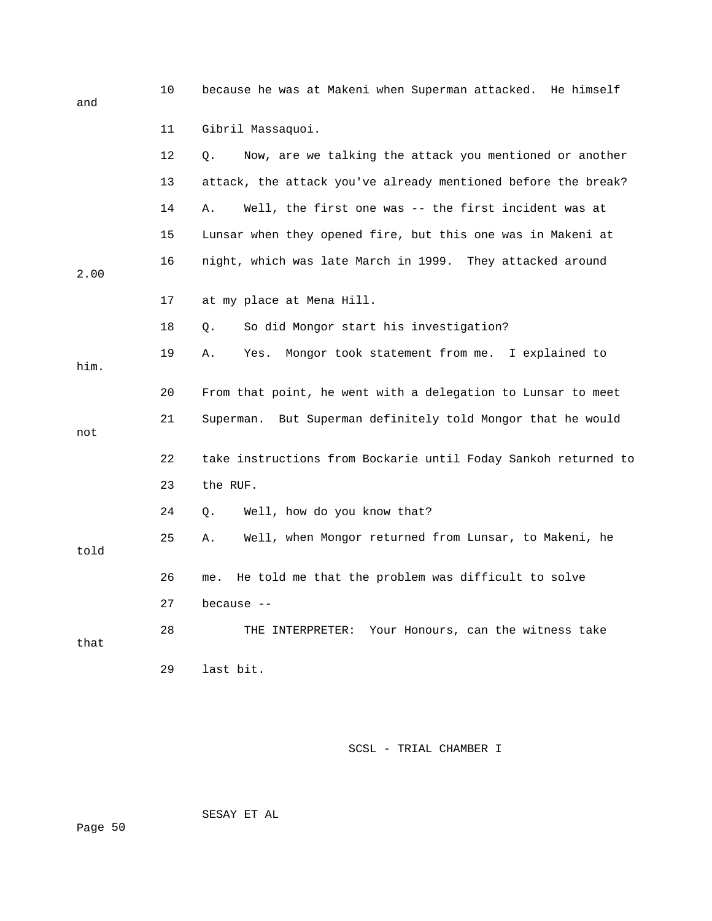10 because he was at Makeni when Superman attacked. He himself and

11 Gibril Massaquoi.

12 Q. Now, are we talking the attack you mentioned or another

13 attack, the attack you've already mentioned before the break?

14 A. Well, the first one was -- the first incident was at

15 Lunsar when they opened fire, but this one was in Makeni at

16 night, which was late March in 1999. They attacked around 2.00

17 at my place at Mena Hill.

18 Q. So did Mongor start his investigation?

19 A. Yes. Mongor took statement from me. I explained to him.

20 From that point, he went with a delegation to Lunsar to meet

21 Superman. But Superman definitely told Mongor that he would not

22 take instructions from Bockarie until Foday Sankoh returned to

23 the RUF.

24 Q. Well, how do you know that?

25 A. Well, when Mongor returned from Lunsar, to Makeni, he told

26 me. He told me that the problem was difficult to solve

27 because --

28 THE INTERPRETER: Your Honours, can the witness take that

29 last bit.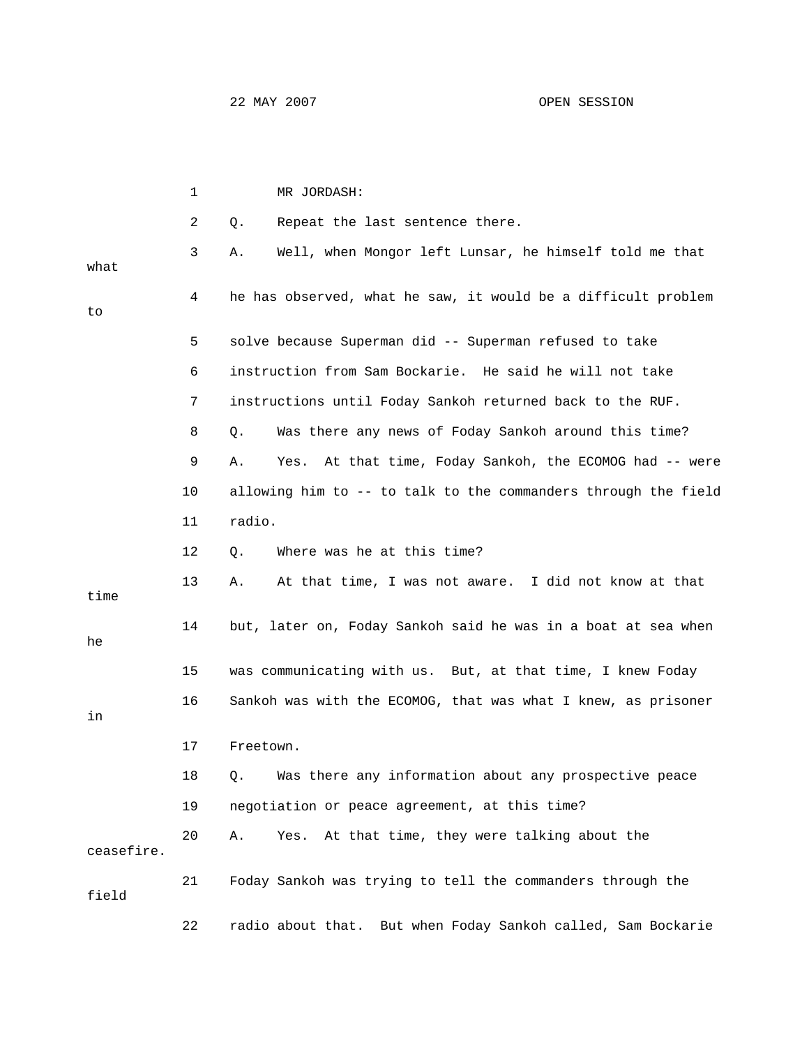MR JORDASH:

Q. Repeat the last sentence there.

A. Well, when Mongor left Lunsar, he himself told me that what he has observed, what he saw, it would be a difficult problem to solve because Superman did -- Superman refused to take instruction from Sam Bockarie. He said he will not take instructions until Foday Sankoh returned back to the RUF.

Q. Was there any news of Foday Sankoh around this time?

A. Yes. At that time, Foday Sankoh, the ECOMOG had -- were allowing him to -- to talk to the commanders through the field radio.

Q. Where was he at this time?

A. At that time, I was not aware. I did not know at that time but, later on, Foday Sankoh said he was in a boat at sea when he was communicating with us. But, at that time, I knew Foday Sankoh was with the ECOMOG, that was what I knew, as prisoner in Freetown.

Q. Was there any information about any prospective peace negotiation or peace agreement, at this time?

A. Yes. At that time, they were talking about the ceasefire. Foday Sankoh was trying to tell the commanders through the field radio about that. But when Foday Sankoh called, Sam Bockarie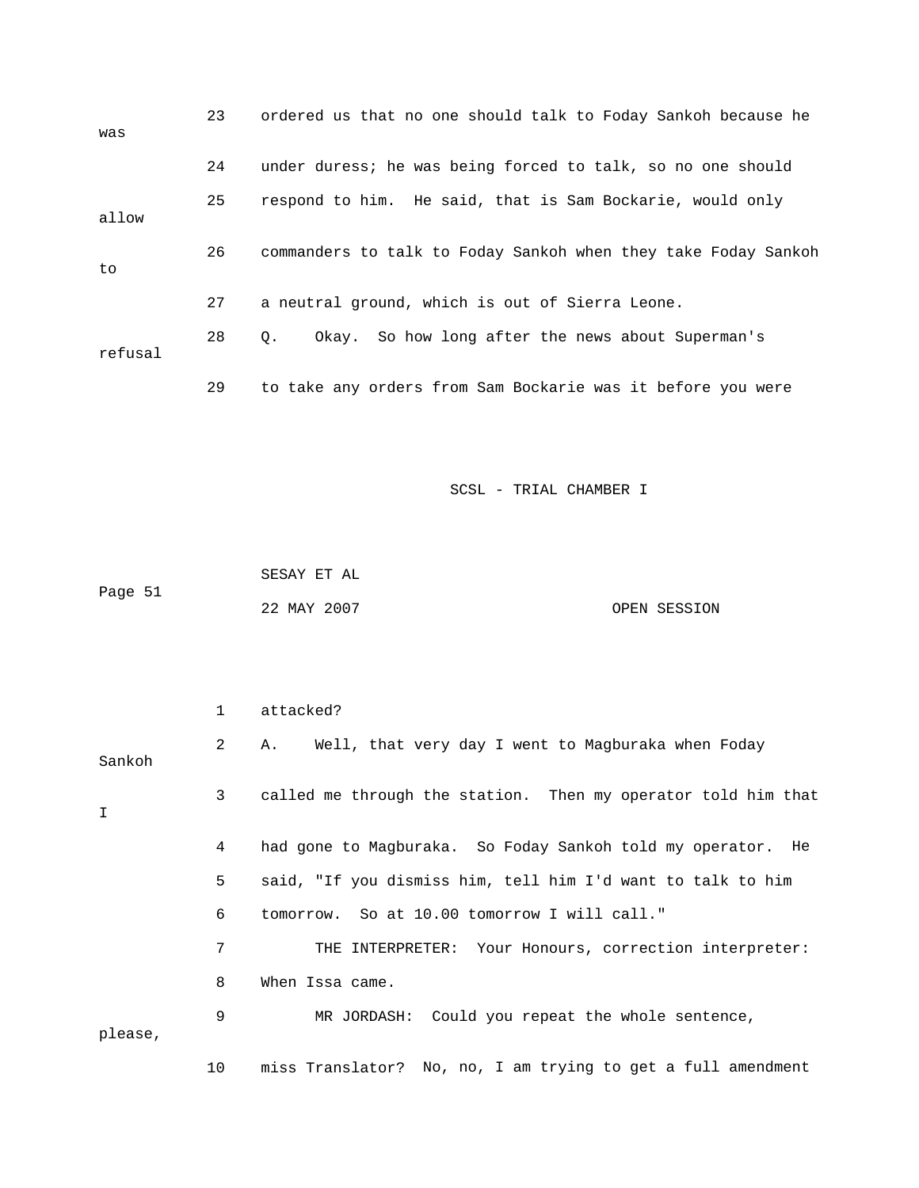23 ordered us that no one should talk to Foday Sankoh because he was

24 under duress; he was being forced to talk, so no one should

25 respond to him. He said, that is Sam Bockarie, would only allow

26 commanders to talk to Foday Sankoh when they take Foday Sankoh to

27 a neutral ground, which is out of Sierra Leone.

28 Q. Okay. So how long after the news about Superman's refusal

29 to take any orders from Sam Bockarie was it before you were

1 attacked?

2 A. Well, that very day I went to Magburaka when Foday Sankoh

3 called me through the station. Then my operator told him that I

4 had gone to Magburaka. So Foday Sankoh told my operator. He

5 said, "If you dismiss him, tell him I'd want to talk to him

6 tomorrow. So at 10.00 tomorrow I will call."

7 THE INTERPRETER: Your Honours, correction interpreter:

8 When Issa came.

9 MR JORDASH: Could you repeat the whole sentence, please,

10 miss Translator? No, no, I am trying to get a full amendment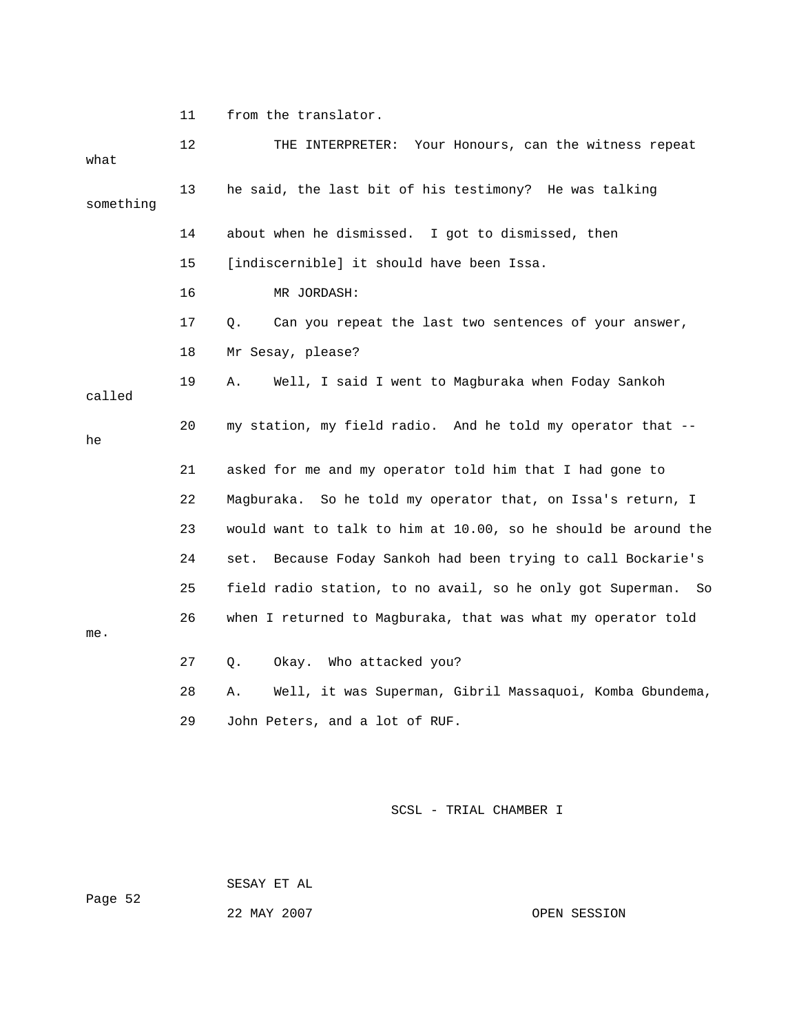11 from the translator.

12 THE INTERPRETER: Your Honours, can the witness repeat what

13 he said, the last bit of his testimony? He was talking something

14 about when he dismissed. I got to dismissed, then

15 [indiscernible] it should have been Issa.

16 MR JORDASH:

17 Q. Can you repeat the last two sentences of your answer,

18 Mr Sesay, please?

19 A. Well, I said I went to Magburaka when Foday Sankoh called

20 my station, my field radio. And he told my operator that -- he

21 asked for me and my operator told him that I had gone to

22 Magburaka. So he told my operator that, on Issa's return, I

23 would want to talk to him at 10.00, so he should be around the

24 set. Because Foday Sankoh had been trying to call Bockarie's

25 field radio station, to no avail, so he only got Superman. So

26 when I returned to Magburaka, that was what my operator told me.

27 Q. Okay. Who attacked you?

28 A. Well, it was Superman, Gibril Massaquoi, Komba Gbundema,

29 John Peters, and a lot of RUF.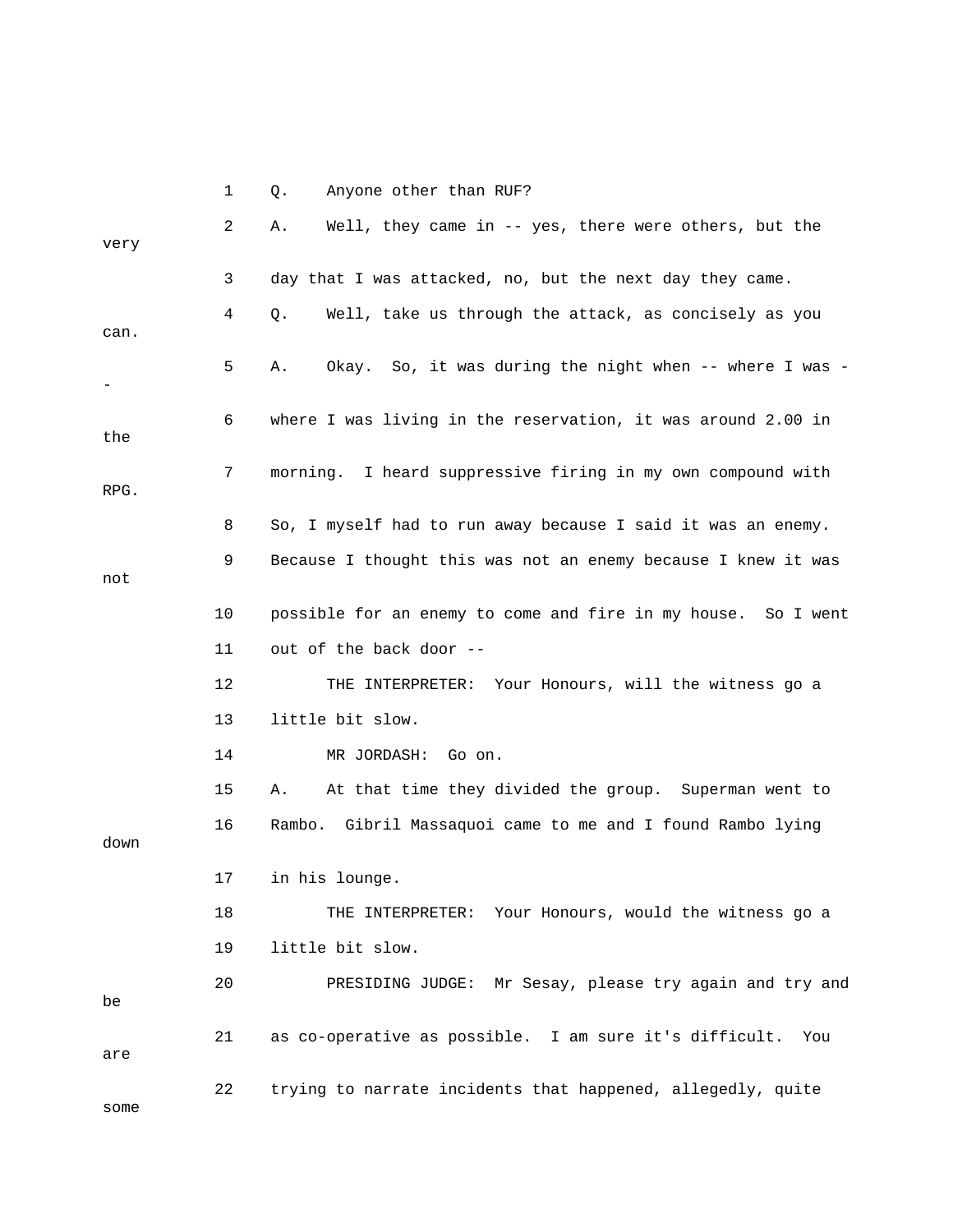1 Q. Anyone other than RUF?

2 A. Well, they came in -- yes, there were others, but the very

3 day that I was attacked, no, but the next day they came.

4 Q. Well, take us through the attack, as concisely as you can.

5 A. Okay. So, it was during the night when -- where I was --

6 where I was living in the reservation, it was around 2.00 in the

7 morning. I heard suppressive firing in my own compound with RPG.

8 So, I myself had to run away because I said it was an enemy.

9 Because I thought this was not an enemy because I knew it was not

10 possible for an enemy to come and fire in my house. So I went

11 out of the back door --

12 THE INTERPRETER: Your Honours, will the witness go a

13 little bit slow.

14 MR JORDASH: Go on.

15 A. At that time they divided the group. Superman went to

16 Rambo. Gibril Massaquoi came to me and I found Rambo lying down

17 in his lounge.

18 THE INTERPRETER: Your Honours, would the witness go a

19 little bit slow.

20 PRESIDING JUDGE: Mr Sesay, please try again and try and be

21 as co-operative as possible. I am sure it's difficult. You are

22 trying to narrate incidents that happened, allegedly, quite some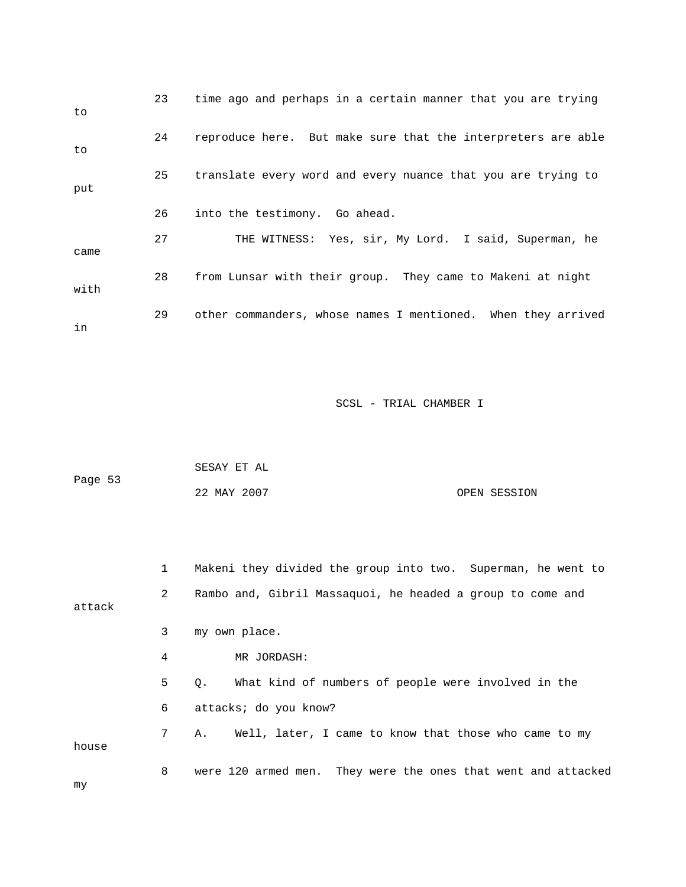23 time ago and perhaps in a certain manner that you are trying to

24 reproduce here. But make sure that the interpreters are able to

25 translate every word and every nuance that you are trying to put

26 into the testimony. Go ahead.

27 THE WITNESS: Yes, sir, My Lord. I said, Superman, he came

28 from Lunsar with their group. They came to Makeni at night with

29 other commanders, whose names I mentioned. When they arrived in

1 Makeni they divided the group into two. Superman, he went to

2 Rambo and, Gibril Massaquoi, he headed a group to come and attack

3 my own place.

4 MR JORDASH:

5 Q. What kind of numbers of people were involved in the

6 attacks; do you know?

7 A. Well, later, I came to know that those who came to my house

8 were 120 armed men. They were the ones that went and attacked my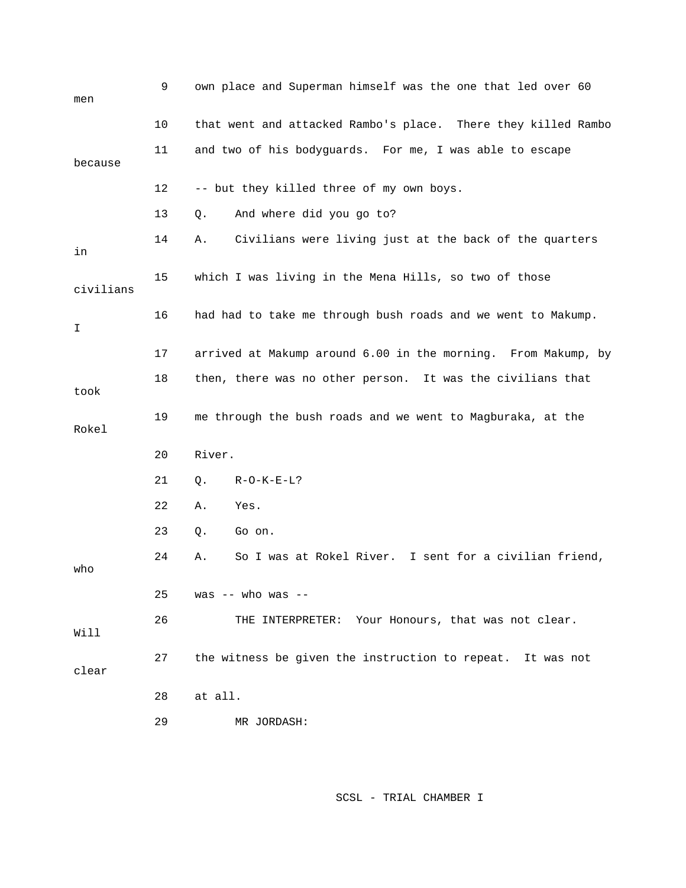9 own place and Superman himself was the one that led over 60 men

10 that went and attacked Rambo's place. There they killed Rambo

11 and two of his bodyguards. For me, I was able to escape because

12 -- but they killed three of my own boys.

13 Q. And where did you go to?

14 A. Civilians were living just at the back of the quarters in

15 which I was living in the Mena Hills, so two of those civilians

16 had had to take me through bush roads and we went to Makump. I

17 arrived at Makump around 6.00 in the morning. From Makump, by

18 then, there was no other person. It was the civilians that took

19 me through the bush roads and we went to Magburaka, at the Rokel

20 River.

21 Q. R-O-K-E-L?

22 A. Yes.

23 Q. Go on.

24 A. So I was at Rokel River. I sent for a civilian friend, who

25 was -- who was --

26 THE INTERPRETER: Your Honours, that was not clear. Will

27 the witness be given the instruction to repeat. It was not clear

28 at all.

29 MR JORDASH: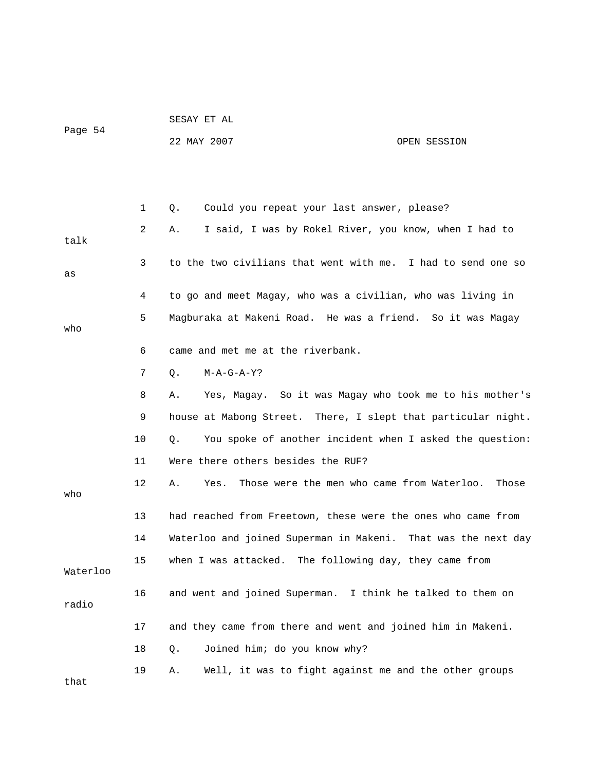1 Q. Could you repeat your last answer, please?

2 A. I said, I was by Rokel River, you know, when I had to talk

3 to the two civilians that went with me. I had to send one so as

4 to go and meet Magay, who was a civilian, who was living in

5 Magburaka at Makeni Road. He was a friend. So it was Magay who

6 came and met me at the riverbank.

7 Q. M-A-G-A-Y?

8 A. Yes, Magay. So it was Magay who took me to his mother's

9 house at Mabong Street. There, I slept that particular night.

10 Q. You spoke of another incident when I asked the question:

11 Were there others besides the RUF?

12 A. Yes. Those were the men who came from Waterloo. Those who

13 had reached from Freetown, these were the ones who came from

14 Waterloo and joined Superman in Makeni. That was the next day

15 when I was attacked. The following day, they came from Waterloo

16 and went and joined Superman. I think he talked to them on radio

17 and they came from there and went and joined him in Makeni.

18 Q. Joined him; do you know why?

19 A. Well, it was to fight against me and the other groups that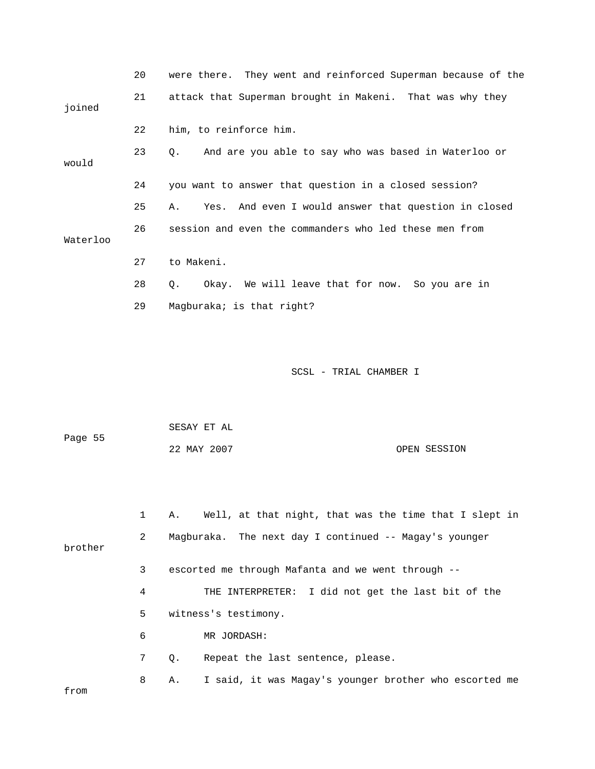20 were there. They went and reinforced Superman because of the

21 attack that Superman brought in Makeni. That was why they joined

22 him, to reinforce him.

23 Q. And are you able to say who was based in Waterloo or would

24 you want to answer that question in a closed session?

25 A. Yes. And even I would answer that question in closed

26 session and even the commanders who led these men from Waterloo

27 to Makeni.

28 Q. Okay. We will leave that for now. So you are in

29 Magburaka; is that right?

1 A. Well, at that night, that was the time that I slept in

2 Magburaka. The next day I continued -- Magay's younger brother

3 escorted me through Mafanta and we went through --

4 THE INTERPRETER: I did not get the last bit of the

5 witness's testimony.

6 MR JORDASH:

7 Q. Repeat the last sentence, please.

8 A. I said, it was Magay's younger brother who escorted me from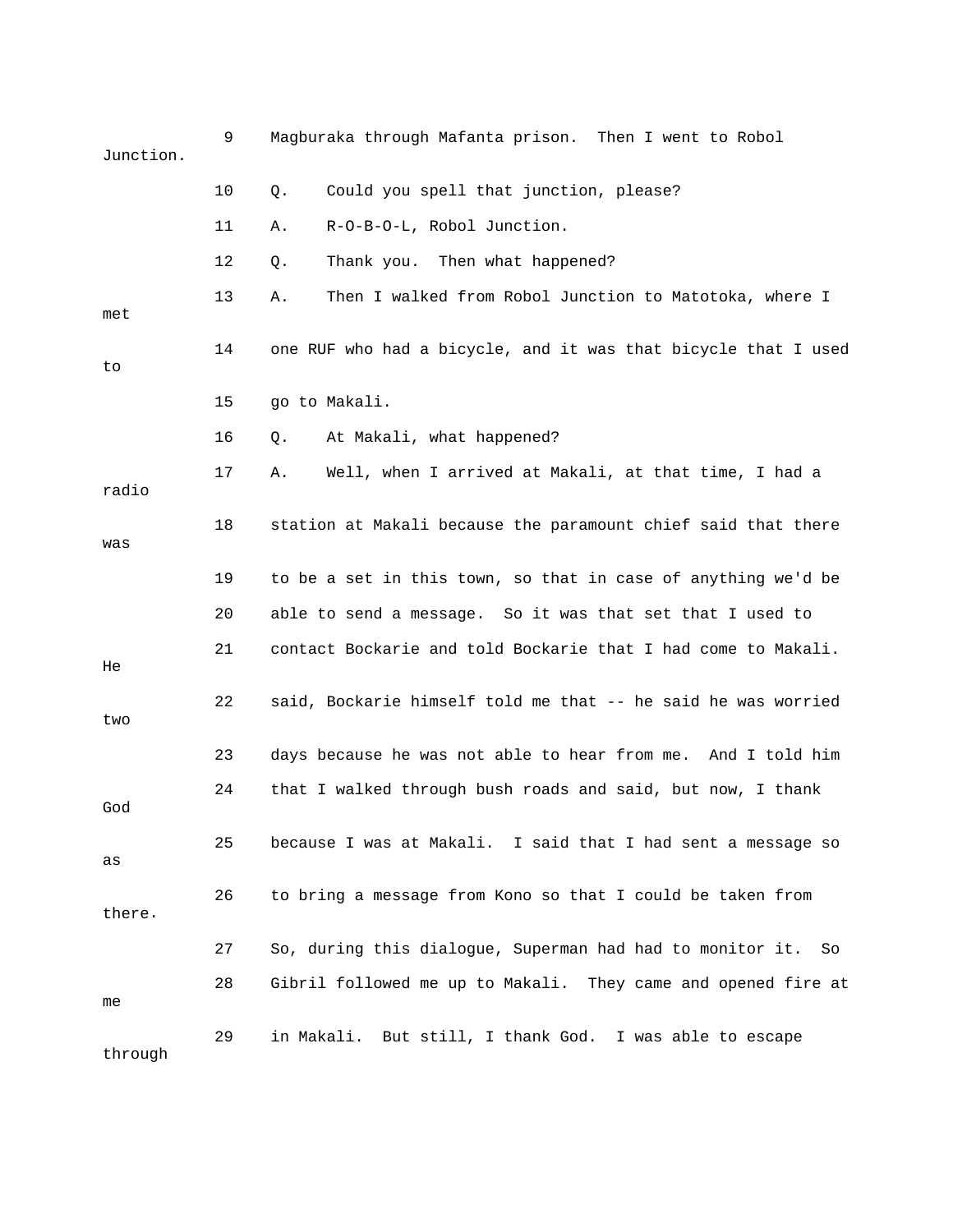9 Magburaka through Mafanta prison. Then I went to Robol Junction.

10 Q. Could you spell that junction, please?

11 A. R-O-B-O-L, Robol Junction.

12 Q. Thank you. Then what happened?

13 A. Then I walked from Robol Junction to Matotoka, where I met

14 one RUF who had a bicycle, and it was that bicycle that I used to

15 go to Makali.

16 Q. At Makali, what happened?

17 A. Well, when I arrived at Makali, at that time, I had a radio

18 station at Makali because the paramount chief said that there was

19 to be a set in this town, so that in case of anything we'd be

20 able to send a message. So it was that set that I used to

21 contact Bockarie and told Bockarie that I had come to Makali. He

22 said, Bockarie himself told me that -- he said he was worried two

23 days because he was not able to hear from me. And I told him

24 that I walked through bush roads and said, but now, I thank God

25 because I was at Makali. I said that I had sent a message so as

26 to bring a message from Kono so that I could be taken from there.

27 So, during this dialogue, Superman had had to monitor it. So

28 Gibril followed me up to Makali. They came and opened fire at me

29 in Makali. But still, I thank God. I was able to escape through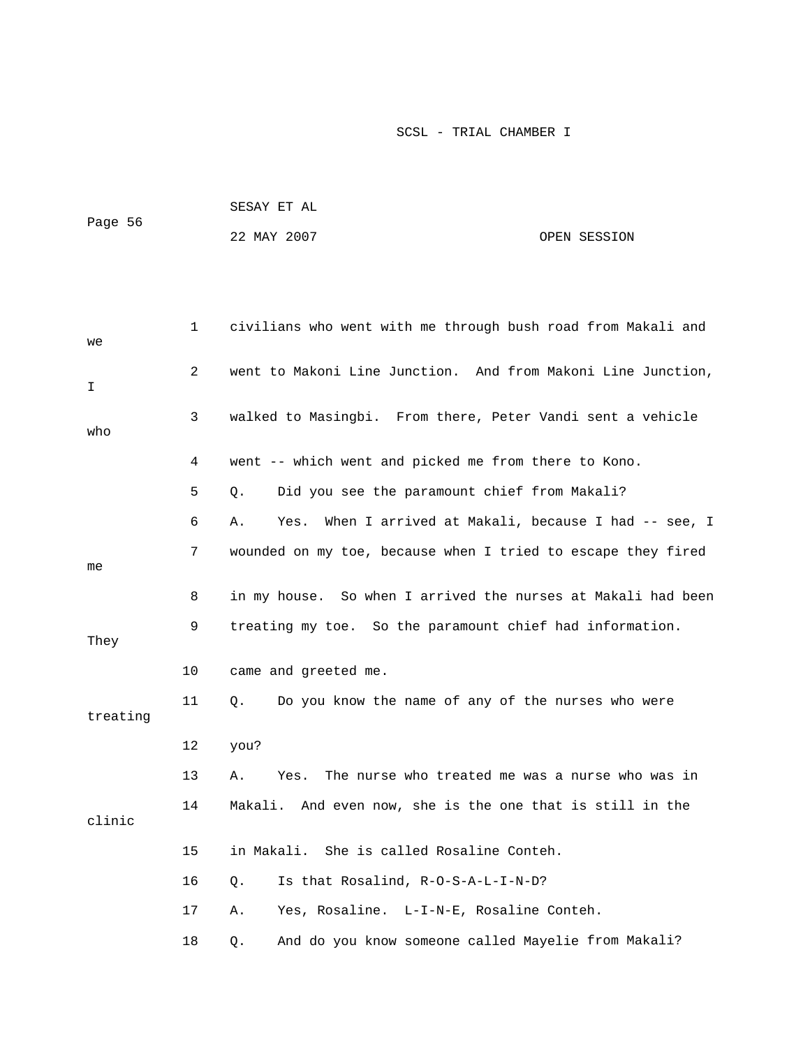1 civilians who went with me through bush road from Makali and we

2 went to Makoni Line Junction. And from Makoni Line Junction, I

3 walked to Masingbi. From there, Peter Vandi sent a vehicle who

4 went -- which went and picked me from there to Kono.

5 Q. Did you see the paramount chief from Makali?

6 A. Yes. When I arrived at Makali, because I had -- see, I

7 wounded on my toe, because when I tried to escape they fired me

8 in my house. So when I arrived the nurses at Makali had been

9 treating my toe. So the paramount chief had information. They

10 came and greeted me.

11 Q. Do you know the name of any of the nurses who were treating

12 you?

13 A. Yes. The nurse who treated me was a nurse who was in

14 Makali. And even now, she is the one that is still in the clinic

15 in Makali. She is called Rosaline Conteh.

16 Q. Is that Rosalind, R-O-S-A-L-I-N-D?

17 A. Yes, Rosaline. L-I-N-E, Rosaline Conteh.

18 Q. And do you know someone called Mayelie from Makali?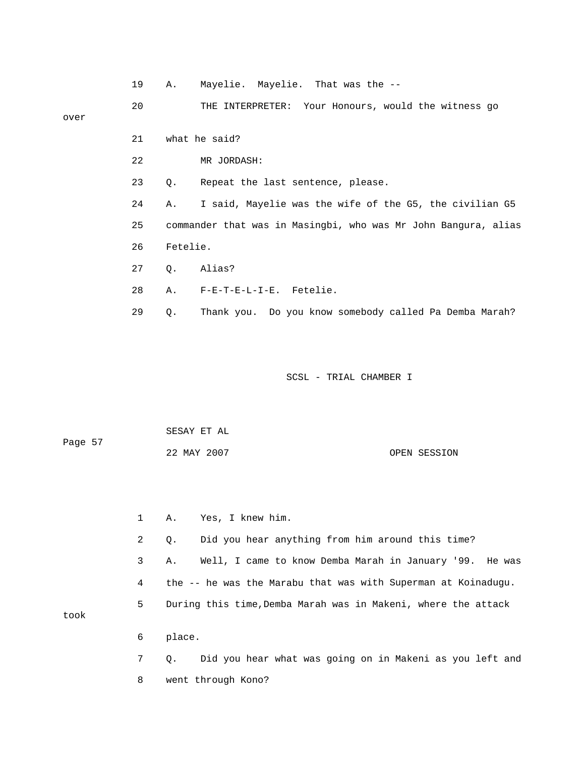19 A. Mayelie. Mayelie. That was the --

20 THE INTERPRETER: Your Honours, would the witness go over

21 what he said?

22 MR JORDASH:

23 Q. Repeat the last sentence, please.

24 A. I said, Mayelie was the wife of the G5, the civilian G5

25 commander that was in Masingbi, who was Mr John Bangura, alias

26 Fetelie.

27 Q. Alias?

28 A. F-E-T-E-L-I-E. Fetelie.

29 Q. Thank you. Do you know somebody called Pa Demba Marah?

1 A. Yes, I knew him.

2 Q. Did you hear anything from him around this time?

3 A. Well, I came to know Demba Marah in January '99. He was

4 the -- he was the Marabu that was with Superman at Koinadugu.

5 During this time,Demba Marah was in Makeni, where the attack took

6 place.

7 Q. Did you hear what was going on in Makeni as you left and

8 went through Kono?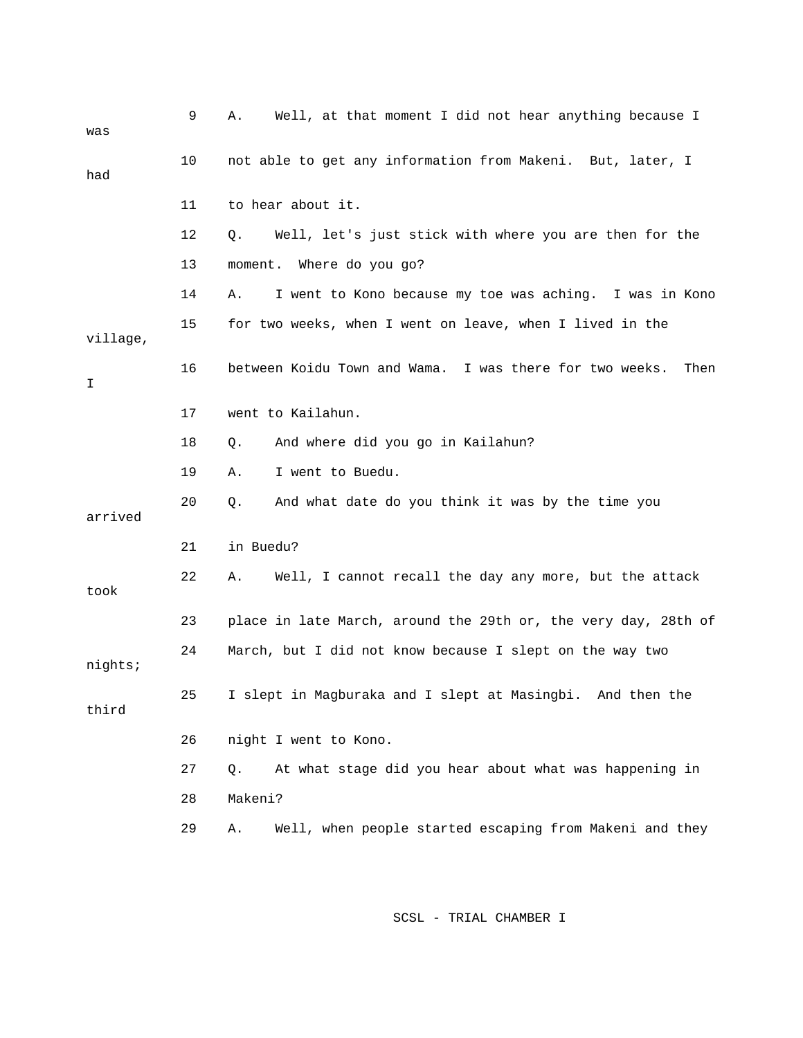9 A. Well, at that moment I did not hear anything because I was

10 not able to get any information from Makeni. But, later, I had

11 to hear about it.

12 Q. Well, let's just stick with where you are then for the

13 moment. Where do you go?

14 A. I went to Kono because my toe was aching. I was in Kono

15 for two weeks, when I went on leave, when I lived in the village,

16 between Koidu Town and Wama. I was there for two weeks. Then I

17 went to Kailahun.

18 Q. And where did you go in Kailahun?

19 A. I went to Buedu.

20 Q. And what date do you think it was by the time you arrived

21 in Buedu?

22 A. Well, I cannot recall the day any more, but the attack took

23 place in late March, around the 29th or, the very day, 28th of

24 March, but I did not know because I slept on the way two nights;

25 I slept in Magburaka and I slept at Masingbi. And then the third

26 night I went to Kono.

27 Q. At what stage did you hear about what was happening in

28 Makeni?

29 A. Well, when people started escaping from Makeni and they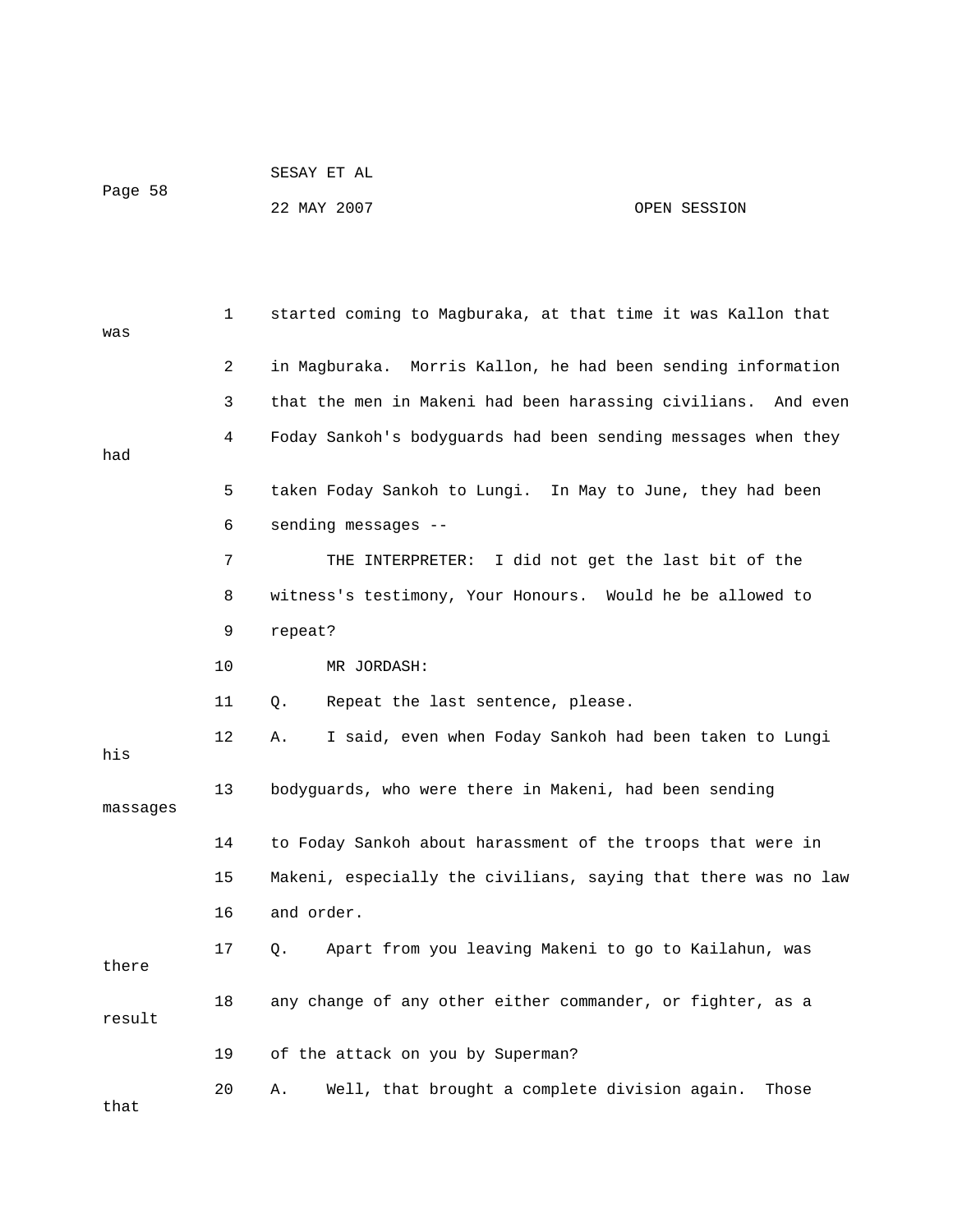started coming to Magburaka, at that time it was Kallon that was in Magburaka. Morris Kallon, he had been sending information that the men in Makeni had been harassing civilians. And even Foday Sankoh's bodyguards had been sending messages when they had taken Foday Sankoh to Lungi. In May to June, they had been sending messages --

THE INTERPRETER: I did not get the last bit of the witness's testimony, Your Honours. Would he be allowed to repeat?

MR JORDASH:

Q. Repeat the last sentence, please.

A. I said, even when Foday Sankoh had been taken to Lungi his bodyguards, who were there in Makeni, had been sending massages to Foday Sankoh about harassment of the troops that were in Makeni, especially the civilians, saying that there was no law and order.

Q. Apart from you leaving Makeni to go to Kailahun, was there any change of any other either commander, or fighter, as a result of the attack on you by Superman?

A. Well, that brought a complete division again. Those that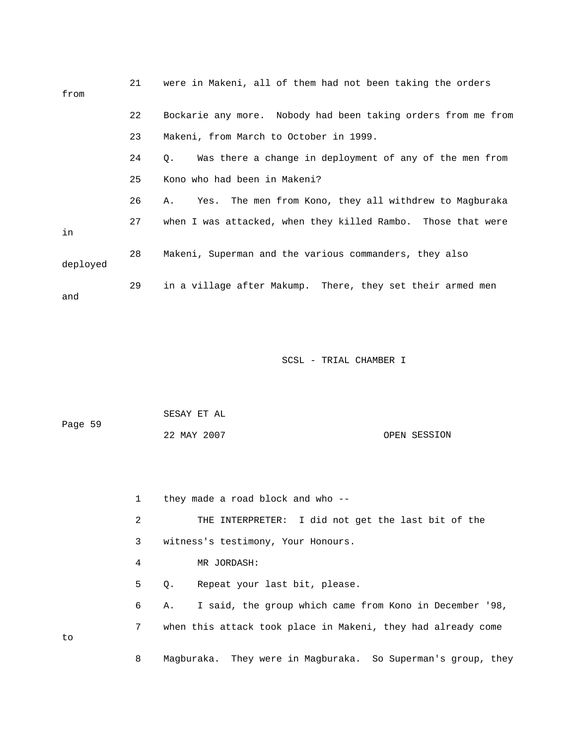21 were in Makeni, all of them had not been taking the orders from

22 Bockarie any more. Nobody had been taking orders from me from

23 Makeni, from March to October in 1999.

24 Q. Was there a change in deployment of any of the men from

25 Kono who had been in Makeni?

26 A. Yes. The men from Kono, they all withdrew to Magburaka

27 when I was attacked, when they killed Rambo. Those that were in

28 Makeni, Superman and the various commanders, they also deployed

29 in a village after Makump. There, they set their armed men and

1 they made a road block and who --

2 THE INTERPRETER: I did not get the last bit of the

3 witness's testimony, Your Honours.

4 MR JORDASH:

5 Q. Repeat your last bit, please.

6 A. I said, the group which came from Kono in December '98,

7 when this attack took place in Makeni, they had already come to

8 Magburaka. They were in Magburaka. So Superman's group, they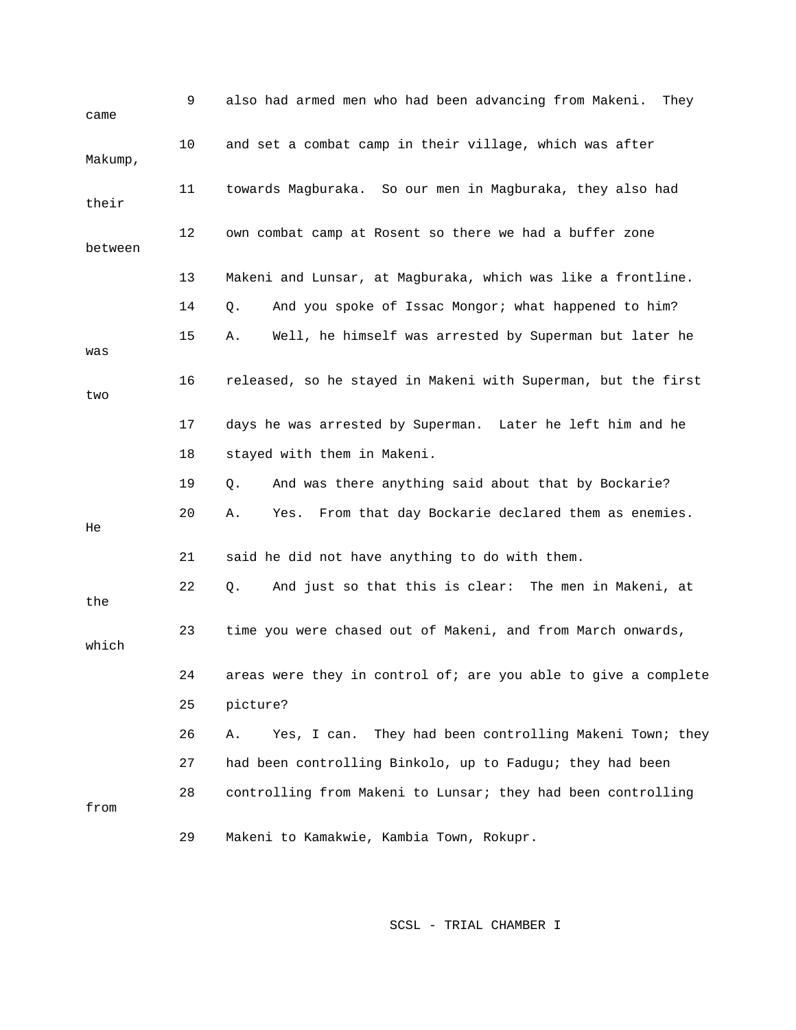9 also had armed men who had been advancing from Makeni. They came

10 and set a combat camp in their village, which was after Makump,

11 towards Magburaka. So our men in Magburaka, they also had their

12 own combat camp at Rosent so there we had a buffer zone between

13 Makeni and Lunsar, at Magburaka, which was like a frontline.

14 Q. And you spoke of Issac Mongor; what happened to him?

15 A. Well, he himself was arrested by Superman but later he was

16 released, so he stayed in Makeni with Superman, but the first two

17 days he was arrested by Superman. Later he left him and he

18 stayed with them in Makeni.

19 Q. And was there anything said about that by Bockarie?

20 A. Yes. From that day Bockarie declared them as enemies. He

21 said he did not have anything to do with them.

22 Q. And just so that this is clear: The men in Makeni, at the

23 time you were chased out of Makeni, and from March onwards, which

24 areas were they in control of; are you able to give a complete

25 picture?

26 A. Yes, I can. They had been controlling Makeni Town; they

27 had been controlling Binkolo, up to Fadugu; they had been

28 controlling from Makeni to Lunsar; they had been controlling from

29 Makeni to Kamakwie, Kambia Town, Rokupr.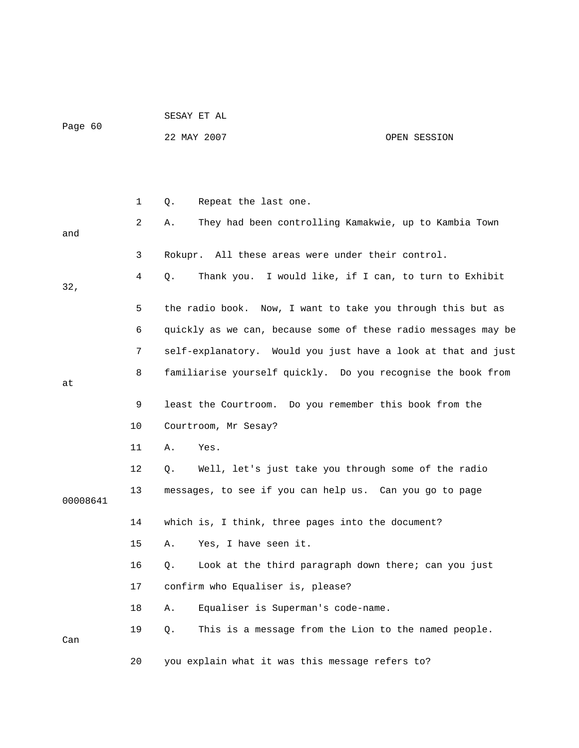1 Q. Repeat the last one.

2 A. They had been controlling Kamakwie, up to Kambia Town and

3 Rokupr. All these areas were under their control.

4 Q. Thank you. I would like, if I can, to turn to Exhibit 32,

5 the radio book. Now, I want to take you through this but as

6 quickly as we can, because some of these radio messages may be

7 self-explanatory. Would you just have a look at that and just

8 familiarise yourself quickly. Do you recognise the book from at

9 least the Courtroom. Do you remember this book from the

10 Courtroom, Mr Sesay?

11 A. Yes.

12 Q. Well, let's just take you through some of the radio

13 messages, to see if you can help us. Can you go to page 00008641

14 which is, I think, three pages into the document?

15 A. Yes, I have seen it.

16 Q. Look at the third paragraph down there; can you just

17 confirm who Equaliser is, please?

18 A. Equaliser is Superman's code-name.

19 Q. This is a message from the Lion to the named people. Can

20 you explain what it was this message refers to?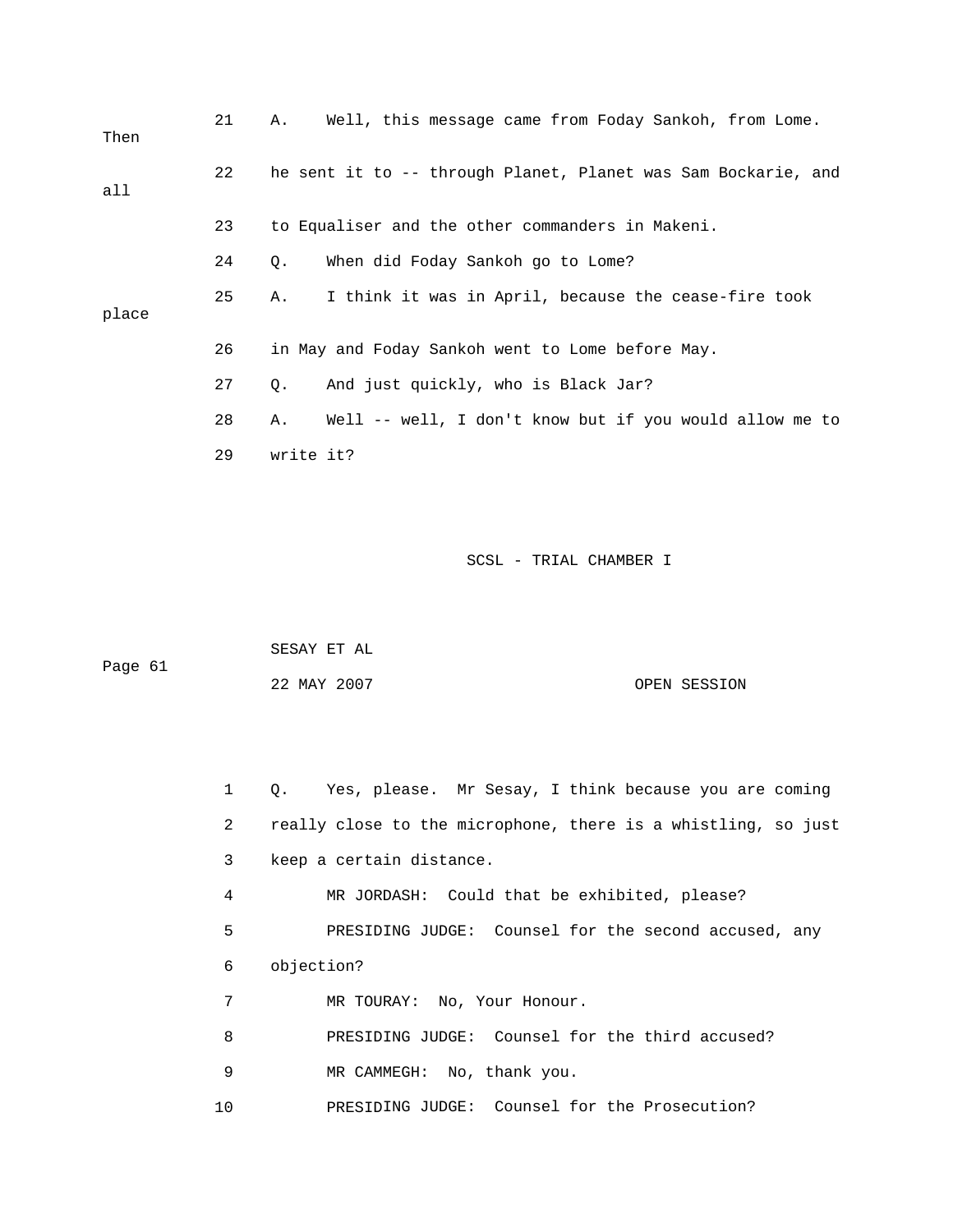21 A. Well, this message came from Foday Sankoh, from Lome. Then

22 he sent it to -- through Planet, Planet was Sam Bockarie, and all

23 to Equaliser and the other commanders in Makeni.

24 Q. When did Foday Sankoh go to Lome?

25 A. I think it was in April, because the cease-fire took place

26 in May and Foday Sankoh went to Lome before May.

27 Q. And just quickly, who is Black Jar?

28 A. Well -- well, I don't know but if you would allow me to

29 write it?

1 Q. Yes, please. Mr Sesay, I think because you are coming

2 really close to the microphone, there is a whistling, so just

3 keep a certain distance.

4 MR JORDASH: Could that be exhibited, please?

5 PRESIDING JUDGE: Counsel for the second accused, any

6 objection?

7 MR TOURAY: No, Your Honour.

8 PRESIDING JUDGE: Counsel for the third accused?

9 MR CAMMEGH: No, thank you.

10 PRESIDING JUDGE: Counsel for the Prosecution?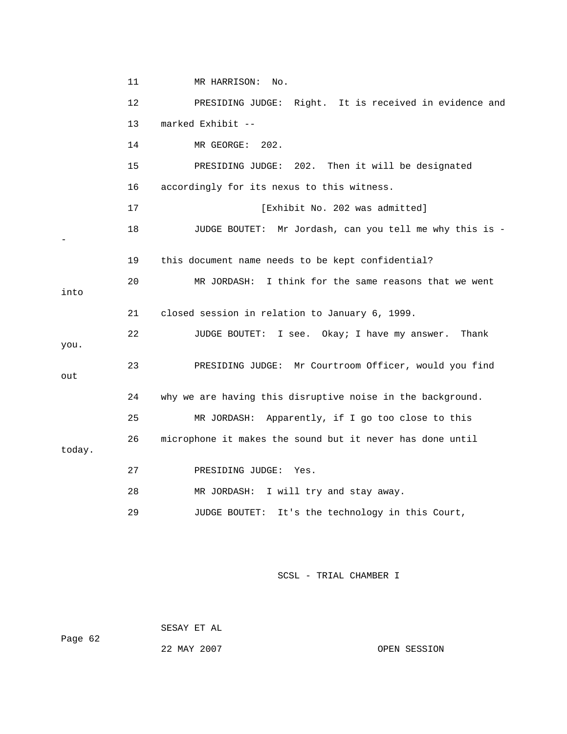11 MR HARRISON: No.

12 PRESIDING JUDGE: Right. It is received in evidence and

13 marked Exhibit --

14 MR GEORGE: 202.

15 PRESIDING JUDGE: 202. Then it will be designated

16 accordingly for its nexus to this witness.

17 [Exhibit No. 202 was admitted]

18 JUDGE BOUTET: Mr Jordash, can you tell me why this is --

19 this document name needs to be kept confidential?

20 MR JORDASH: I think for the same reasons that we went into

21 closed session in relation to January 6, 1999.

22 JUDGE BOUTET: I see. Okay; I have my answer. Thank you.

23 PRESIDING JUDGE: Mr Courtroom Officer, would you find out

24 why we are having this disruptive noise in the background.

25 MR JORDASH: Apparently, if I go too close to this

26 microphone it makes the sound but it never has done until today.

27 PRESIDING JUDGE: Yes.

28 MR JORDASH: I will try and stay away.

29 JUDGE BOUTET: It's the technology in this Court,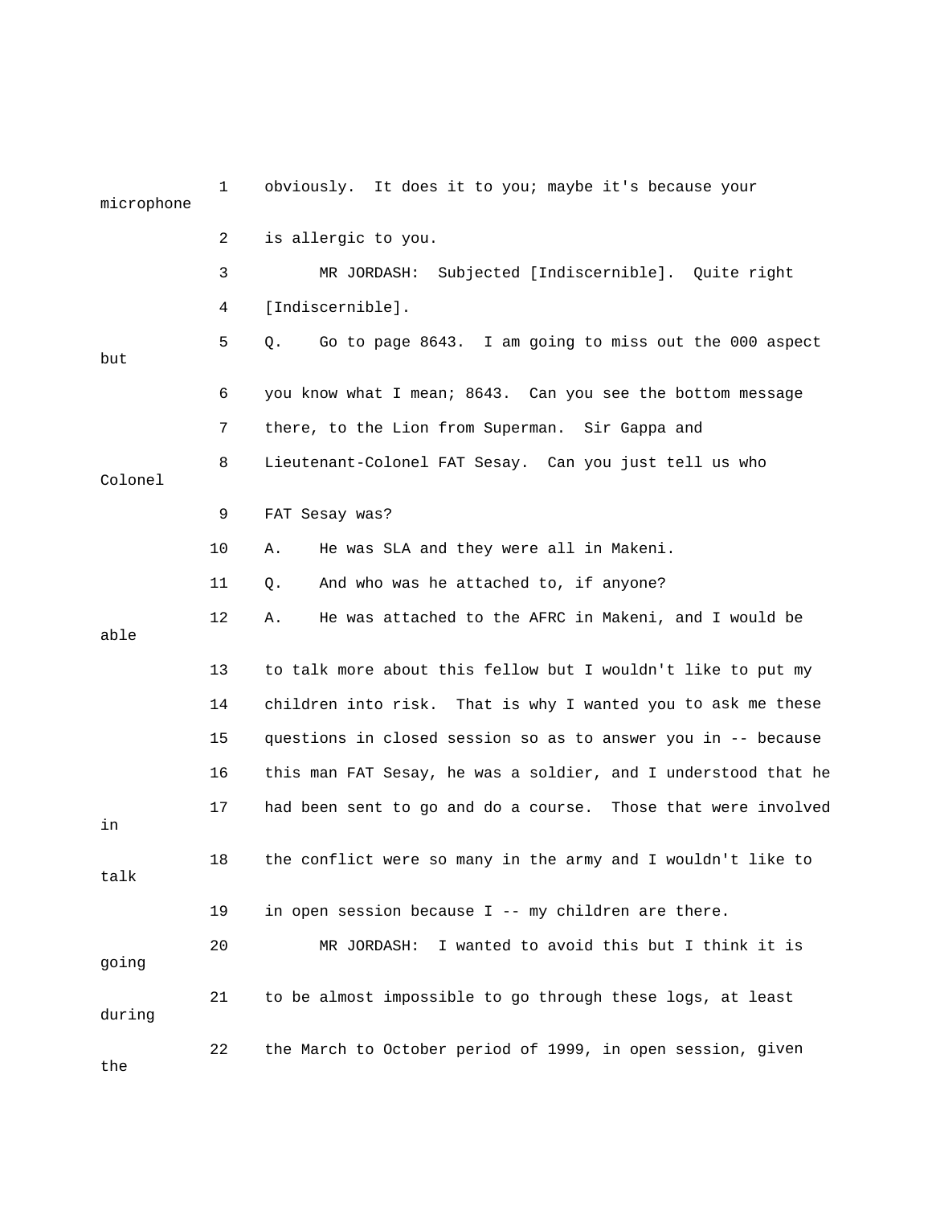1 obviously. It does it to you; maybe it's because your microphone

2 is allergic to you.

3 MR JORDASH: Subjected [Indiscernible]. Quite right

4 [Indiscernible].

5 Q. Go to page 8643. I am going to miss out the 000 aspect but

6 you know what I mean; 8643. Can you see the bottom message

7 there, to the Lion from Superman. Sir Gappa and

8 Lieutenant-Colonel FAT Sesay. Can you just tell us who Colonel

9 FAT Sesay was?

10 A. He was SLA and they were all in Makeni.

11 Q. And who was he attached to, if anyone?

12 A. He was attached to the AFRC in Makeni, and I would be able

13 to talk more about this fellow but I wouldn't like to put my

14 children into risk. That is why I wanted you to ask me these

15 questions in closed session so as to answer you in -- because

16 this man FAT Sesay, he was a soldier, and I understood that he

17 had been sent to go and do a course. Those that were involved in

18 the conflict were so many in the army and I wouldn't like to talk

19 in open session because I -- my children are there.

20 MR JORDASH: I wanted to avoid this but I think it is going

21 to be almost impossible to go through these logs, at least during

22 the March to October period of 1999, in open session, given the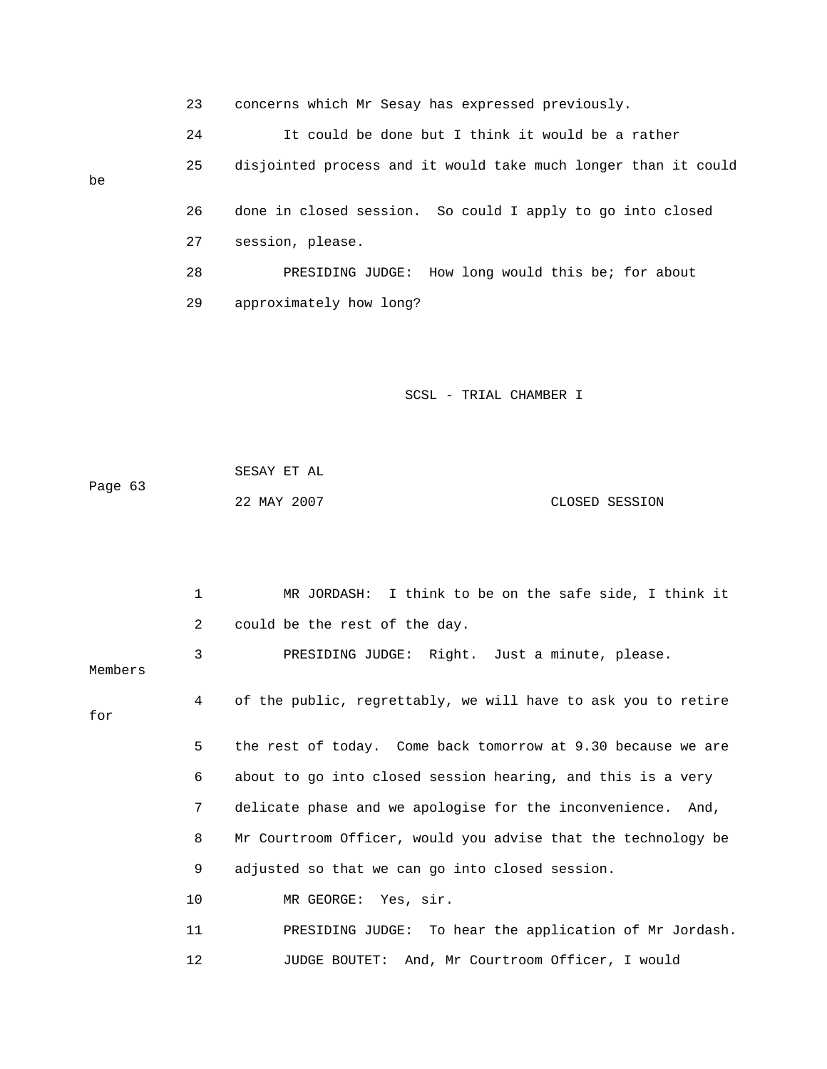23 concerns which Mr Sesay has expressed previously.

24 It could be done but I think it would be a rather

25 disjointed process and it would take much longer than it could be

26 done in closed session. So could I apply to go into closed

27 session, please.

28 PRESIDING JUDGE: How long would this be; for about

29 approximately how long?

1 MR JORDASH: I think to be on the safe side, I think it

2 could be the rest of the day.

3 PRESIDING JUDGE: Right. Just a minute, please. Members

4 of the public, regrettably, we will have to ask you to retire for

5 the rest of today. Come back tomorrow at 9.30 because we are

6 about to go into closed session hearing, and this is a very

7 delicate phase and we apologise for the inconvenience. And,

8 Mr Courtroom Officer, would you advise that the technology be

9 adjusted so that we can go into closed session.

10 MR GEORGE: Yes, sir.

11 PRESIDING JUDGE: To hear the application of Mr Jordash.

12 JUDGE BOUTET: And, Mr Courtroom Officer, I would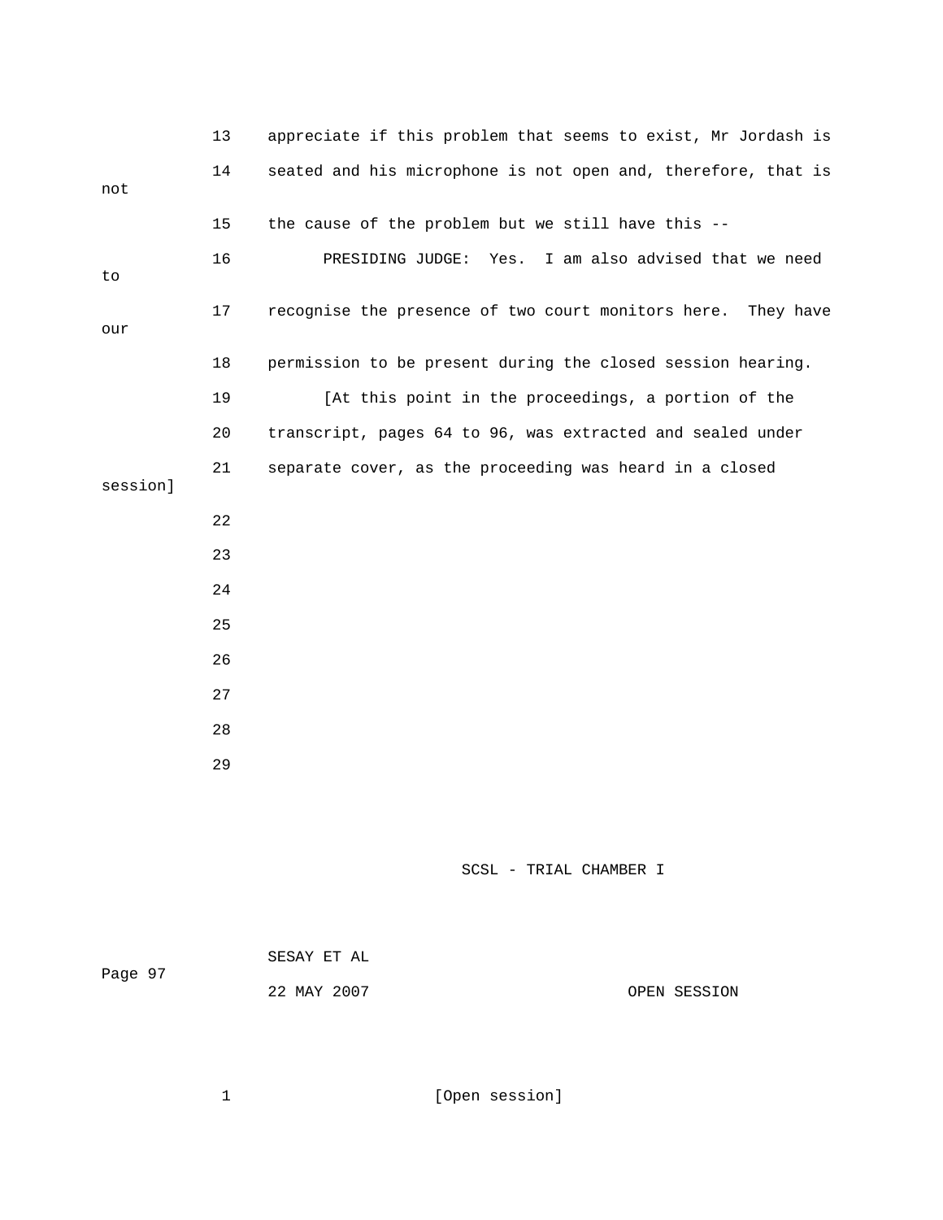13 appreciate if this problem that seems to exist, Mr Jordash is

14 seated and his microphone is not open and, therefore, that is not

15 the cause of the problem but we still have this --

16 PRESIDING JUDGE: Yes. I am also advised that we need to

17 recognise the presence of two court monitors here. They have our

18 permission to be present during the closed session hearing.

19 [At this point in the proceedings, a portion of the

20 transcript, pages 64 to 96, was extracted and sealed under

21 separate cover, as the proceeding was heard in a closed session]

22

23

24

25

26

27

28

29

SCSL - TRIAL CHAMBER I

SESAY ET AL

Page 97

22 MAY 2007 OPEN SESSION

1 [Open session]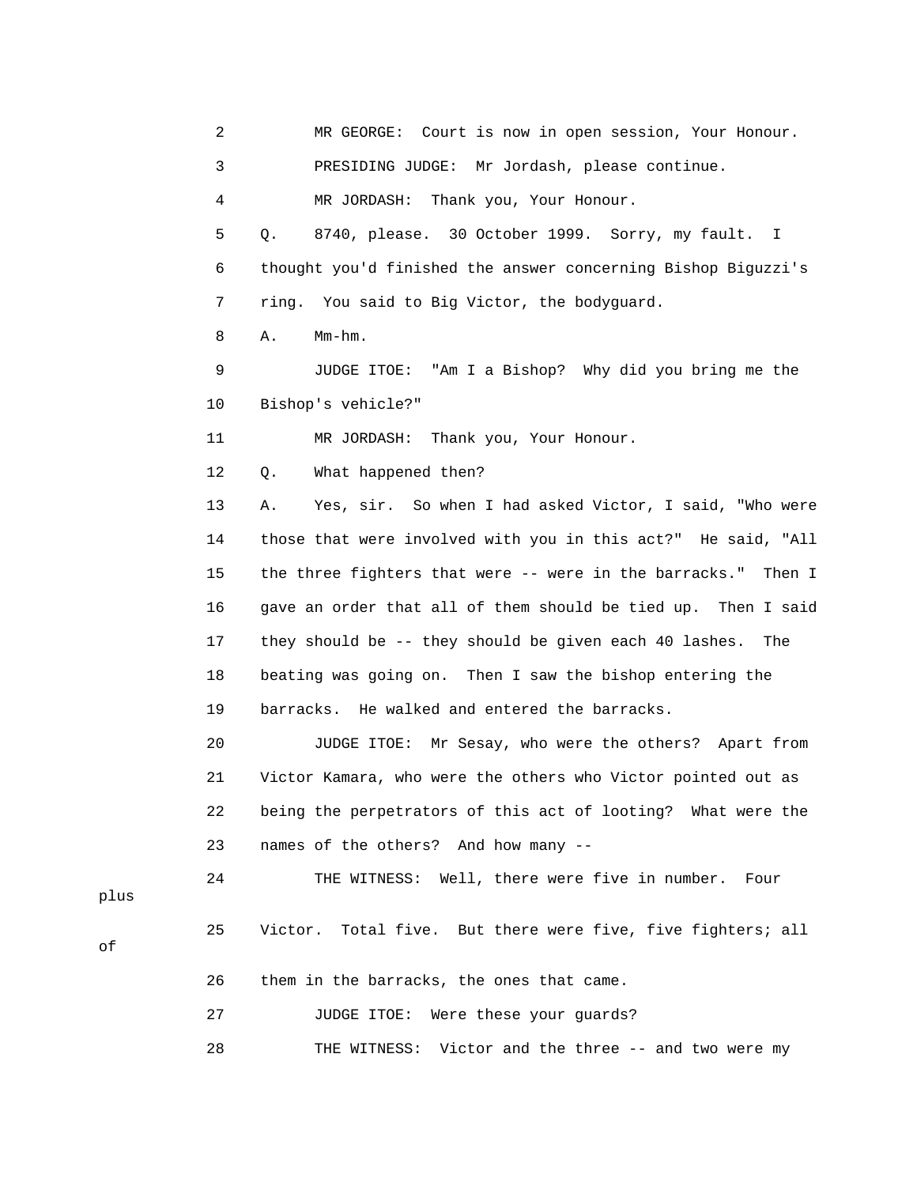2 MR GEORGE: Court is now in open session, Your Honour.

3 PRESIDING JUDGE: Mr Jordash, please continue.

4 MR JORDASH: Thank you, Your Honour.

5 Q. 8740, please. 30 October 1999. Sorry, my fault. I

6 thought you'd finished the answer concerning Bishop Biguzzi's

7 ring. You said to Big Victor, the bodyguard.

8 A. Mm-hm.

9 JUDGE ITOE: "Am I a Bishop? Why did you bring me the

10 Bishop's vehicle?"

11 MR JORDASH: Thank you, Your Honour.

12 Q. What happened then?

13 A. Yes, sir. So when I had asked Victor, I said, "Who were

14 those that were involved with you in this act?" He said, "All

15 the three fighters that were -- were in the barracks." Then I

16 gave an order that all of them should be tied up. Then I said

17 they should be -- they should be given each 40 lashes. The

18 beating was going on. Then I saw the bishop entering the

19 barracks. He walked and entered the barracks.

20 JUDGE ITOE: Mr Sesay, who were the others? Apart from

21 Victor Kamara, who were the others who Victor pointed out as

22 being the perpetrators of this act of looting? What were the

23 names of the others? And how many --

24 THE WITNESS: Well, there were five in number. Four plus

25 Victor. Total five. But there were five, five fighters; all of

26 them in the barracks, the ones that came.

27 JUDGE ITOE: Were these your guards?

28 THE WITNESS: Victor and the three -- and two were my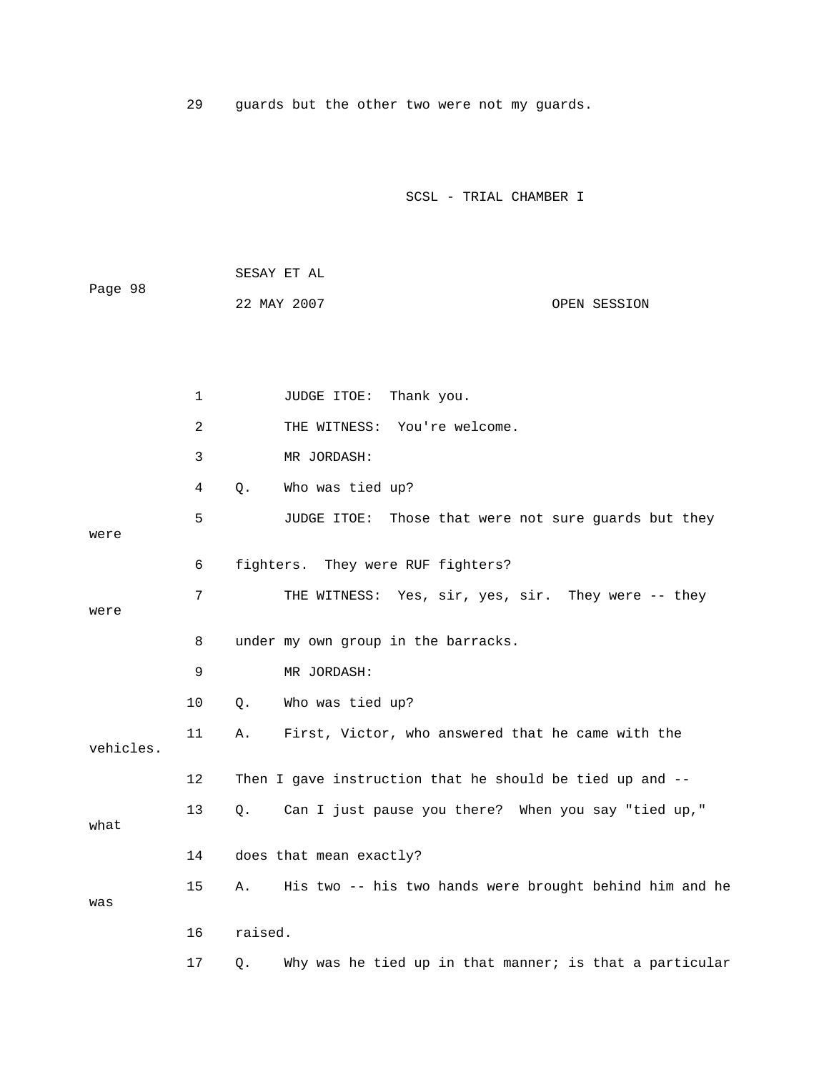29 guards but the other two were not my guards.

SCSL - TRIAL CHAMBER I

SESAY ET AL

22 MAY 2007 OPEN SESSION

1 JUDGE ITOE: Thank you.

2 THE WITNESS: You're welcome.

3 MR JORDASH:

4 Q. Who was tied up?

5 JUDGE ITOE: Those that were not sure guards but they were

6 fighters. They were RUF fighters?

7 THE WITNESS: Yes, sir, yes, sir. They were -- they were

8 under my own group in the barracks.

9 MR JORDASH:

10 Q. Who was tied up?

11 A. First, Victor, who answered that he came with the vehicles.

12 Then I gave instruction that he should be tied up and --

13 Q. Can I just pause you there? When you say "tied up," what

14 does that mean exactly?

15 A. His two -- his two hands were brought behind him and he was

16 raised.

17 Q. Why was he tied up in that manner; is that a particular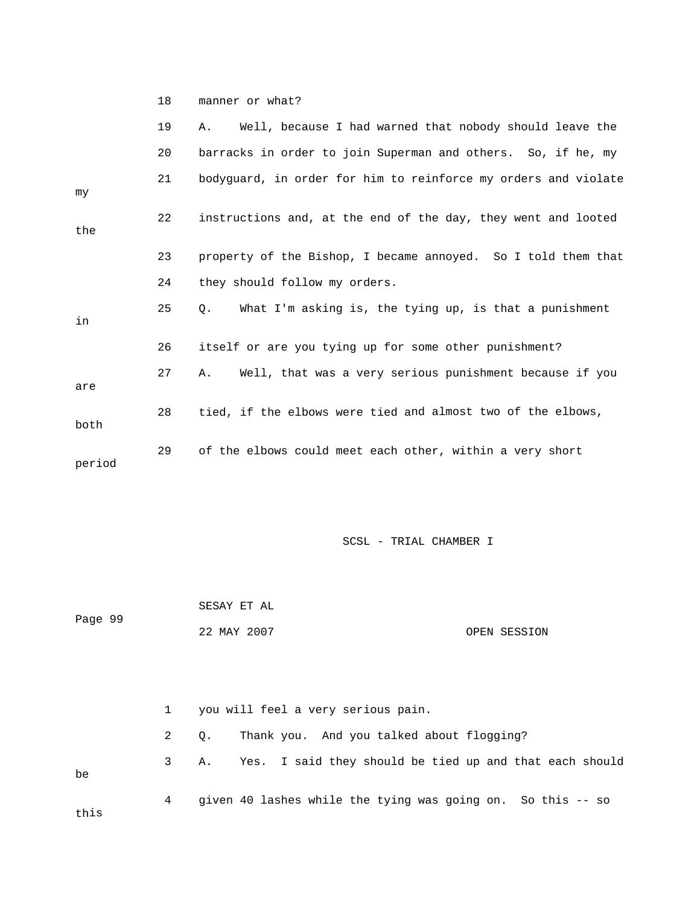18 manner or what?

19 A. Well, because I had warned that nobody should leave the

20 barracks in order to join Superman and others. So, if he, my

21 bodyguard, in order for him to reinforce my orders and violate my

22 instructions and, at the end of the day, they went and looted the

23 property of the Bishop, I became annoyed. So I told them that

24 they should follow my orders.

25 Q. What I'm asking is, the tying up, is that a punishment in

26 itself or are you tying up for some other punishment?

27 A. Well, that was a very serious punishment because if you are

28 tied, if the elbows were tied and almost two of the elbows, both

29 of the elbows could meet each other, within a very short period

1 you will feel a very serious pain.

2 Q. Thank you. And you talked about flogging?

3 A. Yes. I said they should be tied up and that each should be

4 given 40 lashes while the tying was going on. So this -- so this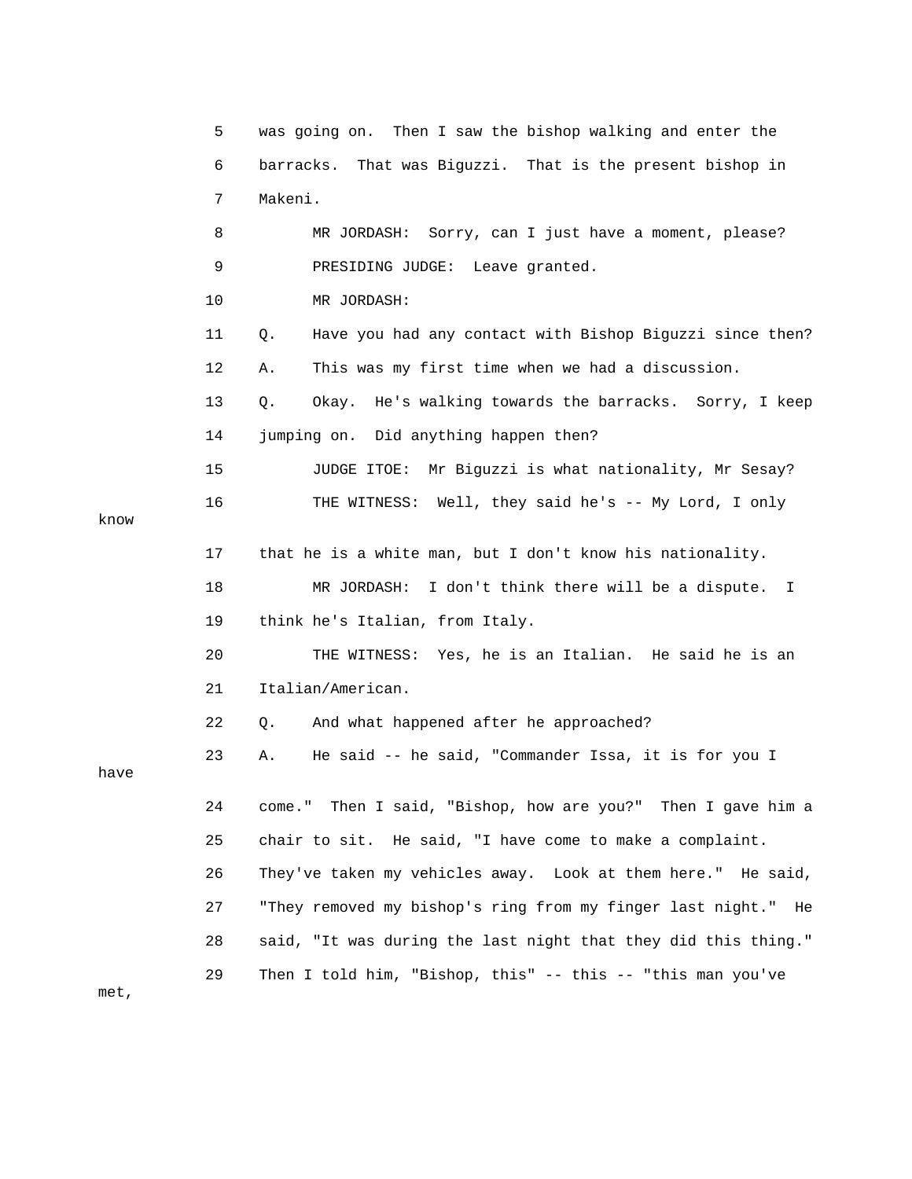5 was going on. Then I saw the bishop walking and enter the
6 barracks. That was Biguzzi. That is the present bishop in
7 Makeni.
8 MR JORDASH: Sorry, can I just have a moment, please?
9 PRESIDING JUDGE: Leave granted.
10 MR JORDASH:
11 Q. Have you had any contact with Bishop Biguzzi since then?
12 A. This was my first time when we had a discussion.
13 Q. Okay. He's walking towards the barracks. Sorry, I keep
14 jumping on. Did anything happen then?
15 JUDGE ITOE: Mr Biguzzi is what nationality, Mr Sesay?
16 THE WITNESS: Well, they said he's -- My Lord, I only know
17 that he is a white man, but I don't know his nationality.
18 MR JORDASH: I don't think there will be a dispute. I
19 think he's Italian, from Italy.
20 THE WITNESS: Yes, he is an Italian. He said he is an
21 Italian/American.
22 Q. And what happened after he approached?
23 A. He said -- he said, "Commander Issa, it is for you I have
24 come." Then I said, "Bishop, how are you?" Then I gave him a
25 chair to sit. He said, "I have come to make a complaint.
26 They've taken my vehicles away. Look at them here." He said,
27 "They removed my bishop's ring from my finger last night." He
28 said, "It was during the last night that they did this thing."
29 Then I told him, "Bishop, this" -- this -- "this man you've met,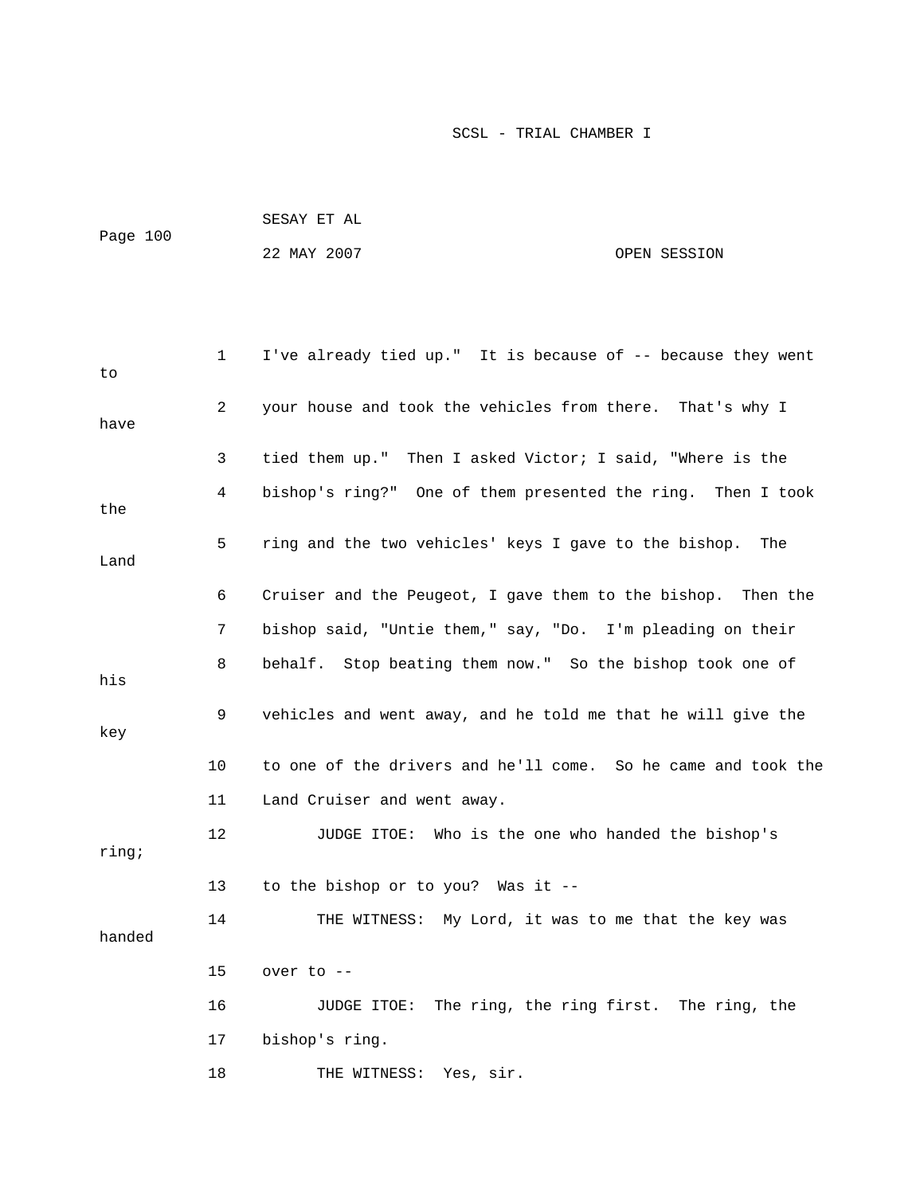I've already tied up." It is because of -- because they went to your house and took the vehicles from there. That's why I have tied them up." Then I asked Victor; I said, "Where is the bishop's ring?" One of them presented the ring. Then I took the ring and the two vehicles' keys I gave to the bishop. The Land Cruiser and the Peugeot, I gave them to the bishop. Then the bishop said, "Untie them," say, "Do. I'm pleading on their behalf. Stop beating them now." So the bishop took one of his vehicles and went away, and he told me that he will give the key to one of the drivers and he'll come. So he came and took the Land Cruiser and went away.

JUDGE ITOE: Who is the one who handed the bishop's ring; to the bishop or to you? Was it --

THE WITNESS: My Lord, it was to me that the key was handed over to --

JUDGE ITOE: The ring, the ring first. The ring, the bishop's ring.

THE WITNESS: Yes, sir.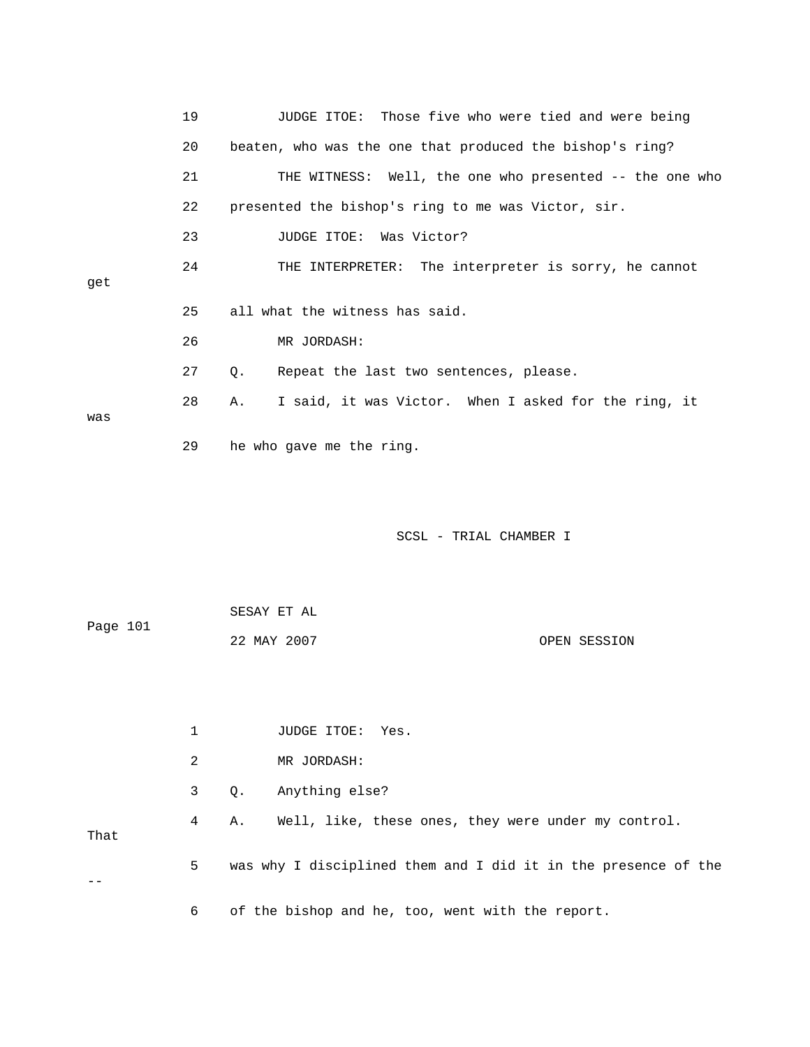19 JUDGE ITOE: Those five who were tied and were being

20 beaten, who was the one that produced the bishop's ring?

21 THE WITNESS: Well, the one who presented -- the one who

22 presented the bishop's ring to me was Victor, sir.

23 JUDGE ITOE: Was Victor?

24 THE INTERPRETER: The interpreter is sorry, he cannot get

25 all what the witness has said.

26 MR JORDASH:

27 Q. Repeat the last two sentences, please.

28 A. I said, it was Victor. When I asked for the ring, it was

29 he who gave me the ring.

1 JUDGE ITOE: Yes.

2 MR JORDASH:

3 Q. Anything else?

4 A. Well, like, these ones, they were under my control. That

5 was why I disciplined them and I did it in the presence of the --

6 of the bishop and he, too, went with the report.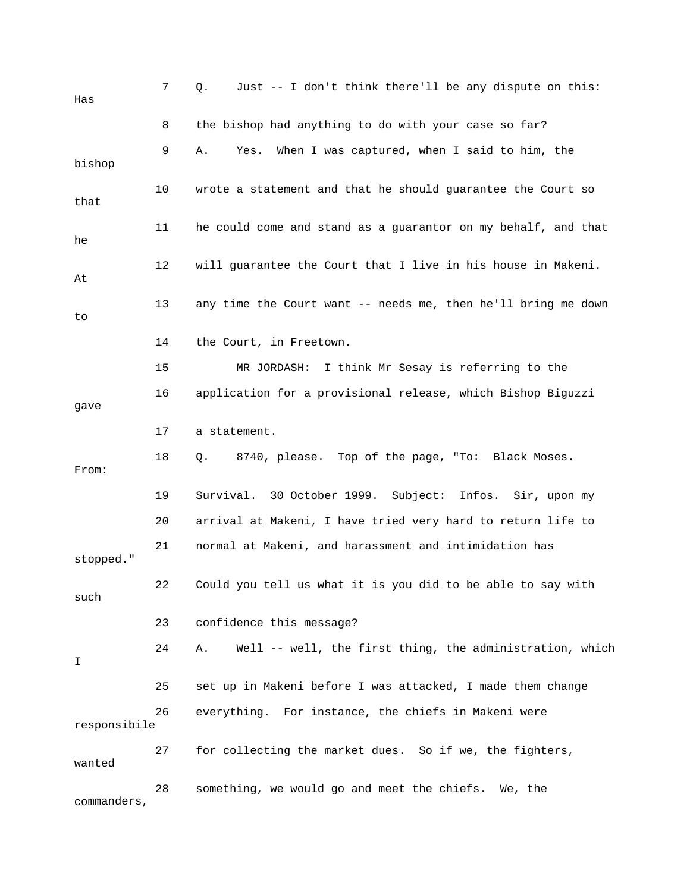7 Q. Just -- I don't think there'll be any dispute on this: Has

8 the bishop had anything to do with your case so far?

9 A. Yes. When I was captured, when I said to him, the bishop

10 wrote a statement and that he should guarantee the Court so that

11 he could come and stand as a guarantor on my behalf, and that he

12 will guarantee the Court that I live in his house in Makeni. At

13 any time the Court want -- needs me, then he'll bring me down to

14 the Court, in Freetown.

15 MR JORDASH: I think Mr Sesay is referring to the

16 application for a provisional release, which Bishop Biguzzi gave

17 a statement.

18 Q. 8740, please. Top of the page, "To: Black Moses. From:

19 Survival. 30 October 1999. Subject: Infos. Sir, upon my

20 arrival at Makeni, I have tried very hard to return life to

21 normal at Makeni, and harassment and intimidation has stopped."

22 Could you tell us what it is you did to be able to say with such

23 confidence this message?

24 A. Well -- well, the first thing, the administration, which I

25 set up in Makeni before I was attacked, I made them change

26 everything. For instance, the chiefs in Makeni were responsibile

27 for collecting the market dues. So if we, the fighters, wanted

28 something, we would go and meet the chiefs. We, the commanders,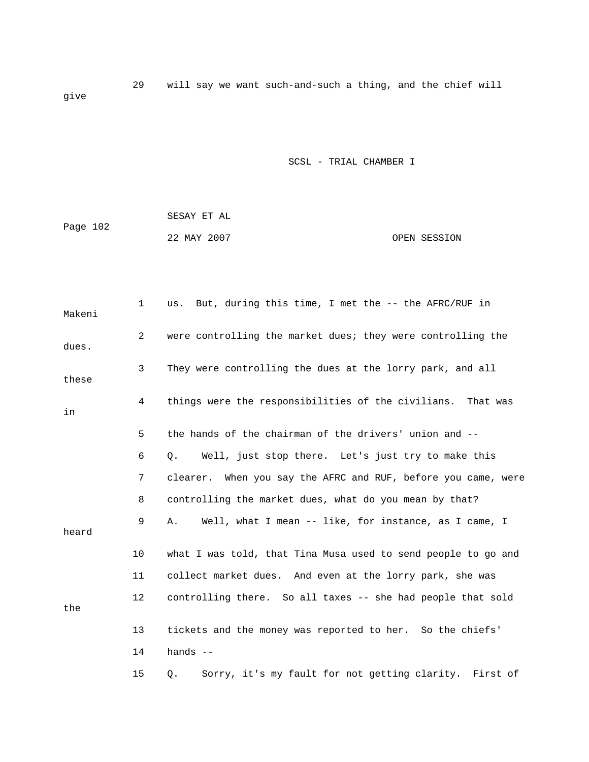29 will say we want such-and-such a thing, and the chief will give

1 us. But, during this time, I met the -- the AFRC/RUF in Makeni

2 were controlling the market dues; they were controlling the dues.

3 They were controlling the dues at the lorry park, and all these

4 things were the responsibilities of the civilians. That was in

5 the hands of the chairman of the drivers' union and --

6 Q. Well, just stop there. Let's just try to make this

7 clearer. When you say the AFRC and RUF, before you came, were

8 controlling the market dues, what do you mean by that?

9 A. Well, what I mean -- like, for instance, as I came, I heard

10 what I was told, that Tina Musa used to send people to go and

11 collect market dues. And even at the lorry park, she was

12 controlling there. So all taxes -- she had people that sold the

13 tickets and the money was reported to her. So the chiefs'

14 hands --

15 Q. Sorry, it's my fault for not getting clarity. First of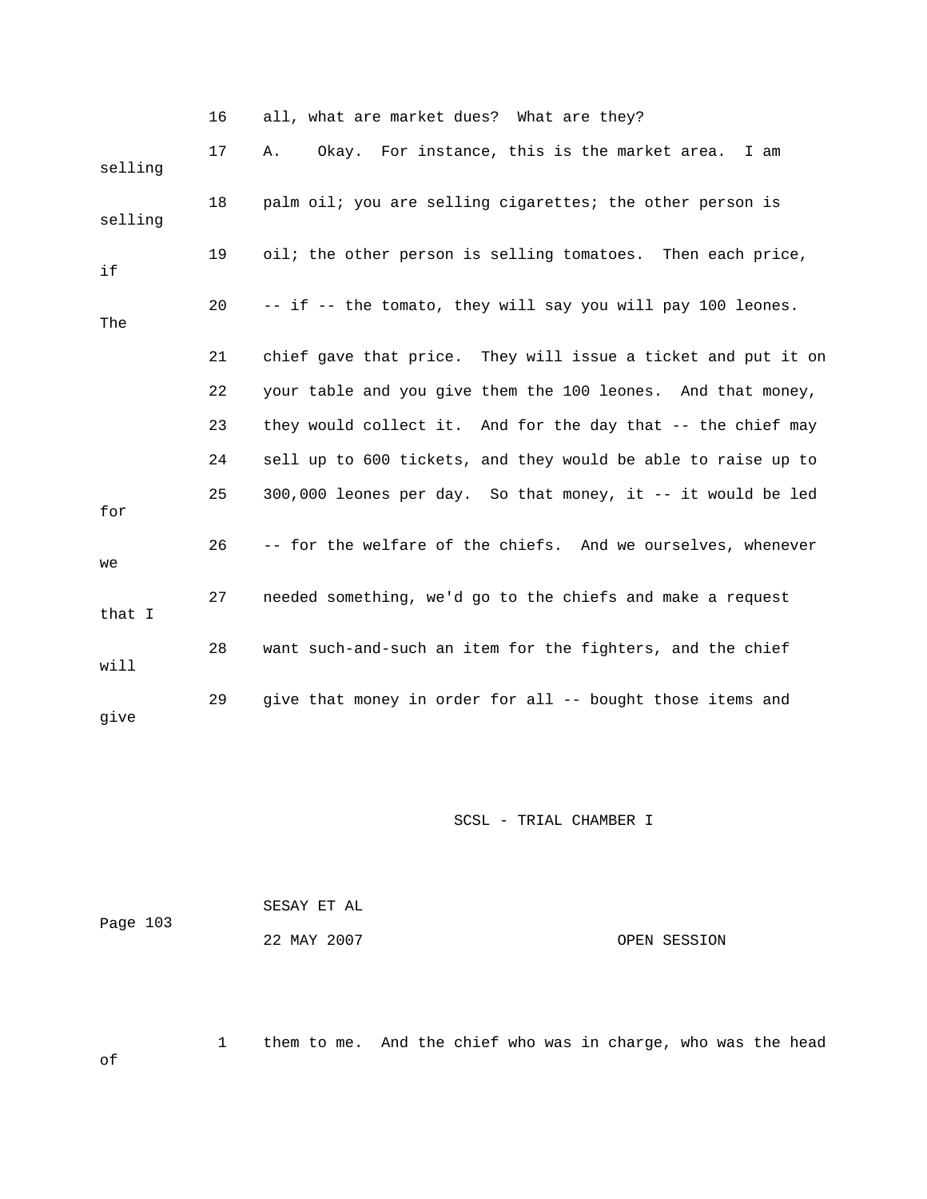16 all, what are market dues? What are they?

17 A. Okay. For instance, this is the market area. I am selling

18 palm oil; you are selling cigarettes; the other person is selling

19 oil; the other person is selling tomatoes. Then each price, if

20 -- if -- the tomato, they will say you will pay 100 leones. The

21 chief gave that price. They will issue a ticket and put it on

22 your table and you give them the 100 leones. And that money,

23 they would collect it. And for the day that -- the chief may

24 sell up to 600 tickets, and they would be able to raise up to

25 300,000 leones per day. So that money, it -- it would be led for

26 -- for the welfare of the chiefs. And we ourselves, whenever we

27 needed something, we'd go to the chiefs and make a request that I

28 want such-and-such an item for the fighters, and the chief will

29 give that money in order for all -- bought those items and give

1 them to me. And the chief who was in charge, who was the head of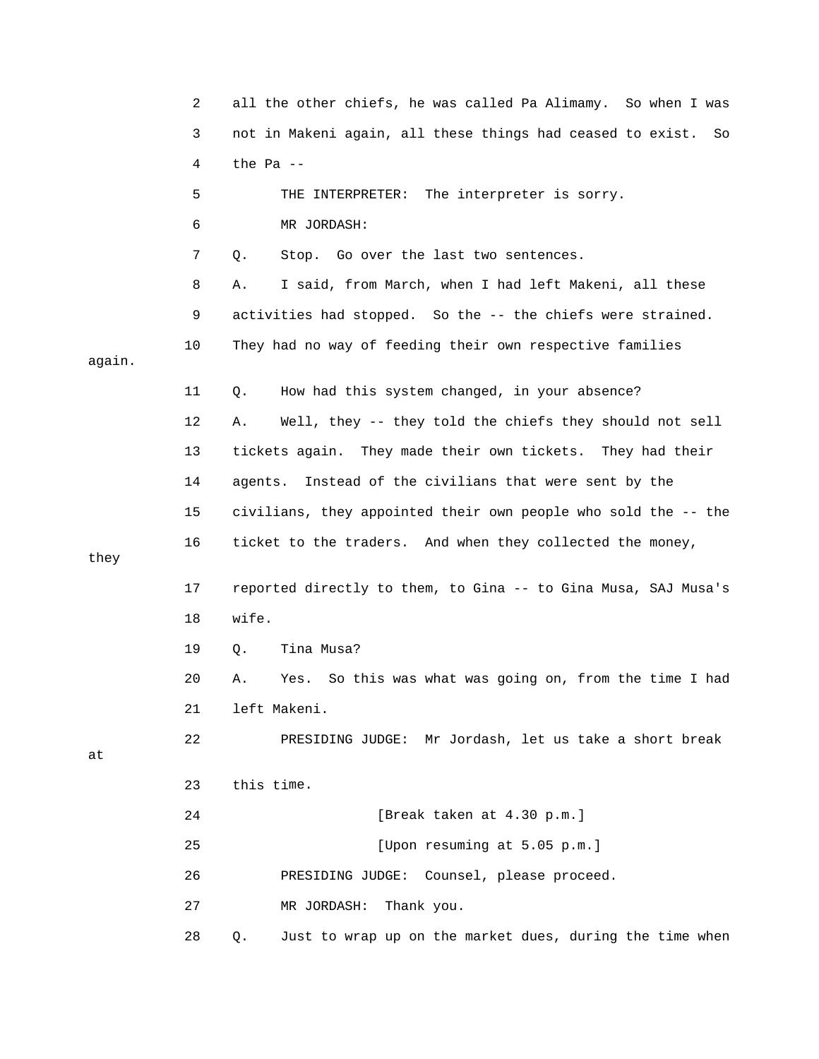2 all the other chiefs, he was called Pa Alimamy. So when I was
3 not in Makeni again, all these things had ceased to exist. So
4 the Pa --
5 THE INTERPRETER: The interpreter is sorry.
6 MR JORDASH:
7 Q. Stop. Go over the last two sentences.
8 A. I said, from March, when I had left Makeni, all these
9 activities had stopped. So the -- the chiefs were strained.
10 They had no way of feeding their own respective families again.
11 Q. How had this system changed, in your absence?
12 A. Well, they -- they told the chiefs they should not sell
13 tickets again. They made their own tickets. They had their
14 agents. Instead of the civilians that were sent by the
15 civilians, they appointed their own people who sold the -- the
16 ticket to the traders. And when they collected the money, they
17 reported directly to them, to Gina -- to Gina Musa, SAJ Musa's
18 wife.
19 Q. Tina Musa?
20 A. Yes. So this was what was going on, from the time I had
21 left Makeni.
22 PRESIDING JUDGE: Mr Jordash, let us take a short break at
23 this time.
24 [Break taken at 4.30 p.m.]
25 [Upon resuming at 5.05 p.m.]
26 PRESIDING JUDGE: Counsel, please proceed.
27 MR JORDASH: Thank you.
28 Q. Just to wrap up on the market dues, during the time when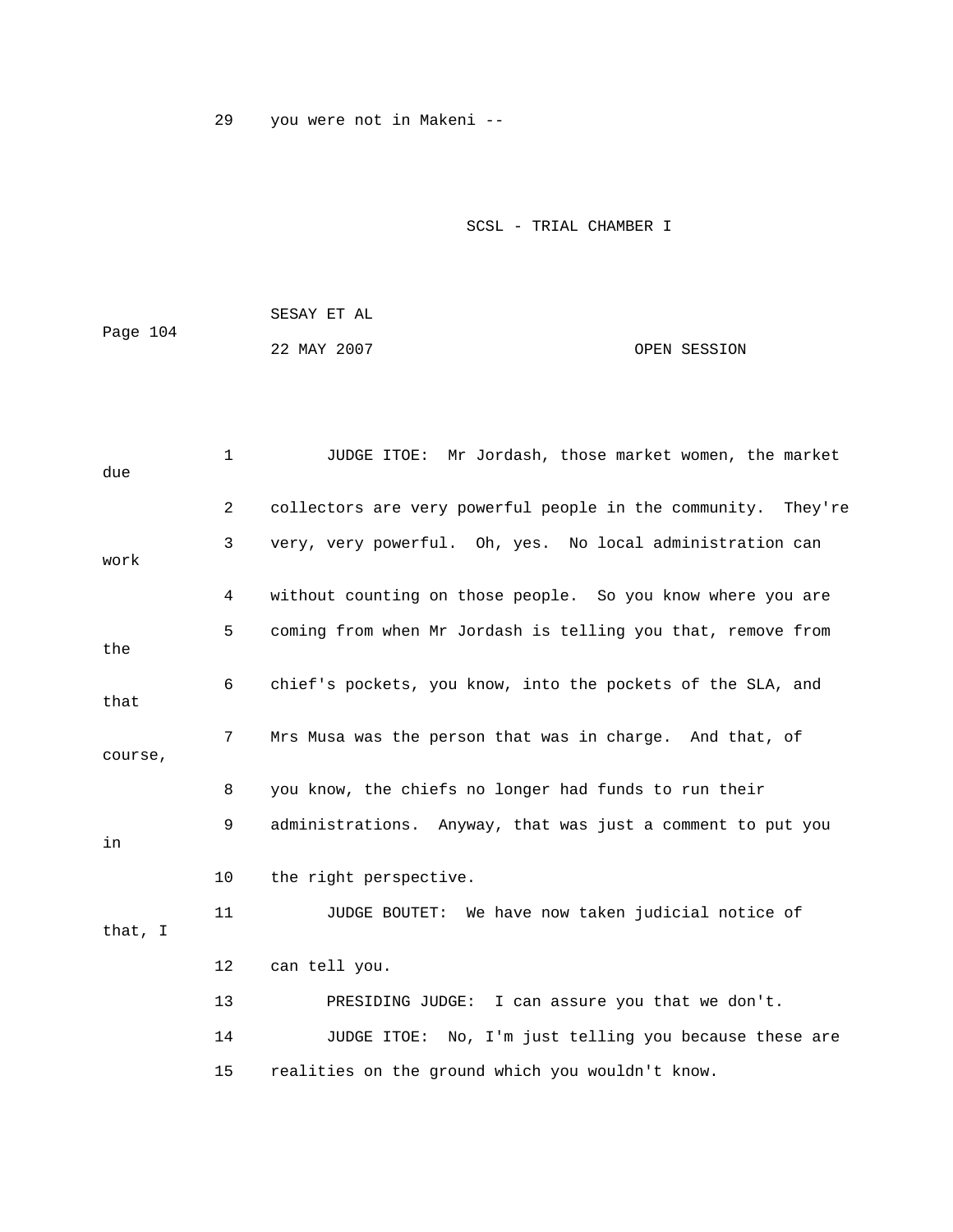29 you were not in Makeni --

1 JUDGE ITOE: Mr Jordash, those market women, the market due
2 collectors are very powerful people in the community. They're
3 very, very powerful. Oh, yes. No local administration can work
4 without counting on those people. So you know where you are
5 coming from when Mr Jordash is telling you that, remove from the
6 chief's pockets, you know, into the pockets of the SLA, and that
7 Mrs Musa was the person that was in charge. And that, of course,
8 you know, the chiefs no longer had funds to run their
9 administrations. Anyway, that was just a comment to put you in
10 the right perspective.
11 JUDGE BOUTET: We have now taken judicial notice of that, I
12 can tell you.
13 PRESIDING JUDGE: I can assure you that we don't.
14 JUDGE ITOE: No, I'm just telling you because these are
15 realities on the ground which you wouldn't know.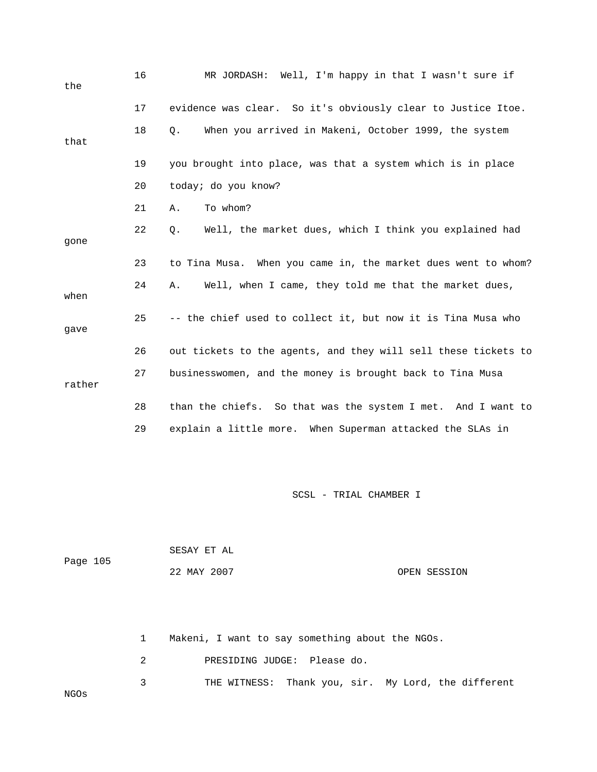16 MR JORDASH: Well, I'm happy in that I wasn't sure if the

17 evidence was clear. So it's obviously clear to Justice Itoe.

18 Q. When you arrived in Makeni, October 1999, the system that

19 you brought into place, was that a system which is in place

20 today; do you know?

21 A. To whom?

22 Q. Well, the market dues, which I think you explained had gone

23 to Tina Musa. When you came in, the market dues went to whom?

24 A. Well, when I came, they told me that the market dues, when

25 -- the chief used to collect it, but now it is Tina Musa who gave

26 out tickets to the agents, and they will sell these tickets to

27 businesswomen, and the money is brought back to Tina Musa rather

28 than the chiefs. So that was the system I met. And I want to

29 explain a little more. When Superman attacked the SLAs in

1 Makeni, I want to say something about the NGOs.

2 PRESIDING JUDGE: Please do.

3 THE WITNESS: Thank you, sir. My Lord, the different NGOs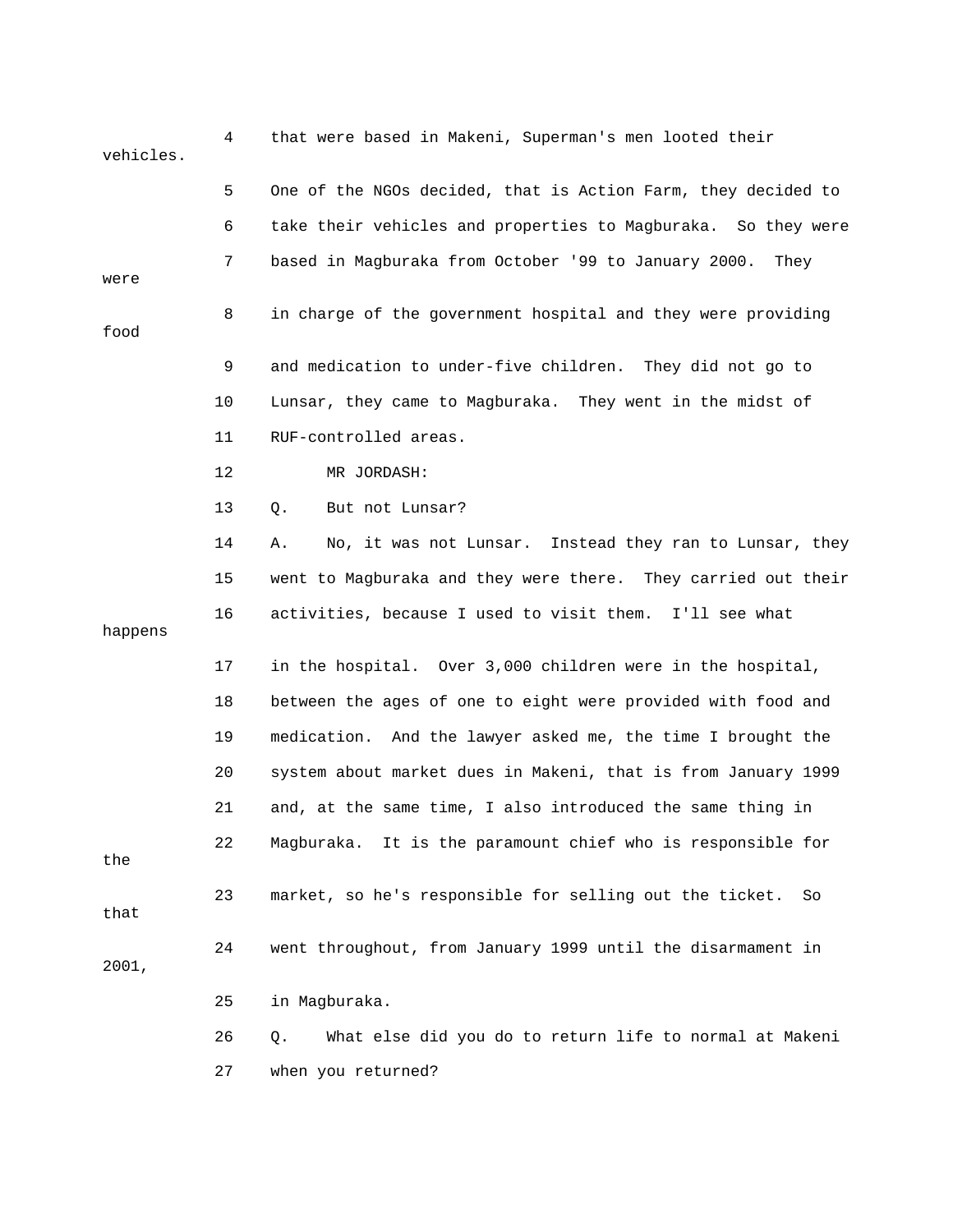4 that were based in Makeni, Superman's men looted their vehicles.

5 One of the NGOs decided, that is Action Farm, they decided to

6 take their vehicles and properties to Magburaka. So they were

7 based in Magburaka from October '99 to January 2000. They were

8 in charge of the government hospital and they were providing food

9 and medication to under-five children. They did not go to

10 Lunsar, they came to Magburaka. They went in the midst of

11 RUF-controlled areas.

12 MR JORDASH:

13 Q. But not Lunsar?

14 A. No, it was not Lunsar. Instead they ran to Lunsar, they

15 went to Magburaka and they were there. They carried out their

16 activities, because I used to visit them. I'll see what happens

17 in the hospital. Over 3,000 children were in the hospital,

18 between the ages of one to eight were provided with food and

19 medication. And the lawyer asked me, the time I brought the

20 system about market dues in Makeni, that is from January 1999

21 and, at the same time, I also introduced the same thing in

22 Magburaka. It is the paramount chief who is responsible for the

23 market, so he's responsible for selling out the ticket. So that

24 went throughout, from January 1999 until the disarmament in 2001,

25 in Magburaka.

26 Q. What else did you do to return life to normal at Makeni

27 when you returned?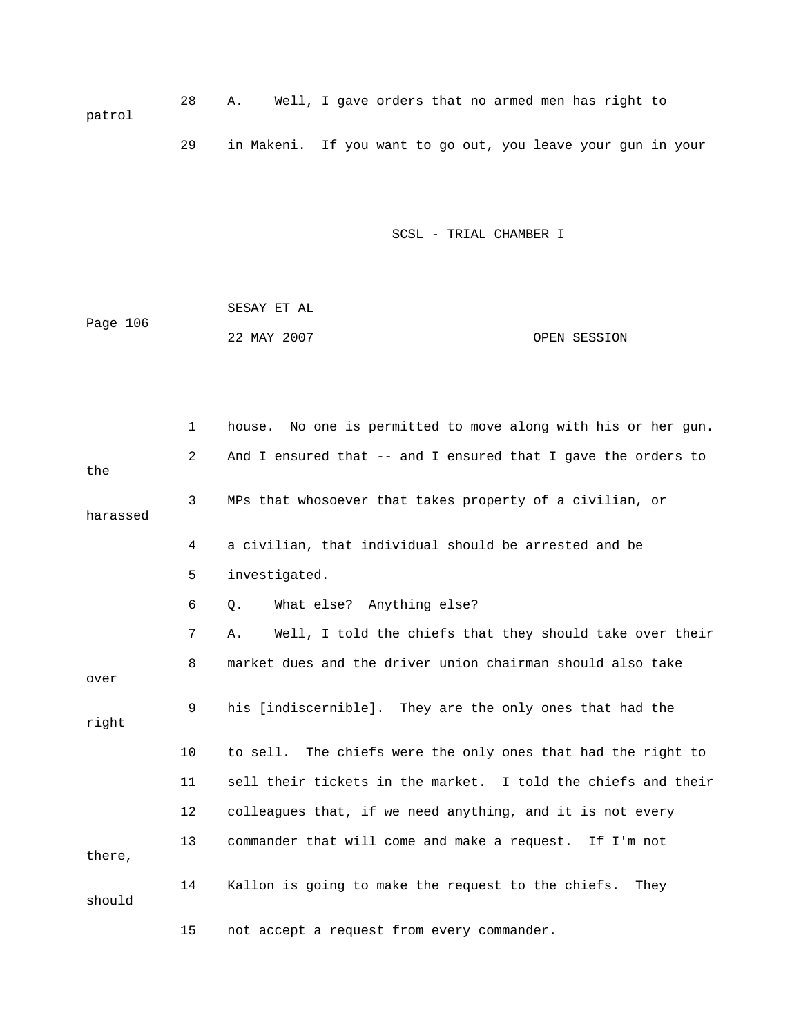28 A. Well, I gave orders that no armed men has right to patrol

29 in Makeni. If you want to go out, you leave your gun in your

1 house. No one is permitted to move along with his or her gun.

2 And I ensured that -- and I ensured that I gave the orders to the

3 MPs that whosoever that takes property of a civilian, or harassed

4 a civilian, that individual should be arrested and be

5 investigated.

6 Q. What else? Anything else?

7 A. Well, I told the chiefs that they should take over their

8 market dues and the driver union chairman should also take over

9 his [indiscernible]. They are the only ones that had the right

10 to sell. The chiefs were the only ones that had the right to

11 sell their tickets in the market. I told the chiefs and their

12 colleagues that, if we need anything, and it is not every

13 commander that will come and make a request. If I'm not there,

14 Kallon is going to make the request to the chiefs. They should

15 not accept a request from every commander.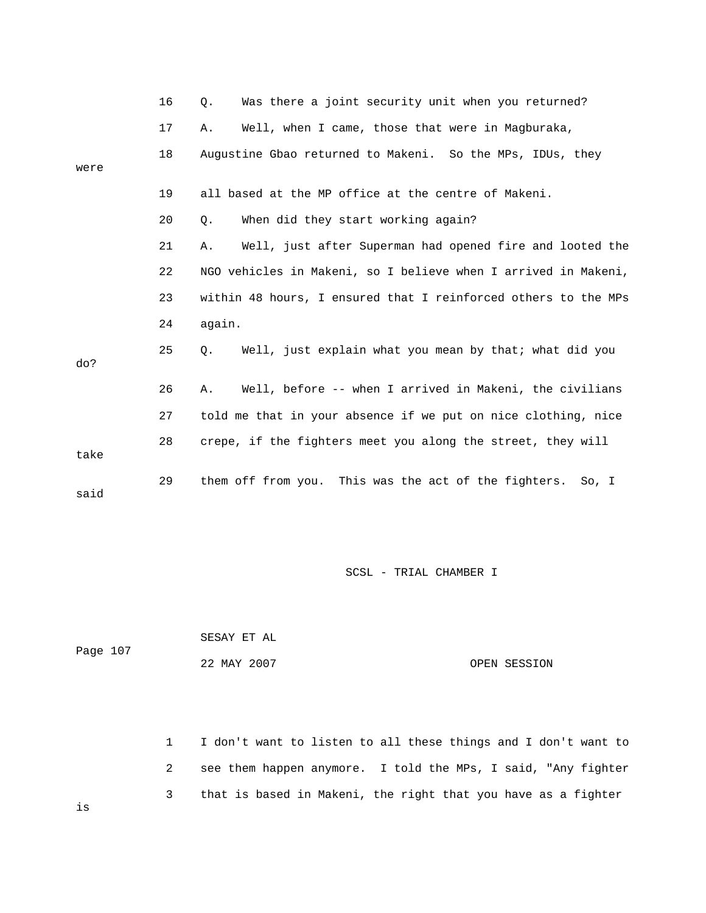16 Q. Was there a joint security unit when you returned?

17 A. Well, when I came, those that were in Magburaka,

18 Augustine Gbao returned to Makeni. So the MPs, IDUs, they were

19 all based at the MP office at the centre of Makeni.

20 Q. When did they start working again?

21 A. Well, just after Superman had opened fire and looted the

22 NGO vehicles in Makeni, so I believe when I arrived in Makeni,

23 within 48 hours, I ensured that I reinforced others to the MPs

24 again.

25 Q. Well, just explain what you mean by that; what did you do?

26 A. Well, before -- when I arrived in Makeni, the civilians

27 told me that in your absence if we put on nice clothing, nice

28 crepe, if the fighters meet you along the street, they will take

29 them off from you. This was the act of the fighters. So, I said

1 I don't want to listen to all these things and I don't want to

2 see them happen anymore. I told the MPs, I said, "Any fighter

3 that is based in Makeni, the right that you have as a fighter is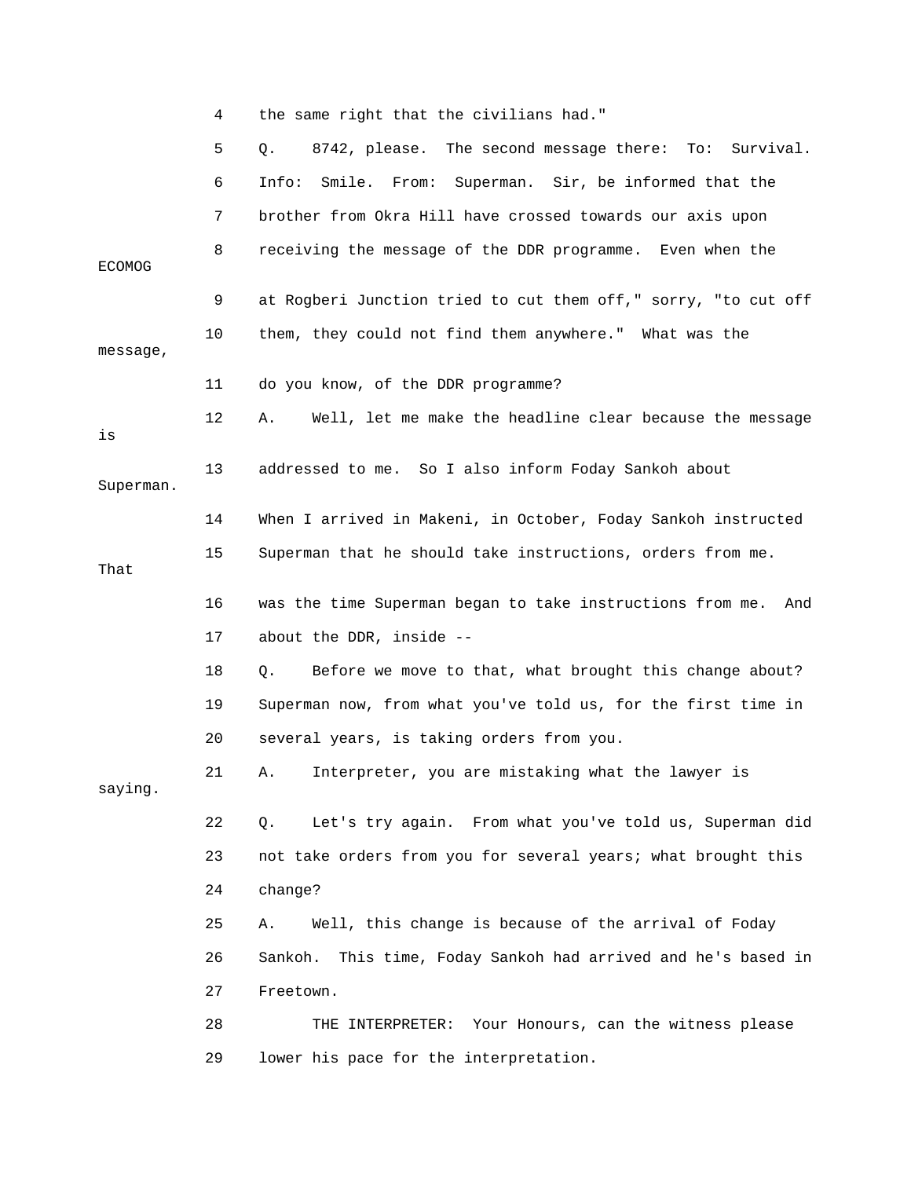4 the same right that the civilians had."

5 Q. 8742, please. The second message there: To: Survival.

6 Info: Smile. From: Superman. Sir, be informed that the

7 brother from Okra Hill have crossed towards our axis upon

8 receiving the message of the DDR programme. Even when the ECOMOG

9 at Rogberi Junction tried to cut them off," sorry, "to cut off

10 them, they could not find them anywhere." What was the message,

11 do you know, of the DDR programme?

12 A. Well, let me make the headline clear because the message is

13 addressed to me. So I also inform Foday Sankoh about Superman.

14 When I arrived in Makeni, in October, Foday Sankoh instructed

15 Superman that he should take instructions, orders from me. That

16 was the time Superman began to take instructions from me. And

17 about the DDR, inside --

18 Q. Before we move to that, what brought this change about?

19 Superman now, from what you've told us, for the first time in

20 several years, is taking orders from you.

21 A. Interpreter, you are mistaking what the lawyer is saying.

22 Q. Let's try again. From what you've told us, Superman did

23 not take orders from you for several years; what brought this

24 change?

25 A. Well, this change is because of the arrival of Foday

26 Sankoh. This time, Foday Sankoh had arrived and he's based in

27 Freetown.

28 THE INTERPRETER: Your Honours, can the witness please

29 lower his pace for the interpretation.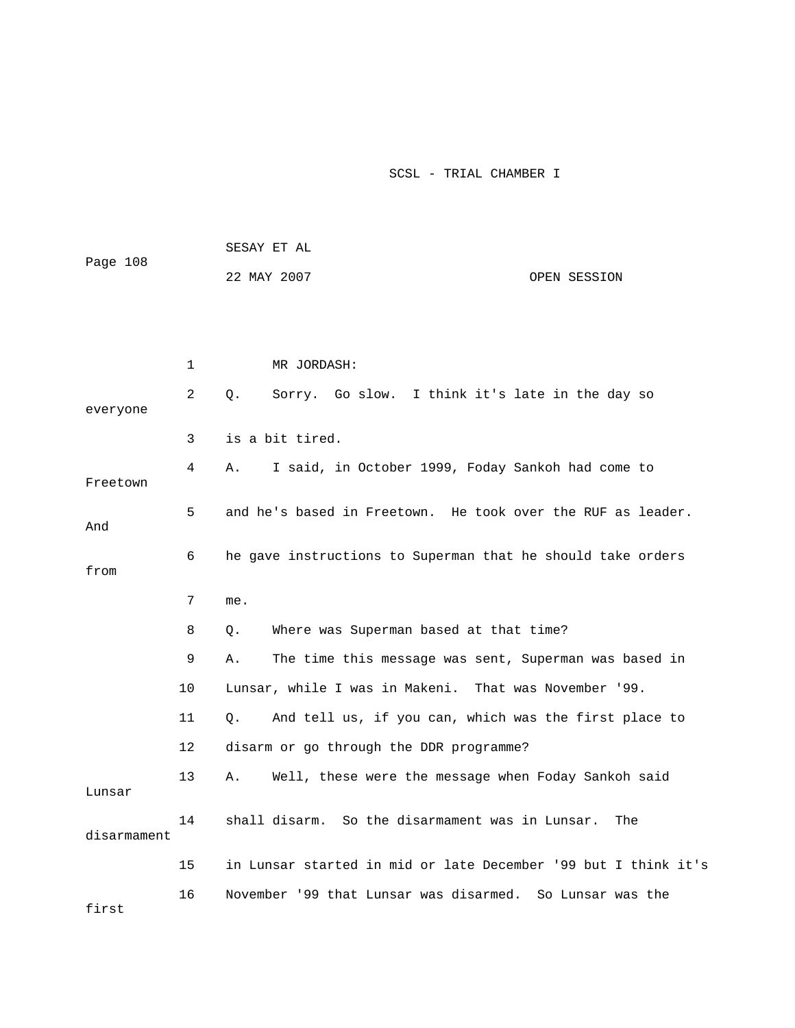1 MR JORDASH:

2 Q. Sorry. Go slow. I think it's late in the day so everyone

3 is a bit tired.

4 A. I said, in October 1999, Foday Sankoh had come to Freetown

5 and he's based in Freetown. He took over the RUF as leader. And

6 he gave instructions to Superman that he should take orders from

7 me.

8 Q. Where was Superman based at that time?

9 A. The time this message was sent, Superman was based in

10 Lunsar, while I was in Makeni. That was November '99.

11 Q. And tell us, if you can, which was the first place to

12 disarm or go through the DDR programme?

13 A. Well, these were the message when Foday Sankoh said Lunsar

14 shall disarm. So the disarmament was in Lunsar. The disarmament

15 in Lunsar started in mid or late December '99 but I think it's

16 November '99 that Lunsar was disarmed. So Lunsar was the first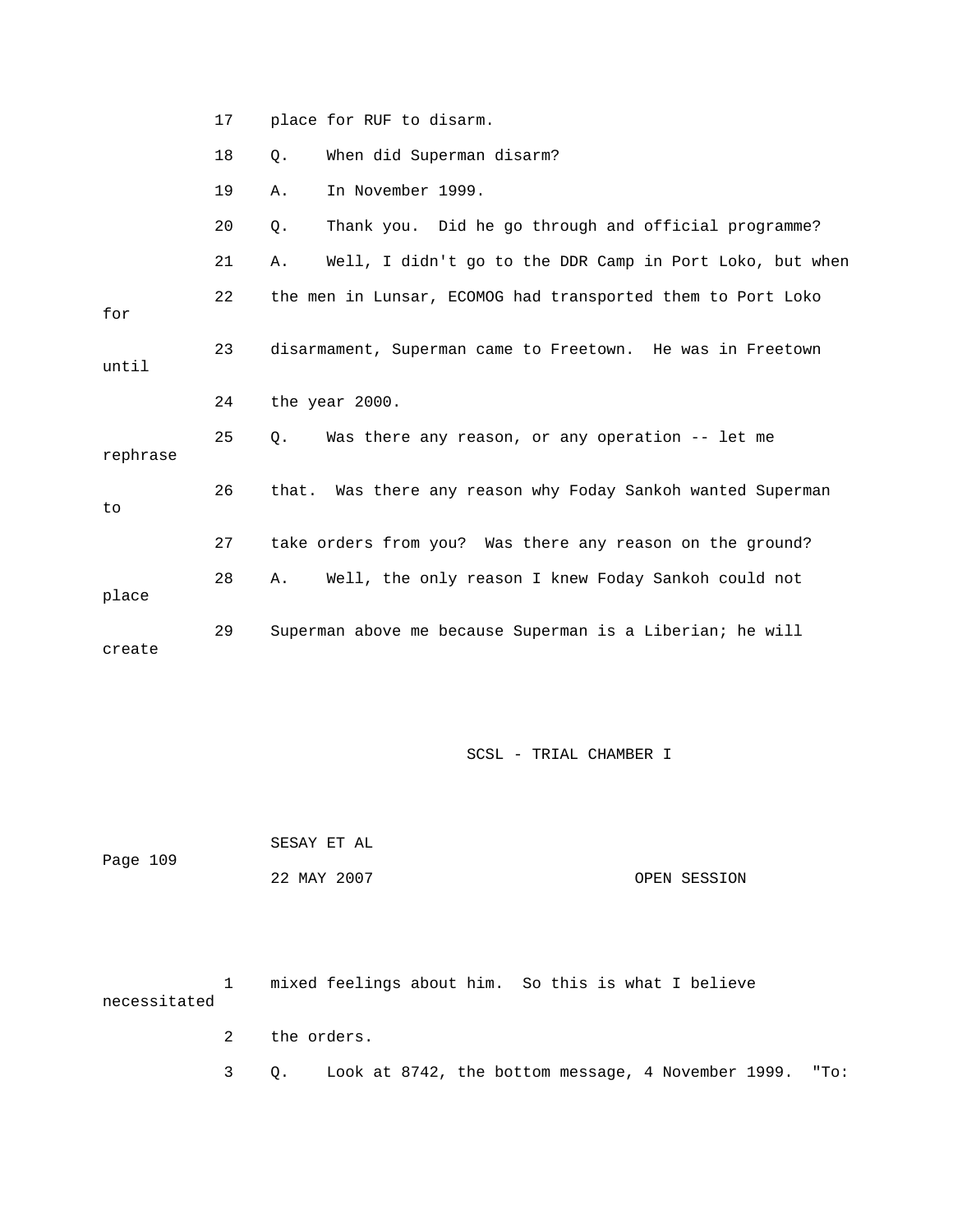17 place for RUF to disarm.

18 Q. When did Superman disarm?

19 A. In November 1999.

20 Q. Thank you. Did he go through and official programme?

21 A. Well, I didn't go to the DDR Camp in Port Loko, but when

22 the men in Lunsar, ECOMOG had transported them to Port Loko for

23 disarmament, Superman came to Freetown. He was in Freetown until

24 the year 2000.

25 Q. Was there any reason, or any operation -- let me rephrase

26 that. Was there any reason why Foday Sankoh wanted Superman to

27 take orders from you? Was there any reason on the ground?

28 A. Well, the only reason I knew Foday Sankoh could not place

29 Superman above me because Superman is a Liberian; he will create

1 mixed feelings about him. So this is what I believe necessitated

2 the orders.

3 Q. Look at 8742, the bottom message, 4 November 1999. "To: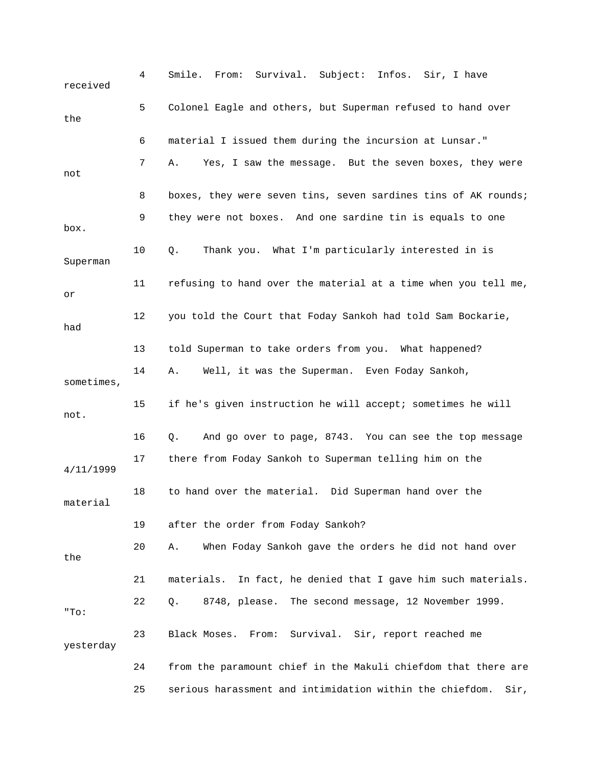4 Smile. From: Survival. Subject: Infos. Sir, I have received

5 Colonel Eagle and others, but Superman refused to hand over the

6 material I issued them during the incursion at Lunsar."

7 A. Yes, I saw the message. But the seven boxes, they were not

8 boxes, they were seven tins, seven sardines tins of AK rounds;

9 they were not boxes. And one sardine tin is equals to one box.

10 Q. Thank you. What I'm particularly interested in is Superman

11 refusing to hand over the material at a time when you tell me, or

12 you told the Court that Foday Sankoh had told Sam Bockarie, had

13 told Superman to take orders from you. What happened?

14 A. Well, it was the Superman. Even Foday Sankoh, sometimes,

15 if he's given instruction he will accept; sometimes he will not.

16 Q. And go over to page, 8743. You can see the top message

17 there from Foday Sankoh to Superman telling him on the 4/11/1999

18 to hand over the material. Did Superman hand over the material

19 after the order from Foday Sankoh?

20 A. When Foday Sankoh gave the orders he did not hand over the

21 materials. In fact, he denied that I gave him such materials.

22 Q. 8748, please. The second message, 12 November 1999. "To:

23 Black Moses. From: Survival. Sir, report reached me yesterday

24 from the paramount chief in the Makuli chiefdom that there are

25 serious harassment and intimidation within the chiefdom. Sir,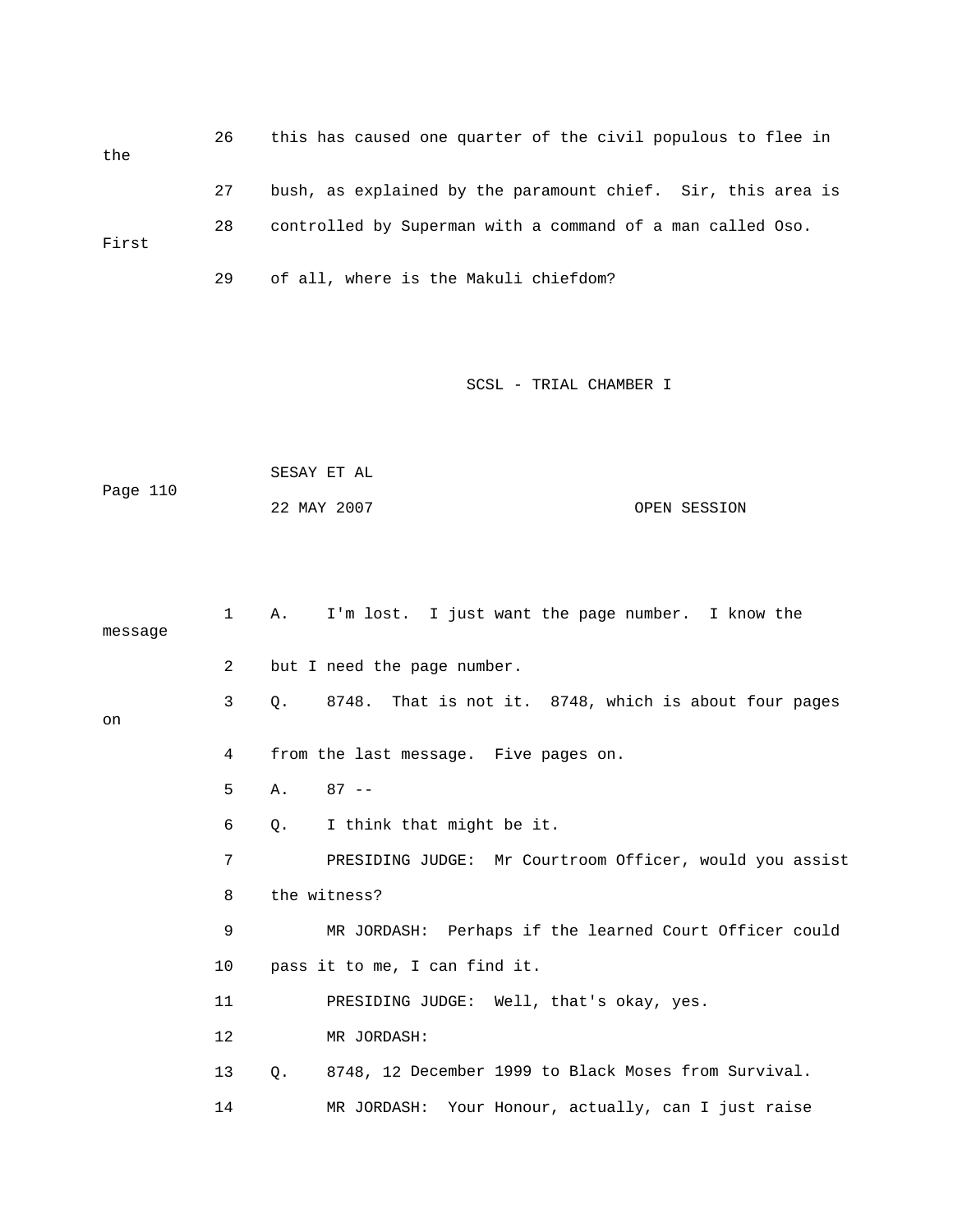26 this has caused one quarter of the civil populous to flee in the

27 bush, as explained by the paramount chief. Sir, this area is

28 controlled by Superman with a command of a man called Oso. First

29 of all, where is the Makuli chiefdom?

SCSL - TRIAL CHAMBER I

SESAY ET AL

22 MAY 2007 OPEN SESSION

1 A. I'm lost. I just want the page number. I know the message

2 but I need the page number.

3 Q. 8748. That is not it. 8748, which is about four pages on

4 from the last message. Five pages on.

5 A. 87 --

6 Q. I think that might be it.

7 PRESIDING JUDGE: Mr Courtroom Officer, would you assist

8 the witness?

9 MR JORDASH: Perhaps if the learned Court Officer could

10 pass it to me, I can find it.

11 PRESIDING JUDGE: Well, that's okay, yes.

12 MR JORDASH:

13 Q. 8748, 12 December 1999 to Black Moses from Survival.

14 MR JORDASH: Your Honour, actually, can I just raise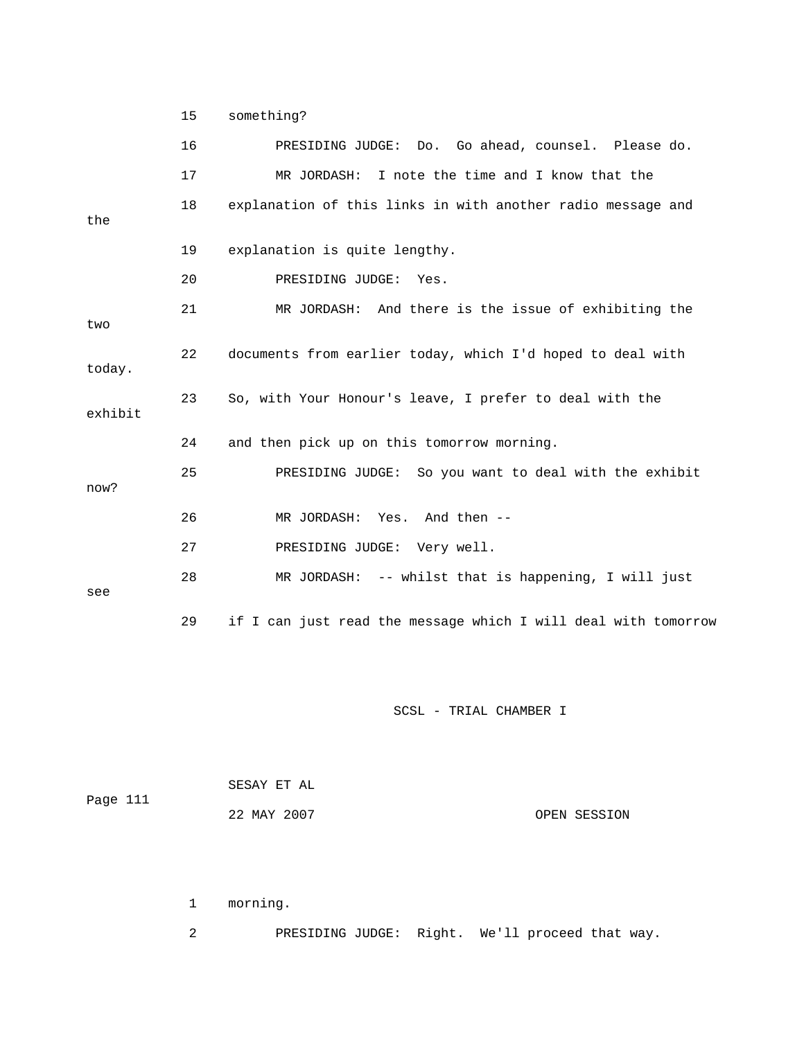15 something?

16 PRESIDING JUDGE: Do. Go ahead, counsel. Please do.

17 MR JORDASH: I note the time and I know that the

18 explanation of this links in with another radio message and the

19 explanation is quite lengthy.

20 PRESIDING JUDGE: Yes.

21 MR JORDASH: And there is the issue of exhibiting the two

22 documents from earlier today, which I'd hoped to deal with today.

23 So, with Your Honour's leave, I prefer to deal with the exhibit

24 and then pick up on this tomorrow morning.

25 PRESIDING JUDGE: So you want to deal with the exhibit now?

26 MR JORDASH: Yes. And then --

27 PRESIDING JUDGE: Very well.

28 MR JORDASH: -- whilst that is happening, I will just see

29 if I can just read the message which I will deal with tomorrow

SESAY ET AL

22 MAY 2007 OPEN SESSION

1 morning.

2 PRESIDING JUDGE: Right. We'll proceed that way.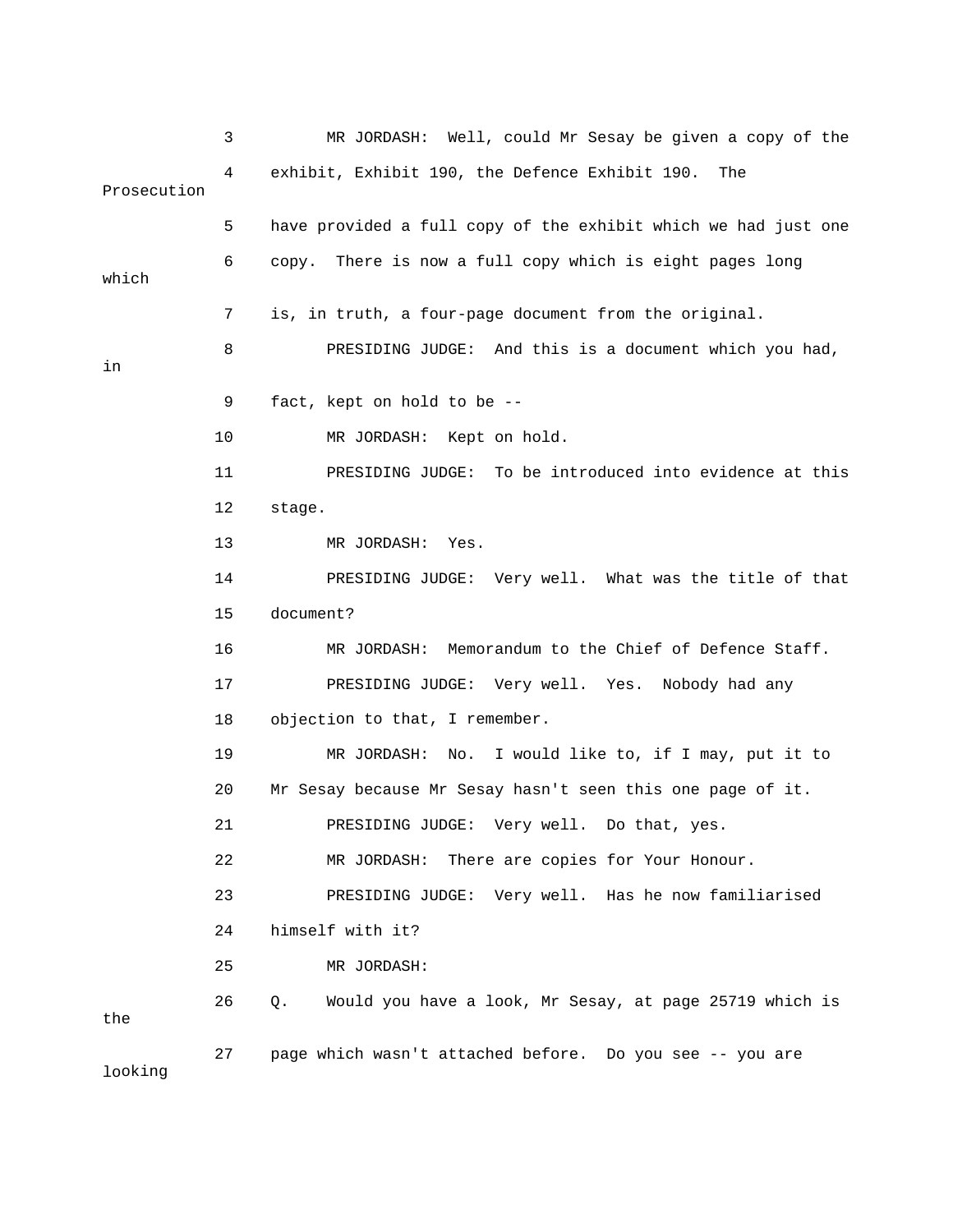3 MR JORDASH: Well, could Mr Sesay be given a copy of the

4 exhibit, Exhibit 190, the Defence Exhibit 190. The Prosecution

5 have provided a full copy of the exhibit which we had just one

6 copy. There is now a full copy which is eight pages long which

7 is, in truth, a four-page document from the original.

8 PRESIDING JUDGE: And this is a document which you had, in

9 fact, kept on hold to be --

10 MR JORDASH: Kept on hold.

11 PRESIDING JUDGE: To be introduced into evidence at this

12 stage.

13 MR JORDASH: Yes.

14 PRESIDING JUDGE: Very well. What was the title of that

15 document?

16 MR JORDASH: Memorandum to the Chief of Defence Staff.

17 PRESIDING JUDGE: Very well. Yes. Nobody had any

18 objection to that, I remember.

19 MR JORDASH: No. I would like to, if I may, put it to

20 Mr Sesay because Mr Sesay hasn't seen this one page of it.

21 PRESIDING JUDGE: Very well. Do that, yes.

22 MR JORDASH: There are copies for Your Honour.

23 PRESIDING JUDGE: Very well. Has he now familiarised

24 himself with it?

25 MR JORDASH:

26 Q. Would you have a look, Mr Sesay, at page 25719 which is the

27 page which wasn't attached before. Do you see -- you are looking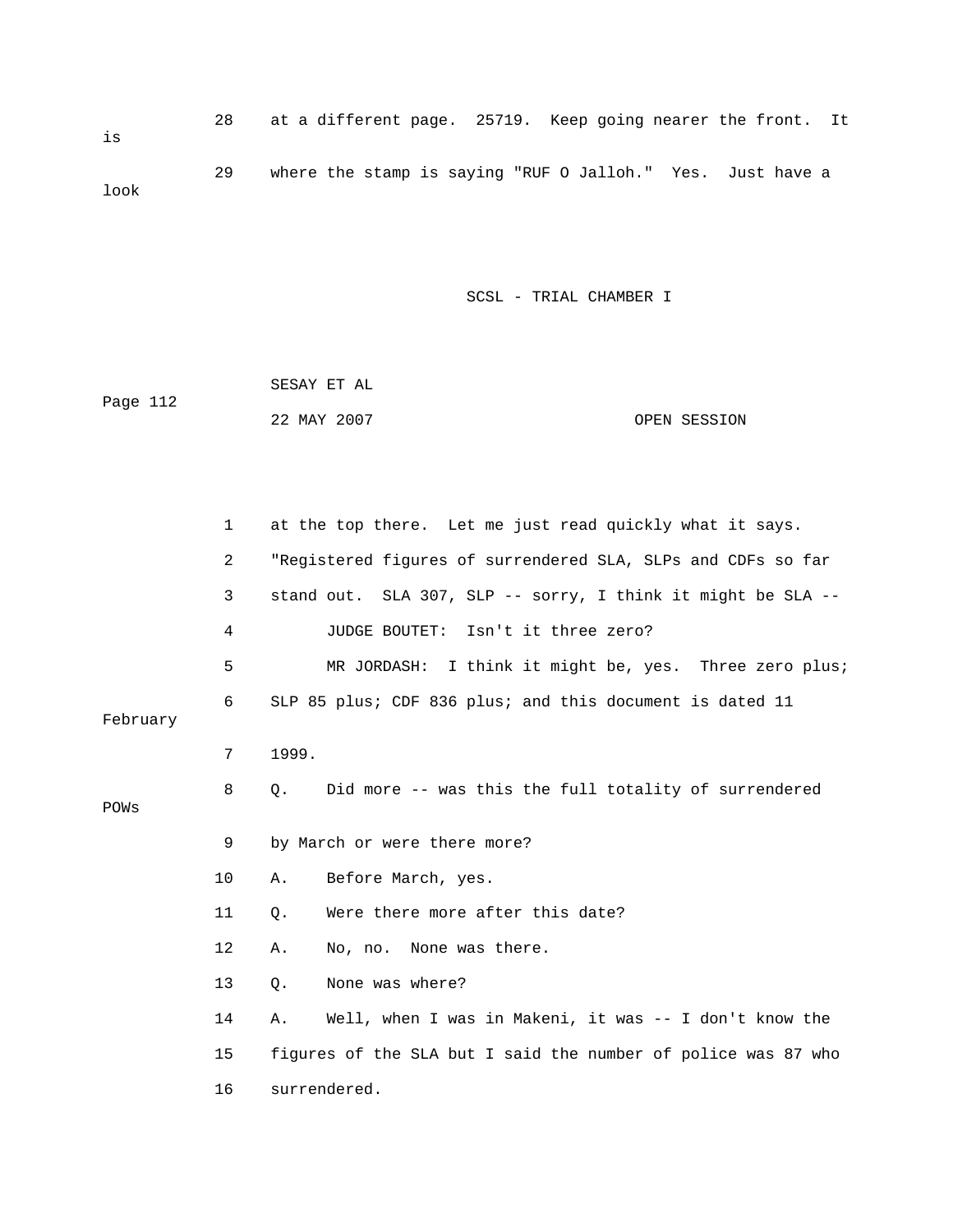28 at a different page. 25719. Keep going nearer the front. It is

29 where the stamp is saying "RUF O Jalloh." Yes. Just have a look

1 at the top there. Let me just read quickly what it says.

2 "Registered figures of surrendered SLA, SLPs and CDFs so far

3 stand out. SLA 307, SLP -- sorry, I think it might be SLA --

4 JUDGE BOUTET: Isn't it three zero?

5 MR JORDASH: I think it might be, yes. Three zero plus;

6 SLP 85 plus; CDF 836 plus; and this document is dated 11 February

7 1999.

8 Q. Did more -- was this the full totality of surrendered POWs

9 by March or were there more?

10 A. Before March, yes.

11 Q. Were there more after this date?

12 A. No, no. None was there.

13 Q. None was where?

14 A. Well, when I was in Makeni, it was -- I don't know the

15 figures of the SLA but I said the number of police was 87 who

16 surrendered.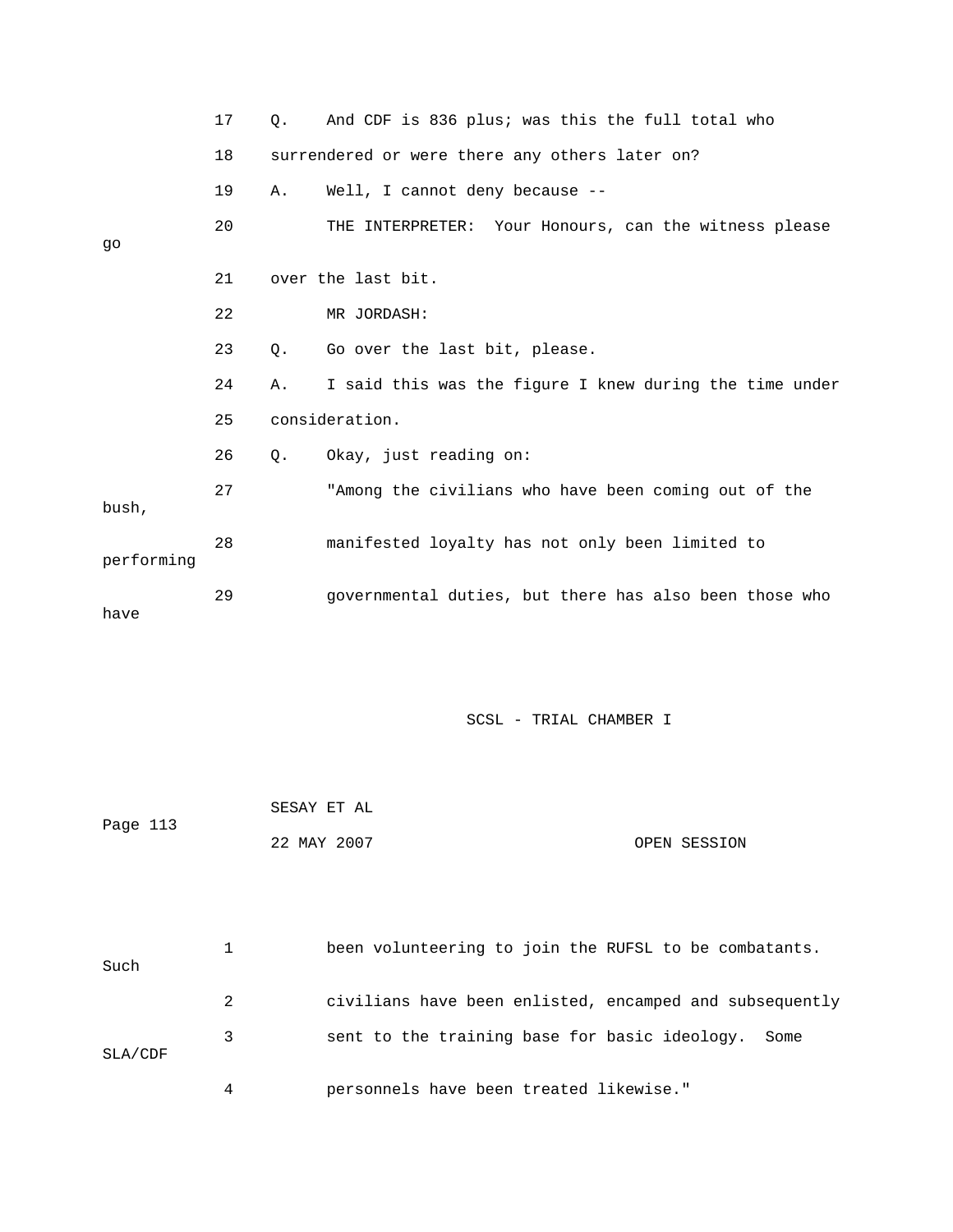17 Q. And CDF is 836 plus; was this the full total who

18 surrendered or were there any others later on?

19 A. Well, I cannot deny because --

20 THE INTERPRETER: Your Honours, can the witness please go

21 over the last bit.

22 MR JORDASH:

23 Q. Go over the last bit, please.

24 A. I said this was the figure I knew during the time under

25 consideration.

26 Q. Okay, just reading on:

27 "Among the civilians who have been coming out of the bush,

28 manifested loyalty has not only been limited to performing

29 governmental duties, but there has also been those who have

SCSL - TRIAL CHAMBER I

SESAY ET AL

Page 113

22 MAY 2007 OPEN SESSION

1 been volunteering to join the RUFSL to be combatants. Such

2 civilians have been enlisted, encamped and subsequently

3 sent to the training base for basic ideology. Some SLA/CDF

4 personnels have been treated likewise."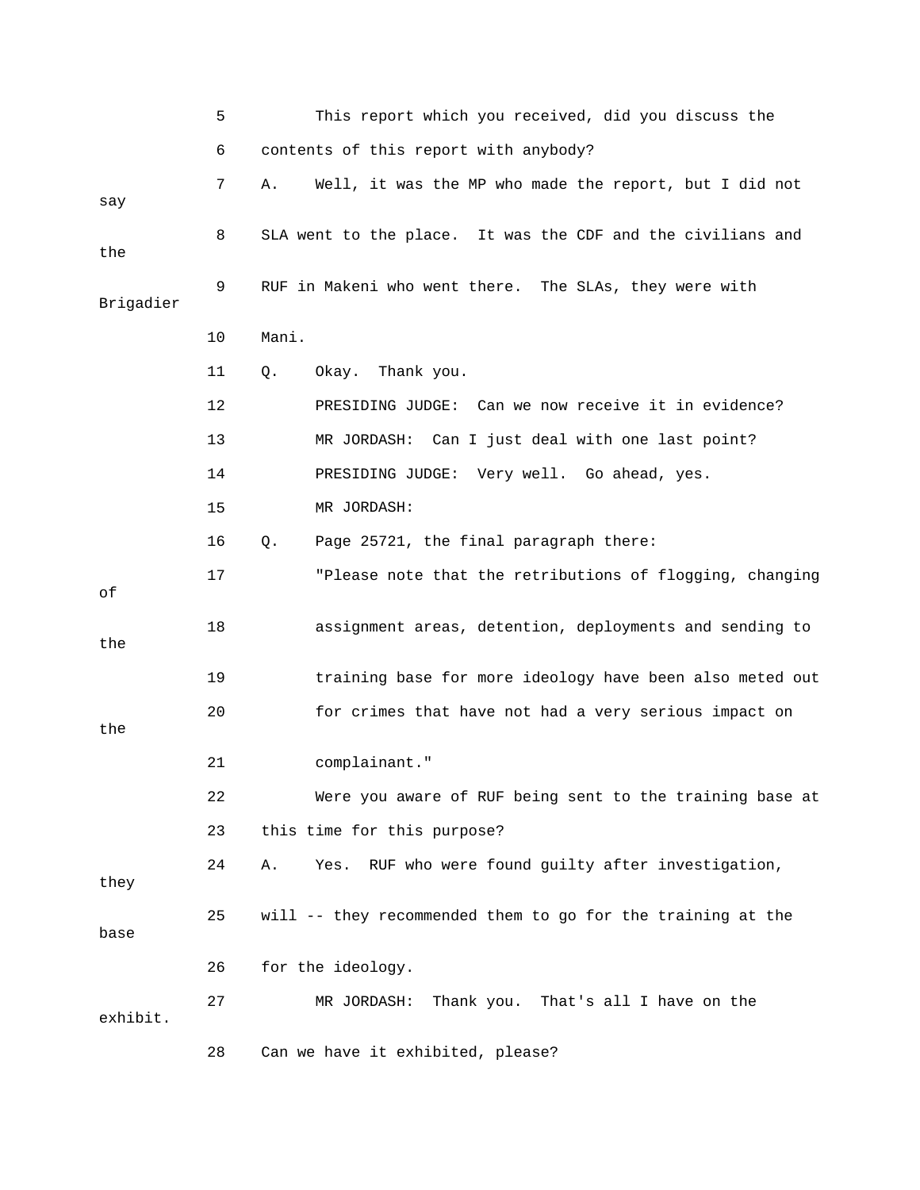5 This report which you received, did you discuss the

6 contents of this report with anybody?

7 A. Well, it was the MP who made the report, but I did not say

8 SLA went to the place. It was the CDF and the civilians and the

9 RUF in Makeni who went there. The SLAs, they were with Brigadier

10 Mani.

11 Q. Okay. Thank you.

12 PRESIDING JUDGE: Can we now receive it in evidence?

13 MR JORDASH: Can I just deal with one last point?

14 PRESIDING JUDGE: Very well. Go ahead, yes.

15 MR JORDASH:

16 Q. Page 25721, the final paragraph there:

17 "Please note that the retributions of flogging, changing of

18 assignment areas, detention, deployments and sending to the

19 training base for more ideology have been also meted out

20 for crimes that have not had a very serious impact on the

21 complainant."

22 Were you aware of RUF being sent to the training base at

23 this time for this purpose?

24 A. Yes. RUF who were found guilty after investigation, they

25 will -- they recommended them to go for the training at the base

26 for the ideology.

27 MR JORDASH: Thank you. That's all I have on the exhibit.

28 Can we have it exhibited, please?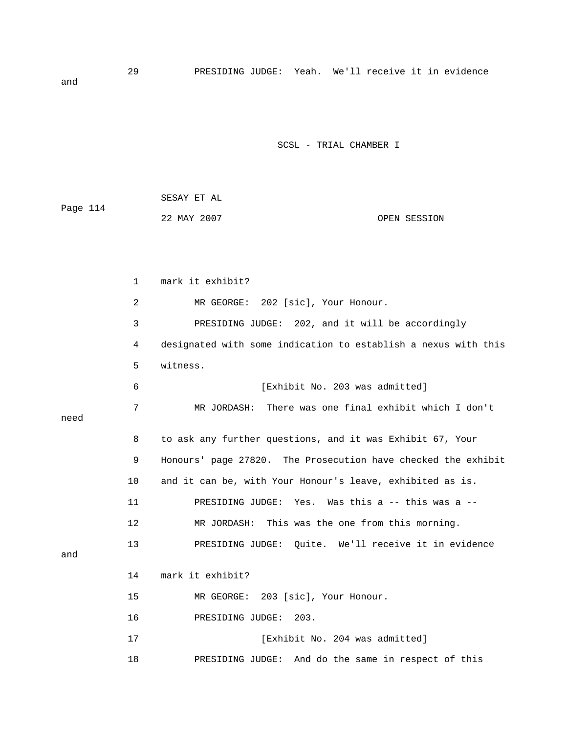29 PRESIDING JUDGE: Yeah. We'll receive it in evidence and

1 mark it exhibit?

2 MR GEORGE: 202 [sic], Your Honour.

3 PRESIDING JUDGE: 202, and it will be accordingly

4 designated with some indication to establish a nexus with this

5 witness.

6 [Exhibit No. 203 was admitted]

7 MR JORDASH: There was one final exhibit which I don't need

8 to ask any further questions, and it was Exhibit 67, Your

9 Honours' page 27820. The Prosecution have checked the exhibit

10 and it can be, with Your Honour's leave, exhibited as is.

11 PRESIDING JUDGE: Yes. Was this a -- this was a --

12 MR JORDASH: This was the one from this morning.

13 PRESIDING JUDGE: Quite. We'll receive it in evidence and

14 mark it exhibit?

15 MR GEORGE: 203 [sic], Your Honour.

16 PRESIDING JUDGE: 203.

17 [Exhibit No. 204 was admitted]

18 PRESIDING JUDGE: And do the same in respect of this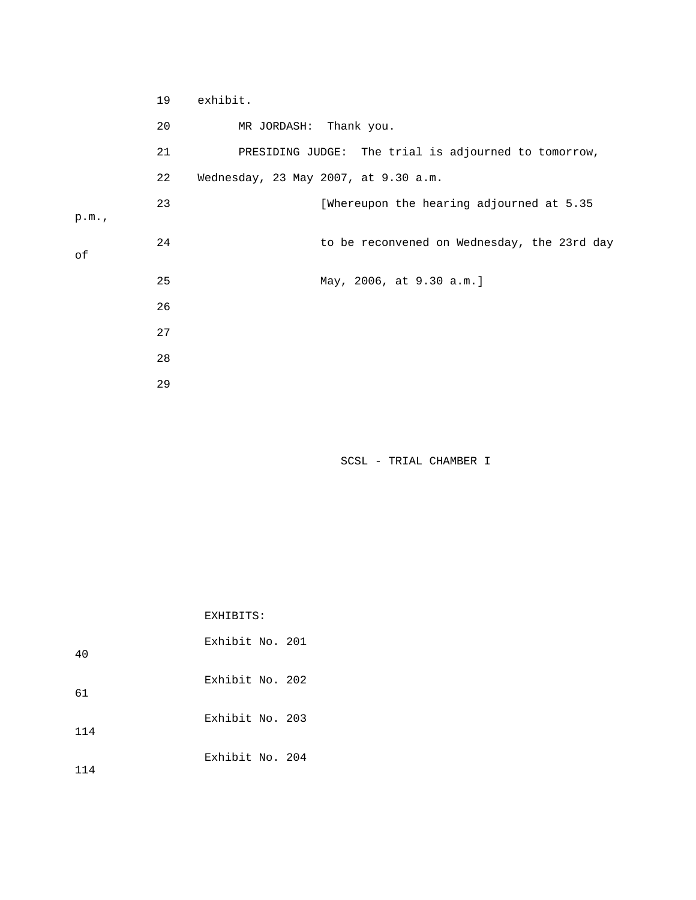19 exhibit.

20 MR JORDASH: Thank you.

21 PRESIDING JUDGE: The trial is adjourned to tomorrow,

22 Wednesday, 23 May 2007, at 9.30 a.m.

23 [Whereupon the hearing adjourned at 5.35 p.m.,

24 to be reconvened on Wednesday, the 23rd day of

25 May, 2006, at 9.30 a.m.]

26

27

28

29

SCSL - TRIAL CHAMBER I

EXHIBITS:

Exhibit No. 201 40

Exhibit No. 202 61

Exhibit No. 203 114

Exhibit No. 204 114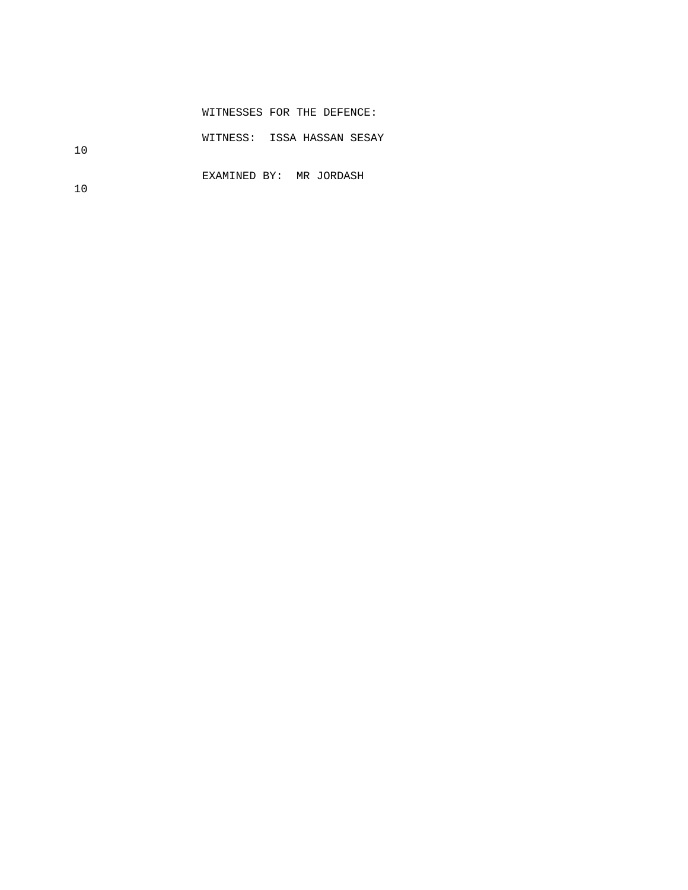WITNESSES FOR THE DEFENCE:

WITNESS: ISSA HASSAN SESAY 10

EXAMINED BY: MR JORDASH 10